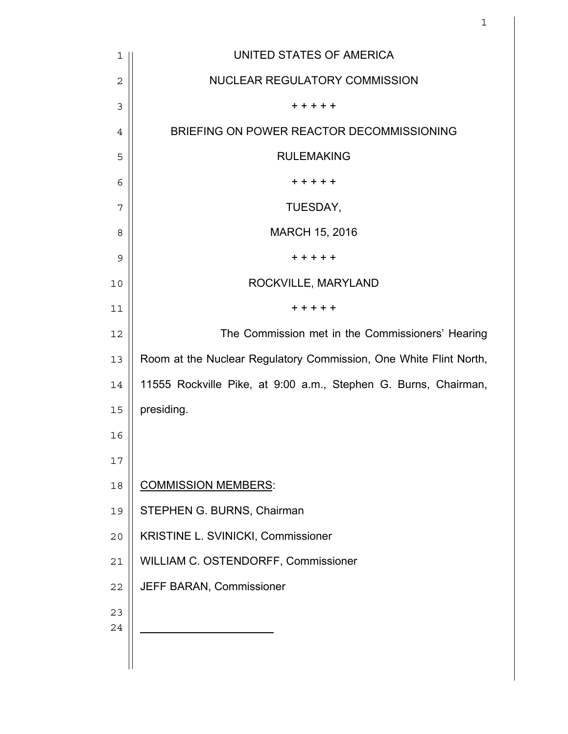UNITED STATES OF AMERICA

NUCLEAR REGULATORY COMMISSION

+ + + + +

BRIEFING ON POWER REACTOR DECOMMISSIONING

RULEMAKING

+ + + + +

TUESDAY,

MARCH 15, 2016

+ + + + +

ROCKVILLE, MARYLAND

+ + + + +

The Commission met in the Commissioners' Hearing Room at the Nuclear Regulatory Commission, One White Flint North, 11555 Rockville Pike, at 9:00 a.m., Stephen G. Burns, Chairman, presiding.

COMMISSION MEMBERS:

STEPHEN G. BURNS, Chairman

KRISTINE L. SVINICKI, Commissioner

WILLIAM C. OSTENDORFF, Commissioner

JEFF BARAN, Commissioner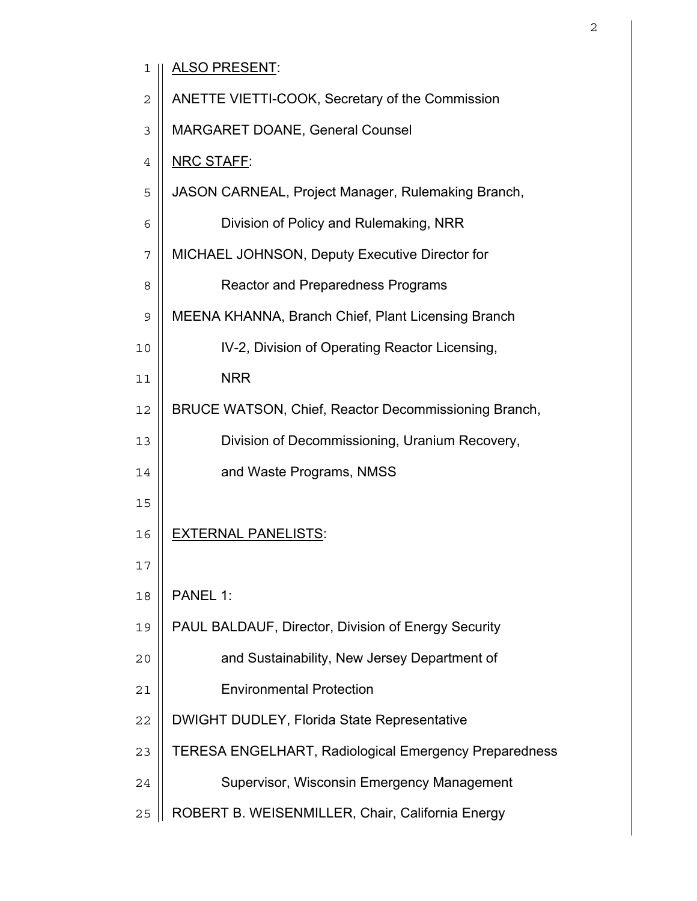ALSO PRESENT:

ANETTE VIETTI-COOK, Secretary of the Commission

MARGARET DOANE, General Counsel

NRC STAFF:

JASON CARNEAL, Project Manager, Rulemaking Branch, Division of Policy and Rulemaking, NRR

MICHAEL JOHNSON, Deputy Executive Director for Reactor and Preparedness Programs

MEENA KHANNA, Branch Chief, Plant Licensing Branch IV-2, Division of Operating Reactor Licensing, NRR

BRUCE WATSON, Chief, Reactor Decommissioning Branch, Division of Decommissioning, Uranium Recovery, and Waste Programs, NMSS

EXTERNAL PANELISTS:

PANEL 1:

PAUL BALDAUF, Director, Division of Energy Security and Sustainability, New Jersey Department of Environmental Protection

DWIGHT DUDLEY, Florida State Representative

TERESA ENGELHART, Radiological Emergency Preparedness Supervisor, Wisconsin Emergency Management

ROBERT B. WEISENMILLER, Chair, California Energy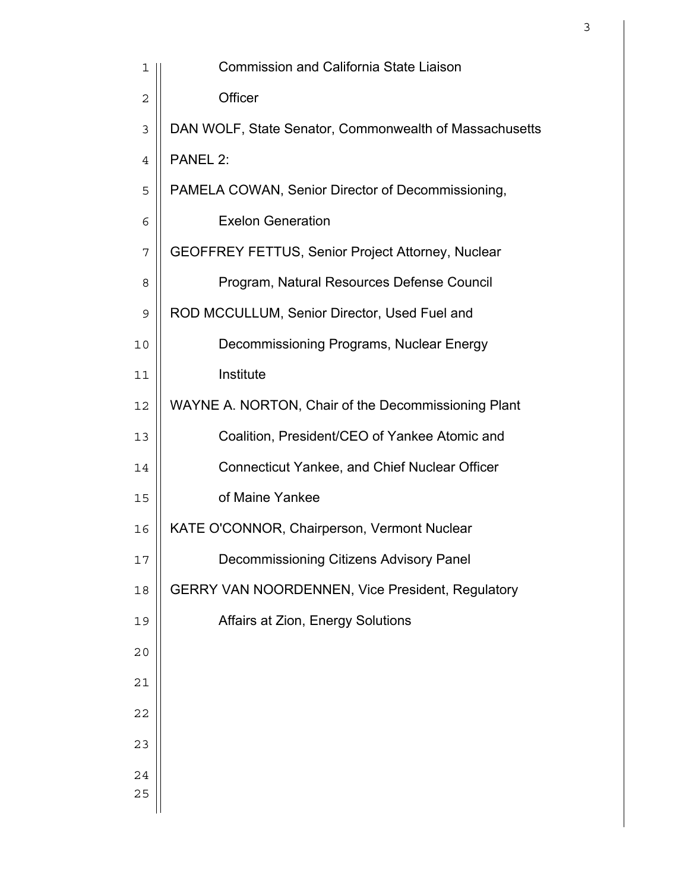Commission and California State Liaison Officer

DAN WOLF, State Senator, Commonwealth of Massachusetts

PANEL 2:

PAMELA COWAN, Senior Director of Decommissioning, Exelon Generation

GEOFFREY FETTUS, Senior Project Attorney, Nuclear Program, Natural Resources Defense Council

ROD MCCULLUM, Senior Director, Used Fuel and Decommissioning Programs, Nuclear Energy Institute

WAYNE A. NORTON, Chair of the Decommissioning Plant Coalition, President/CEO of Yankee Atomic and Connecticut Yankee, and Chief Nuclear Officer of Maine Yankee

KATE O'CONNOR, Chairperson, Vermont Nuclear Decommissioning Citizens Advisory Panel

GERRY VAN NOORDENNEN, Vice President, Regulatory Affairs at Zion, Energy Solutions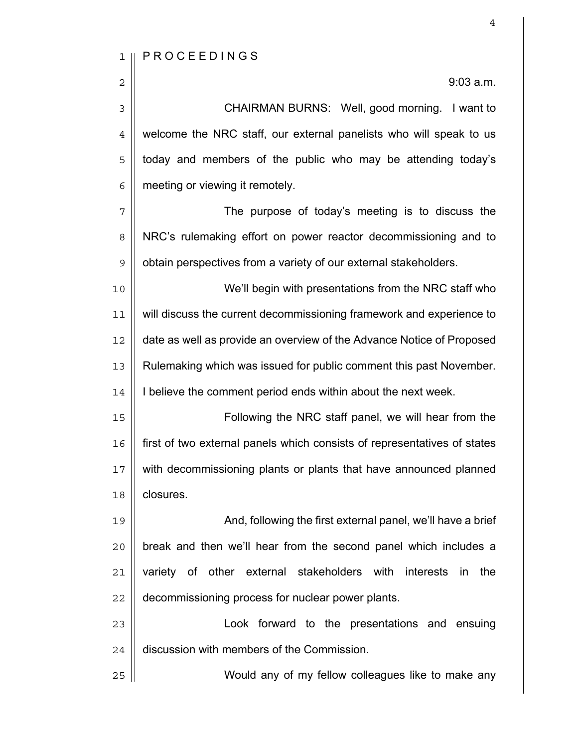P R O C E E D I N G S

9:03 a.m.

CHAIRMAN BURNS: Well, good morning. I want to welcome the NRC staff, our external panelists who will speak to us today and members of the public who may be attending today's meeting or viewing it remotely.

The purpose of today's meeting is to discuss the NRC's rulemaking effort on power reactor decommissioning and to obtain perspectives from a variety of our external stakeholders.

We'll begin with presentations from the NRC staff who will discuss the current decommissioning framework and experience to date as well as provide an overview of the Advance Notice of Proposed Rulemaking which was issued for public comment this past November. I believe the comment period ends within about the next week.

Following the NRC staff panel, we will hear from the first of two external panels which consists of representatives of states with decommissioning plants or plants that have announced planned closures.

And, following the first external panel, we'll have a brief break and then we'll hear from the second panel which includes a variety of other external stakeholders with interests in the decommissioning process for nuclear power plants.

Look forward to the presentations and ensuing discussion with members of the Commission.

Would any of my fellow colleagues like to make any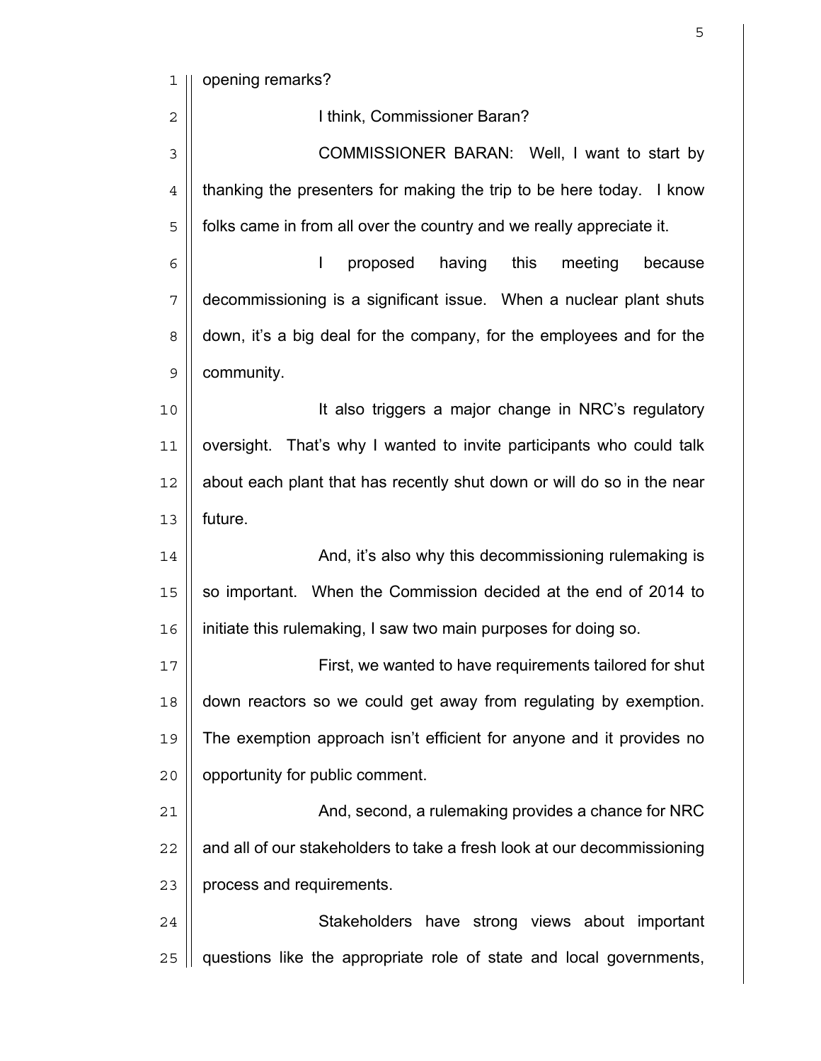opening remarks?

I think, Commissioner Baran?

COMMISSIONER BARAN: Well, I want to start by thanking the presenters for making the trip to be here today. I know folks came in from all over the country and we really appreciate it.

I proposed having this meeting because decommissioning is a significant issue. When a nuclear plant shuts down, it's a big deal for the company, for the employees and for the community.

It also triggers a major change in NRC's regulatory oversight. That's why I wanted to invite participants who could talk about each plant that has recently shut down or will do so in the near future.

And, it's also why this decommissioning rulemaking is so important. When the Commission decided at the end of 2014 to initiate this rulemaking, I saw two main purposes for doing so.

First, we wanted to have requirements tailored for shut down reactors so we could get away from regulating by exemption. The exemption approach isn't efficient for anyone and it provides no opportunity for public comment.

And, second, a rulemaking provides a chance for NRC and all of our stakeholders to take a fresh look at our decommissioning process and requirements.

Stakeholders have strong views about important questions like the appropriate role of state and local governments,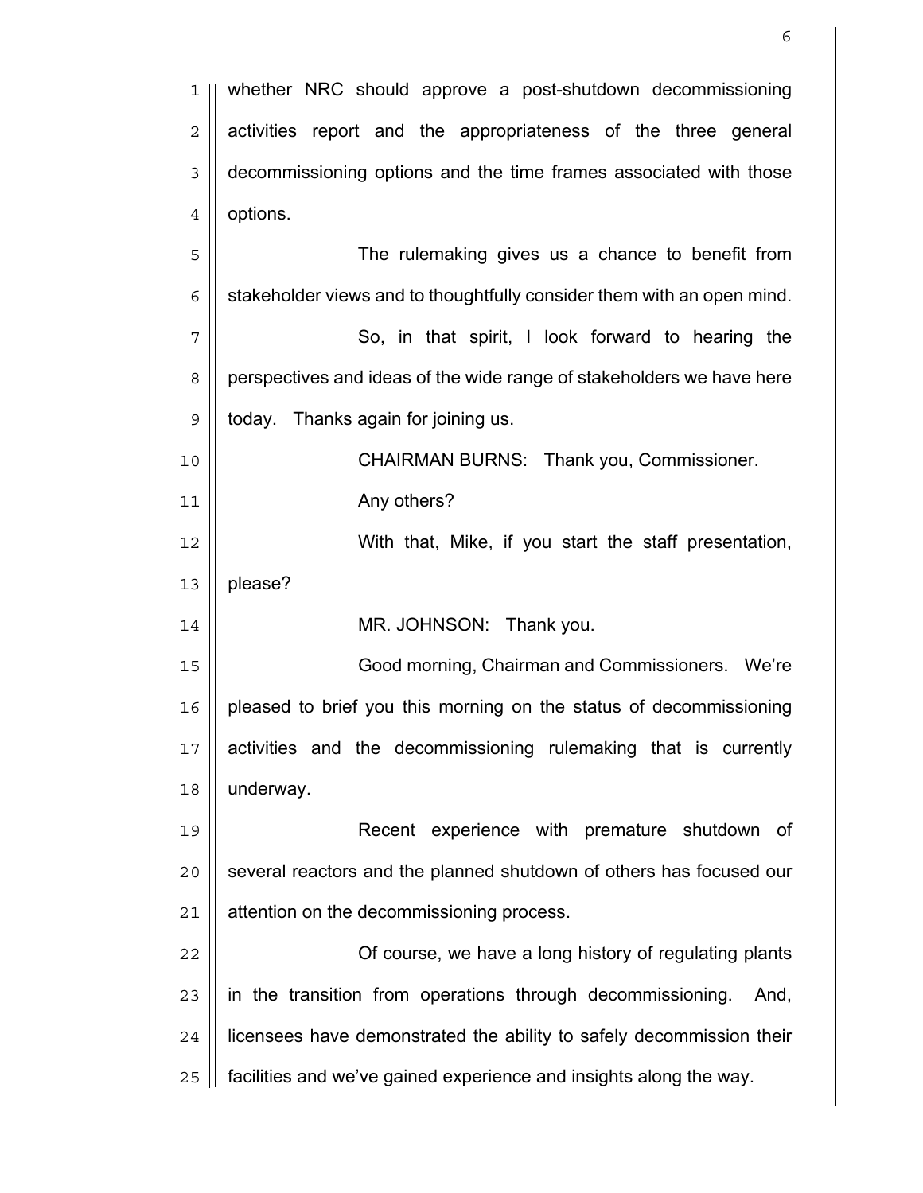whether NRC should approve a post-shutdown decommissioning activities report and the appropriateness of the three general decommissioning options and the time frames associated with those options.

The rulemaking gives us a chance to benefit from stakeholder views and to thoughtfully consider them with an open mind.

So, in that spirit, I look forward to hearing the perspectives and ideas of the wide range of stakeholders we have here today. Thanks again for joining us.

CHAIRMAN BURNS: Thank you, Commissioner.

Any others?

With that, Mike, if you start the staff presentation, please?

MR. JOHNSON: Thank you.

Good morning, Chairman and Commissioners. We're pleased to brief you this morning on the status of decommissioning activities and the decommissioning rulemaking that is currently underway.

Recent experience with premature shutdown of several reactors and the planned shutdown of others has focused our attention on the decommissioning process.

Of course, we have a long history of regulating plants in the transition from operations through decommissioning. And, licensees have demonstrated the ability to safely decommission their facilities and we've gained experience and insights along the way.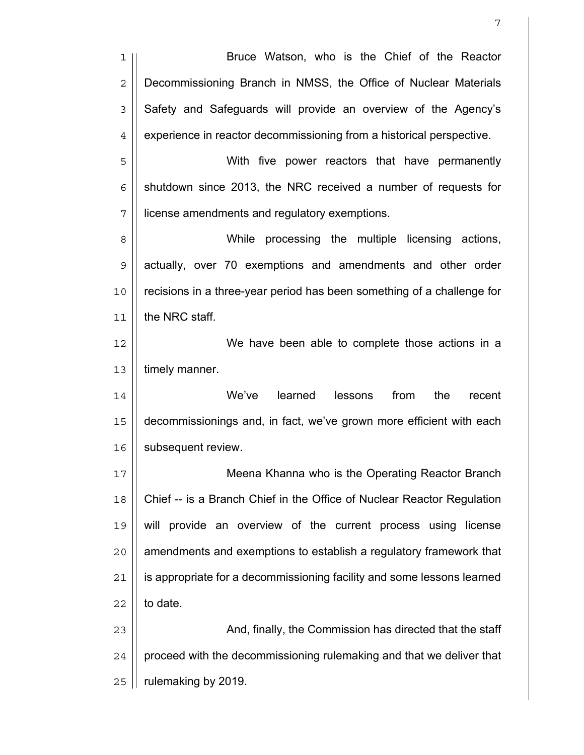Bruce Watson, who is the Chief of the Reactor Decommissioning Branch in NMSS, the Office of Nuclear Materials Safety and Safeguards will provide an overview of the Agency's experience in reactor decommissioning from a historical perspective.

With five power reactors that have permanently shutdown since 2013, the NRC received a number of requests for license amendments and regulatory exemptions.

While processing the multiple licensing actions, actually, over 70 exemptions and amendments and other order recisions in a three-year period has been something of a challenge for the NRC staff.

We have been able to complete those actions in a timely manner.

We've learned lessons from the recent decommissionings and, in fact, we've grown more efficient with each subsequent review.

Meena Khanna who is the Operating Reactor Branch Chief -- is a Branch Chief in the Office of Nuclear Reactor Regulation will provide an overview of the current process using license amendments and exemptions to establish a regulatory framework that is appropriate for a decommissioning facility and some lessons learned to date.

And, finally, the Commission has directed that the staff proceed with the decommissioning rulemaking and that we deliver that rulemaking by 2019.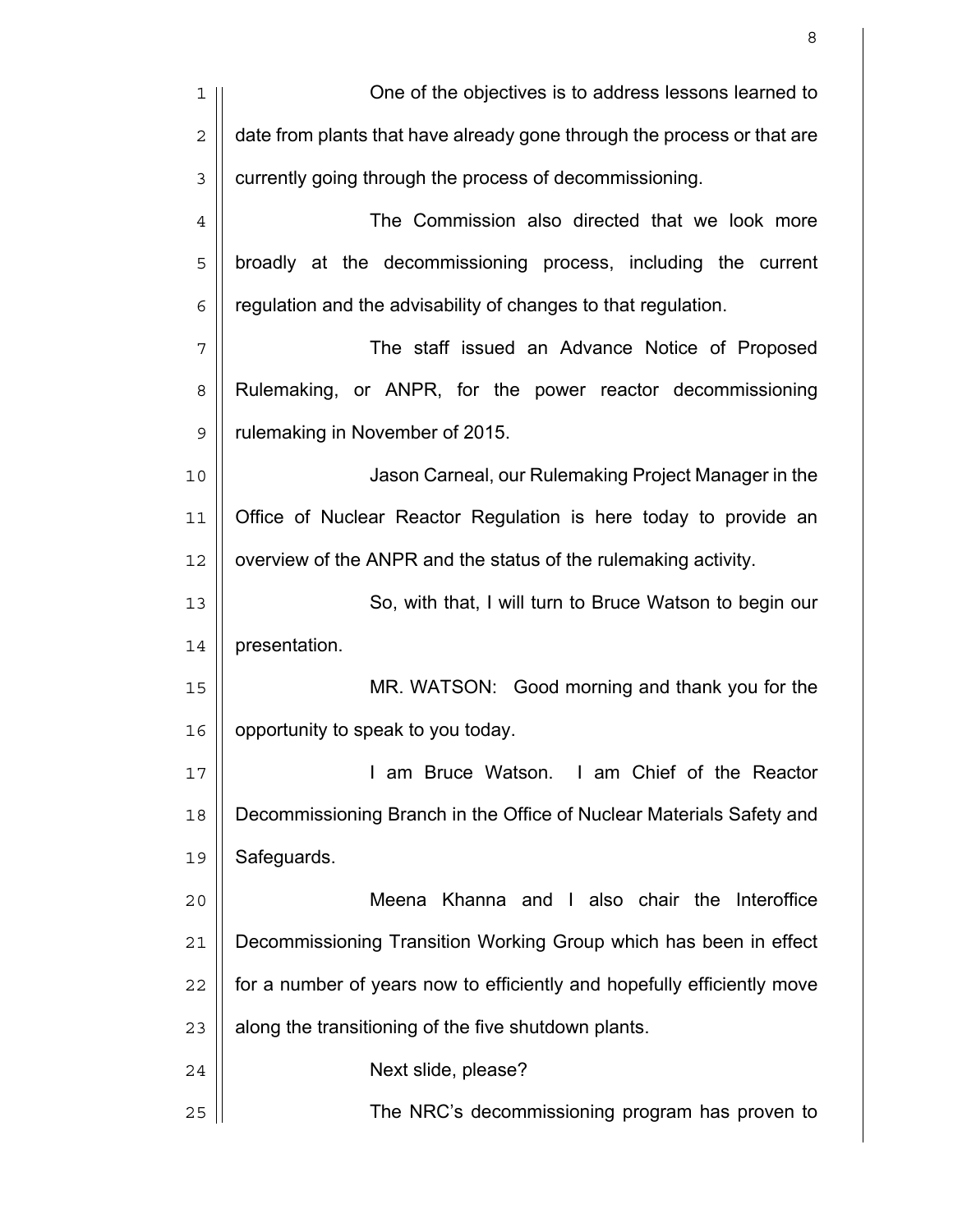One of the objectives is to address lessons learned to date from plants that have already gone through the process or that are currently going through the process of decommissioning.

The Commission also directed that we look more broadly at the decommissioning process, including the current regulation and the advisability of changes to that regulation.

The staff issued an Advance Notice of Proposed Rulemaking, or ANPR, for the power reactor decommissioning rulemaking in November of 2015.

Jason Carneal, our Rulemaking Project Manager in the Office of Nuclear Reactor Regulation is here today to provide an overview of the ANPR and the status of the rulemaking activity.

So, with that, I will turn to Bruce Watson to begin our presentation.

MR. WATSON: Good morning and thank you for the opportunity to speak to you today.

I am Bruce Watson. I am Chief of the Reactor Decommissioning Branch in the Office of Nuclear Materials Safety and Safeguards.

Meena Khanna and I also chair the Interoffice Decommissioning Transition Working Group which has been in effect for a number of years now to efficiently and hopefully efficiently move along the transitioning of the five shutdown plants.

Next slide, please?

The NRC's decommissioning program has proven to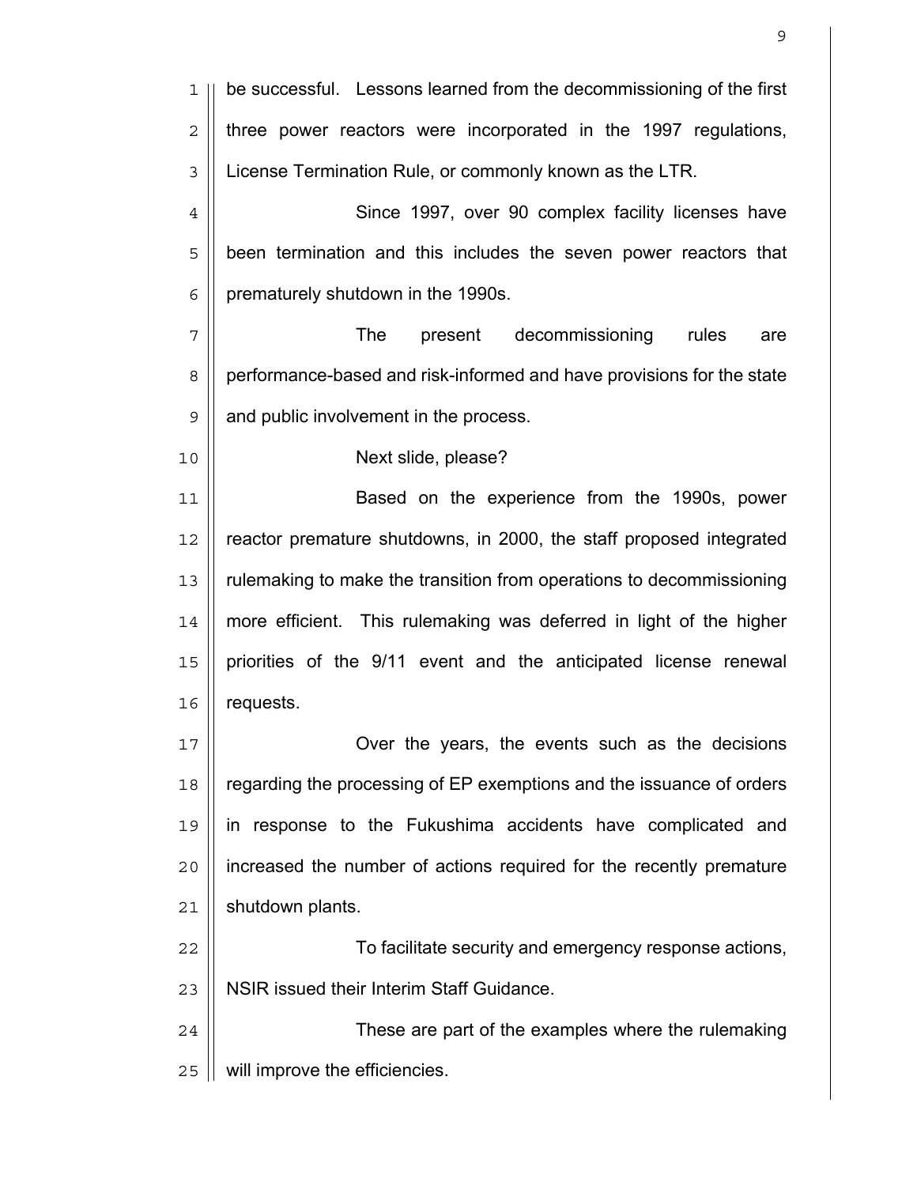be successful. Lessons learned from the decommissioning of the first three power reactors were incorporated in the 1997 regulations, License Termination Rule, or commonly known as the LTR.

Since 1997, over 90 complex facility licenses have been termination and this includes the seven power reactors that prematurely shutdown in the 1990s.

The present decommissioning rules are performance-based and risk-informed and have provisions for the state and public involvement in the process.

Next slide, please?

Based on the experience from the 1990s, power reactor premature shutdowns, in 2000, the staff proposed integrated rulemaking to make the transition from operations to decommissioning more efficient. This rulemaking was deferred in light of the higher priorities of the 9/11 event and the anticipated license renewal requests.

Over the years, the events such as the decisions regarding the processing of EP exemptions and the issuance of orders in response to the Fukushima accidents have complicated and increased the number of actions required for the recently premature shutdown plants.

To facilitate security and emergency response actions, NSIR issued their Interim Staff Guidance.

These are part of the examples where the rulemaking will improve the efficiencies.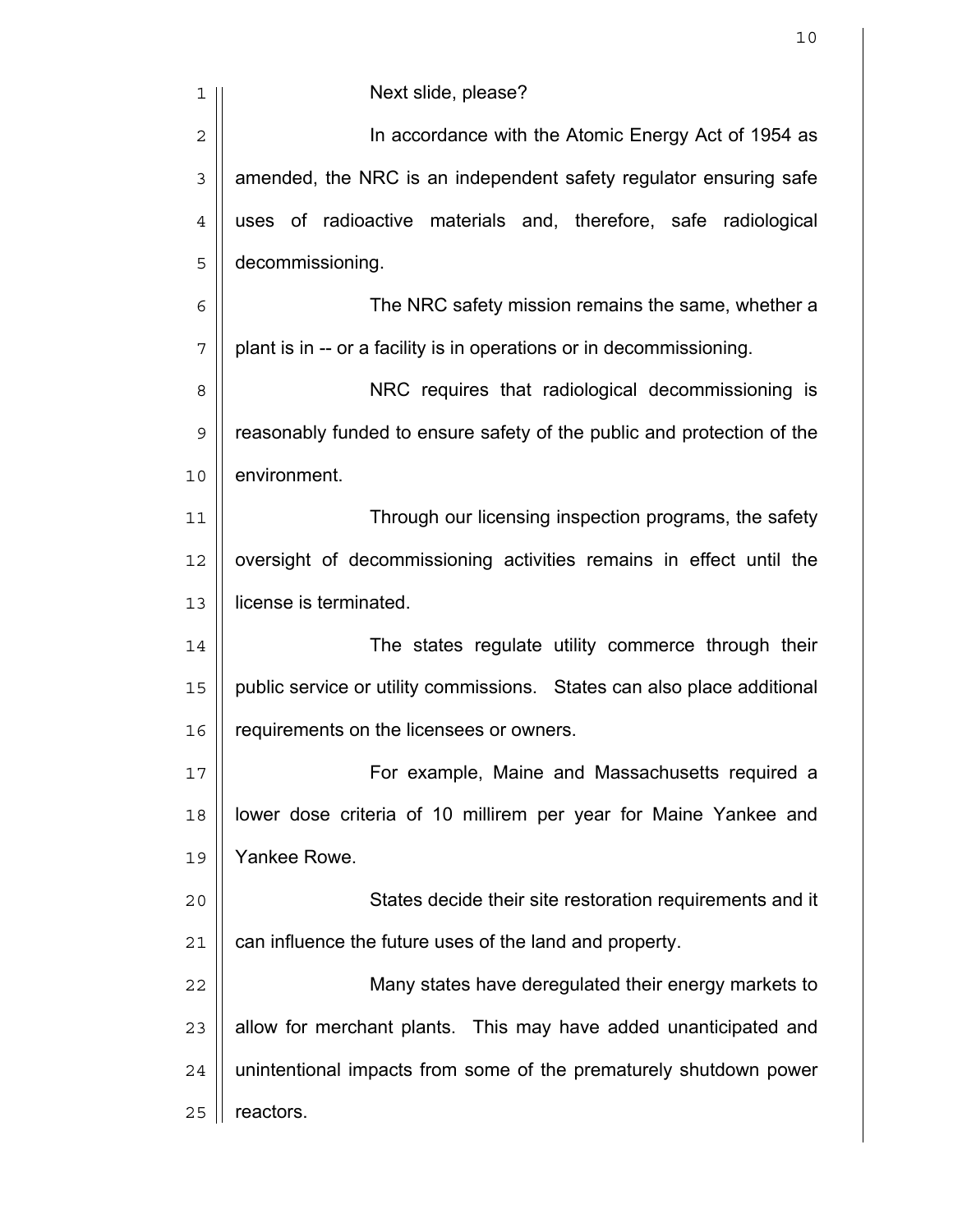Next slide, please?

In accordance with the Atomic Energy Act of 1954 as amended, the NRC is an independent safety regulator ensuring safe uses of radioactive materials and, therefore, safe radiological decommissioning.

The NRC safety mission remains the same, whether a plant is in -- or a facility is in operations or in decommissioning.

NRC requires that radiological decommissioning is reasonably funded to ensure safety of the public and protection of the environment.

Through our licensing inspection programs, the safety oversight of decommissioning activities remains in effect until the license is terminated.

The states regulate utility commerce through their public service or utility commissions. States can also place additional requirements on the licensees or owners.

For example, Maine and Massachusetts required a lower dose criteria of 10 millirem per year for Maine Yankee and Yankee Rowe.

States decide their site restoration requirements and it can influence the future uses of the land and property.

Many states have deregulated their energy markets to allow for merchant plants. This may have added unanticipated and unintentional impacts from some of the prematurely shutdown power reactors.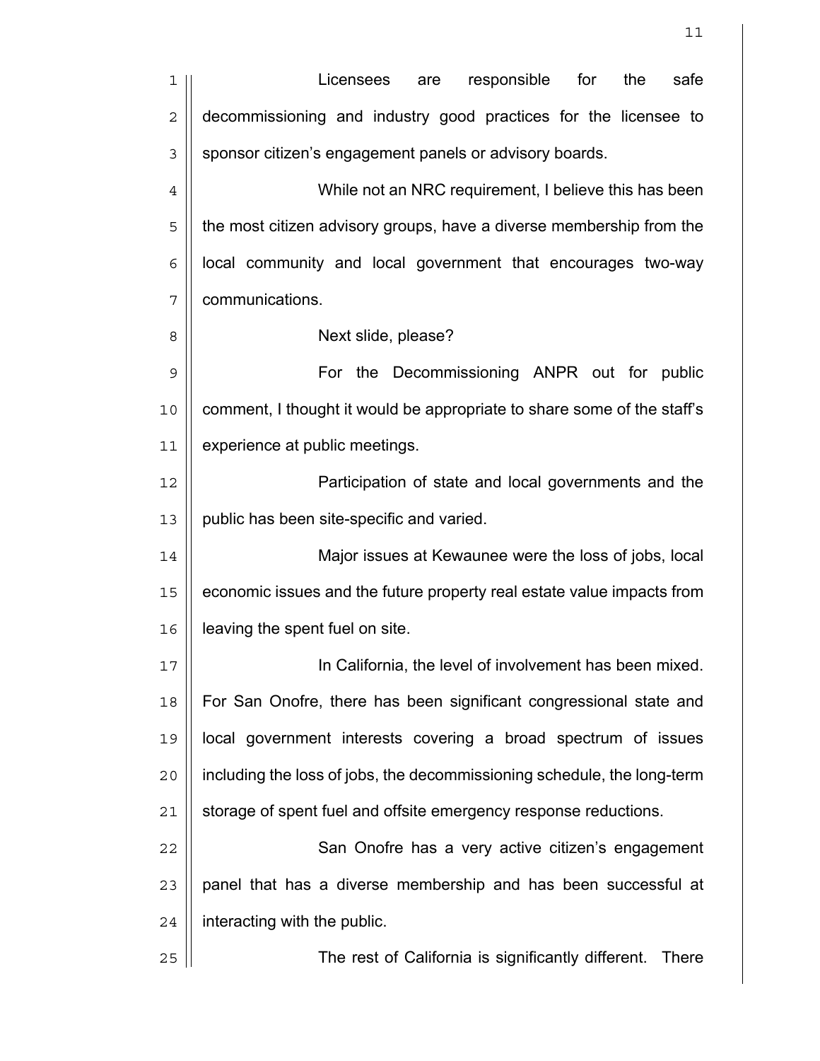Licensees are responsible for the safe decommissioning and industry good practices for the licensee to sponsor citizen's engagement panels or advisory boards.

While not an NRC requirement, I believe this has been the most citizen advisory groups, have a diverse membership from the local community and local government that encourages two-way communications.

Next slide, please?

For the Decommissioning ANPR out for public comment, I thought it would be appropriate to share some of the staff's experience at public meetings.

Participation of state and local governments and the public has been site-specific and varied.

Major issues at Kewaunee were the loss of jobs, local economic issues and the future property real estate value impacts from leaving the spent fuel on site.

In California, the level of involvement has been mixed. For San Onofre, there has been significant congressional state and local government interests covering a broad spectrum of issues including the loss of jobs, the decommissioning schedule, the long-term storage of spent fuel and offsite emergency response reductions.

San Onofre has a very active citizen's engagement panel that has a diverse membership and has been successful at interacting with the public.

The rest of California is significantly different. There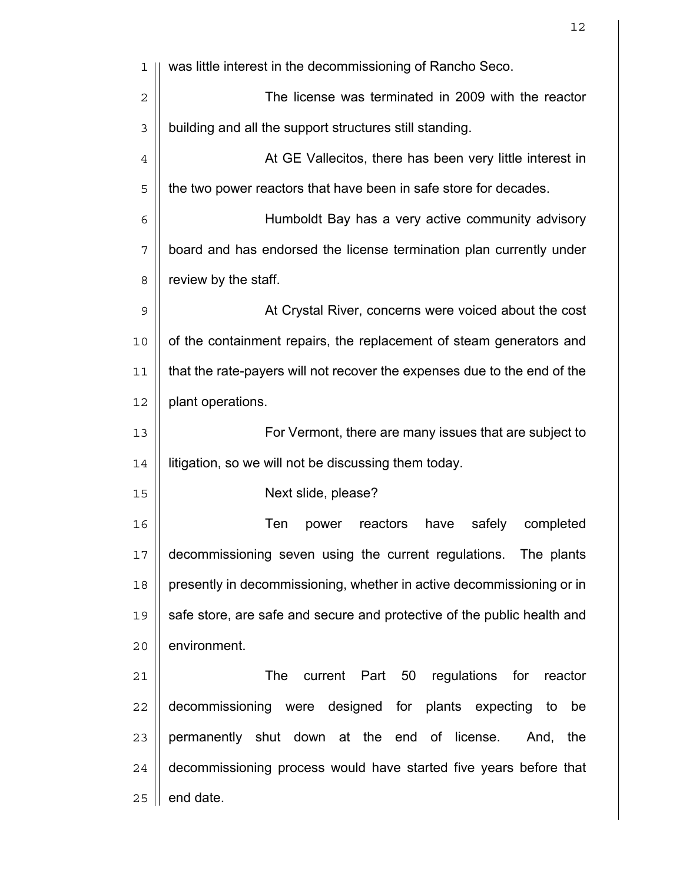was little interest in the decommissioning of Rancho Seco.

The license was terminated in 2009 with the reactor building and all the support structures still standing.

At GE Vallecitos, there has been very little interest in the two power reactors that have been in safe store for decades.

Humboldt Bay has a very active community advisory board and has endorsed the license termination plan currently under review by the staff.

At Crystal River, concerns were voiced about the cost of the containment repairs, the replacement of steam generators and that the rate-payers will not recover the expenses due to the end of the plant operations.

For Vermont, there are many issues that are subject to litigation, so we will not be discussing them today.

Next slide, please?

Ten power reactors have safely completed decommissioning seven using the current regulations. The plants presently in decommissioning, whether in active decommissioning or in safe store, are safe and secure and protective of the public health and environment.

The current Part 50 regulations for reactor decommissioning were designed for plants expecting to be permanently shut down at the end of license. And, the decommissioning process would have started five years before that end date.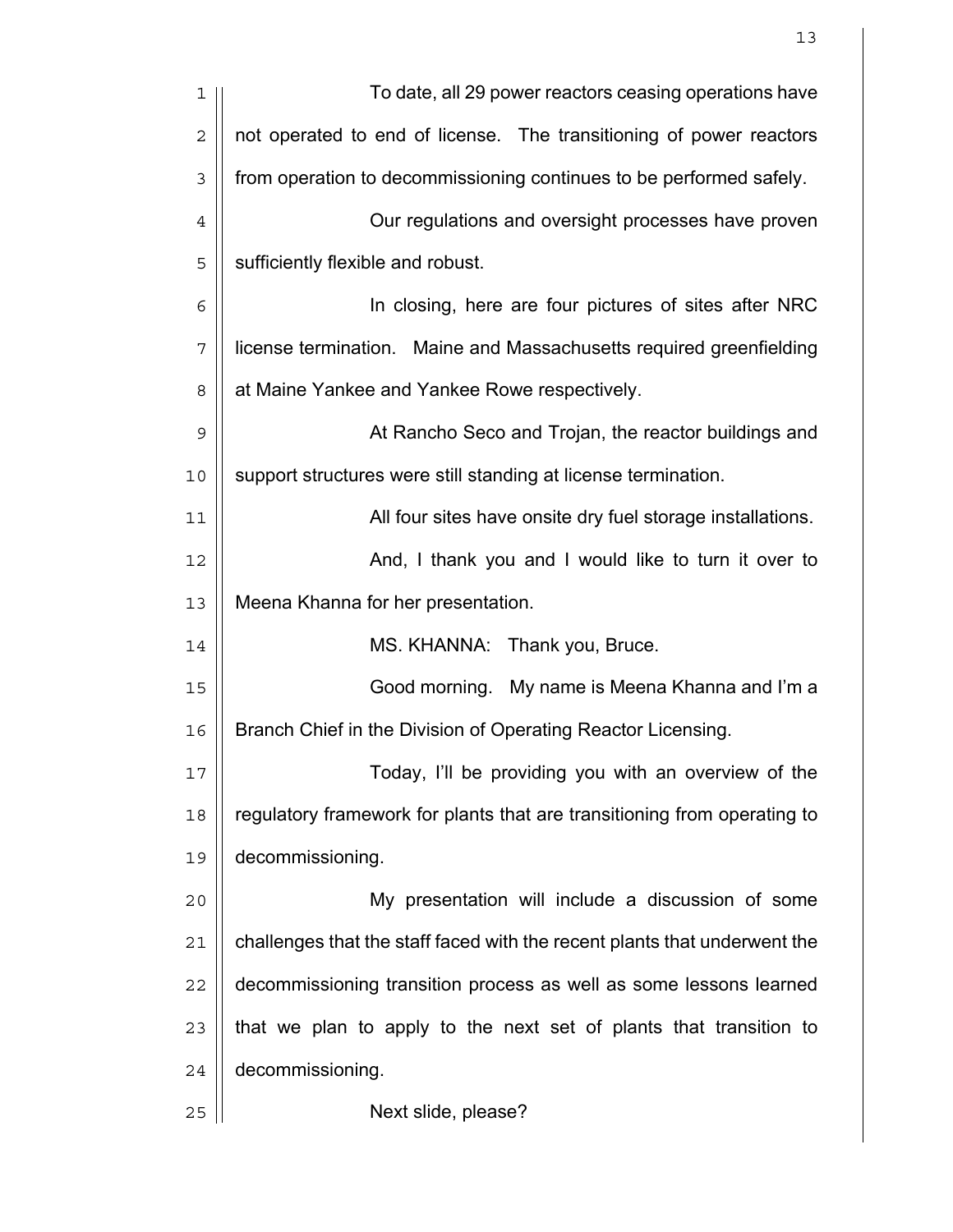To date, all 29 power reactors ceasing operations have not operated to end of license. The transitioning of power reactors from operation to decommissioning continues to be performed safely.

Our regulations and oversight processes have proven sufficiently flexible and robust.

In closing, here are four pictures of sites after NRC license termination. Maine and Massachusetts required greenfielding at Maine Yankee and Yankee Rowe respectively.

At Rancho Seco and Trojan, the reactor buildings and support structures were still standing at license termination.

All four sites have onsite dry fuel storage installations.

And, I thank you and I would like to turn it over to Meena Khanna for her presentation.

MS. KHANNA: Thank you, Bruce.

Good morning. My name is Meena Khanna and I'm a Branch Chief in the Division of Operating Reactor Licensing.

Today, I'll be providing you with an overview of the regulatory framework for plants that are transitioning from operating to decommissioning.

My presentation will include a discussion of some challenges that the staff faced with the recent plants that underwent the decommissioning transition process as well as some lessons learned that we plan to apply to the next set of plants that transition to decommissioning.

Next slide, please?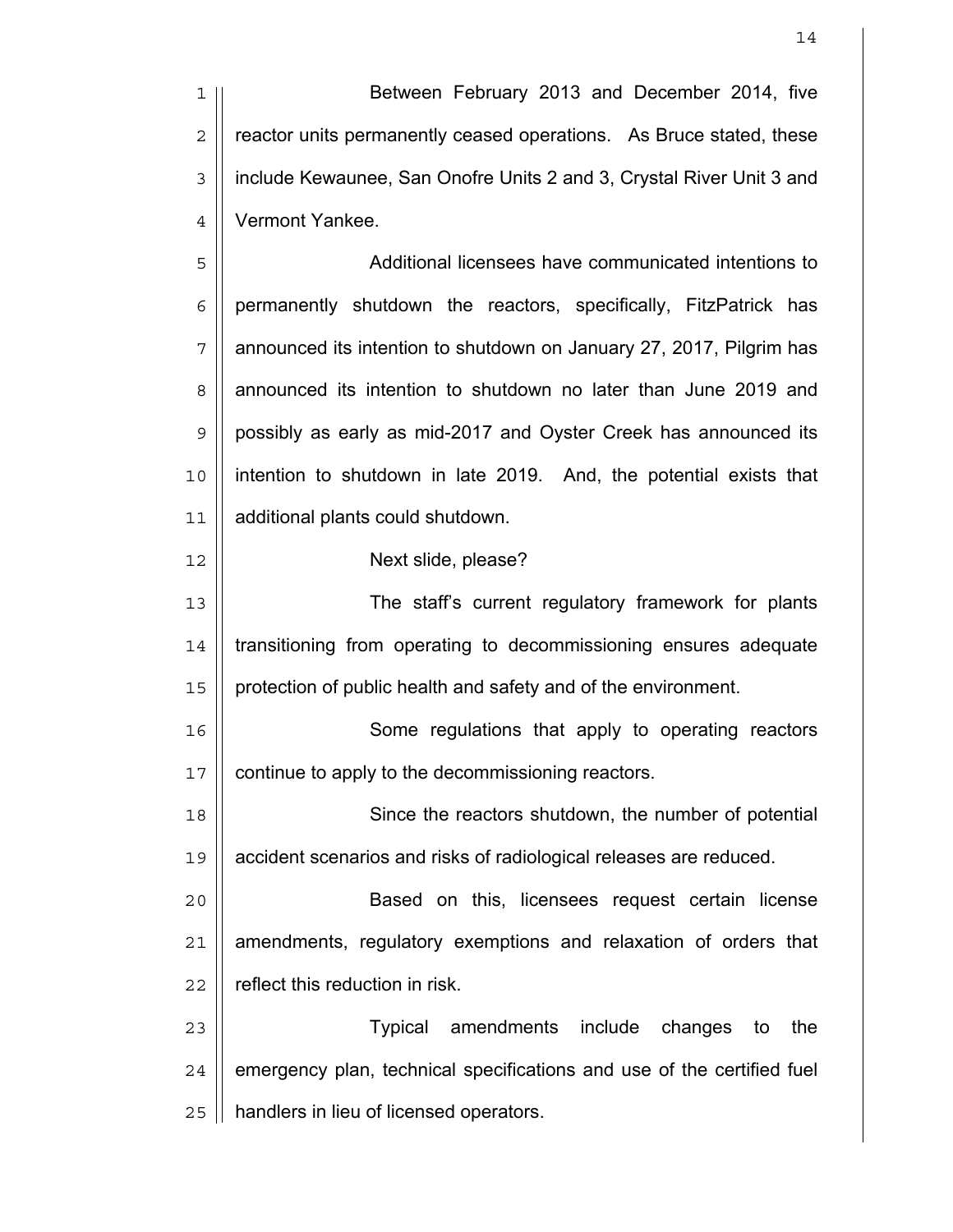Between February 2013 and December 2014, five reactor units permanently ceased operations. As Bruce stated, these include Kewaunee, San Onofre Units 2 and 3, Crystal River Unit 3 and Vermont Yankee.

Additional licensees have communicated intentions to permanently shutdown the reactors, specifically, FitzPatrick has announced its intention to shutdown on January 27, 2017, Pilgrim has announced its intention to shutdown no later than June 2019 and possibly as early as mid-2017 and Oyster Creek has announced its intention to shutdown in late 2019. And, the potential exists that additional plants could shutdown.

Next slide, please?

The staff's current regulatory framework for plants transitioning from operating to decommissioning ensures adequate protection of public health and safety and of the environment.

Some regulations that apply to operating reactors continue to apply to the decommissioning reactors.

Since the reactors shutdown, the number of potential accident scenarios and risks of radiological releases are reduced.

Based on this, licensees request certain license amendments, regulatory exemptions and relaxation of orders that reflect this reduction in risk.

Typical amendments include changes to the emergency plan, technical specifications and use of the certified fuel handlers in lieu of licensed operators.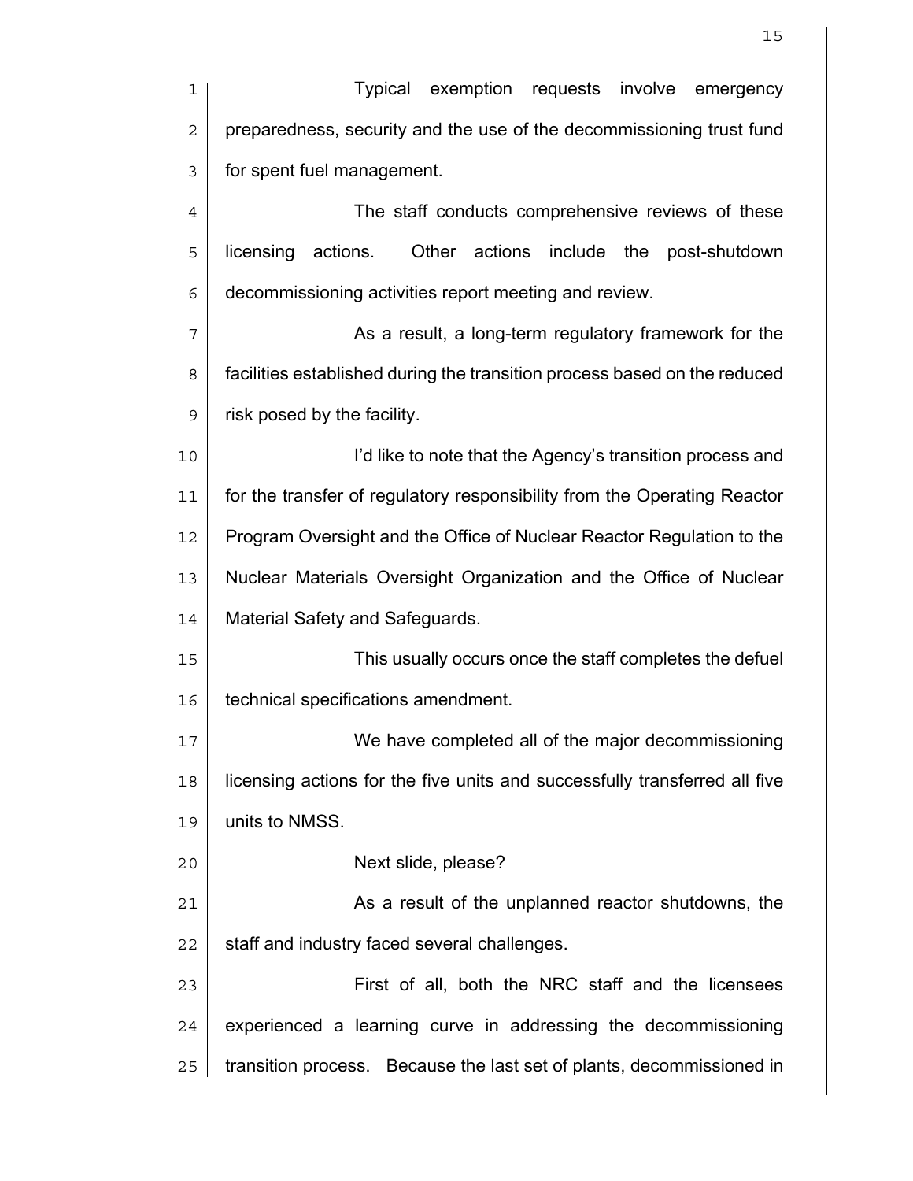Typical exemption requests involve emergency preparedness, security and the use of the decommissioning trust fund for spent fuel management.

The staff conducts comprehensive reviews of these licensing actions. Other actions include the post-shutdown decommissioning activities report meeting and review.

As a result, a long-term regulatory framework for the facilities established during the transition process based on the reduced risk posed by the facility.

I'd like to note that the Agency's transition process and for the transfer of regulatory responsibility from the Operating Reactor Program Oversight and the Office of Nuclear Reactor Regulation to the Nuclear Materials Oversight Organization and the Office of Nuclear Material Safety and Safeguards.

This usually occurs once the staff completes the defuel technical specifications amendment.

We have completed all of the major decommissioning licensing actions for the five units and successfully transferred all five units to NMSS.

Next slide, please?

As a result of the unplanned reactor shutdowns, the staff and industry faced several challenges.

First of all, both the NRC staff and the licensees experienced a learning curve in addressing the decommissioning transition process. Because the last set of plants, decommissioned in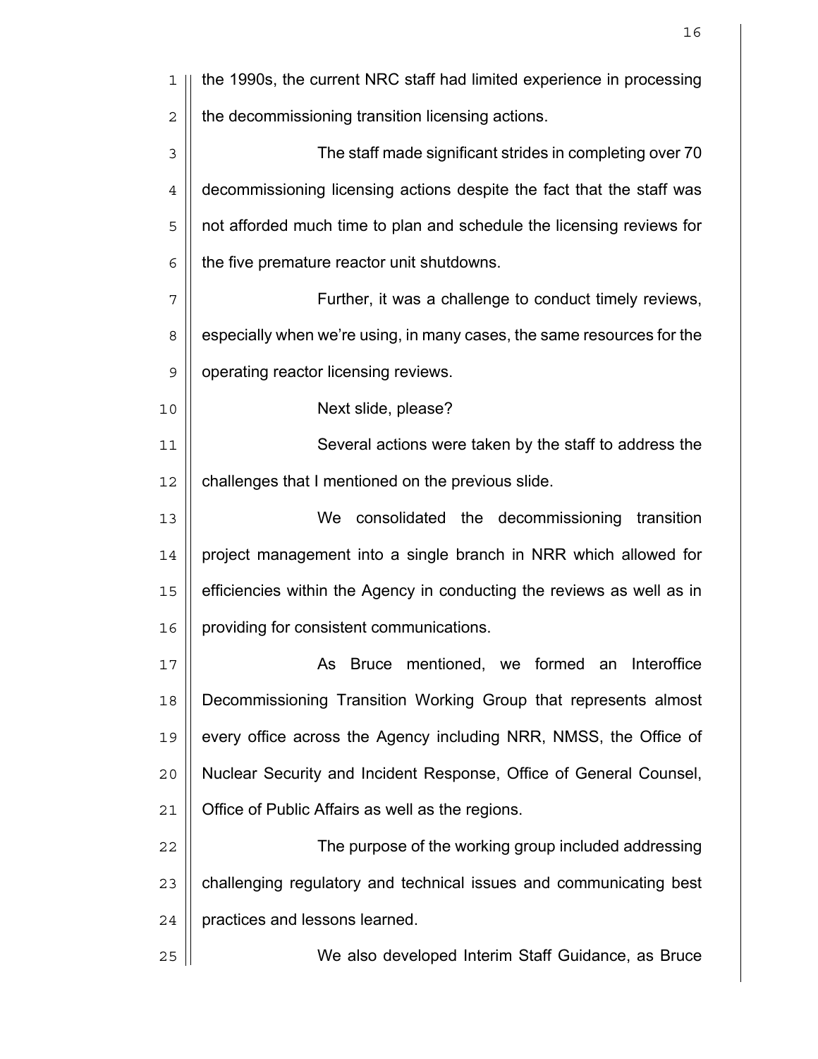the 1990s, the current NRC staff had limited experience in processing the decommissioning transition licensing actions.

The staff made significant strides in completing over 70 decommissioning licensing actions despite the fact that the staff was not afforded much time to plan and schedule the licensing reviews for the five premature reactor unit shutdowns.

Further, it was a challenge to conduct timely reviews, especially when we're using, in many cases, the same resources for the operating reactor licensing reviews.

Next slide, please?

Several actions were taken by the staff to address the challenges that I mentioned on the previous slide.

We consolidated the decommissioning transition project management into a single branch in NRR which allowed for efficiencies within the Agency in conducting the reviews as well as in providing for consistent communications.

As Bruce mentioned, we formed an Interoffice Decommissioning Transition Working Group that represents almost every office across the Agency including NRR, NMSS, the Office of Nuclear Security and Incident Response, Office of General Counsel, Office of Public Affairs as well as the regions.

The purpose of the working group included addressing challenging regulatory and technical issues and communicating best practices and lessons learned.

We also developed Interim Staff Guidance, as Bruce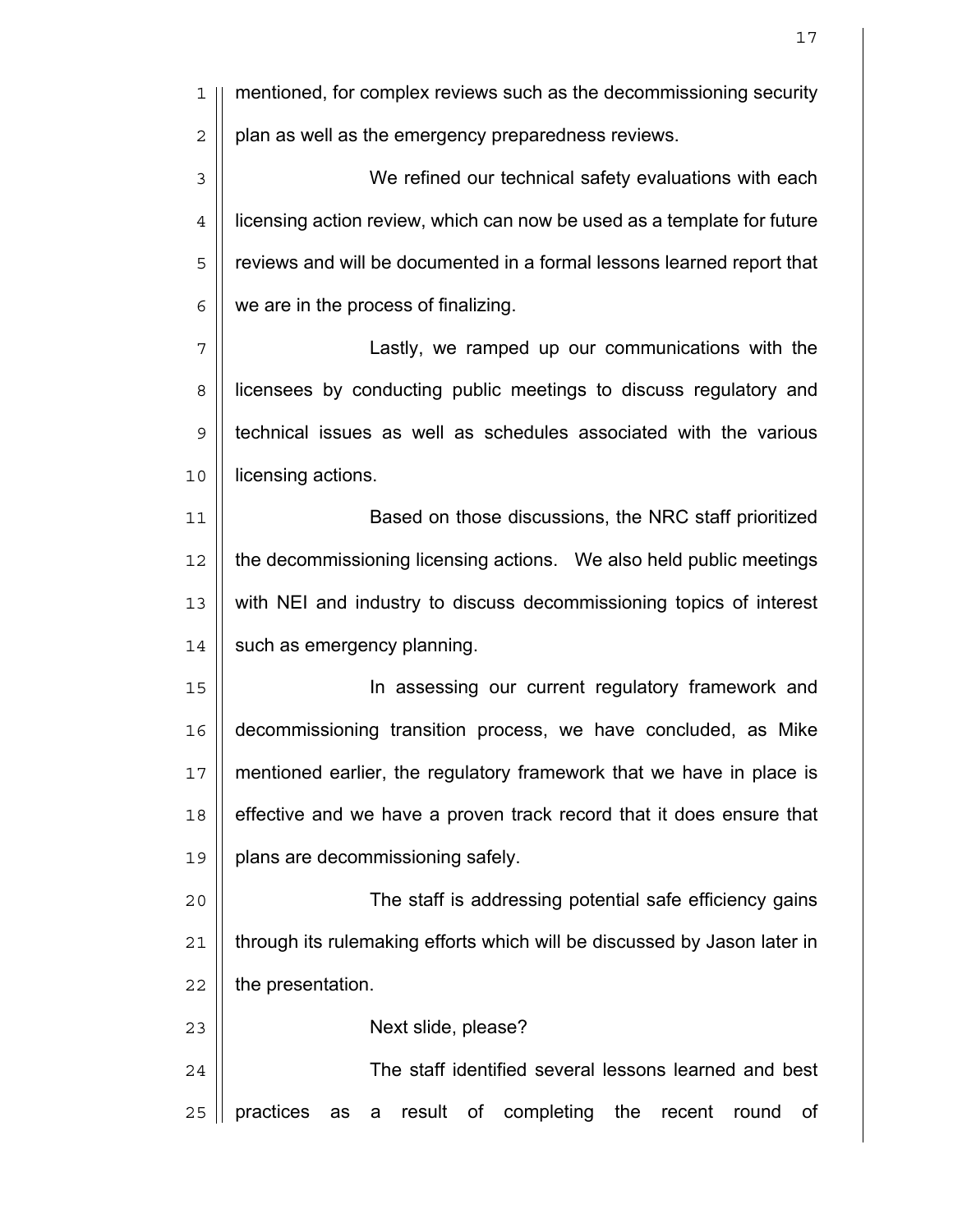mentioned, for complex reviews such as the decommissioning security plan as well as the emergency preparedness reviews.

We refined our technical safety evaluations with each licensing action review, which can now be used as a template for future reviews and will be documented in a formal lessons learned report that we are in the process of finalizing.

Lastly, we ramped up our communications with the licensees by conducting public meetings to discuss regulatory and technical issues as well as schedules associated with the various licensing actions.

Based on those discussions, the NRC staff prioritized the decommissioning licensing actions. We also held public meetings with NEI and industry to discuss decommissioning topics of interest such as emergency planning.

In assessing our current regulatory framework and decommissioning transition process, we have concluded, as Mike mentioned earlier, the regulatory framework that we have in place is effective and we have a proven track record that it does ensure that plans are decommissioning safely.

The staff is addressing potential safe efficiency gains through its rulemaking efforts which will be discussed by Jason later in the presentation.

Next slide, please?

The staff identified several lessons learned and best practices as a result of completing the recent round of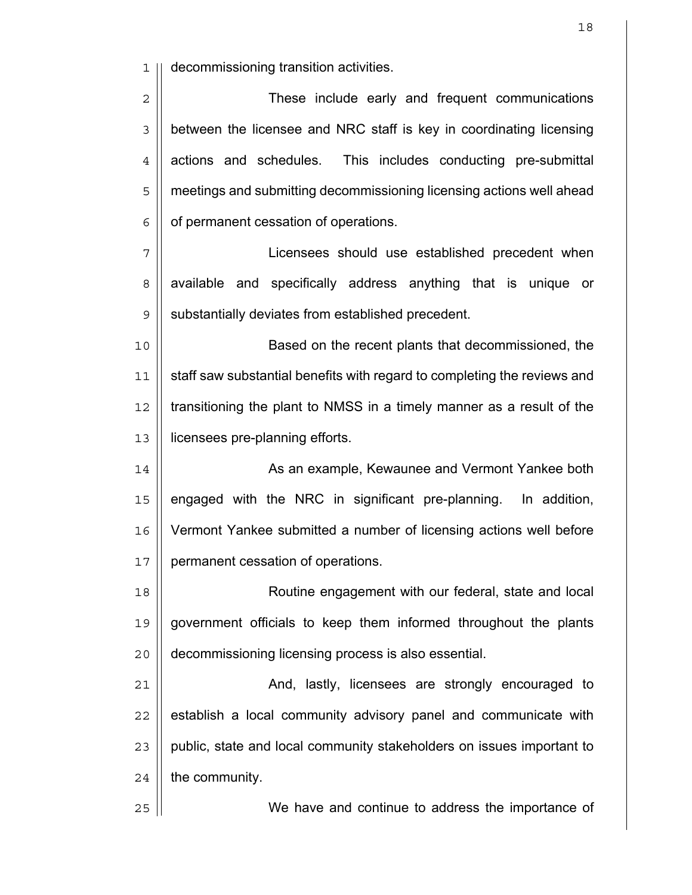decommissioning transition activities.

These include early and frequent communications between the licensee and NRC staff is key in coordinating licensing actions and schedules. This includes conducting pre-submittal meetings and submitting decommissioning licensing actions well ahead of permanent cessation of operations.

Licensees should use established precedent when available and specifically address anything that is unique or substantially deviates from established precedent.

Based on the recent plants that decommissioned, the staff saw substantial benefits with regard to completing the reviews and transitioning the plant to NMSS in a timely manner as a result of the licensees pre-planning efforts.

As an example, Kewaunee and Vermont Yankee both engaged with the NRC in significant pre-planning. In addition, Vermont Yankee submitted a number of licensing actions well before permanent cessation of operations.

Routine engagement with our federal, state and local government officials to keep them informed throughout the plants decommissioning licensing process is also essential.

And, lastly, licensees are strongly encouraged to establish a local community advisory panel and communicate with public, state and local community stakeholders on issues important to the community.

We have and continue to address the importance of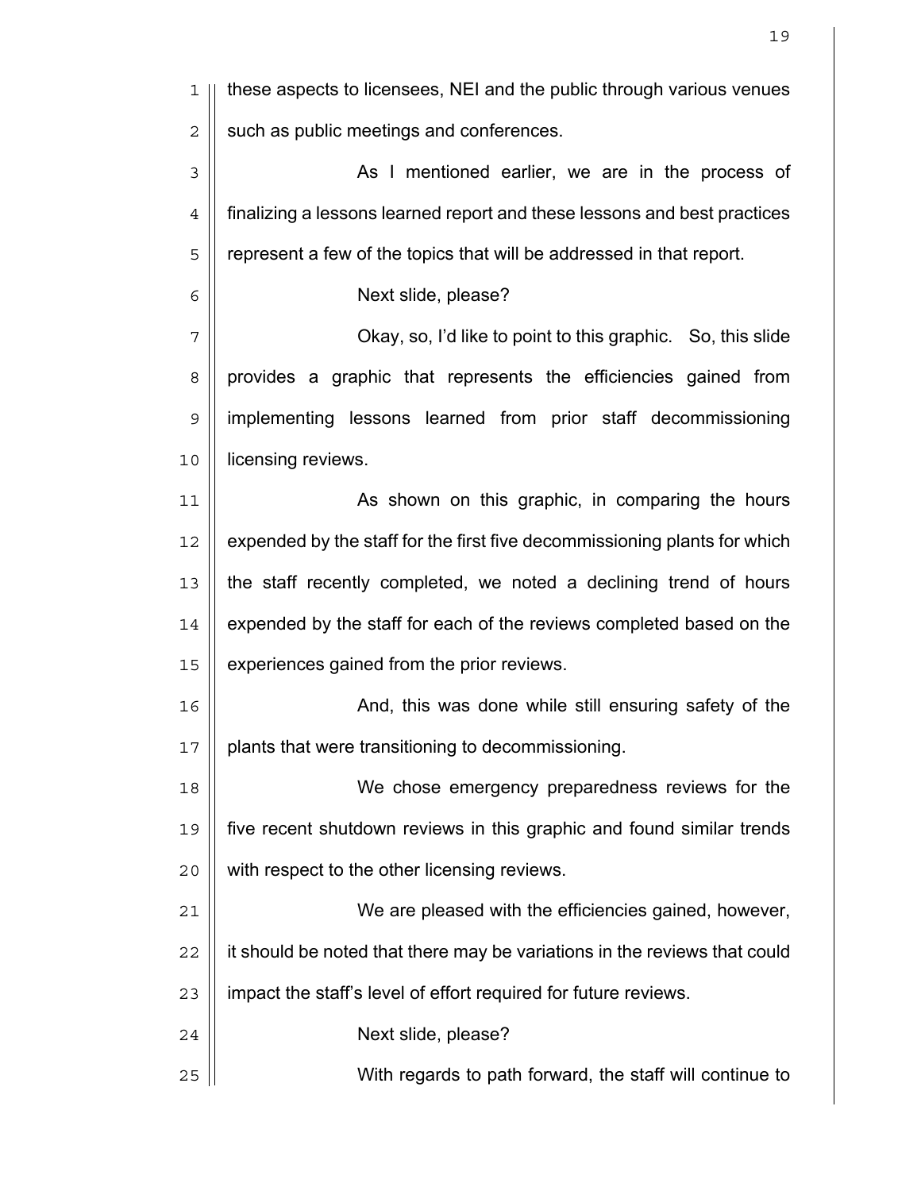these aspects to licensees, NEI and the public through various venues such as public meetings and conferences.

As I mentioned earlier, we are in the process of finalizing a lessons learned report and these lessons and best practices represent a few of the topics that will be addressed in that report.

Next slide, please?

Okay, so, I'd like to point to this graphic. So, this slide provides a graphic that represents the efficiencies gained from implementing lessons learned from prior staff decommissioning licensing reviews.

As shown on this graphic, in comparing the hours expended by the staff for the first five decommissioning plants for which the staff recently completed, we noted a declining trend of hours expended by the staff for each of the reviews completed based on the experiences gained from the prior reviews.

And, this was done while still ensuring safety of the plants that were transitioning to decommissioning.

We chose emergency preparedness reviews for the five recent shutdown reviews in this graphic and found similar trends with respect to the other licensing reviews.

We are pleased with the efficiencies gained, however, it should be noted that there may be variations in the reviews that could impact the staff's level of effort required for future reviews.

Next slide, please?

With regards to path forward, the staff will continue to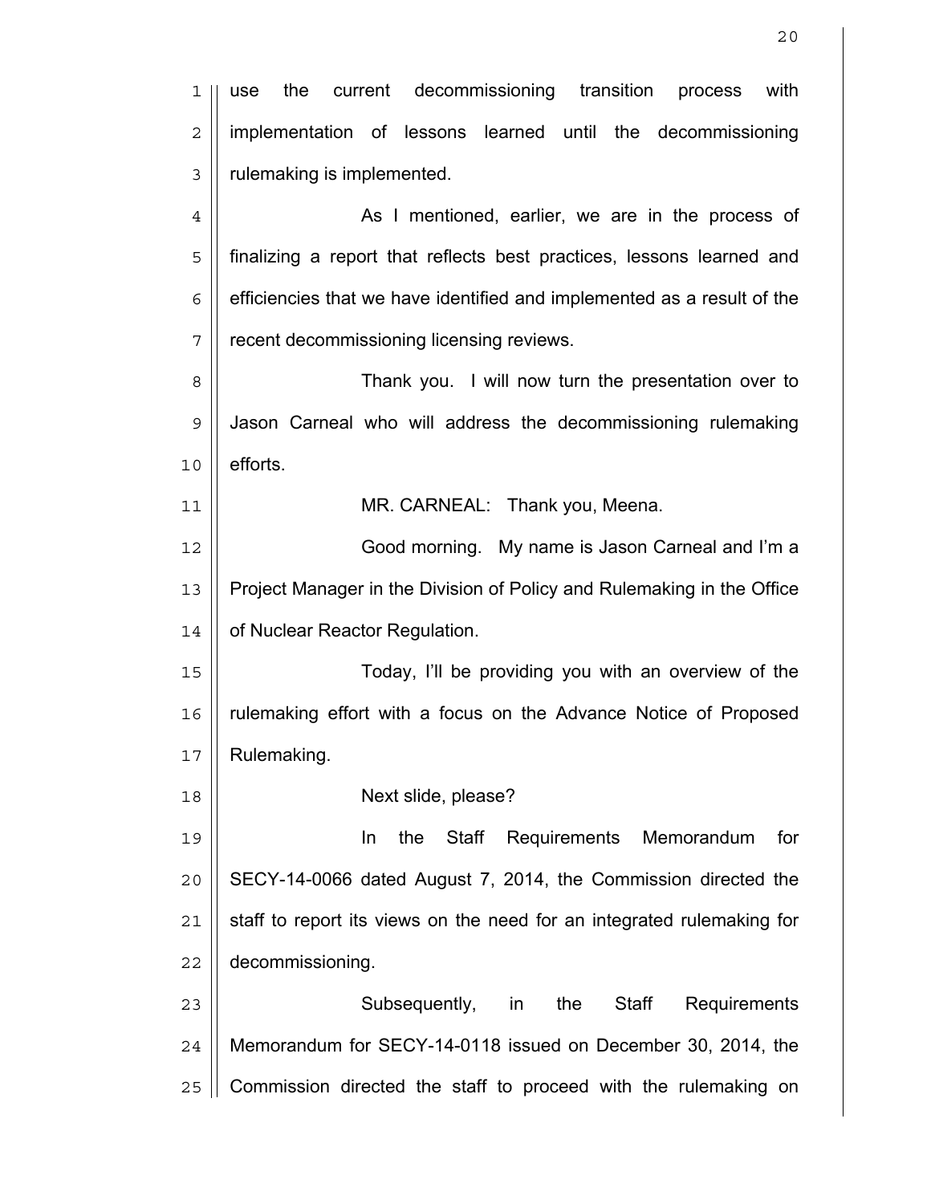use the current decommissioning transition process with implementation of lessons learned until the decommissioning rulemaking is implemented.

As I mentioned, earlier, we are in the process of finalizing a report that reflects best practices, lessons learned and efficiencies that we have identified and implemented as a result of the recent decommissioning licensing reviews.

Thank you. I will now turn the presentation over to Jason Carneal who will address the decommissioning rulemaking efforts.

MR. CARNEAL: Thank you, Meena.

Good morning. My name is Jason Carneal and I'm a Project Manager in the Division of Policy and Rulemaking in the Office of Nuclear Reactor Regulation.

Today, I'll be providing you with an overview of the rulemaking effort with a focus on the Advance Notice of Proposed Rulemaking.

Next slide, please?

In the Staff Requirements Memorandum for SECY-14-0066 dated August 7, 2014, the Commission directed the staff to report its views on the need for an integrated rulemaking for decommissioning.

Subsequently, in the Staff Requirements Memorandum for SECY-14-0118 issued on December 30, 2014, the Commission directed the staff to proceed with the rulemaking on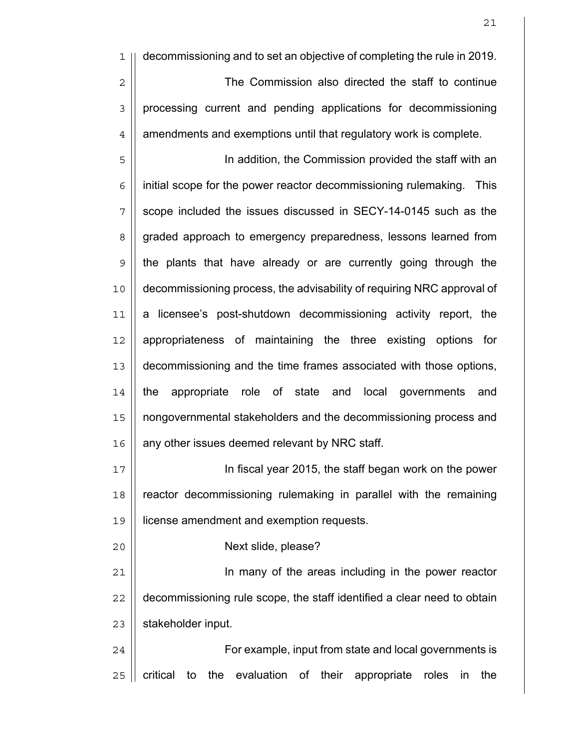decommissioning and to set an objective of completing the rule in 2019.

The Commission also directed the staff to continue processing current and pending applications for decommissioning amendments and exemptions until that regulatory work is complete.

In addition, the Commission provided the staff with an initial scope for the power reactor decommissioning rulemaking. This scope included the issues discussed in SECY-14-0145 such as the graded approach to emergency preparedness, lessons learned from the plants that have already or are currently going through the decommissioning process, the advisability of requiring NRC approval of a licensee's post-shutdown decommissioning activity report, the appropriateness of maintaining the three existing options for decommissioning and the time frames associated with those options, the appropriate role of state and local governments and nongovernmental stakeholders and the decommissioning process and any other issues deemed relevant by NRC staff.

In fiscal year 2015, the staff began work on the power reactor decommissioning rulemaking in parallel with the remaining license amendment and exemption requests.

Next slide, please?

In many of the areas including in the power reactor decommissioning rule scope, the staff identified a clear need to obtain stakeholder input.

For example, input from state and local governments is critical to the evaluation of their appropriate roles in the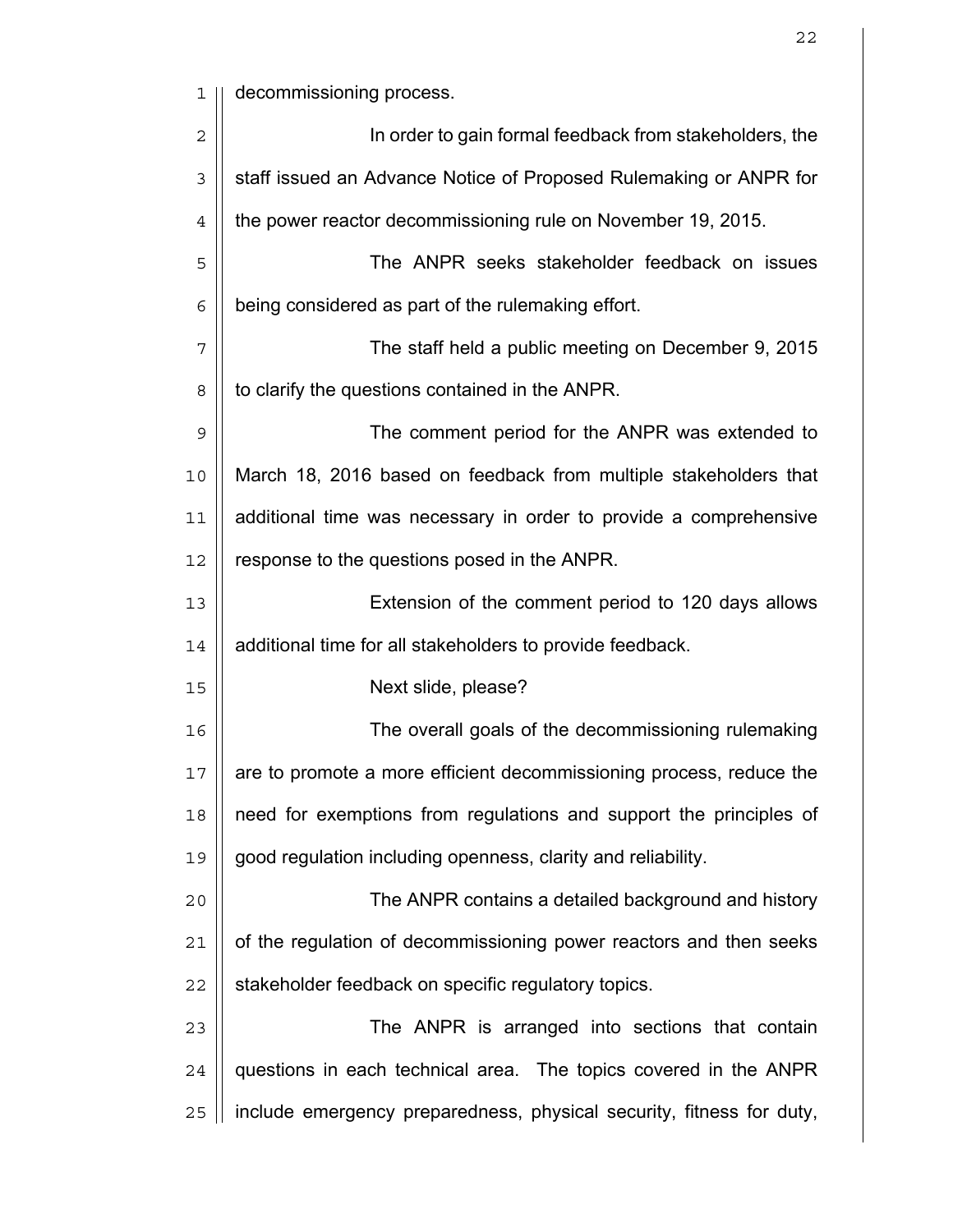decommissioning process.

In order to gain formal feedback from stakeholders, the staff issued an Advance Notice of Proposed Rulemaking or ANPR for the power reactor decommissioning rule on November 19, 2015.

The ANPR seeks stakeholder feedback on issues being considered as part of the rulemaking effort.

The staff held a public meeting on December 9, 2015 to clarify the questions contained in the ANPR.

The comment period for the ANPR was extended to March 18, 2016 based on feedback from multiple stakeholders that additional time was necessary in order to provide a comprehensive response to the questions posed in the ANPR.

Extension of the comment period to 120 days allows additional time for all stakeholders to provide feedback.

Next slide, please?

The overall goals of the decommissioning rulemaking are to promote a more efficient decommissioning process, reduce the need for exemptions from regulations and support the principles of good regulation including openness, clarity and reliability.

The ANPR contains a detailed background and history of the regulation of decommissioning power reactors and then seeks stakeholder feedback on specific regulatory topics.

The ANPR is arranged into sections that contain questions in each technical area. The topics covered in the ANPR include emergency preparedness, physical security, fitness for duty,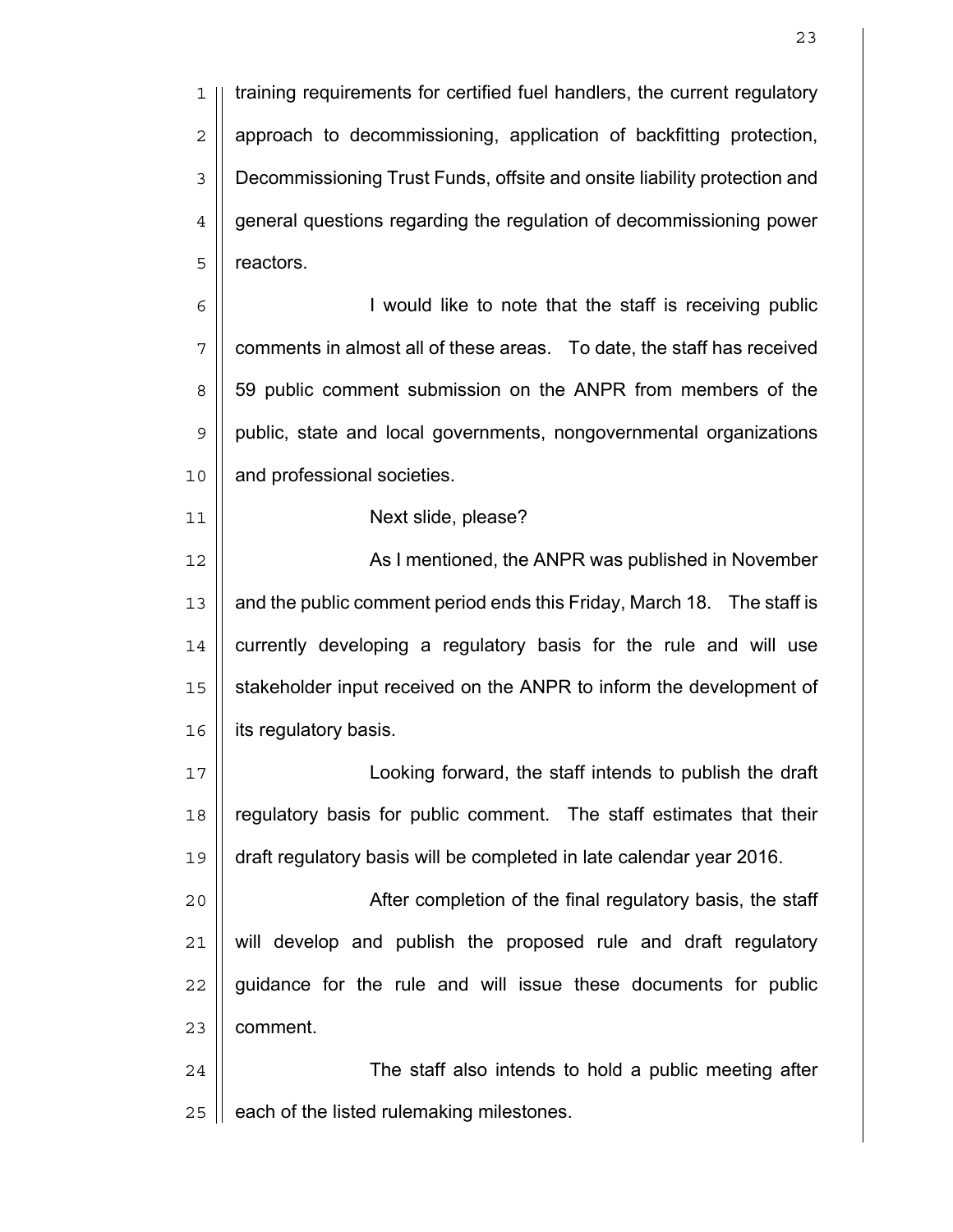training requirements for certified fuel handlers, the current regulatory approach to decommissioning, application of backfitting protection, Decommissioning Trust Funds, offsite and onsite liability protection and general questions regarding the regulation of decommissioning power reactors.

I would like to note that the staff is receiving public comments in almost all of these areas. To date, the staff has received 59 public comment submission on the ANPR from members of the public, state and local governments, nongovernmental organizations and professional societies.

Next slide, please?

As I mentioned, the ANPR was published in November and the public comment period ends this Friday, March 18. The staff is currently developing a regulatory basis for the rule and will use stakeholder input received on the ANPR to inform the development of its regulatory basis.

Looking forward, the staff intends to publish the draft regulatory basis for public comment. The staff estimates that their draft regulatory basis will be completed in late calendar year 2016.

After completion of the final regulatory basis, the staff will develop and publish the proposed rule and draft regulatory guidance for the rule and will issue these documents for public comment.

The staff also intends to hold a public meeting after each of the listed rulemaking milestones.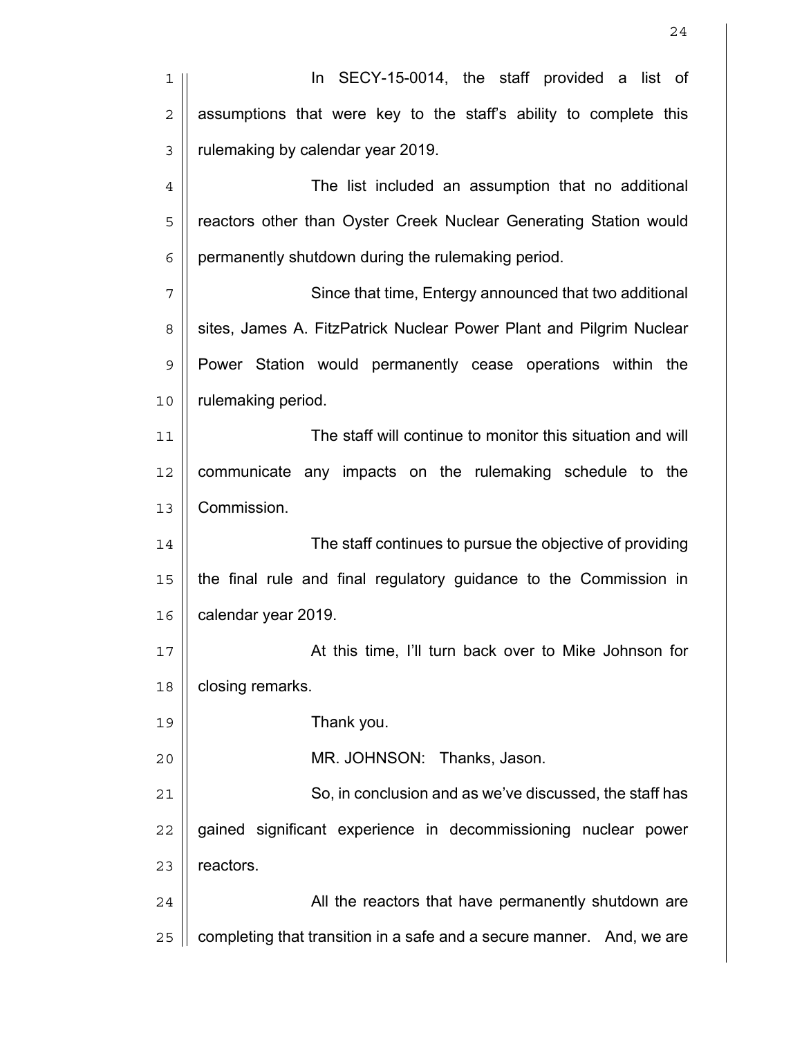In SECY-15-0014, the staff provided a list of assumptions that were key to the staff's ability to complete this rulemaking by calendar year 2019.

The list included an assumption that no additional reactors other than Oyster Creek Nuclear Generating Station would permanently shutdown during the rulemaking period.

Since that time, Entergy announced that two additional sites, James A. FitzPatrick Nuclear Power Plant and Pilgrim Nuclear Power Station would permanently cease operations within the rulemaking period.

The staff will continue to monitor this situation and will communicate any impacts on the rulemaking schedule to the Commission.

The staff continues to pursue the objective of providing the final rule and final regulatory guidance to the Commission in calendar year 2019.

At this time, I'll turn back over to Mike Johnson for closing remarks.

Thank you.

MR. JOHNSON: Thanks, Jason.

So, in conclusion and as we've discussed, the staff has gained significant experience in decommissioning nuclear power reactors.

All the reactors that have permanently shutdown are completing that transition in a safe and a secure manner. And, we are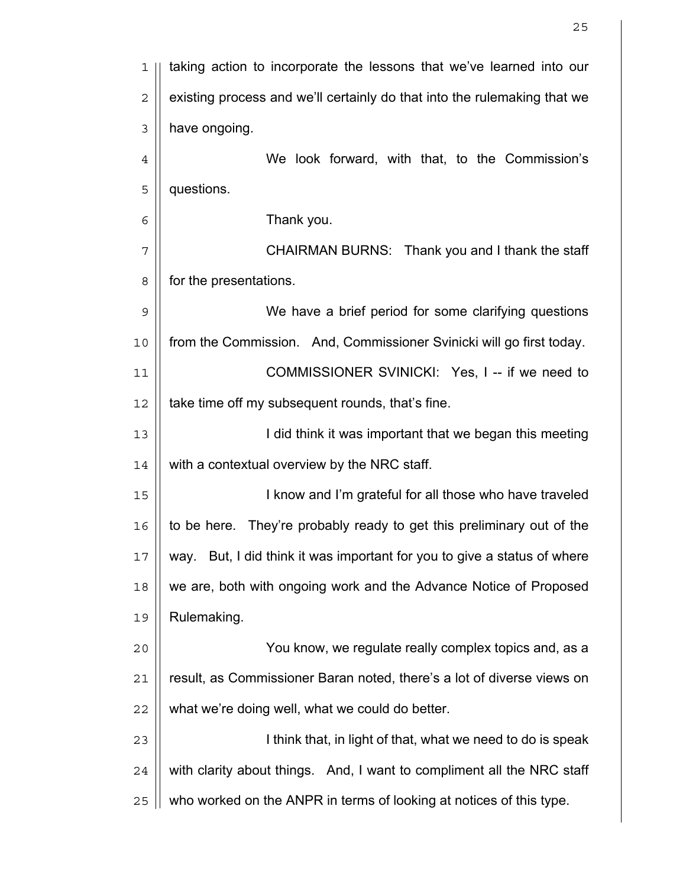taking action to incorporate the lessons that we've learned into our existing process and we'll certainly do that into the rulemaking that we have ongoing.

We look forward, with that, to the Commission's questions.

Thank you.

CHAIRMAN BURNS: Thank you and I thank the staff for the presentations.

We have a brief period for some clarifying questions from the Commission. And, Commissioner Svinicki will go first today.

COMMISSIONER SVINICKI: Yes, I -- if we need to take time off my subsequent rounds, that's fine.

I did think it was important that we began this meeting with a contextual overview by the NRC staff.

I know and I'm grateful for all those who have traveled to be here. They're probably ready to get this preliminary out of the way. But, I did think it was important for you to give a status of where we are, both with ongoing work and the Advance Notice of Proposed Rulemaking.

You know, we regulate really complex topics and, as a result, as Commissioner Baran noted, there's a lot of diverse views on what we're doing well, what we could do better.

I think that, in light of that, what we need to do is speak with clarity about things. And, I want to compliment all the NRC staff who worked on the ANPR in terms of looking at notices of this type.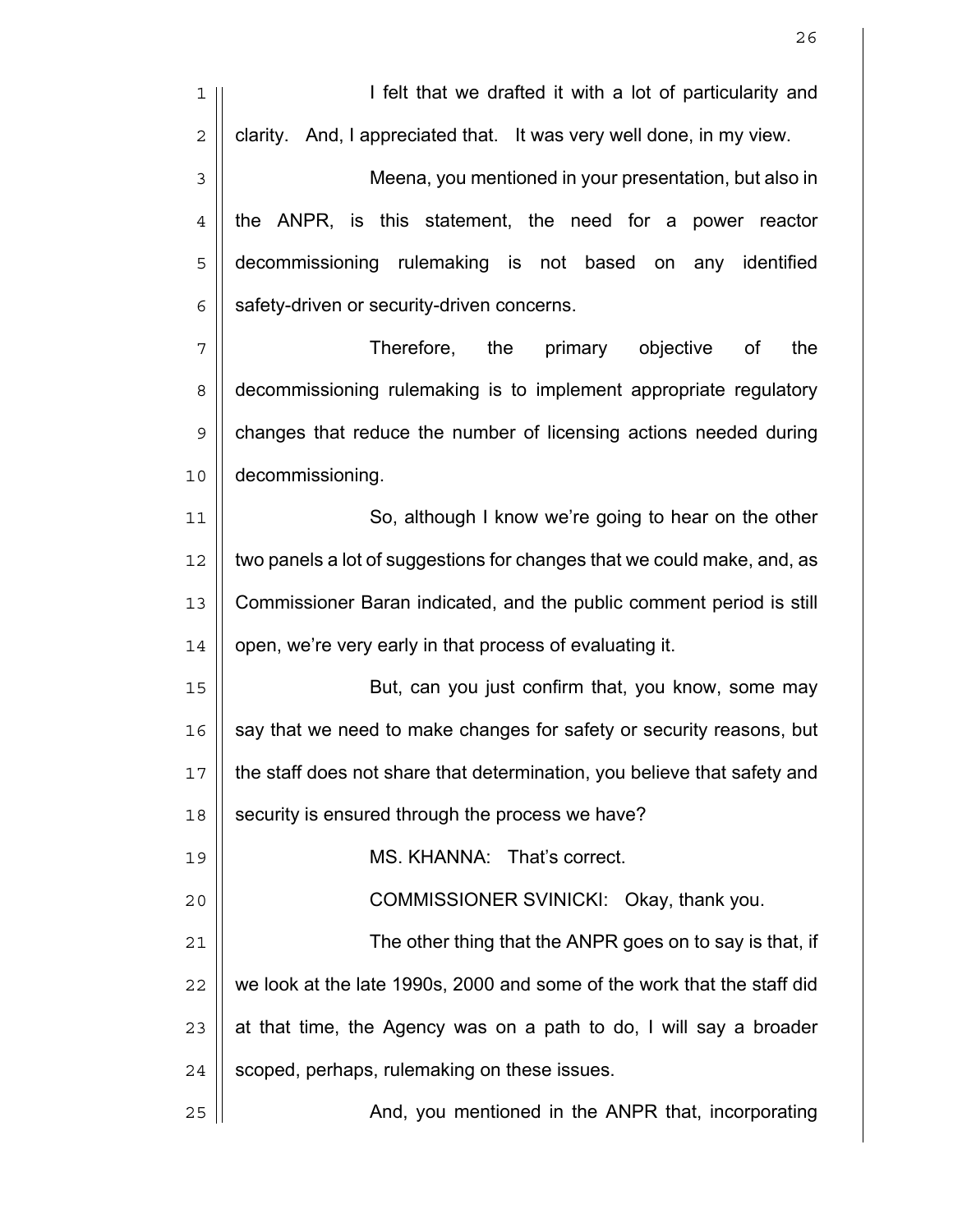I felt that we drafted it with a lot of particularity and clarity. And, I appreciated that. It was very well done, in my view.

Meena, you mentioned in your presentation, but also in the ANPR, is this statement, the need for a power reactor decommissioning rulemaking is not based on any identified safety-driven or security-driven concerns.

Therefore, the primary objective of the decommissioning rulemaking is to implement appropriate regulatory changes that reduce the number of licensing actions needed during decommissioning.

So, although I know we're going to hear on the other two panels a lot of suggestions for changes that we could make, and, as Commissioner Baran indicated, and the public comment period is still open, we're very early in that process of evaluating it.

But, can you just confirm that, you know, some may say that we need to make changes for safety or security reasons, but the staff does not share that determination, you believe that safety and security is ensured through the process we have?

MS. KHANNA: That's correct.

COMMISSIONER SVINICKI: Okay, thank you.

The other thing that the ANPR goes on to say is that, if we look at the late 1990s, 2000 and some of the work that the staff did at that time, the Agency was on a path to do, I will say a broader scoped, perhaps, rulemaking on these issues.

And, you mentioned in the ANPR that, incorporating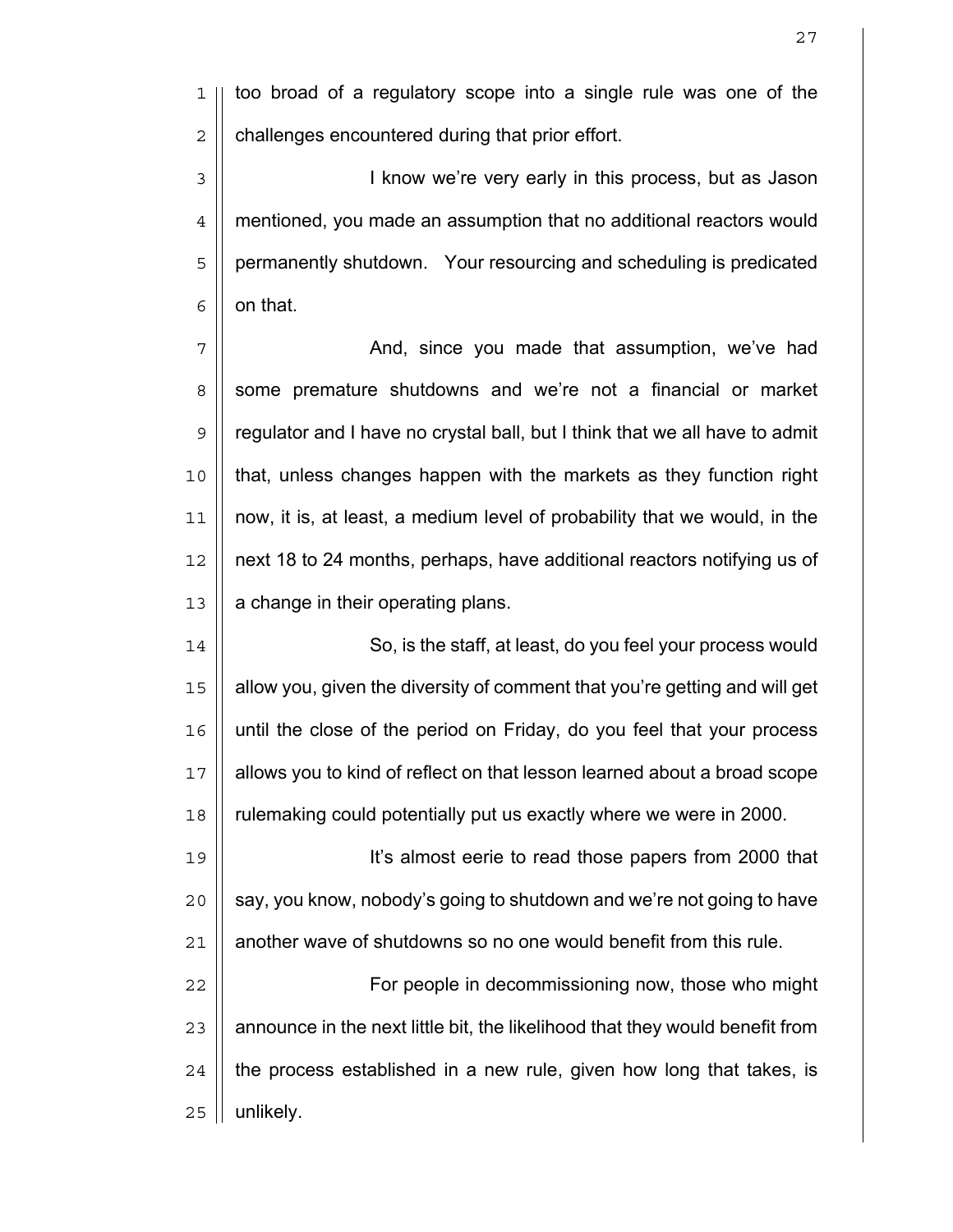too broad of a regulatory scope into a single rule was one of the challenges encountered during that prior effort.

I know we're very early in this process, but as Jason mentioned, you made an assumption that no additional reactors would permanently shutdown. Your resourcing and scheduling is predicated on that.

And, since you made that assumption, we've had some premature shutdowns and we're not a financial or market regulator and I have no crystal ball, but I think that we all have to admit that, unless changes happen with the markets as they function right now, it is, at least, a medium level of probability that we would, in the next 18 to 24 months, perhaps, have additional reactors notifying us of a change in their operating plans.

So, is the staff, at least, do you feel your process would allow you, given the diversity of comment that you're getting and will get until the close of the period on Friday, do you feel that your process allows you to kind of reflect on that lesson learned about a broad scope rulemaking could potentially put us exactly where we were in 2000.

It's almost eerie to read those papers from 2000 that say, you know, nobody's going to shutdown and we're not going to have another wave of shutdowns so no one would benefit from this rule.

For people in decommissioning now, those who might announce in the next little bit, the likelihood that they would benefit from the process established in a new rule, given how long that takes, is unlikely.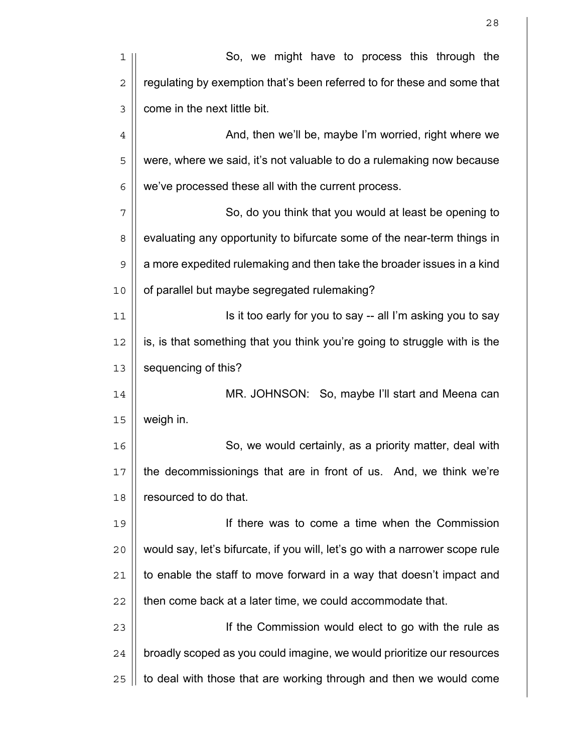So, we might have to process this through the regulating by exemption that's been referred to for these and some that come in the next little bit.

And, then we'll be, maybe I'm worried, right where we were, where we said, it's not valuable to do a rulemaking now because we've processed these all with the current process.

So, do you think that you would at least be opening to evaluating any opportunity to bifurcate some of the near-term things in a more expedited rulemaking and then take the broader issues in a kind of parallel but maybe segregated rulemaking?

Is it too early for you to say -- all I'm asking you to say is, is that something that you think you're going to struggle with is the sequencing of this?

MR. JOHNSON: So, maybe I'll start and Meena can weigh in.

So, we would certainly, as a priority matter, deal with the decommissionings that are in front of us. And, we think we're resourced to do that.

If there was to come a time when the Commission would say, let's bifurcate, if you will, let's go with a narrower scope rule to enable the staff to move forward in a way that doesn't impact and then come back at a later time, we could accommodate that.

If the Commission would elect to go with the rule as broadly scoped as you could imagine, we would prioritize our resources to deal with those that are working through and then we would come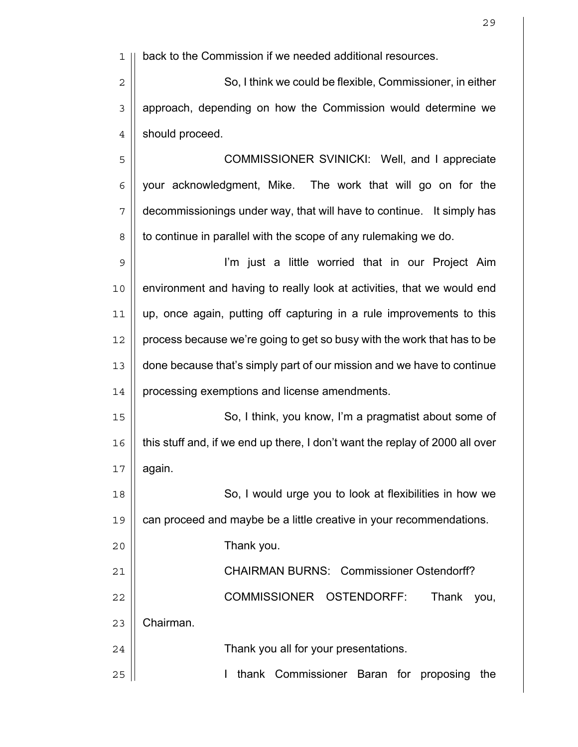back to the Commission if we needed additional resources.

So, I think we could be flexible, Commissioner, in either approach, depending on how the Commission would determine we should proceed.

COMMISSIONER SVINICKI: Well, and I appreciate your acknowledgment, Mike. The work that will go on for the decommissionings under way, that will have to continue. It simply has to continue in parallel with the scope of any rulemaking we do.

I'm just a little worried that in our Project Aim environment and having to really look at activities, that we would end up, once again, putting off capturing in a rule improvements to this process because we're going to get so busy with the work that has to be done because that's simply part of our mission and we have to continue processing exemptions and license amendments.

So, I think, you know, I'm a pragmatist about some of this stuff and, if we end up there, I don't want the replay of 2000 all over again.

So, I would urge you to look at flexibilities in how we can proceed and maybe be a little creative in your recommendations.

Thank you.

CHAIRMAN BURNS: Commissioner Ostendorff?

COMMISSIONER OSTENDORFF: Thank you, Chairman.

Thank you all for your presentations.

I thank Commissioner Baran for proposing the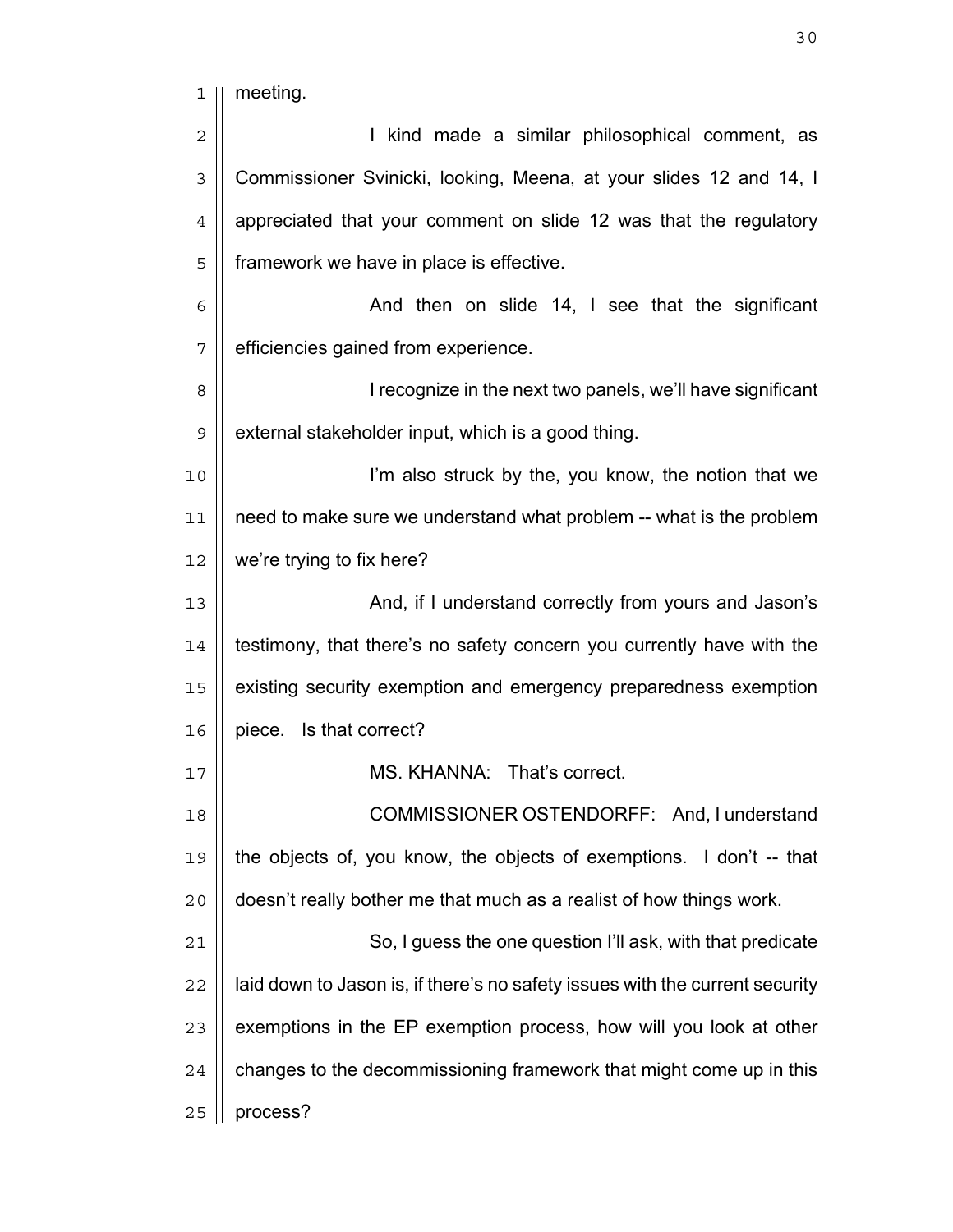meeting.

I kind made a similar philosophical comment, as Commissioner Svinicki, looking, Meena, at your slides 12 and 14, I appreciated that your comment on slide 12 was that the regulatory framework we have in place is effective.

And then on slide 14, I see that the significant efficiencies gained from experience.

I recognize in the next two panels, we'll have significant external stakeholder input, which is a good thing.

I'm also struck by the, you know, the notion that we need to make sure we understand what problem -- what is the problem we're trying to fix here?

And, if I understand correctly from yours and Jason's testimony, that there's no safety concern you currently have with the existing security exemption and emergency preparedness exemption piece. Is that correct?

MS. KHANNA: That's correct.

COMMISSIONER OSTENDORFF: And, I understand the objects of, you know, the objects of exemptions. I don't -- that doesn't really bother me that much as a realist of how things work.

So, I guess the one question I'll ask, with that predicate laid down to Jason is, if there's no safety issues with the current security exemptions in the EP exemption process, how will you look at other changes to the decommissioning framework that might come up in this process?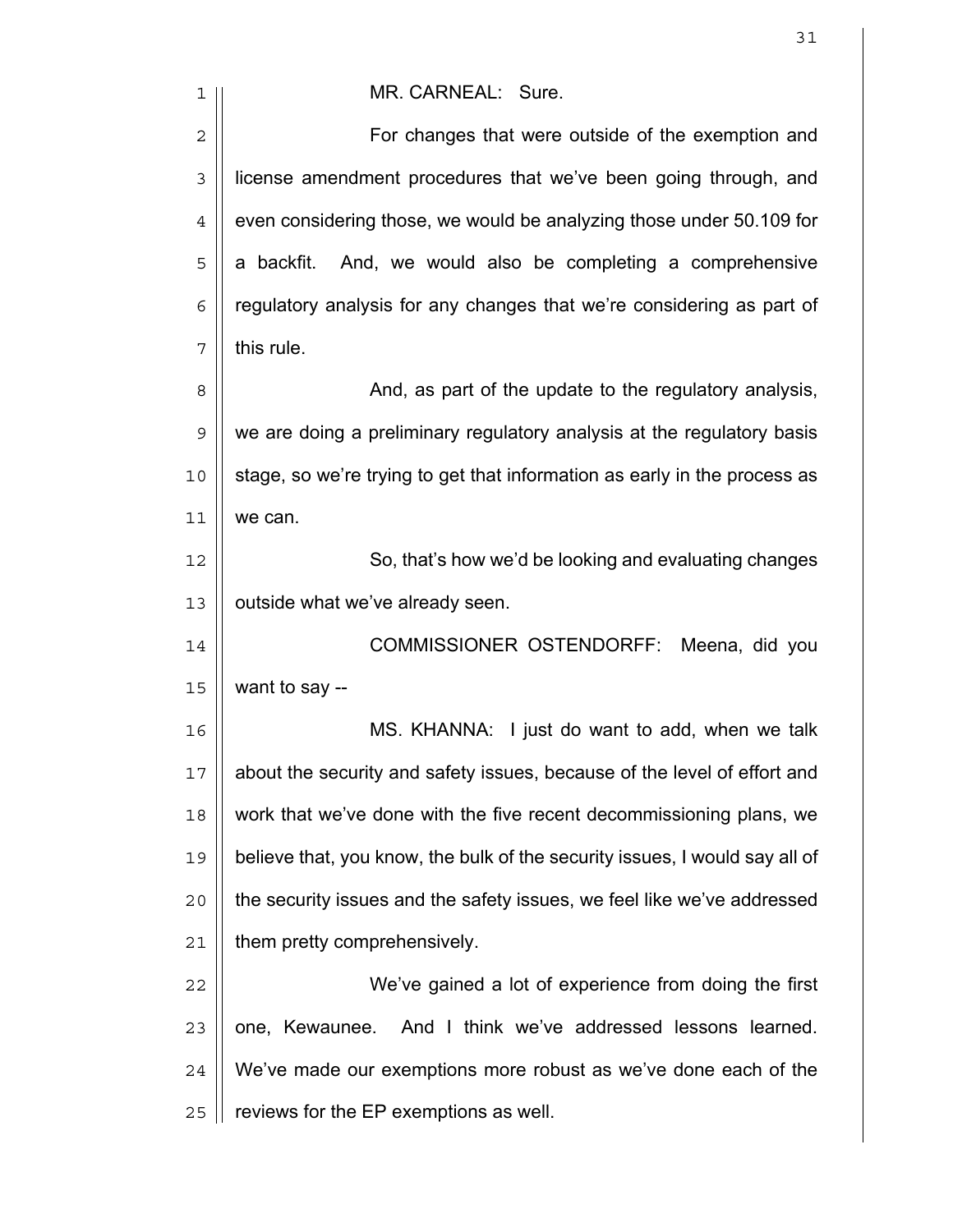MR. CARNEAL: Sure.

For changes that were outside of the exemption and license amendment procedures that we've been going through, and even considering those, we would be analyzing those under 50.109 for a backfit. And, we would also be completing a comprehensive regulatory analysis for any changes that we're considering as part of this rule.

And, as part of the update to the regulatory analysis, we are doing a preliminary regulatory analysis at the regulatory basis stage, so we're trying to get that information as early in the process as we can.

So, that's how we'd be looking and evaluating changes outside what we've already seen.

COMMISSIONER OSTENDORFF: Meena, did you want to say --

MS. KHANNA: I just do want to add, when we talk about the security and safety issues, because of the level of effort and work that we've done with the five recent decommissioning plans, we believe that, you know, the bulk of the security issues, I would say all of the security issues and the safety issues, we feel like we've addressed them pretty comprehensively.

We've gained a lot of experience from doing the first one, Kewaunee. And I think we've addressed lessons learned. We've made our exemptions more robust as we've done each of the reviews for the EP exemptions as well.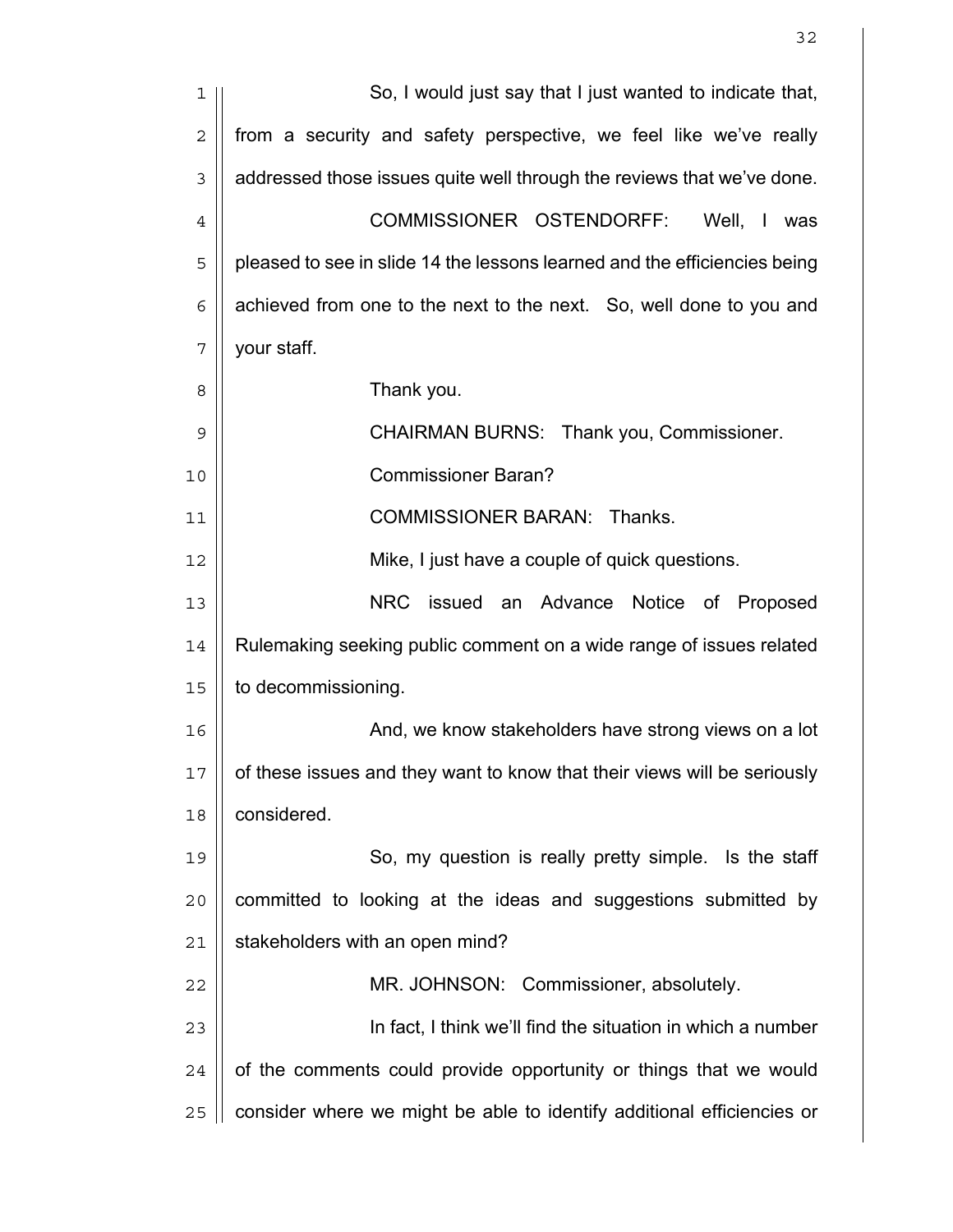So, I would just say that I just wanted to indicate that, from a security and safety perspective, we feel like we've really addressed those issues quite well through the reviews that we've done.

COMMISSIONER OSTENDORFF: Well, I was pleased to see in slide 14 the lessons learned and the efficiencies being achieved from one to the next to the next. So, well done to you and your staff.

Thank you.

CHAIRMAN BURNS: Thank you, Commissioner.

Commissioner Baran?

COMMISSIONER BARAN: Thanks.

Mike, I just have a couple of quick questions.

NRC issued an Advance Notice of Proposed Rulemaking seeking public comment on a wide range of issues related to decommissioning.

And, we know stakeholders have strong views on a lot of these issues and they want to know that their views will be seriously considered.

So, my question is really pretty simple. Is the staff committed to looking at the ideas and suggestions submitted by stakeholders with an open mind?

MR. JOHNSON: Commissioner, absolutely.

In fact, I think we'll find the situation in which a number of the comments could provide opportunity or things that we would consider where we might be able to identify additional efficiencies or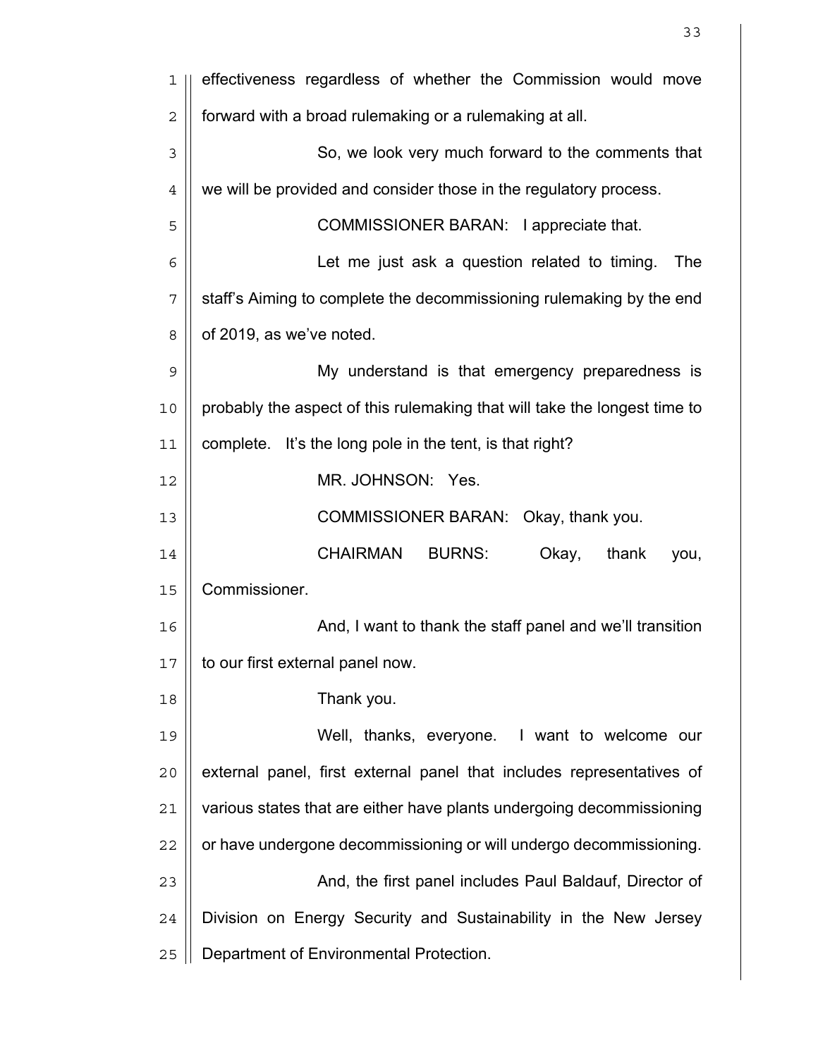effectiveness regardless of whether the Commission would move forward with a broad rulemaking or a rulemaking at all.

So, we look very much forward to the comments that we will be provided and consider those in the regulatory process.

COMMISSIONER BARAN: I appreciate that.

Let me just ask a question related to timing. The staff's Aiming to complete the decommissioning rulemaking by the end of 2019, as we've noted.

My understand is that emergency preparedness is probably the aspect of this rulemaking that will take the longest time to complete. It's the long pole in the tent, is that right?

MR. JOHNSON: Yes.

COMMISSIONER BARAN: Okay, thank you.

CHAIRMAN BURNS: Okay, thank you, Commissioner.

And, I want to thank the staff panel and we'll transition to our first external panel now.

Thank you.

Well, thanks, everyone. I want to welcome our external panel, first external panel that includes representatives of various states that are either have plants undergoing decommissioning or have undergone decommissioning or will undergo decommissioning.

And, the first panel includes Paul Baldauf, Director of Division on Energy Security and Sustainability in the New Jersey Department of Environmental Protection.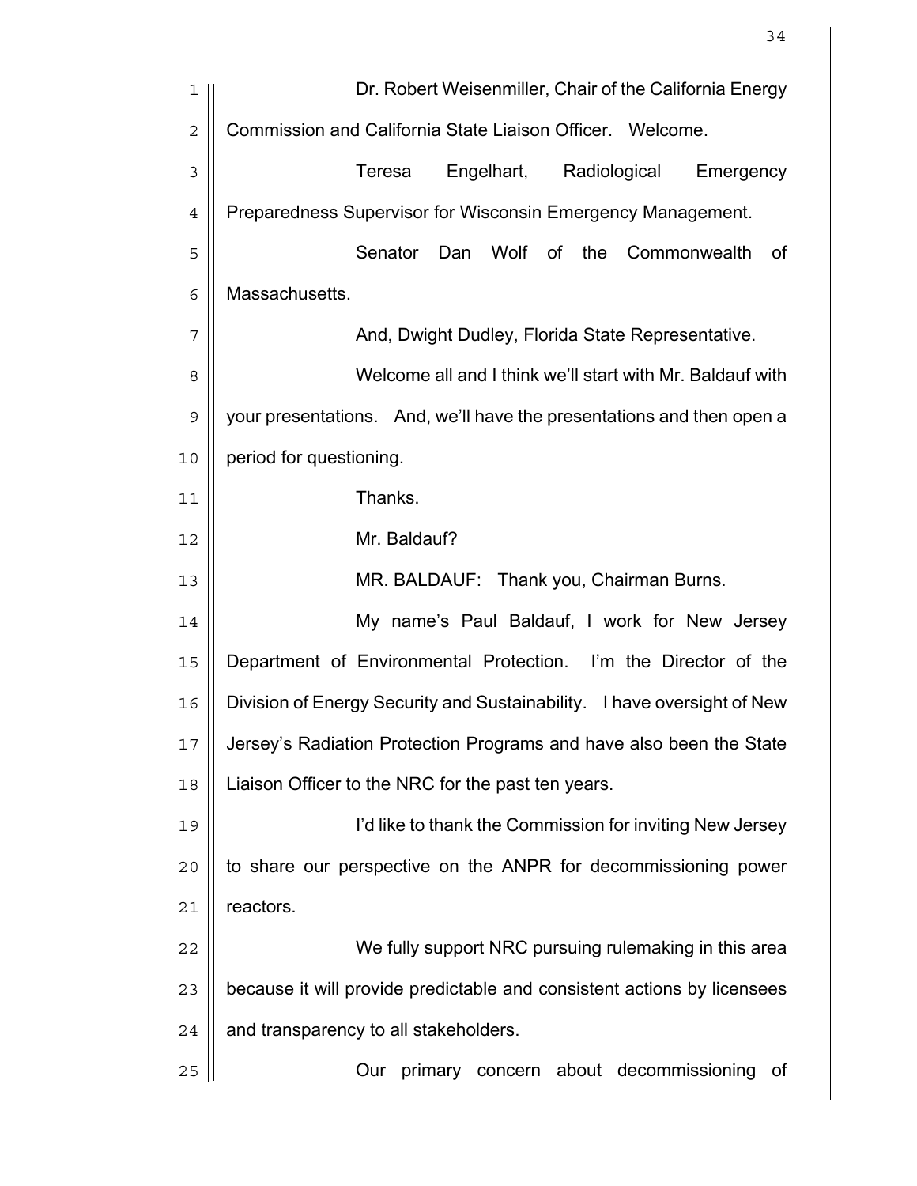Dr. Robert Weisenmiller, Chair of the California Energy Commission and California State Liaison Officer. Welcome.

Teresa Engelhart, Radiological Emergency Preparedness Supervisor for Wisconsin Emergency Management.

Senator Dan Wolf of the Commonwealth of Massachusetts.

And, Dwight Dudley, Florida State Representative.

Welcome all and I think we'll start with Mr. Baldauf with your presentations. And, we'll have the presentations and then open a period for questioning.

Thanks.

Mr. Baldauf?

MR. BALDAUF: Thank you, Chairman Burns.

My name's Paul Baldauf, I work for New Jersey Department of Environmental Protection. I'm the Director of the Division of Energy Security and Sustainability. I have oversight of New Jersey's Radiation Protection Programs and have also been the State Liaison Officer to the NRC for the past ten years.

I'd like to thank the Commission for inviting New Jersey to share our perspective on the ANPR for decommissioning power reactors.

We fully support NRC pursuing rulemaking in this area because it will provide predictable and consistent actions by licensees and transparency to all stakeholders.

Our primary concern about decommissioning of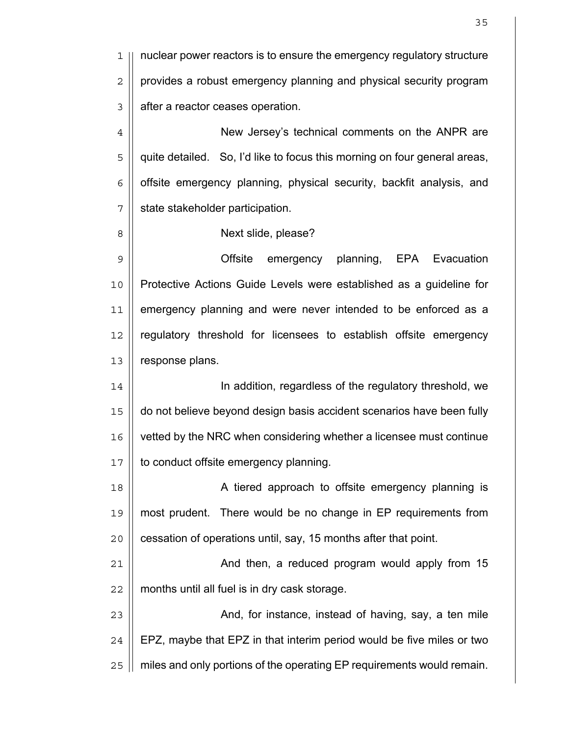nuclear power reactors is to ensure the emergency regulatory structure provides a robust emergency planning and physical security program after a reactor ceases operation.

New Jersey's technical comments on the ANPR are quite detailed. So, I'd like to focus this morning on four general areas, offsite emergency planning, physical security, backfit analysis, and state stakeholder participation.

Next slide, please?

Offsite emergency planning, EPA Evacuation Protective Actions Guide Levels were established as a guideline for emergency planning and were never intended to be enforced as a regulatory threshold for licensees to establish offsite emergency response plans.

In addition, regardless of the regulatory threshold, we do not believe beyond design basis accident scenarios have been fully vetted by the NRC when considering whether a licensee must continue to conduct offsite emergency planning.

A tiered approach to offsite emergency planning is most prudent. There would be no change in EP requirements from cessation of operations until, say, 15 months after that point.

And then, a reduced program would apply from 15 months until all fuel is in dry cask storage.

And, for instance, instead of having, say, a ten mile EPZ, maybe that EPZ in that interim period would be five miles or two miles and only portions of the operating EP requirements would remain.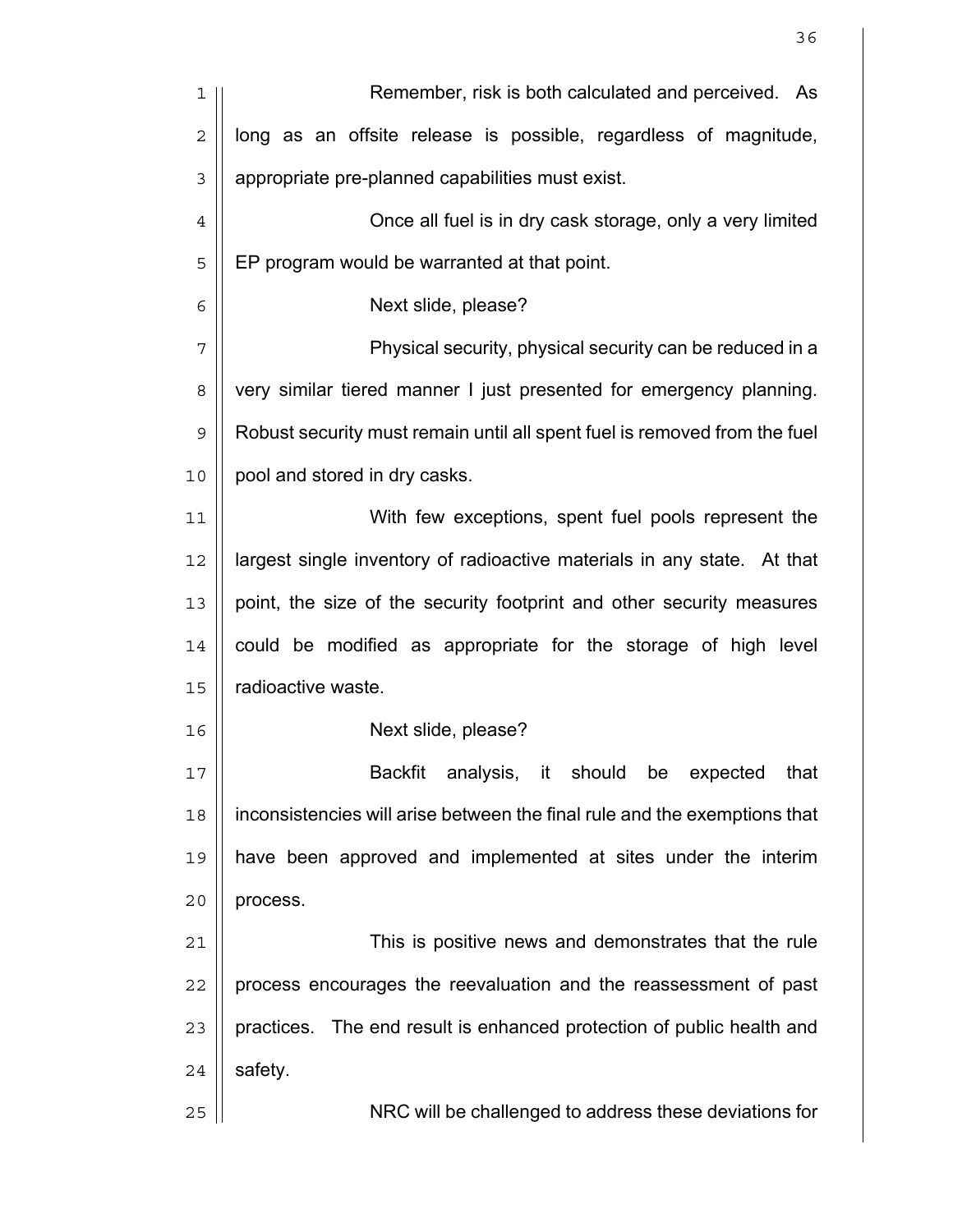Remember, risk is both calculated and perceived. As long as an offsite release is possible, regardless of magnitude, appropriate pre-planned capabilities must exist.

Once all fuel is in dry cask storage, only a very limited EP program would be warranted at that point.

Next slide, please?

Physical security, physical security can be reduced in a very similar tiered manner I just presented for emergency planning. Robust security must remain until all spent fuel is removed from the fuel pool and stored in dry casks.

With few exceptions, spent fuel pools represent the largest single inventory of radioactive materials in any state. At that point, the size of the security footprint and other security measures could be modified as appropriate for the storage of high level radioactive waste.

Next slide, please?

Backfit analysis, it should be expected that inconsistencies will arise between the final rule and the exemptions that have been approved and implemented at sites under the interim process.

This is positive news and demonstrates that the rule process encourages the reevaluation and the reassessment of past practices. The end result is enhanced protection of public health and safety.

NRC will be challenged to address these deviations for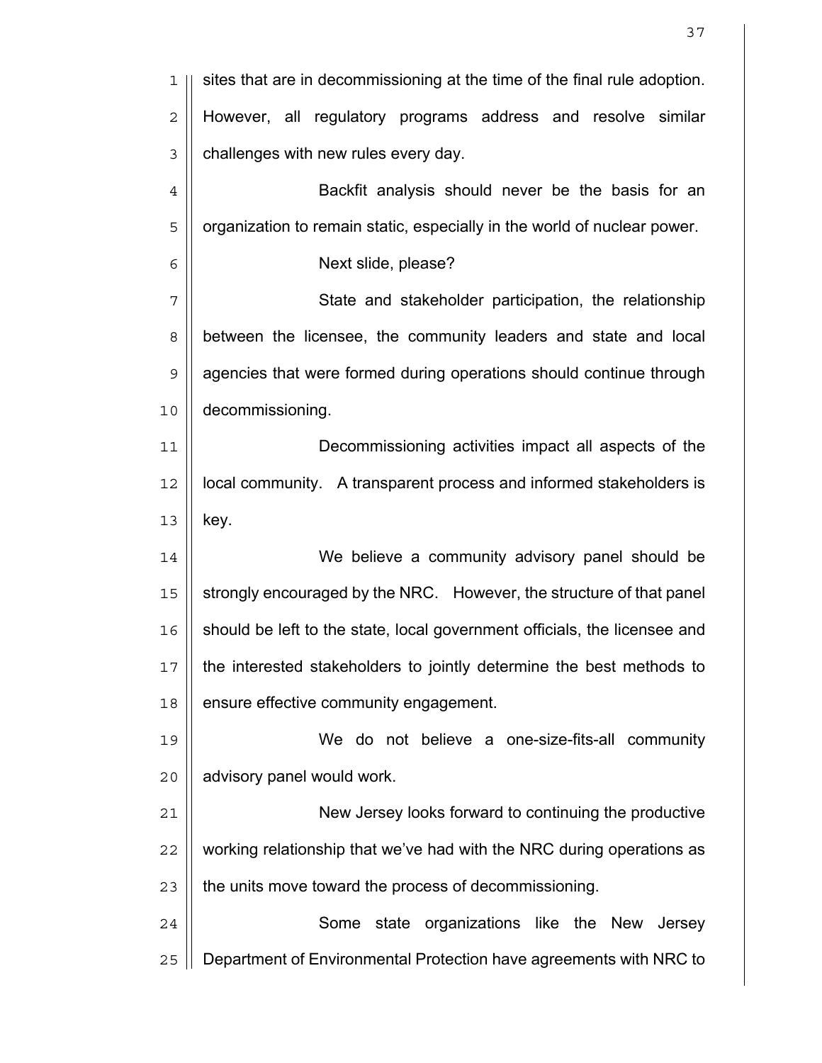sites that are in decommissioning at the time of the final rule adoption. However, all regulatory programs address and resolve similar challenges with new rules every day.

Backfit analysis should never be the basis for an organization to remain static, especially in the world of nuclear power.

Next slide, please?

State and stakeholder participation, the relationship between the licensee, the community leaders and state and local agencies that were formed during operations should continue through decommissioning.

Decommissioning activities impact all aspects of the local community. A transparent process and informed stakeholders is key.

We believe a community advisory panel should be strongly encouraged by the NRC. However, the structure of that panel should be left to the state, local government officials, the licensee and the interested stakeholders to jointly determine the best methods to ensure effective community engagement.

We do not believe a one-size-fits-all community advisory panel would work.

New Jersey looks forward to continuing the productive working relationship that we've had with the NRC during operations as the units move toward the process of decommissioning.

Some state organizations like the New Jersey Department of Environmental Protection have agreements with NRC to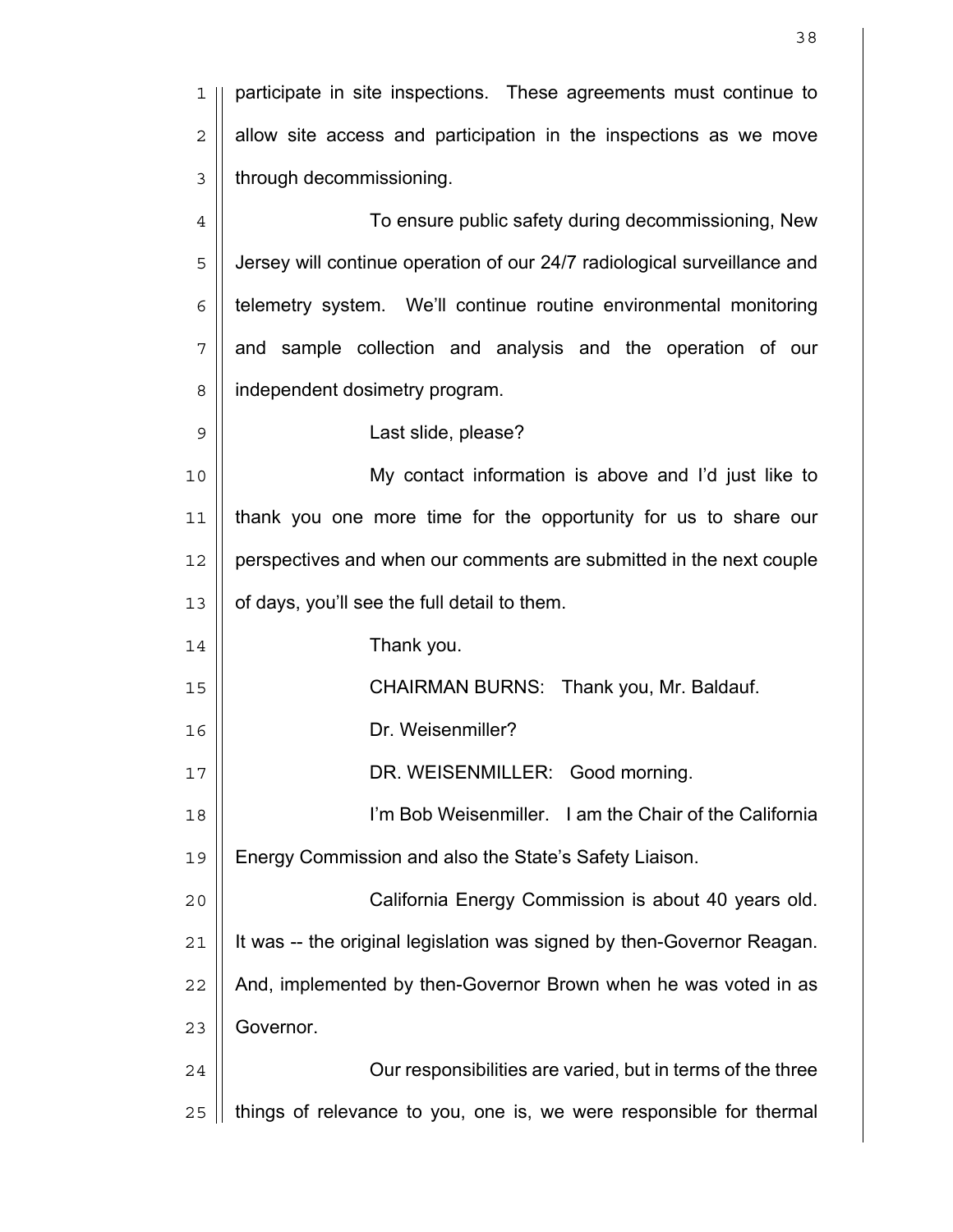participate in site inspections. These agreements must continue to allow site access and participation in the inspections as we move through decommissioning.

To ensure public safety during decommissioning, New Jersey will continue operation of our 24/7 radiological surveillance and telemetry system. We'll continue routine environmental monitoring and sample collection and analysis and the operation of our independent dosimetry program.

Last slide, please?

My contact information is above and I'd just like to thank you one more time for the opportunity for us to share our perspectives and when our comments are submitted in the next couple of days, you'll see the full detail to them.

Thank you.

CHAIRMAN BURNS: Thank you, Mr. Baldauf.

Dr. Weisenmiller?

DR. WEISENMILLER: Good morning.

I'm Bob Weisenmiller. I am the Chair of the California Energy Commission and also the State's Safety Liaison.

California Energy Commission is about 40 years old. It was -- the original legislation was signed by then-Governor Reagan. And, implemented by then-Governor Brown when he was voted in as Governor.

Our responsibilities are varied, but in terms of the three things of relevance to you, one is, we were responsible for thermal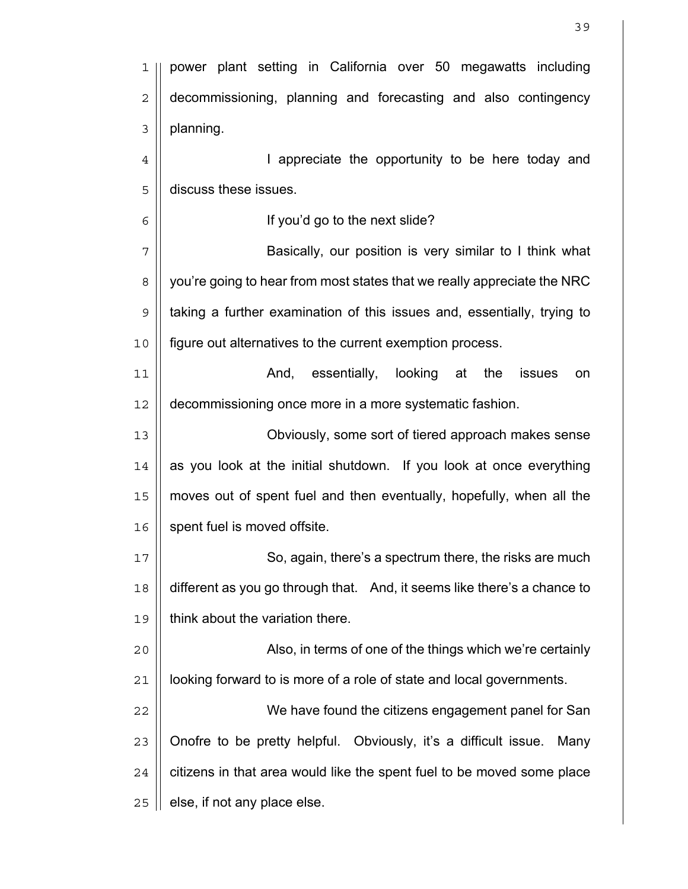power plant setting in California over 50 megawatts including decommissioning, planning and forecasting and also contingency planning.

I appreciate the opportunity to be here today and discuss these issues.

If you'd go to the next slide?

Basically, our position is very similar to I think what you're going to hear from most states that we really appreciate the NRC taking a further examination of this issues and, essentially, trying to figure out alternatives to the current exemption process.

And, essentially, looking at the issues on decommissioning once more in a more systematic fashion.

Obviously, some sort of tiered approach makes sense as you look at the initial shutdown. If you look at once everything moves out of spent fuel and then eventually, hopefully, when all the spent fuel is moved offsite.

So, again, there's a spectrum there, the risks are much different as you go through that. And, it seems like there's a chance to think about the variation there.

Also, in terms of one of the things which we're certainly looking forward to is more of a role of state and local governments.

We have found the citizens engagement panel for San Onofre to be pretty helpful. Obviously, it's a difficult issue. Many citizens in that area would like the spent fuel to be moved some place else, if not any place else.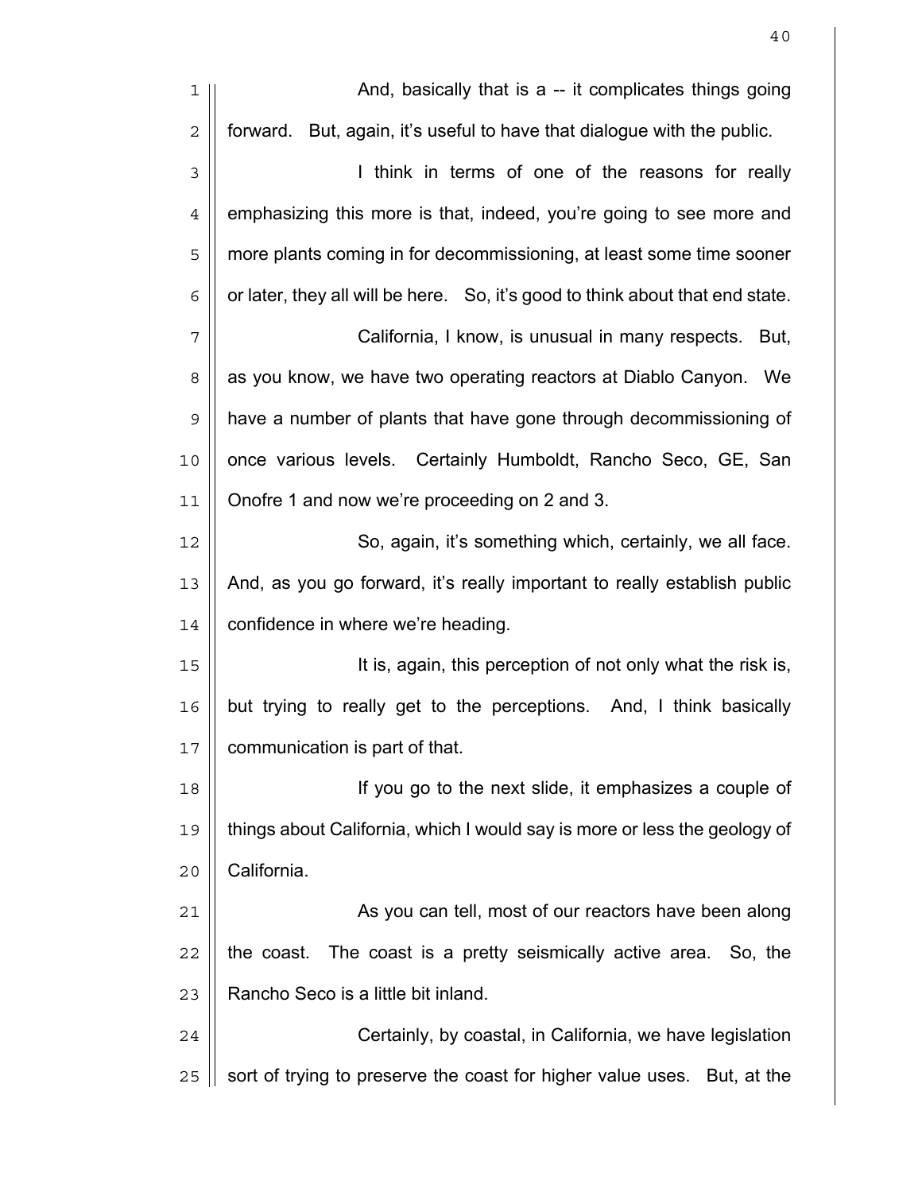And, basically that is a -- it complicates things going forward. But, again, it's useful to have that dialogue with the public.

I think in terms of one of the reasons for really emphasizing this more is that, indeed, you're going to see more and more plants coming in for decommissioning, at least some time sooner or later, they all will be here. So, it's good to think about that end state.

California, I know, is unusual in many respects. But, as you know, we have two operating reactors at Diablo Canyon. We have a number of plants that have gone through decommissioning of once various levels. Certainly Humboldt, Rancho Seco, GE, San Onofre 1 and now we're proceeding on 2 and 3.

So, again, it's something which, certainly, we all face. And, as you go forward, it's really important to really establish public confidence in where we're heading.

It is, again, this perception of not only what the risk is, but trying to really get to the perceptions. And, I think basically communication is part of that.

If you go to the next slide, it emphasizes a couple of things about California, which I would say is more or less the geology of California.

As you can tell, most of our reactors have been along the coast. The coast is a pretty seismically active area. So, the Rancho Seco is a little bit inland.

Certainly, by coastal, in California, we have legislation sort of trying to preserve the coast for higher value uses. But, at the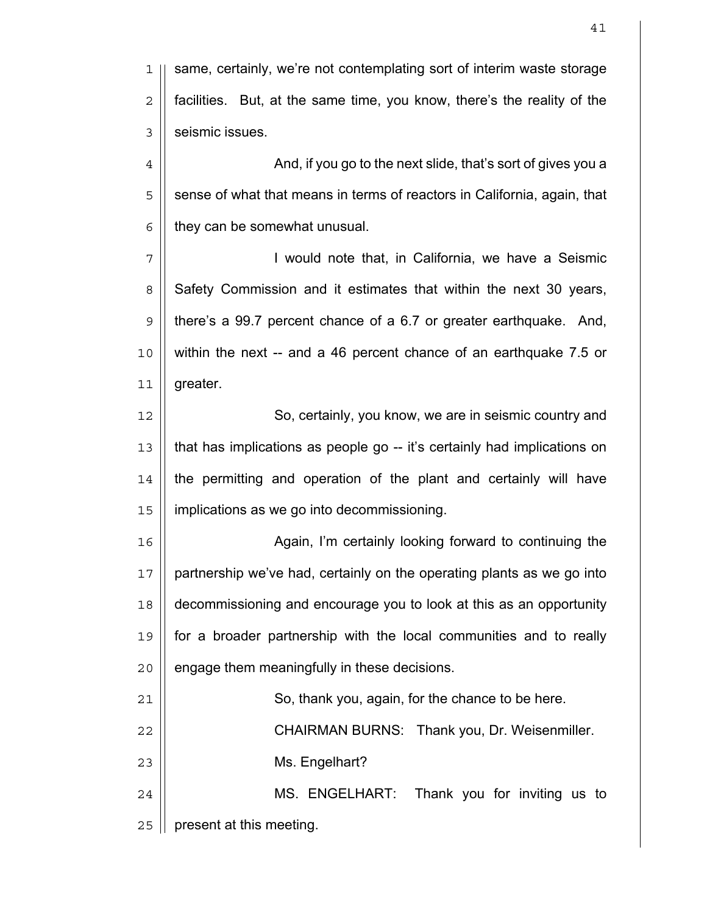same, certainly, we're not contemplating sort of interim waste storage facilities. But, at the same time, you know, there's the reality of the seismic issues.

And, if you go to the next slide, that's sort of gives you a sense of what that means in terms of reactors in California, again, that they can be somewhat unusual.

I would note that, in California, we have a Seismic Safety Commission and it estimates that within the next 30 years, there's a 99.7 percent chance of a 6.7 or greater earthquake. And, within the next -- and a 46 percent chance of an earthquake 7.5 or greater.

So, certainly, you know, we are in seismic country and that has implications as people go -- it's certainly had implications on the permitting and operation of the plant and certainly will have implications as we go into decommissioning.

Again, I'm certainly looking forward to continuing the partnership we've had, certainly on the operating plants as we go into decommissioning and encourage you to look at this as an opportunity for a broader partnership with the local communities and to really engage them meaningfully in these decisions.

So, thank you, again, for the chance to be here.

CHAIRMAN BURNS: Thank you, Dr. Weisenmiller.

Ms. Engelhart?

MS. ENGELHART: Thank you for inviting us to present at this meeting.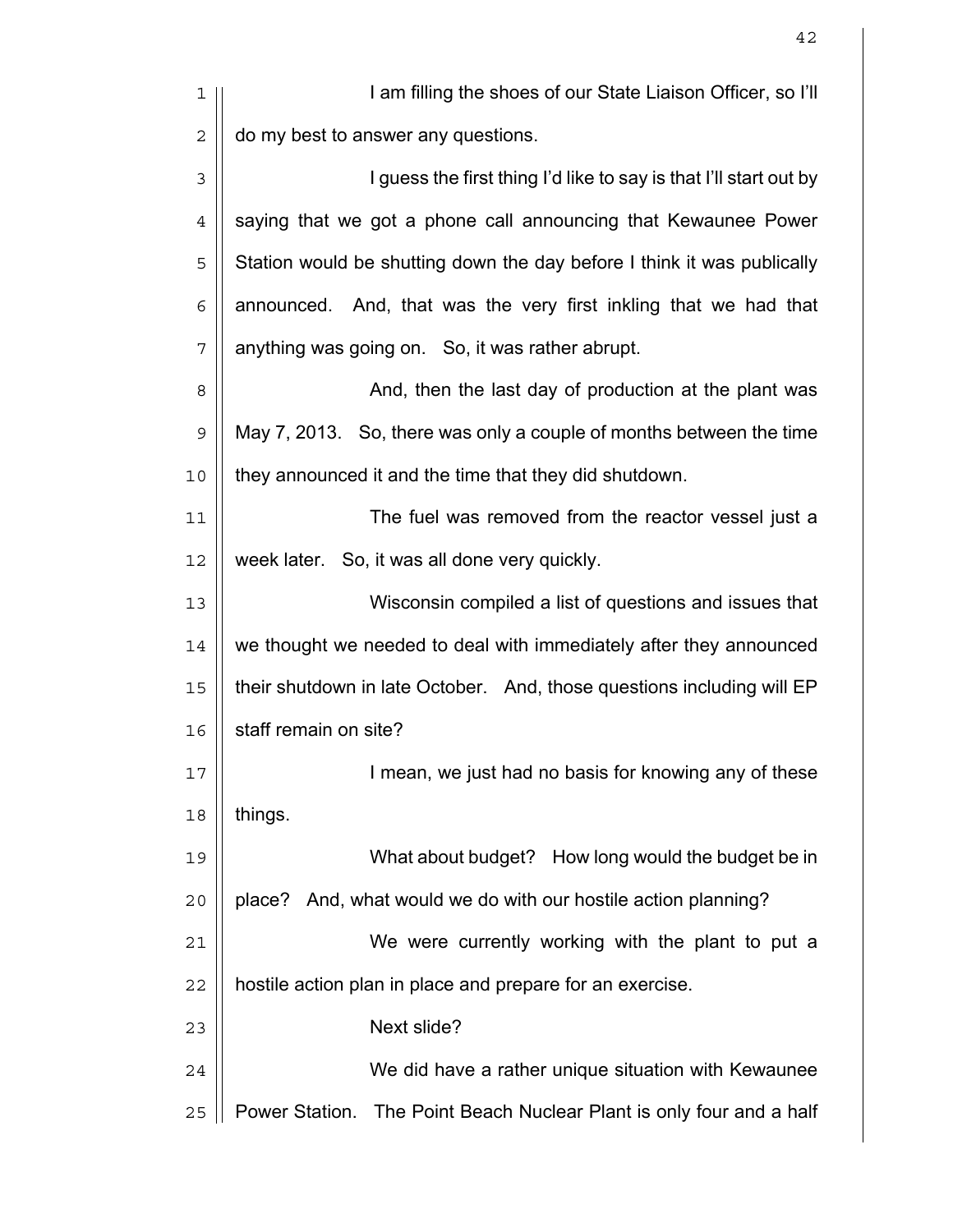I am filling the shoes of our State Liaison Officer, so I'll do my best to answer any questions.

I guess the first thing I'd like to say is that I'll start out by saying that we got a phone call announcing that Kewaunee Power Station would be shutting down the day before I think it was publically announced. And, that was the very first inkling that we had that anything was going on. So, it was rather abrupt.

And, then the last day of production at the plant was May 7, 2013. So, there was only a couple of months between the time they announced it and the time that they did shutdown.

The fuel was removed from the reactor vessel just a week later. So, it was all done very quickly.

Wisconsin compiled a list of questions and issues that we thought we needed to deal with immediately after they announced their shutdown in late October. And, those questions including will EP staff remain on site?

I mean, we just had no basis for knowing any of these things.

What about budget? How long would the budget be in place? And, what would we do with our hostile action planning?

We were currently working with the plant to put a hostile action plan in place and prepare for an exercise.

Next slide?

We did have a rather unique situation with Kewaunee Power Station. The Point Beach Nuclear Plant is only four and a half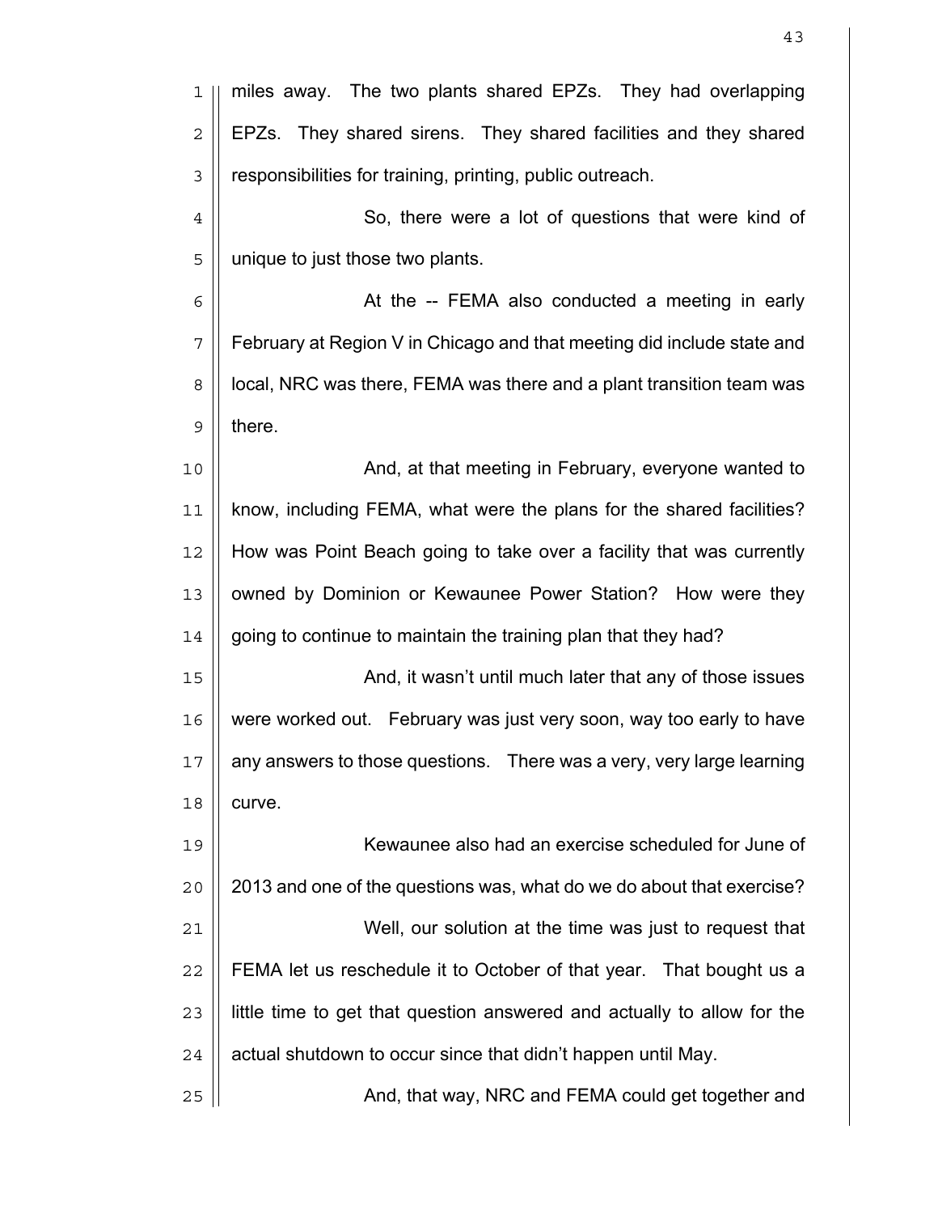miles away. The two plants shared EPZs. They had overlapping EPZs. They shared sirens. They shared facilities and they shared responsibilities for training, printing, public outreach.

So, there were a lot of questions that were kind of unique to just those two plants.

At the -- FEMA also conducted a meeting in early February at Region V in Chicago and that meeting did include state and local, NRC was there, FEMA was there and a plant transition team was there.

And, at that meeting in February, everyone wanted to know, including FEMA, what were the plans for the shared facilities? How was Point Beach going to take over a facility that was currently owned by Dominion or Kewaunee Power Station? How were they going to continue to maintain the training plan that they had?

And, it wasn't until much later that any of those issues were worked out. February was just very soon, way too early to have any answers to those questions. There was a very, very large learning curve.

Kewaunee also had an exercise scheduled for June of 2013 and one of the questions was, what do we do about that exercise?

Well, our solution at the time was just to request that FEMA let us reschedule it to October of that year. That bought us a little time to get that question answered and actually to allow for the actual shutdown to occur since that didn't happen until May.

And, that way, NRC and FEMA could get together and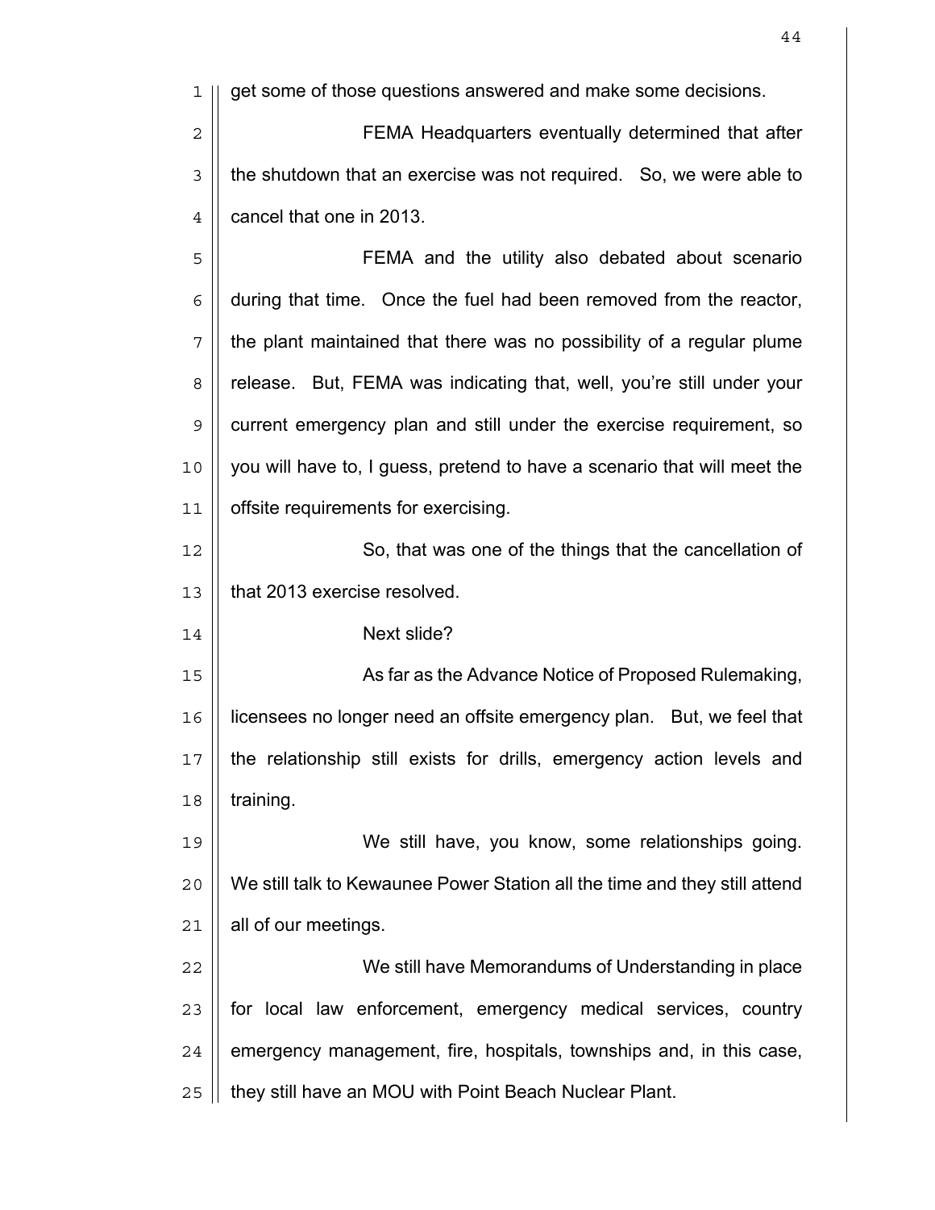get some of those questions answered and make some decisions.

FEMA Headquarters eventually determined that after the shutdown that an exercise was not required. So, we were able to cancel that one in 2013.

FEMA and the utility also debated about scenario during that time. Once the fuel had been removed from the reactor, the plant maintained that there was no possibility of a regular plume release. But, FEMA was indicating that, well, you're still under your current emergency plan and still under the exercise requirement, so you will have to, I guess, pretend to have a scenario that will meet the offsite requirements for exercising.

So, that was one of the things that the cancellation of that 2013 exercise resolved.

Next slide?

As far as the Advance Notice of Proposed Rulemaking, licensees no longer need an offsite emergency plan. But, we feel that the relationship still exists for drills, emergency action levels and training.

We still have, you know, some relationships going. We still talk to Kewaunee Power Station all the time and they still attend all of our meetings.

We still have Memorandums of Understanding in place for local law enforcement, emergency medical services, country emergency management, fire, hospitals, townships and, in this case, they still have an MOU with Point Beach Nuclear Plant.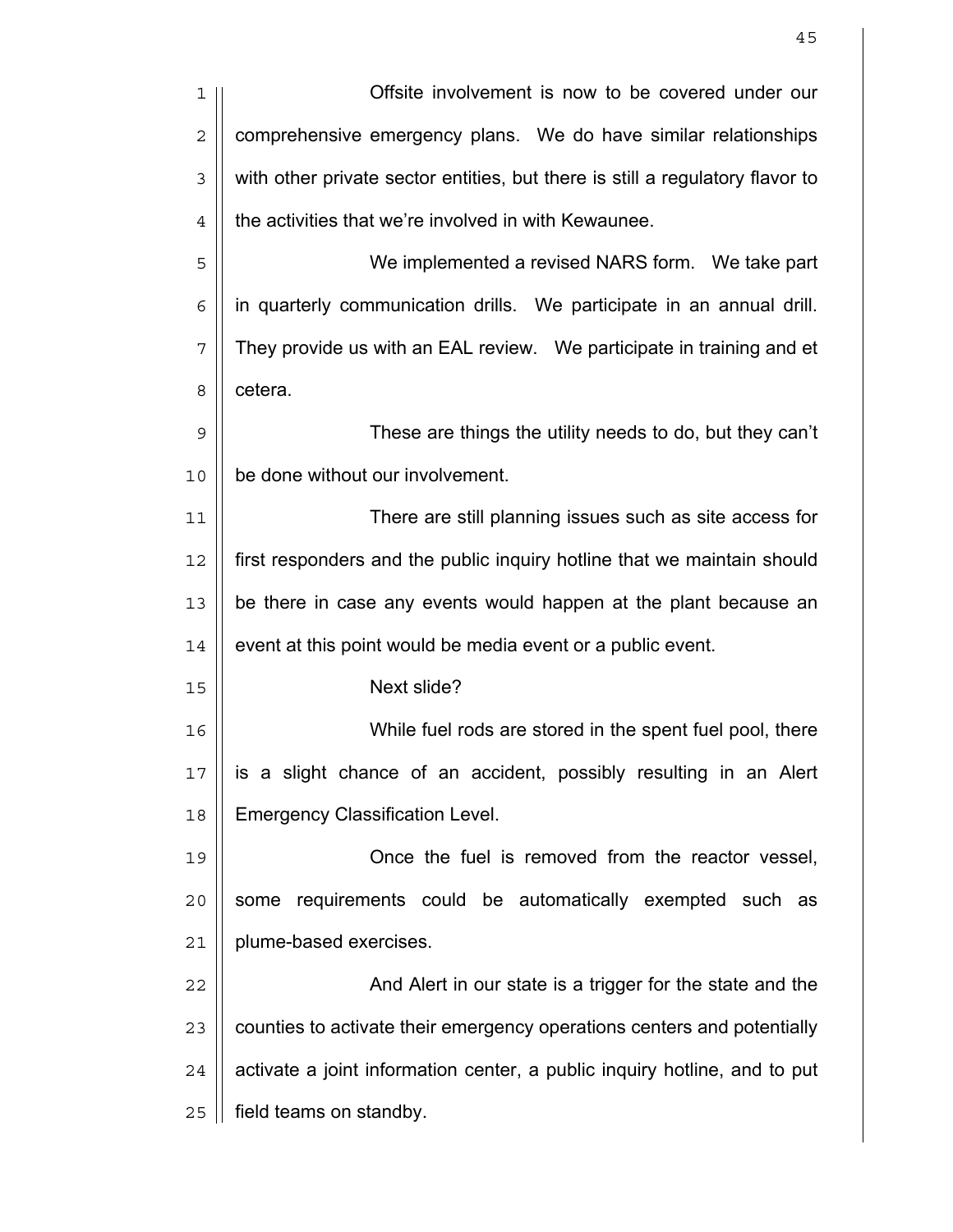Offsite involvement is now to be covered under our comprehensive emergency plans. We do have similar relationships with other private sector entities, but there is still a regulatory flavor to the activities that we're involved in with Kewaunee.

We implemented a revised NARS form. We take part in quarterly communication drills. We participate in an annual drill. They provide us with an EAL review. We participate in training and et cetera.

These are things the utility needs to do, but they can't be done without our involvement.

There are still planning issues such as site access for first responders and the public inquiry hotline that we maintain should be there in case any events would happen at the plant because an event at this point would be media event or a public event.

Next slide?

While fuel rods are stored in the spent fuel pool, there is a slight chance of an accident, possibly resulting in an Alert Emergency Classification Level.

Once the fuel is removed from the reactor vessel, some requirements could be automatically exempted such as plume-based exercises.

And Alert in our state is a trigger for the state and the counties to activate their emergency operations centers and potentially activate a joint information center, a public inquiry hotline, and to put field teams on standby.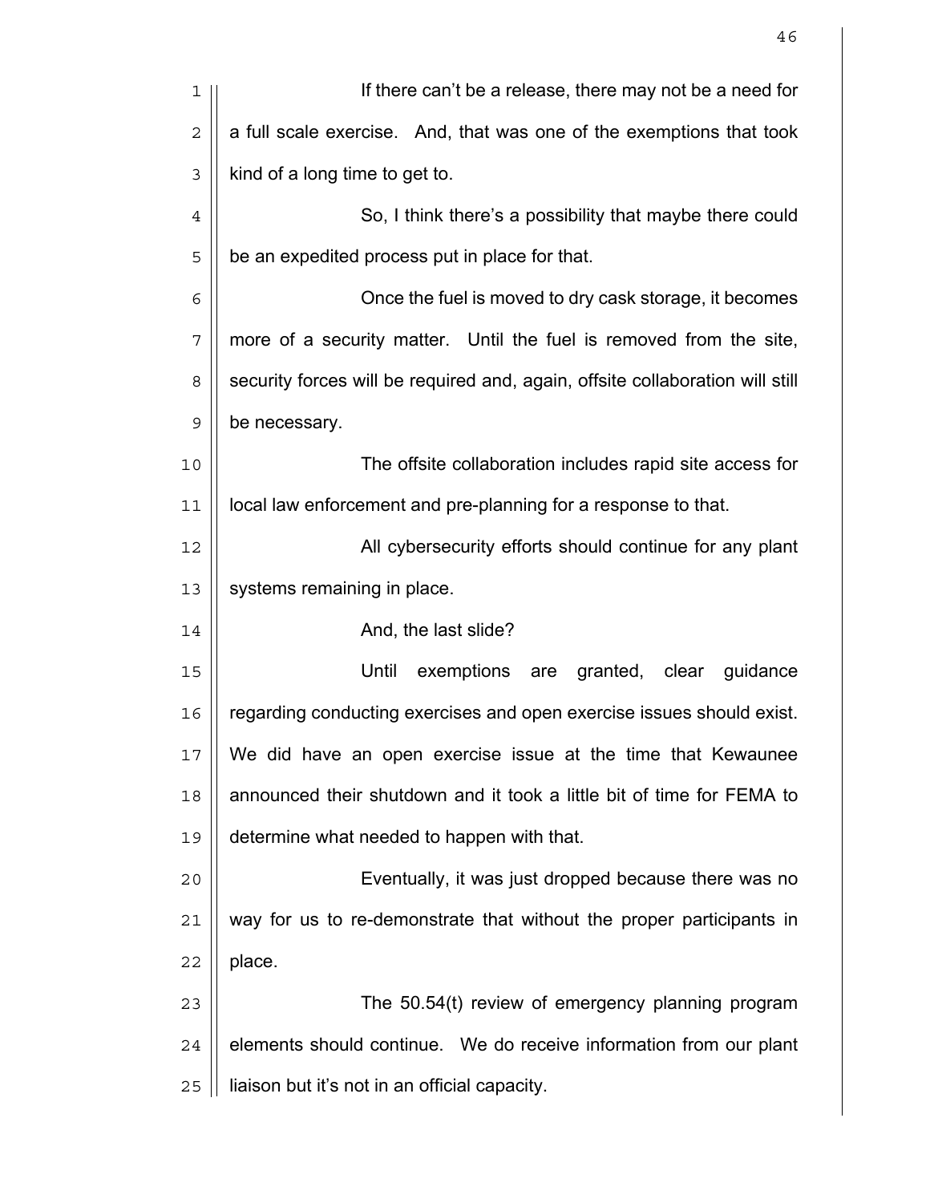If there can't be a release, there may not be a need for a full scale exercise. And, that was one of the exemptions that took kind of a long time to get to.

So, I think there's a possibility that maybe there could be an expedited process put in place for that.

Once the fuel is moved to dry cask storage, it becomes more of a security matter. Until the fuel is removed from the site, security forces will be required and, again, offsite collaboration will still be necessary.

The offsite collaboration includes rapid site access for local law enforcement and pre-planning for a response to that.

All cybersecurity efforts should continue for any plant systems remaining in place.

And, the last slide?

Until exemptions are granted, clear guidance regarding conducting exercises and open exercise issues should exist. We did have an open exercise issue at the time that Kewaunee announced their shutdown and it took a little bit of time for FEMA to determine what needed to happen with that.

Eventually, it was just dropped because there was no way for us to re-demonstrate that without the proper participants in place.

The 50.54(t) review of emergency planning program elements should continue. We do receive information from our plant liaison but it's not in an official capacity.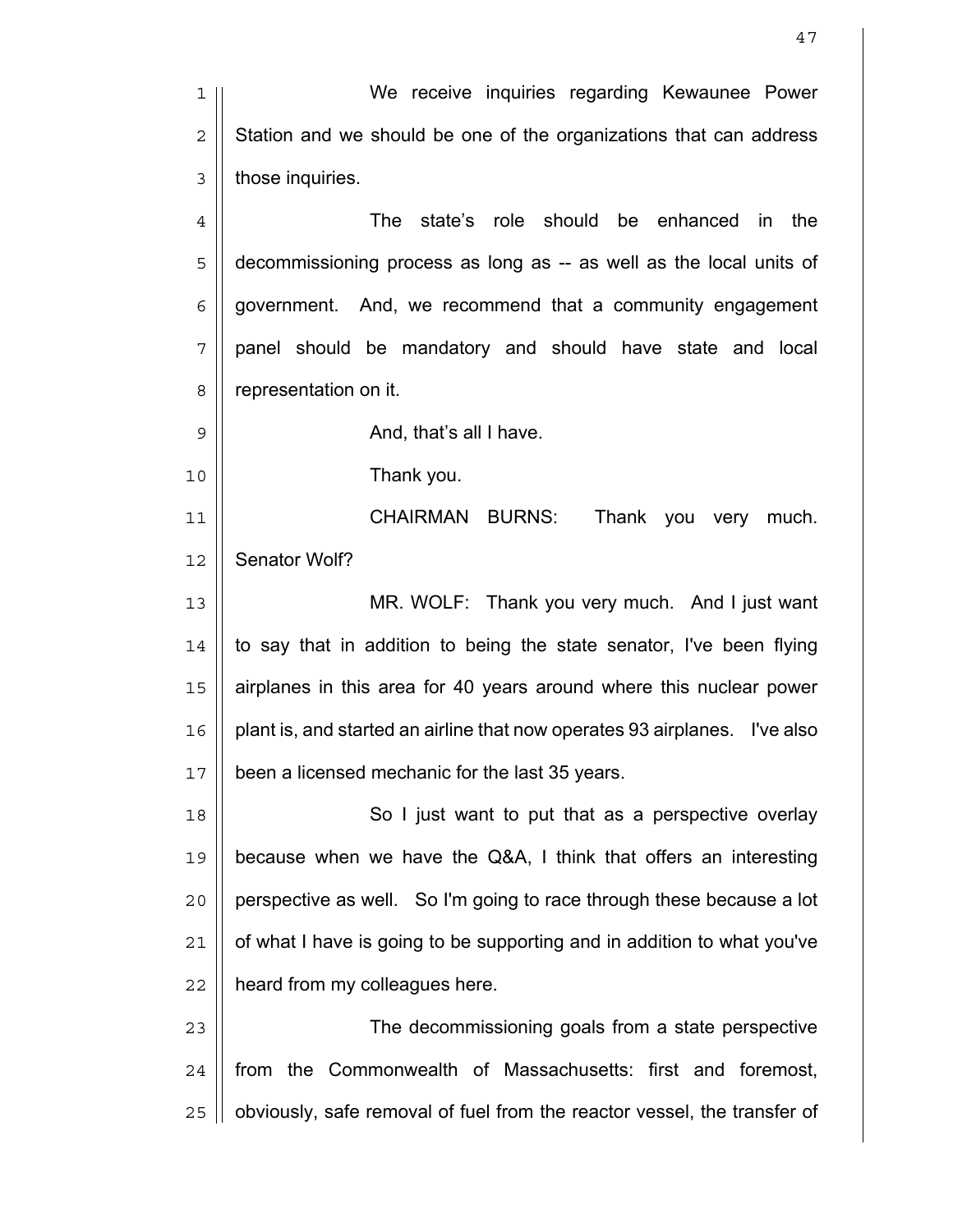We receive inquiries regarding Kewaunee Power Station and we should be one of the organizations that can address those inquiries.

The state's role should be enhanced in the decommissioning process as long as -- as well as the local units of government. And, we recommend that a community engagement panel should be mandatory and should have state and local representation on it.

And, that's all I have.

Thank you.

CHAIRMAN BURNS: Thank you very much. Senator Wolf?

MR. WOLF: Thank you very much. And I just want to say that in addition to being the state senator, I've been flying airplanes in this area for 40 years around where this nuclear power plant is, and started an airline that now operates 93 airplanes. I've also been a licensed mechanic for the last 35 years.

So I just want to put that as a perspective overlay because when we have the Q&A, I think that offers an interesting perspective as well. So I'm going to race through these because a lot of what I have is going to be supporting and in addition to what you've heard from my colleagues here.

The decommissioning goals from a state perspective from the Commonwealth of Massachusetts: first and foremost, obviously, safe removal of fuel from the reactor vessel, the transfer of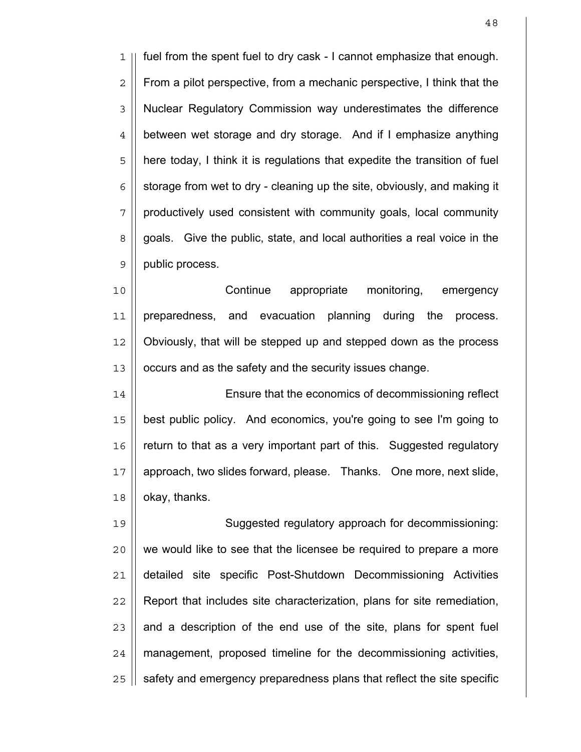fuel from the spent fuel to dry cask - I cannot emphasize that enough. From a pilot perspective, from a mechanic perspective, I think that the Nuclear Regulatory Commission way underestimates the difference between wet storage and dry storage. And if I emphasize anything here today, I think it is regulations that expedite the transition of fuel storage from wet to dry - cleaning up the site, obviously, and making it productively used consistent with community goals, local community goals. Give the public, state, and local authorities a real voice in the public process.

Continue appropriate monitoring, emergency preparedness, and evacuation planning during the process. Obviously, that will be stepped up and stepped down as the process occurs and as the safety and the security issues change.

Ensure that the economics of decommissioning reflect best public policy. And economics, you're going to see I'm going to return to that as a very important part of this. Suggested regulatory approach, two slides forward, please. Thanks. One more, next slide, okay, thanks.

Suggested regulatory approach for decommissioning: we would like to see that the licensee be required to prepare a more detailed site specific Post-Shutdown Decommissioning Activities Report that includes site characterization, plans for site remediation, and a description of the end use of the site, plans for spent fuel management, proposed timeline for the decommissioning activities, safety and emergency preparedness plans that reflect the site specific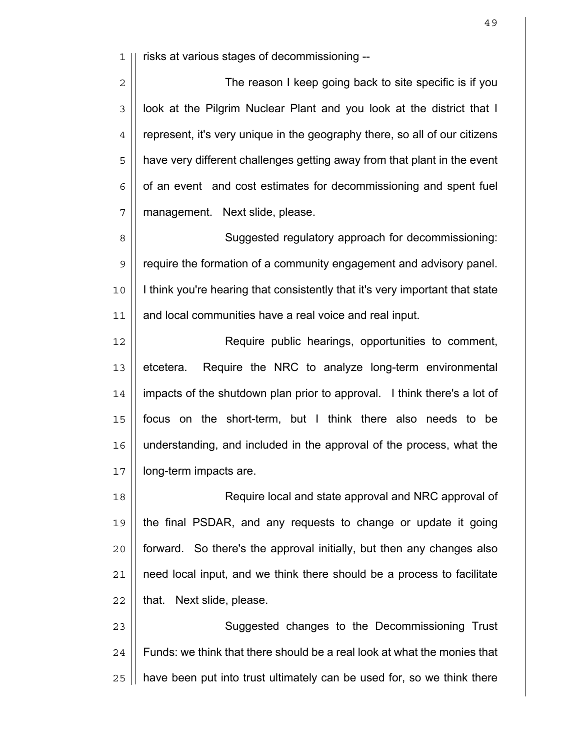risks at various stages of decommissioning --

The reason I keep going back to site specific is if you look at the Pilgrim Nuclear Plant and you look at the district that I represent, it's very unique in the geography there, so all of our citizens have very different challenges getting away from that plant in the event of an event and cost estimates for decommissioning and spent fuel management. Next slide, please.

Suggested regulatory approach for decommissioning: require the formation of a community engagement and advisory panel. I think you're hearing that consistently that it's very important that state and local communities have a real voice and real input.

Require public hearings, opportunities to comment, etcetera. Require the NRC to analyze long-term environmental impacts of the shutdown plan prior to approval. I think there's a lot of focus on the short-term, but I think there also needs to be understanding, and included in the approval of the process, what the long-term impacts are.

Require local and state approval and NRC approval of the final PSDAR, and any requests to change or update it going forward. So there's the approval initially, but then any changes also need local input, and we think there should be a process to facilitate that. Next slide, please.

Suggested changes to the Decommissioning Trust Funds: we think that there should be a real look at what the monies that have been put into trust ultimately can be used for, so we think there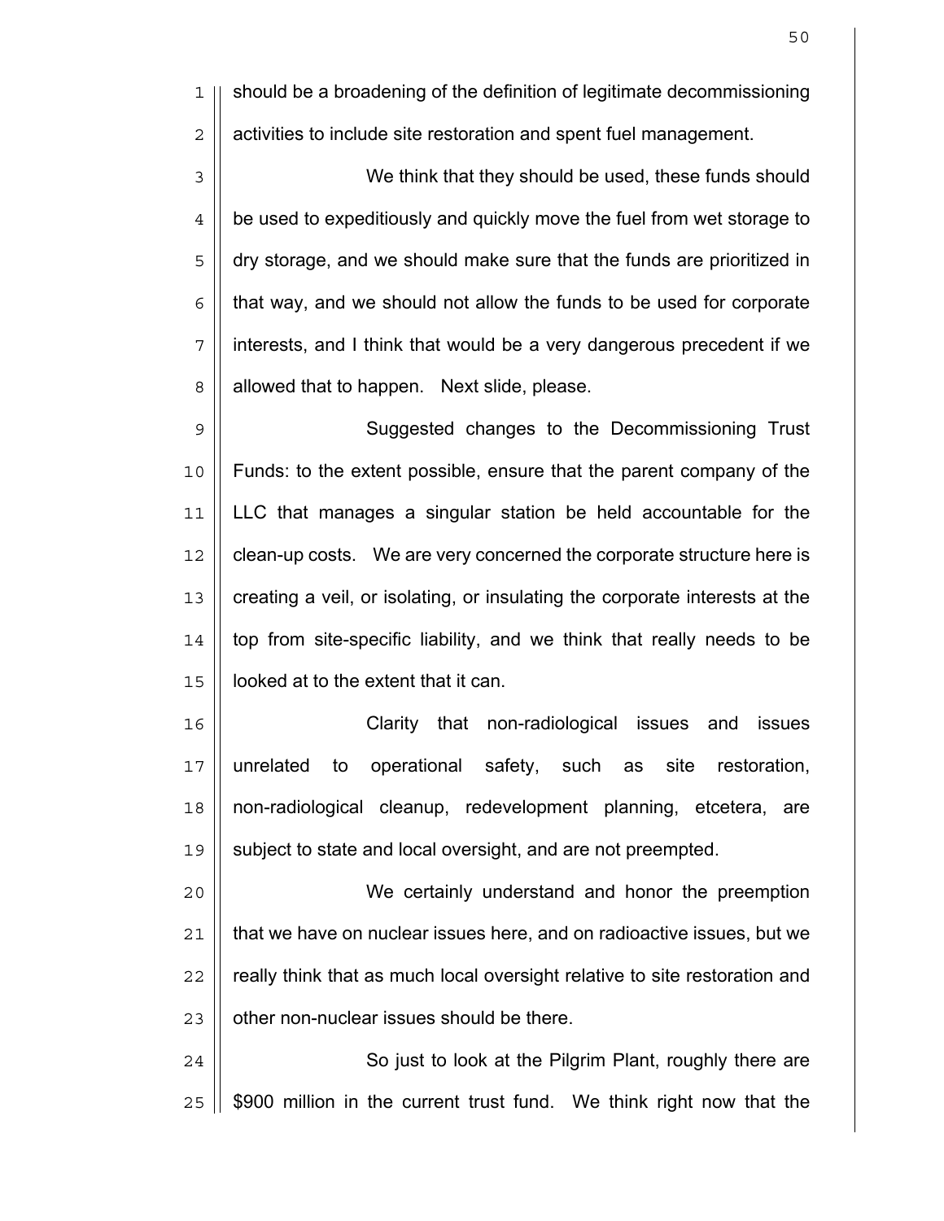should be a broadening of the definition of legitimate decommissioning activities to include site restoration and spent fuel management.

We think that they should be used, these funds should be used to expeditiously and quickly move the fuel from wet storage to dry storage, and we should make sure that the funds are prioritized in that way, and we should not allow the funds to be used for corporate interests, and I think that would be a very dangerous precedent if we allowed that to happen. Next slide, please.

Suggested changes to the Decommissioning Trust Funds: to the extent possible, ensure that the parent company of the LLC that manages a singular station be held accountable for the clean-up costs. We are very concerned the corporate structure here is creating a veil, or isolating, or insulating the corporate interests at the top from site-specific liability, and we think that really needs to be looked at to the extent that it can.

Clarity that non-radiological issues and issues unrelated to operational safety, such as site restoration, non-radiological cleanup, redevelopment planning, etcetera, are subject to state and local oversight, and are not preempted.

We certainly understand and honor the preemption that we have on nuclear issues here, and on radioactive issues, but we really think that as much local oversight relative to site restoration and other non-nuclear issues should be there.

So just to look at the Pilgrim Plant, roughly there are $900 million in the current trust fund. We think right now that the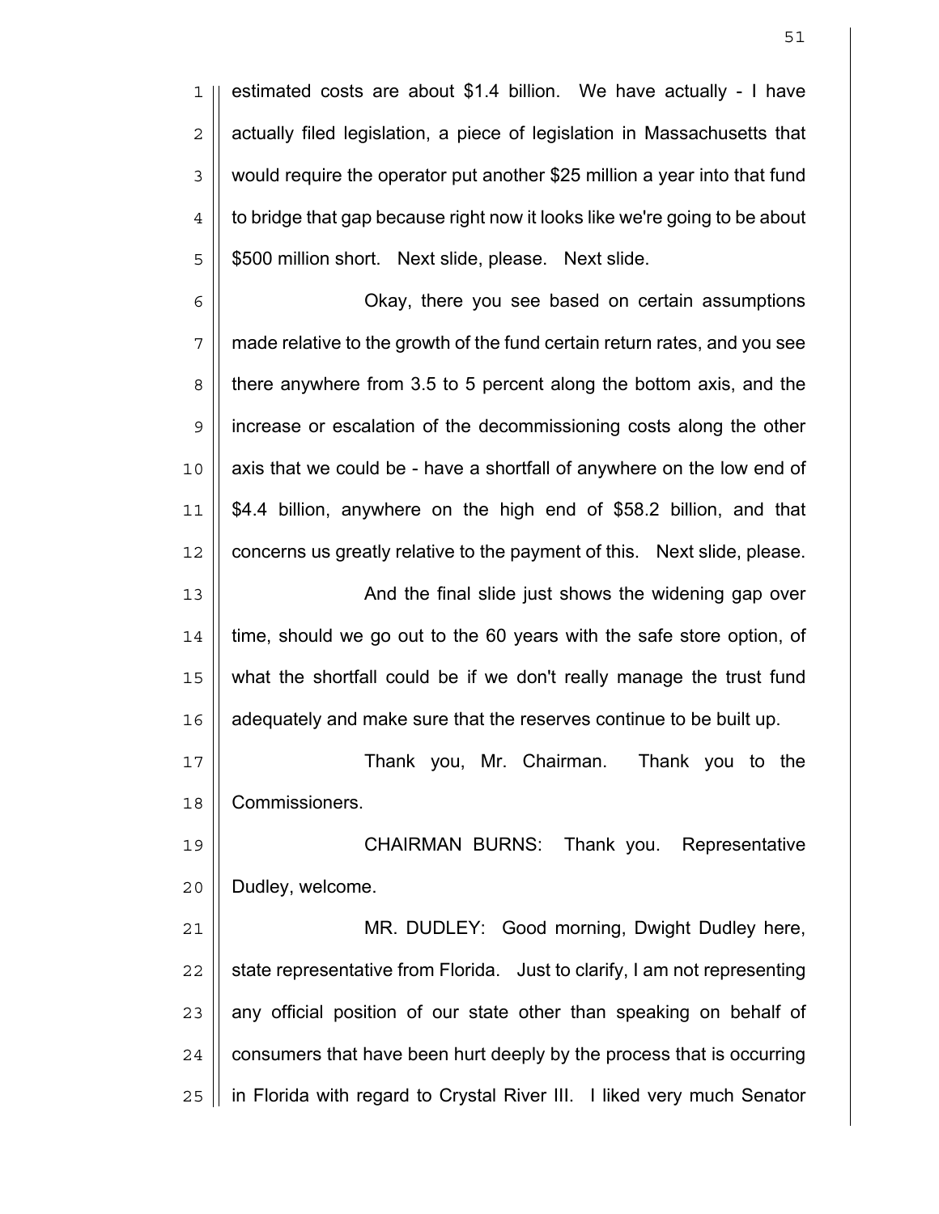estimated costs are about $1.4 billion. We have actually - I have actually filed legislation, a piece of legislation in Massachusetts that would require the operator put another $25 million a year into that fund to bridge that gap because right now it looks like we're going to be about $500 million short. Next slide, please. Next slide.

Okay, there you see based on certain assumptions made relative to the growth of the fund certain return rates, and you see there anywhere from 3.5 to 5 percent along the bottom axis, and the increase or escalation of the decommissioning costs along the other axis that we could be - have a shortfall of anywhere on the low end of $4.4 billion, anywhere on the high end of $58.2 billion, and that concerns us greatly relative to the payment of this. Next slide, please.

And the final slide just shows the widening gap over time, should we go out to the 60 years with the safe store option, of what the shortfall could be if we don't really manage the trust fund adequately and make sure that the reserves continue to be built up.

Thank you, Mr. Chairman. Thank you to the Commissioners.

CHAIRMAN BURNS: Thank you. Representative Dudley, welcome.

MR. DUDLEY: Good morning, Dwight Dudley here, state representative from Florida. Just to clarify, I am not representing any official position of our state other than speaking on behalf of consumers that have been hurt deeply by the process that is occurring in Florida with regard to Crystal River III. I liked very much Senator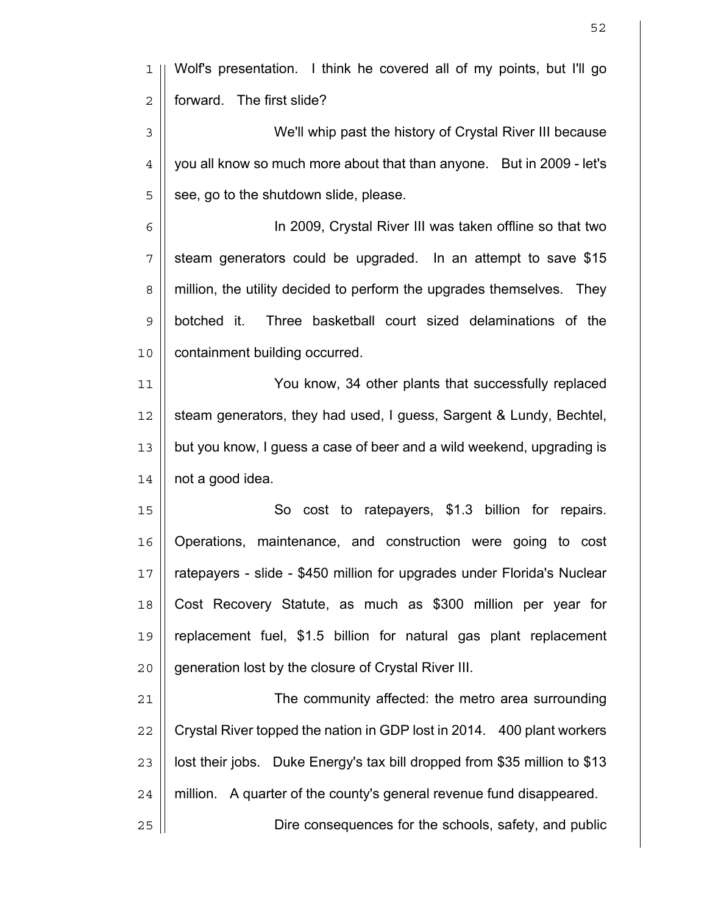Wolf's presentation. I think he covered all of my points, but I'll go forward. The first slide?

We'll whip past the history of Crystal River III because you all know so much more about that than anyone. But in 2009 - let's see, go to the shutdown slide, please.

In 2009, Crystal River III was taken offline so that two steam generators could be upgraded. In an attempt to save $15 million, the utility decided to perform the upgrades themselves. They botched it. Three basketball court sized delaminations of the containment building occurred.

You know, 34 other plants that successfully replaced steam generators, they had used, I guess, Sargent & Lundy, Bechtel, but you know, I guess a case of beer and a wild weekend, upgrading is not a good idea.

So cost to ratepayers, $1.3 billion for repairs. Operations, maintenance, and construction were going to cost ratepayers - slide - $450 million for upgrades under Florida's Nuclear Cost Recovery Statute, as much as $300 million per year for replacement fuel, $1.5 billion for natural gas plant replacement generation lost by the closure of Crystal River III.

The community affected: the metro area surrounding Crystal River topped the nation in GDP lost in 2014. 400 plant workers lost their jobs. Duke Energy's tax bill dropped from $35 million to $13 million. A quarter of the county's general revenue fund disappeared.

Dire consequences for the schools, safety, and public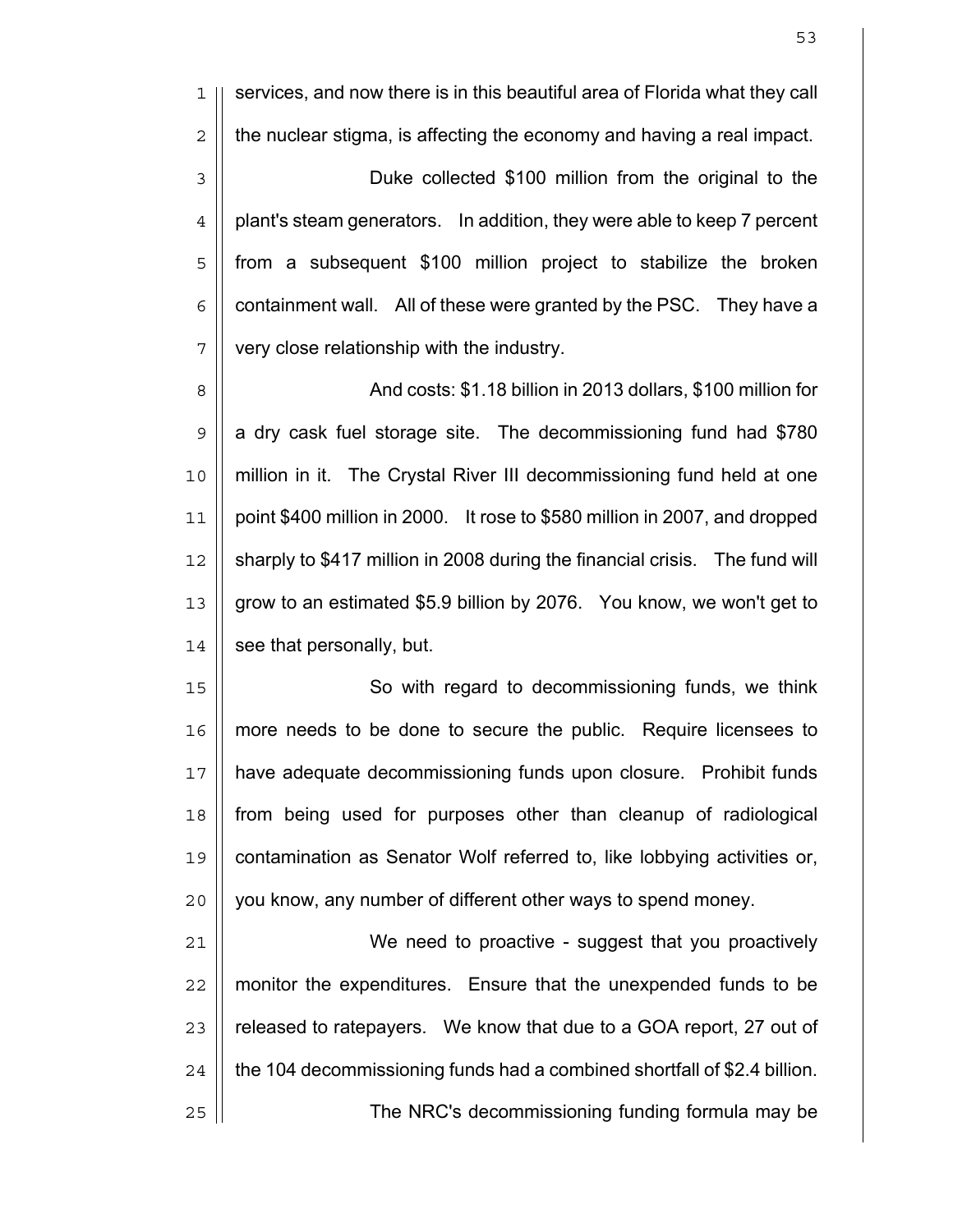services, and now there is in this beautiful area of Florida what they call the nuclear stigma, is affecting the economy and having a real impact.

Duke collected $100 million from the original to the plant's steam generators. In addition, they were able to keep 7 percent from a subsequent $100 million project to stabilize the broken containment wall. All of these were granted by the PSC. They have a very close relationship with the industry.

And costs: $1.18 billion in 2013 dollars, $100 million for a dry cask fuel storage site. The decommissioning fund had $780 million in it. The Crystal River III decommissioning fund held at one point $400 million in 2000. It rose to $580 million in 2007, and dropped sharply to $417 million in 2008 during the financial crisis. The fund will grow to an estimated $5.9 billion by 2076. You know, we won't get to see that personally, but.

So with regard to decommissioning funds, we think more needs to be done to secure the public. Require licensees to have adequate decommissioning funds upon closure. Prohibit funds from being used for purposes other than cleanup of radiological contamination as Senator Wolf referred to, like lobbying activities or, you know, any number of different other ways to spend money.

We need to proactive - suggest that you proactively monitor the expenditures. Ensure that the unexpended funds to be released to ratepayers. We know that due to a GOA report, 27 out of the 104 decommissioning funds had a combined shortfall of $2.4 billion.

The NRC's decommissioning funding formula may be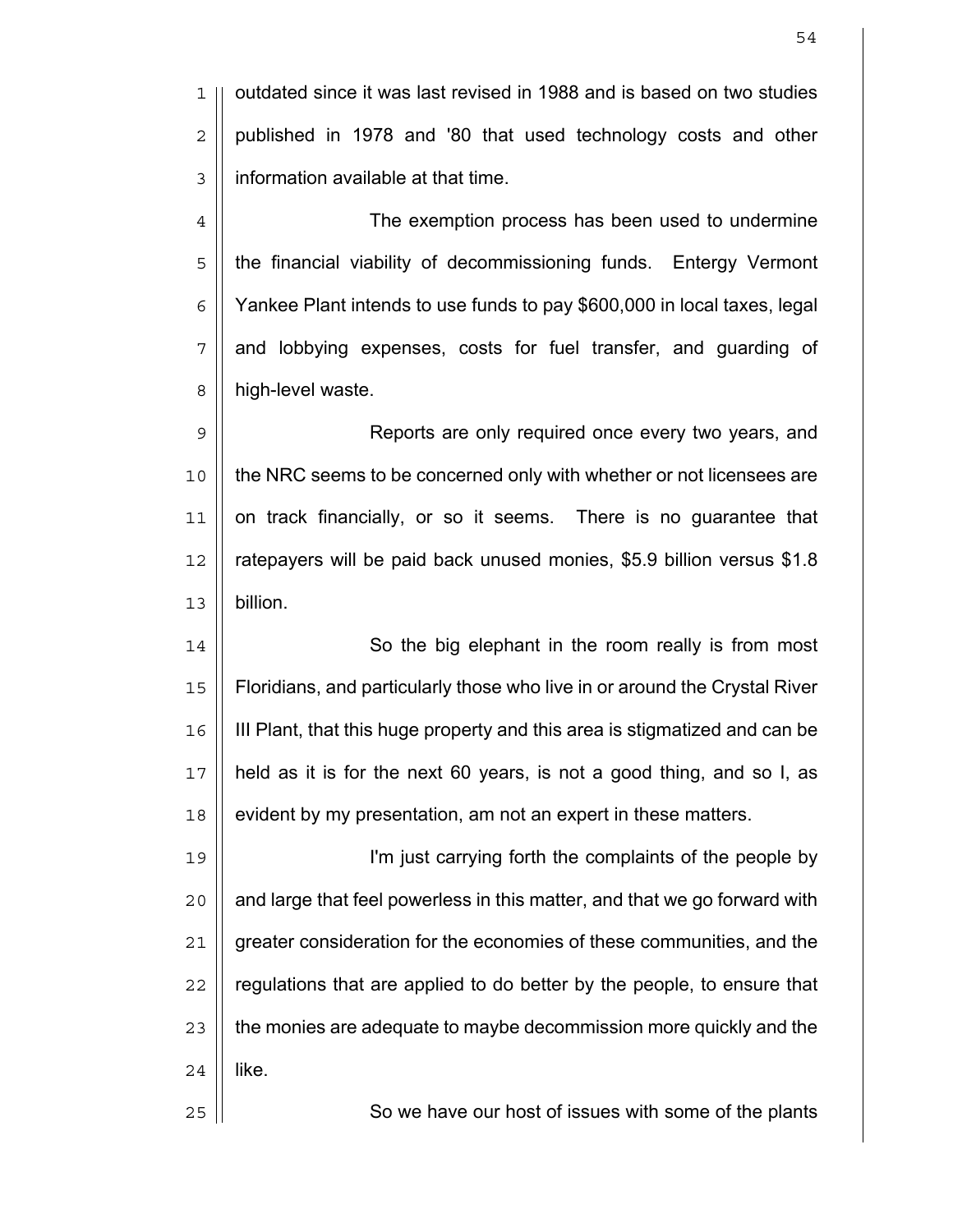outdated since it was last revised in 1988 and is based on two studies published in 1978 and '80 that used technology costs and other information available at that time.

The exemption process has been used to undermine the financial viability of decommissioning funds. Entergy Vermont Yankee Plant intends to use funds to pay $600,000 in local taxes, legal and lobbying expenses, costs for fuel transfer, and guarding of high-level waste.

Reports are only required once every two years, and the NRC seems to be concerned only with whether or not licensees are on track financially, or so it seems. There is no guarantee that ratepayers will be paid back unused monies, $5.9 billion versus $1.8 billion.

So the big elephant in the room really is from most Floridians, and particularly those who live in or around the Crystal River III Plant, that this huge property and this area is stigmatized and can be held as it is for the next 60 years, is not a good thing, and so I, as evident by my presentation, am not an expert in these matters.

I'm just carrying forth the complaints of the people by and large that feel powerless in this matter, and that we go forward with greater consideration for the economies of these communities, and the regulations that are applied to do better by the people, to ensure that the monies are adequate to maybe decommission more quickly and the like.

So we have our host of issues with some of the plants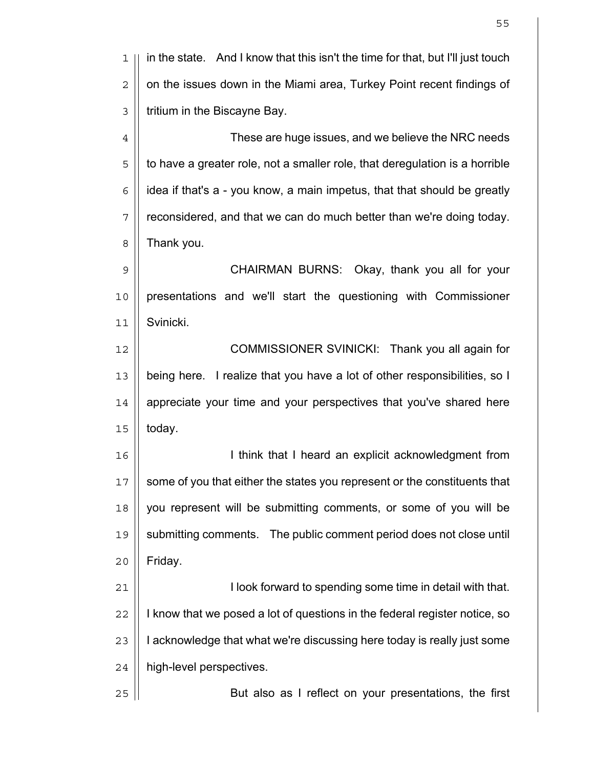in the state. And I know that this isn't the time for that, but I'll just touch on the issues down in the Miami area, Turkey Point recent findings of tritium in the Biscayne Bay.

These are huge issues, and we believe the NRC needs to have a greater role, not a smaller role, that deregulation is a horrible idea if that's a - you know, a main impetus, that that should be greatly reconsidered, and that we can do much better than we're doing today. Thank you.

CHAIRMAN BURNS: Okay, thank you all for your presentations and we'll start the questioning with Commissioner Svinicki.

COMMISSIONER SVINICKI: Thank you all again for being here. I realize that you have a lot of other responsibilities, so I appreciate your time and your perspectives that you've shared here today.

I think that I heard an explicit acknowledgment from some of you that either the states you represent or the constituents that you represent will be submitting comments, or some of you will be submitting comments. The public comment period does not close until Friday.

I look forward to spending some time in detail with that. I know that we posed a lot of questions in the federal register notice, so I acknowledge that what we're discussing here today is really just some high-level perspectives.

But also as I reflect on your presentations, the first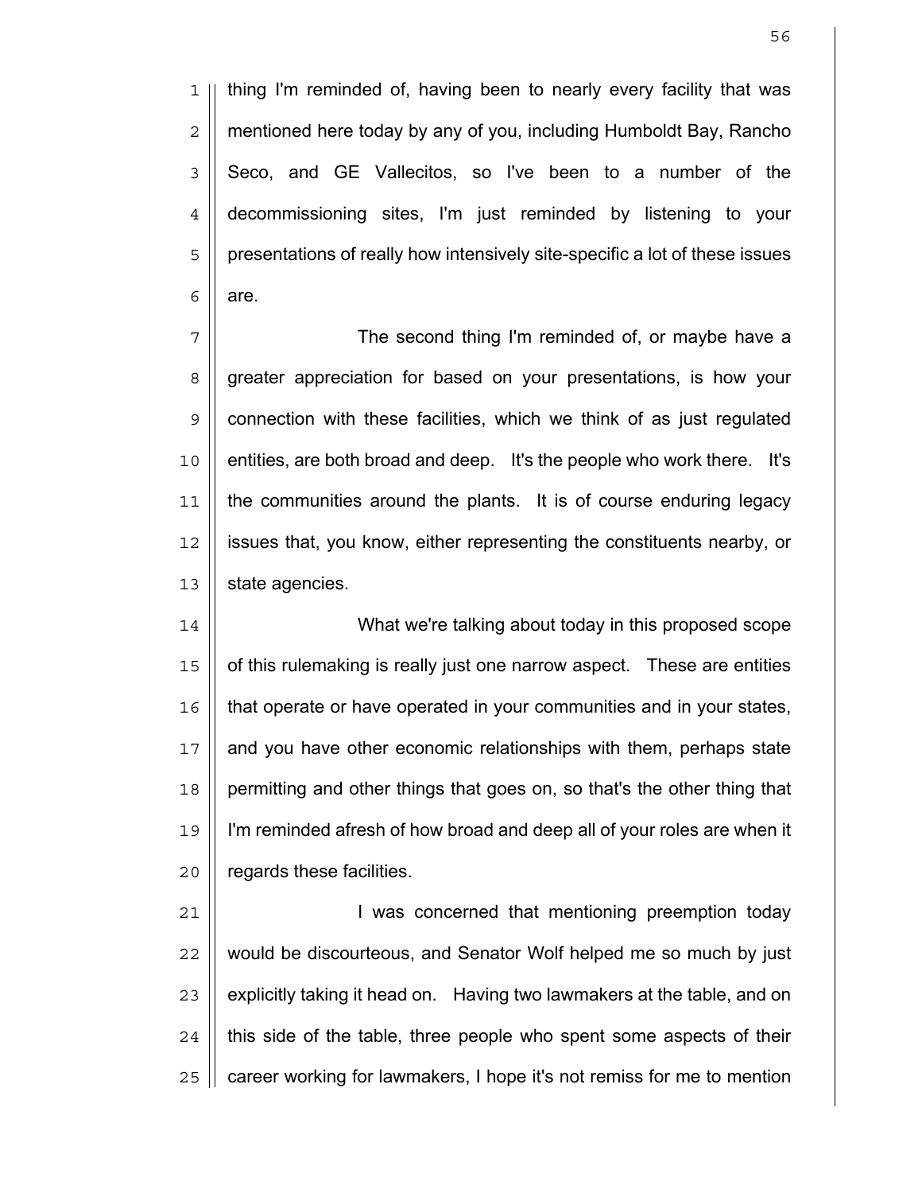thing I'm reminded of, having been to nearly every facility that was mentioned here today by any of you, including Humboldt Bay, Rancho Seco, and GE Vallecitos, so I've been to a number of the decommissioning sites, I'm just reminded by listening to your presentations of really how intensively site-specific a lot of these issues are.

The second thing I'm reminded of, or maybe have a greater appreciation for based on your presentations, is how your connection with these facilities, which we think of as just regulated entities, are both broad and deep. It's the people who work there. It's the communities around the plants. It is of course enduring legacy issues that, you know, either representing the constituents nearby, or state agencies.

What we're talking about today in this proposed scope of this rulemaking is really just one narrow aspect. These are entities that operate or have operated in your communities and in your states, and you have other economic relationships with them, perhaps state permitting and other things that goes on, so that's the other thing that I'm reminded afresh of how broad and deep all of your roles are when it regards these facilities.

I was concerned that mentioning preemption today would be discourteous, and Senator Wolf helped me so much by just explicitly taking it head on. Having two lawmakers at the table, and on this side of the table, three people who spent some aspects of their career working for lawmakers, I hope it's not remiss for me to mention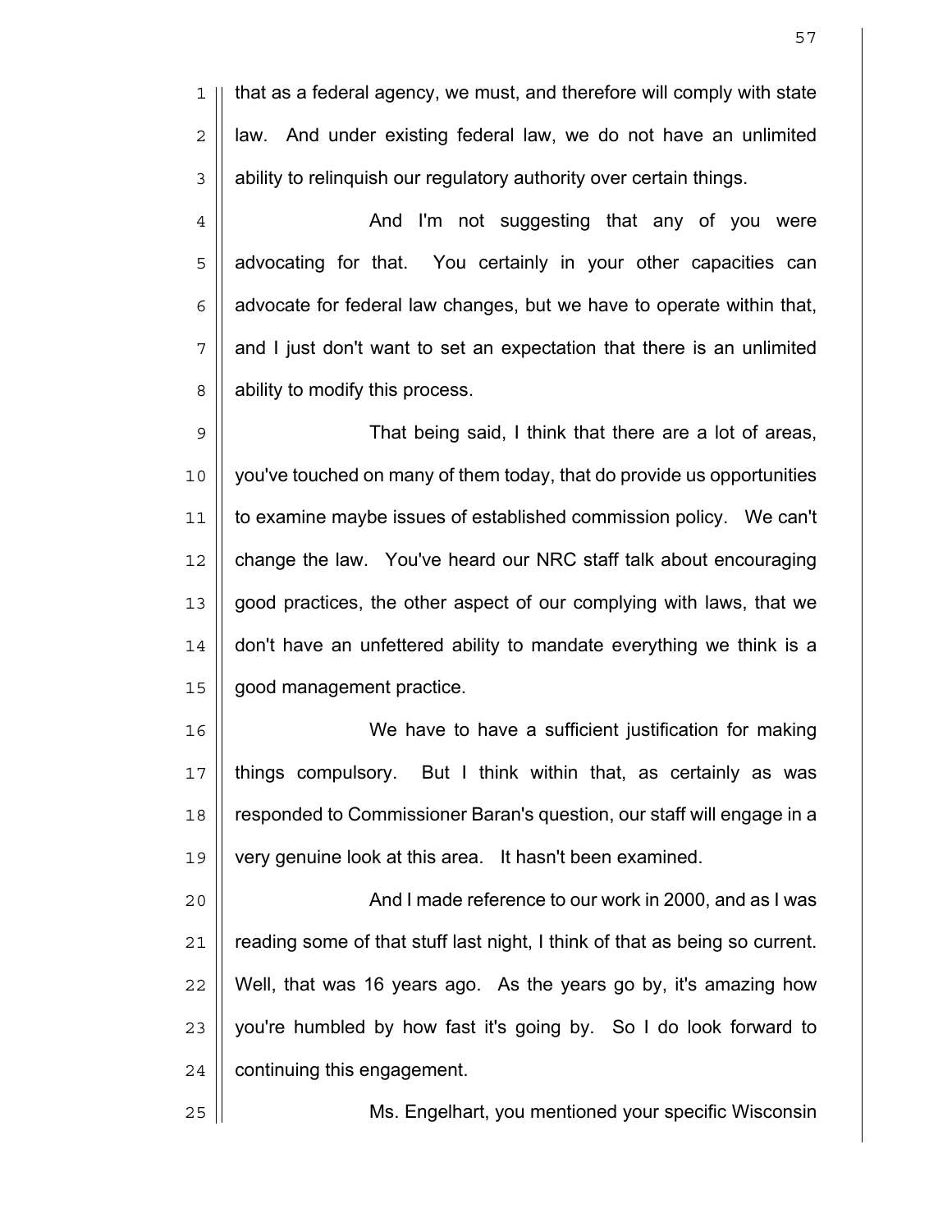that as a federal agency, we must, and therefore will comply with state law. And under existing federal law, we do not have an unlimited ability to relinquish our regulatory authority over certain things.

And I'm not suggesting that any of you were advocating for that. You certainly in your other capacities can advocate for federal law changes, but we have to operate within that, and I just don't want to set an expectation that there is an unlimited ability to modify this process.

That being said, I think that there are a lot of areas, you've touched on many of them today, that do provide us opportunities to examine maybe issues of established commission policy. We can't change the law. You've heard our NRC staff talk about encouraging good practices, the other aspect of our complying with laws, that we don't have an unfettered ability to mandate everything we think is a good management practice.

We have to have a sufficient justification for making things compulsory. But I think within that, as certainly as was responded to Commissioner Baran's question, our staff will engage in a very genuine look at this area. It hasn't been examined.

And I made reference to our work in 2000, and as I was reading some of that stuff last night, I think of that as being so current. Well, that was 16 years ago. As the years go by, it's amazing how you're humbled by how fast it's going by. So I do look forward to continuing this engagement.

Ms. Engelhart, you mentioned your specific Wisconsin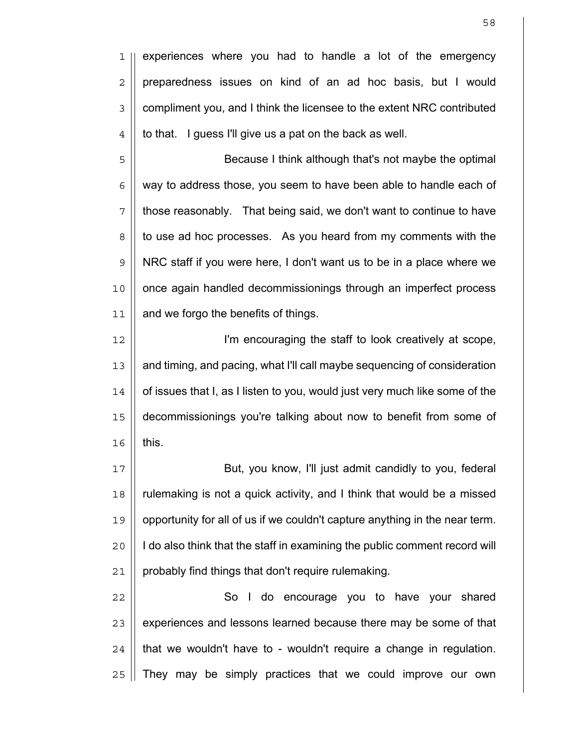experiences where you had to handle a lot of the emergency preparedness issues on kind of an ad hoc basis, but I would compliment you, and I think the licensee to the extent NRC contributed to that. I guess I'll give us a pat on the back as well.

Because I think although that's not maybe the optimal way to address those, you seem to have been able to handle each of those reasonably. That being said, we don't want to continue to have to use ad hoc processes. As you heard from my comments with the NRC staff if you were here, I don't want us to be in a place where we once again handled decommissionings through an imperfect process and we forgo the benefits of things.

I'm encouraging the staff to look creatively at scope, and timing, and pacing, what I'll call maybe sequencing of consideration of issues that I, as I listen to you, would just very much like some of the decommissionings you're talking about now to benefit from some of this.

But, you know, I'll just admit candidly to you, federal rulemaking is not a quick activity, and I think that would be a missed opportunity for all of us if we couldn't capture anything in the near term. I do also think that the staff in examining the public comment record will probably find things that don't require rulemaking.

So I do encourage you to have your shared experiences and lessons learned because there may be some of that that we wouldn't have to - wouldn't require a change in regulation. They may be simply practices that we could improve our own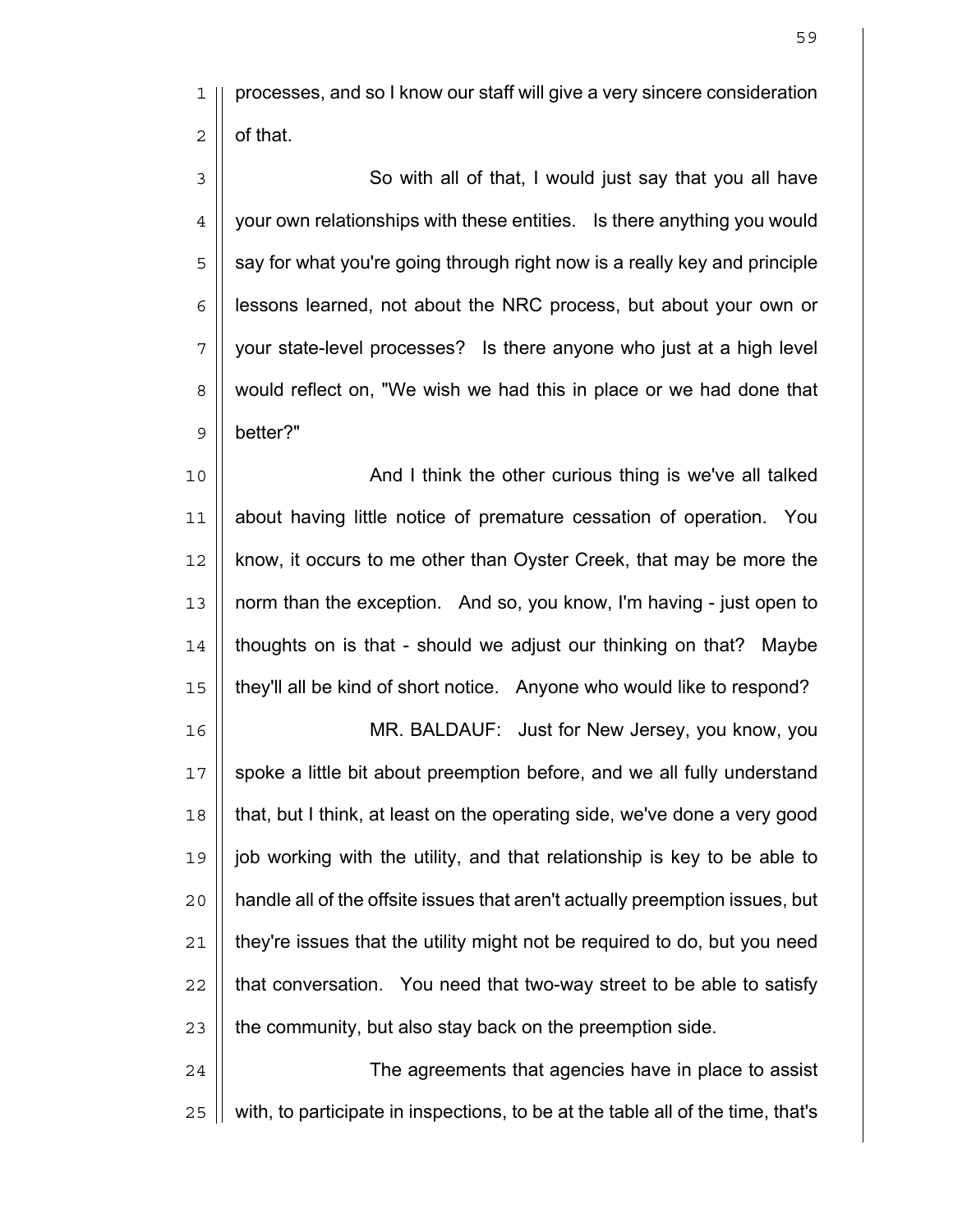processes, and so I know our staff will give a very sincere consideration of that.

So with all of that, I would just say that you all have your own relationships with these entities. Is there anything you would say for what you're going through right now is a really key and principle lessons learned, not about the NRC process, but about your own or your state-level processes? Is there anyone who just at a high level would reflect on, "We wish we had this in place or we had done that better?"

And I think the other curious thing is we've all talked about having little notice of premature cessation of operation. You know, it occurs to me other than Oyster Creek, that may be more the norm than the exception. And so, you know, I'm having - just open to thoughts on is that - should we adjust our thinking on that? Maybe they'll all be kind of short notice. Anyone who would like to respond?

MR. BALDAUF: Just for New Jersey, you know, you spoke a little bit about preemption before, and we all fully understand that, but I think, at least on the operating side, we've done a very good job working with the utility, and that relationship is key to be able to handle all of the offsite issues that aren't actually preemption issues, but they're issues that the utility might not be required to do, but you need that conversation. You need that two-way street to be able to satisfy the community, but also stay back on the preemption side.

The agreements that agencies have in place to assist with, to participate in inspections, to be at the table all of the time, that's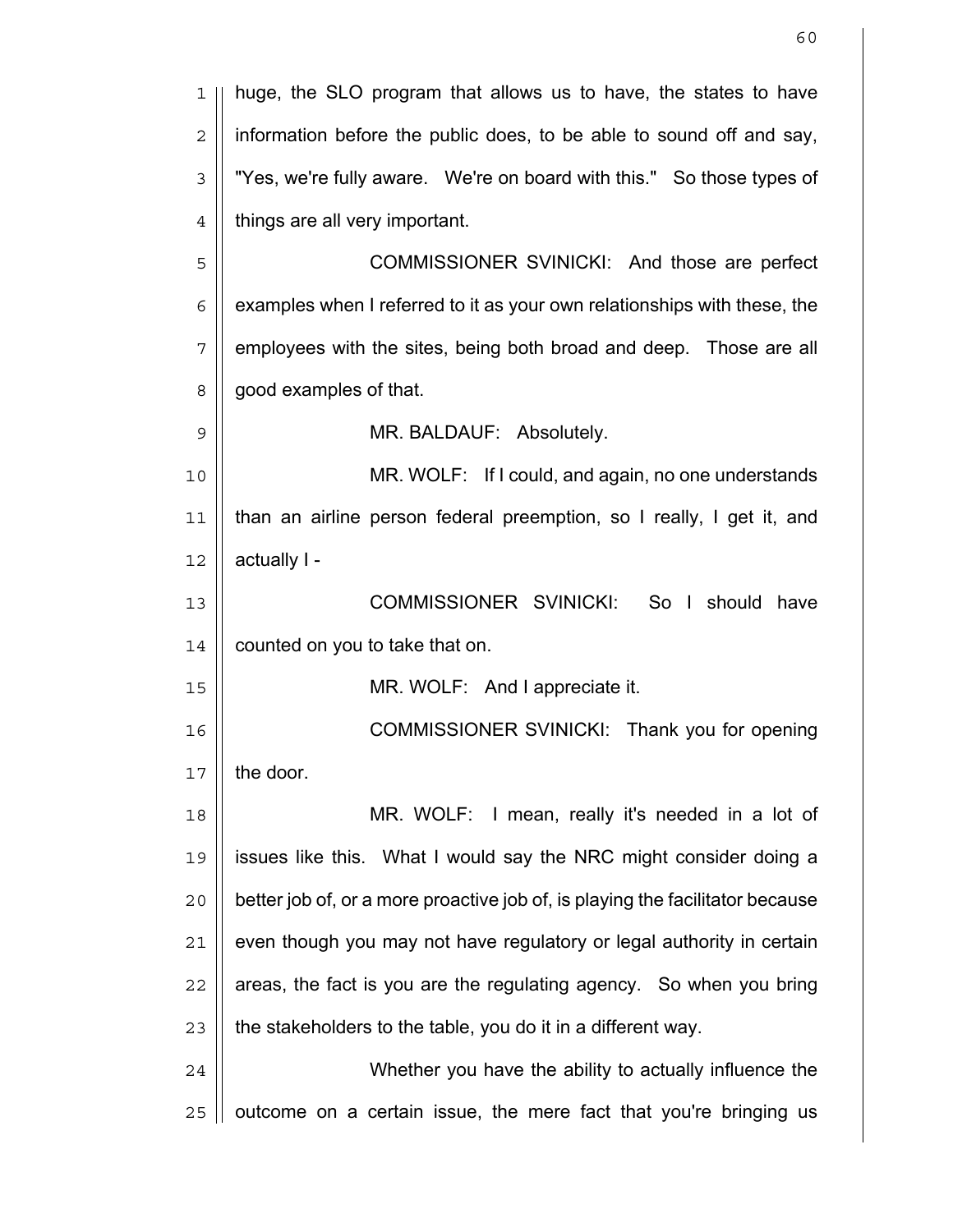huge, the SLO program that allows us to have, the states to have information before the public does, to be able to sound off and say, "Yes, we're fully aware. We're on board with this." So those types of things are all very important.

COMMISSIONER SVINICKI: And those are perfect examples when I referred to it as your own relationships with these, the employees with the sites, being both broad and deep. Those are all good examples of that.

MR. BALDAUF: Absolutely.

MR. WOLF: If I could, and again, no one understands than an airline person federal preemption, so I really, I get it, and actually I -

COMMISSIONER SVINICKI: So I should have counted on you to take that on.

MR. WOLF: And I appreciate it.

COMMISSIONER SVINICKI: Thank you for opening the door.

MR. WOLF: I mean, really it's needed in a lot of issues like this. What I would say the NRC might consider doing a better job of, or a more proactive job of, is playing the facilitator because even though you may not have regulatory or legal authority in certain areas, the fact is you are the regulating agency. So when you bring the stakeholders to the table, you do it in a different way.

Whether you have the ability to actually influence the outcome on a certain issue, the mere fact that you're bringing us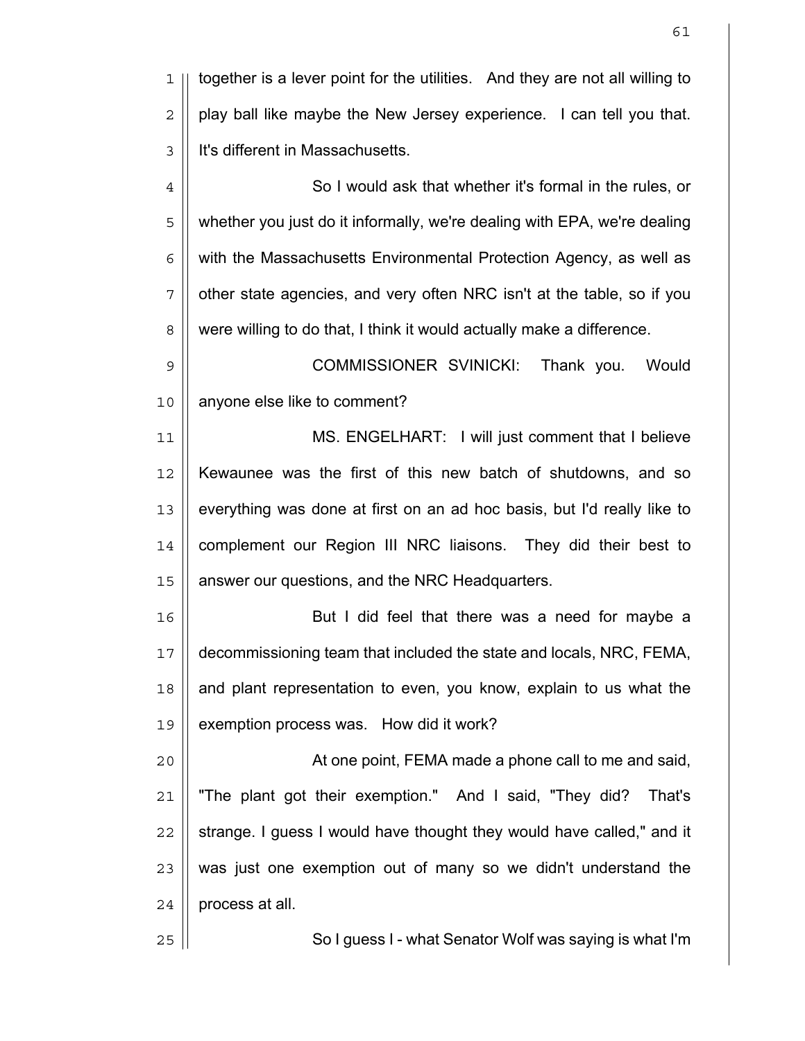together is a lever point for the utilities. And they are not all willing to play ball like maybe the New Jersey experience. I can tell you that. It's different in Massachusetts.

So I would ask that whether it's formal in the rules, or whether you just do it informally, we're dealing with EPA, we're dealing with the Massachusetts Environmental Protection Agency, as well as other state agencies, and very often NRC isn't at the table, so if you were willing to do that, I think it would actually make a difference.

COMMISSIONER SVINICKI: Thank you. Would anyone else like to comment?

MS. ENGELHART: I will just comment that I believe Kewaunee was the first of this new batch of shutdowns, and so everything was done at first on an ad hoc basis, but I'd really like to complement our Region III NRC liaisons. They did their best to answer our questions, and the NRC Headquarters.

But I did feel that there was a need for maybe a decommissioning team that included the state and locals, NRC, FEMA, and plant representation to even, you know, explain to us what the exemption process was. How did it work?

At one point, FEMA made a phone call to me and said, "The plant got their exemption." And I said, "They did? That's strange. I guess I would have thought they would have called," and it was just one exemption out of many so we didn't understand the process at all.

So I guess I - what Senator Wolf was saying is what I'm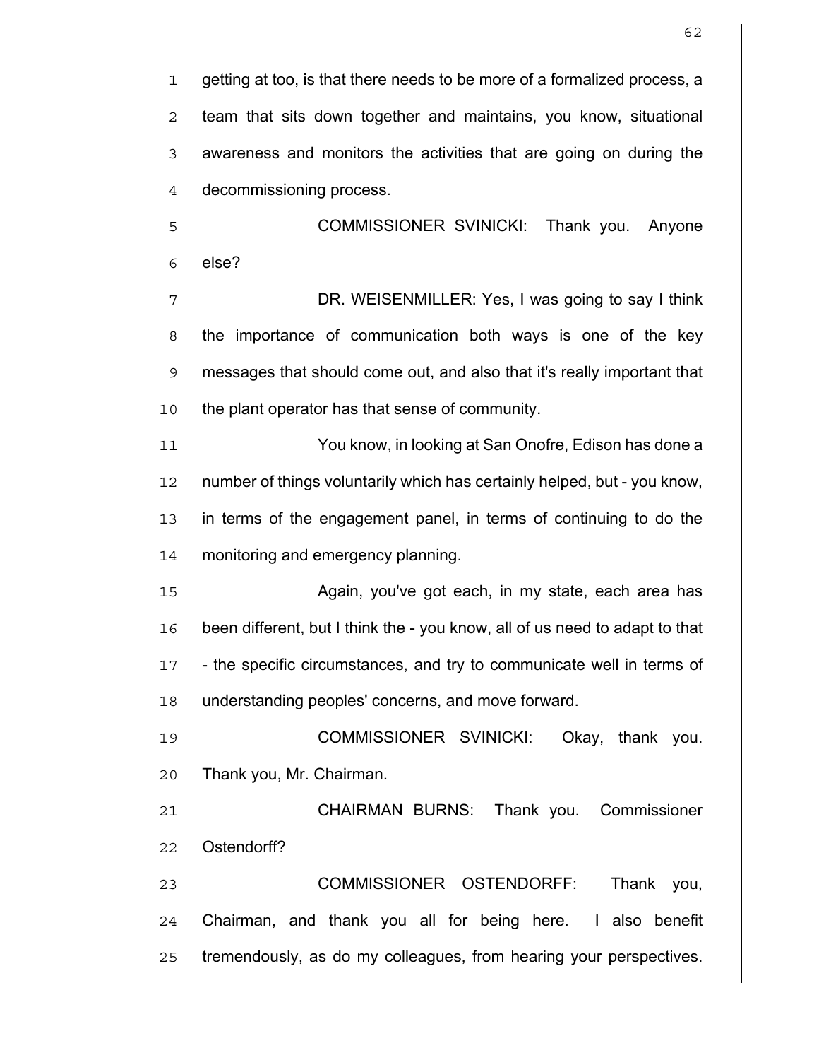getting at too, is that there needs to be more of a formalized process, a team that sits down together and maintains, you know, situational awareness and monitors the activities that are going on during the decommissioning process.

COMMISSIONER SVINICKI: Thank you. Anyone else?

DR. WEISENMILLER: Yes, I was going to say I think the importance of communication both ways is one of the key messages that should come out, and also that it's really important that the plant operator has that sense of community.

You know, in looking at San Onofre, Edison has done a number of things voluntarily which has certainly helped, but - you know, in terms of the engagement panel, in terms of continuing to do the monitoring and emergency planning.

Again, you've got each, in my state, each area has been different, but I think the - you know, all of us need to adapt to that - the specific circumstances, and try to communicate well in terms of understanding peoples' concerns, and move forward.

COMMISSIONER SVINICKI: Okay, thank you. Thank you, Mr. Chairman.

CHAIRMAN BURNS: Thank you. Commissioner Ostendorff?

COMMISSIONER OSTENDORFF: Thank you, Chairman, and thank you all for being here. I also benefit tremendously, as do my colleagues, from hearing your perspectives.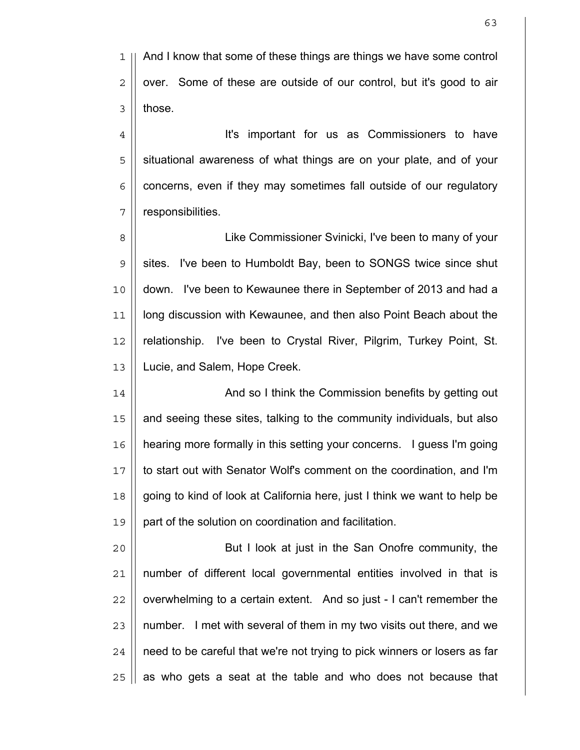And I know that some of these things are things we have some control over. Some of these are outside of our control, but it's good to air those.

It's important for us as Commissioners to have situational awareness of what things are on your plate, and of your concerns, even if they may sometimes fall outside of our regulatory responsibilities.

Like Commissioner Svinicki, I've been to many of your sites. I've been to Humboldt Bay, been to SONGS twice since shut down. I've been to Kewaunee there in September of 2013 and had a long discussion with Kewaunee, and then also Point Beach about the relationship. I've been to Crystal River, Pilgrim, Turkey Point, St. Lucie, and Salem, Hope Creek.

And so I think the Commission benefits by getting out and seeing these sites, talking to the community individuals, but also hearing more formally in this setting your concerns. I guess I'm going to start out with Senator Wolf's comment on the coordination, and I'm going to kind of look at California here, just I think we want to help be part of the solution on coordination and facilitation.

But I look at just in the San Onofre community, the number of different local governmental entities involved in that is overwhelming to a certain extent. And so just - I can't remember the number. I met with several of them in my two visits out there, and we need to be careful that we're not trying to pick winners or losers as far as who gets a seat at the table and who does not because that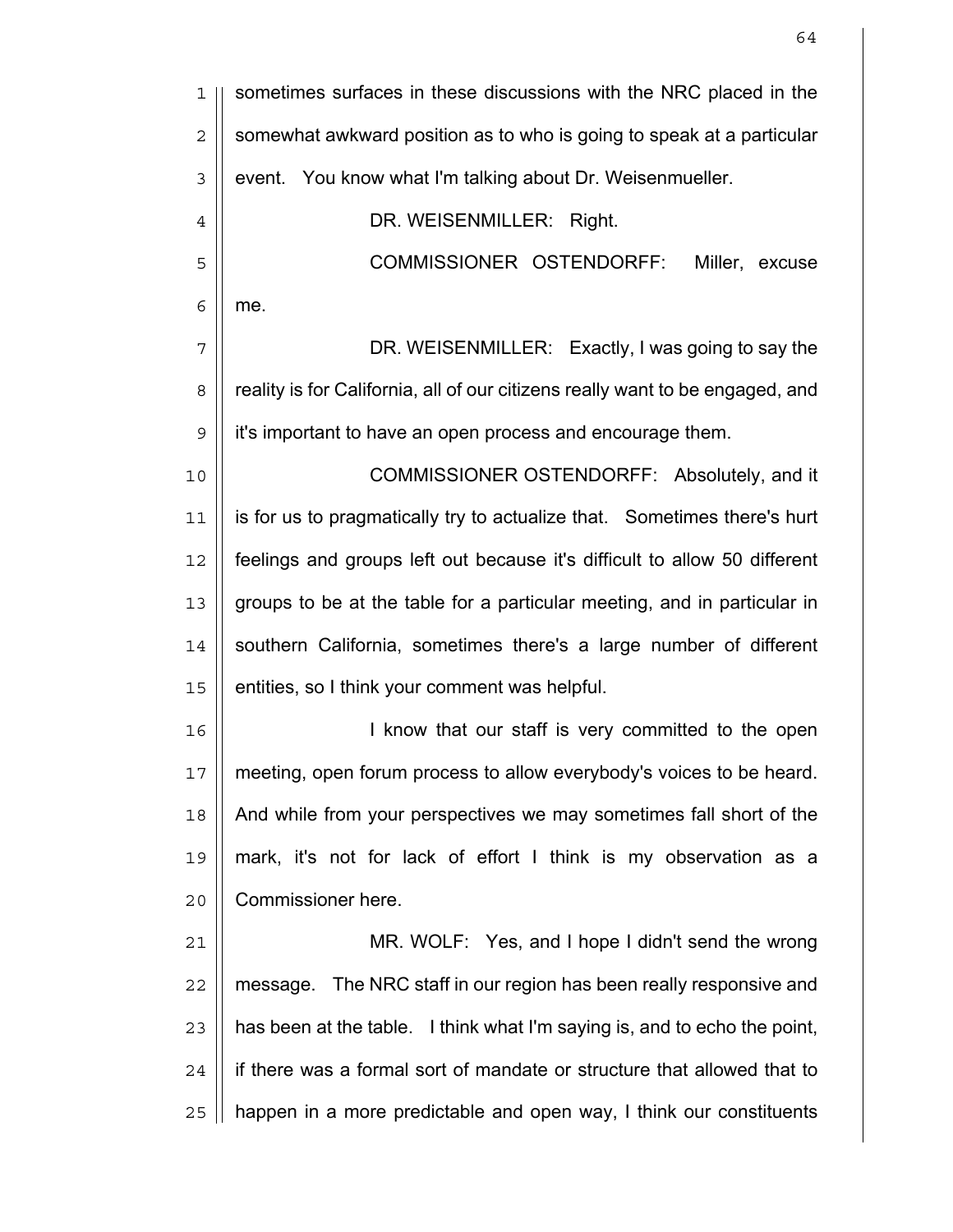sometimes surfaces in these discussions with the NRC placed in the somewhat awkward position as to who is going to speak at a particular event. You know what I'm talking about Dr. Weisenmueller.

DR. WEISENMILLER: Right.

COMMISSIONER OSTENDORFF: Miller, excuse me.

DR. WEISENMILLER: Exactly, I was going to say the reality is for California, all of our citizens really want to be engaged, and it's important to have an open process and encourage them.

COMMISSIONER OSTENDORFF: Absolutely, and it is for us to pragmatically try to actualize that. Sometimes there's hurt feelings and groups left out because it's difficult to allow 50 different groups to be at the table for a particular meeting, and in particular in southern California, sometimes there's a large number of different entities, so I think your comment was helpful.

I know that our staff is very committed to the open meeting, open forum process to allow everybody's voices to be heard. And while from your perspectives we may sometimes fall short of the mark, it's not for lack of effort I think is my observation as a Commissioner here.

MR. WOLF: Yes, and I hope I didn't send the wrong message. The NRC staff in our region has been really responsive and has been at the table. I think what I'm saying is, and to echo the point, if there was a formal sort of mandate or structure that allowed that to happen in a more predictable and open way, I think our constituents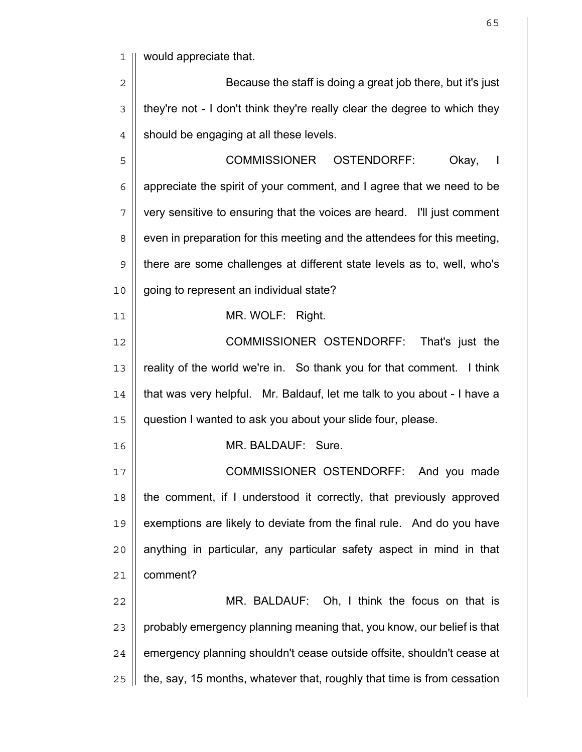would appreciate that.

Because the staff is doing a great job there, but it's just they're not - I don't think they're really clear the degree to which they should be engaging at all these levels.

COMMISSIONER OSTENDORFF: Okay, I appreciate the spirit of your comment, and I agree that we need to be very sensitive to ensuring that the voices are heard. I'll just comment even in preparation for this meeting and the attendees for this meeting, there are some challenges at different state levels as to, well, who's going to represent an individual state?

MR. WOLF: Right.

COMMISSIONER OSTENDORFF: That's just the reality of the world we're in. So thank you for that comment. I think that was very helpful. Mr. Baldauf, let me talk to you about - I have a question I wanted to ask you about your slide four, please.

MR. BALDAUF: Sure.

COMMISSIONER OSTENDORFF: And you made the comment, if I understood it correctly, that previously approved exemptions are likely to deviate from the final rule. And do you have anything in particular, any particular safety aspect in mind in that comment?

MR. BALDAUF: Oh, I think the focus on that is probably emergency planning meaning that, you know, our belief is that emergency planning shouldn't cease outside offsite, shouldn't cease at the, say, 15 months, whatever that, roughly that time is from cessation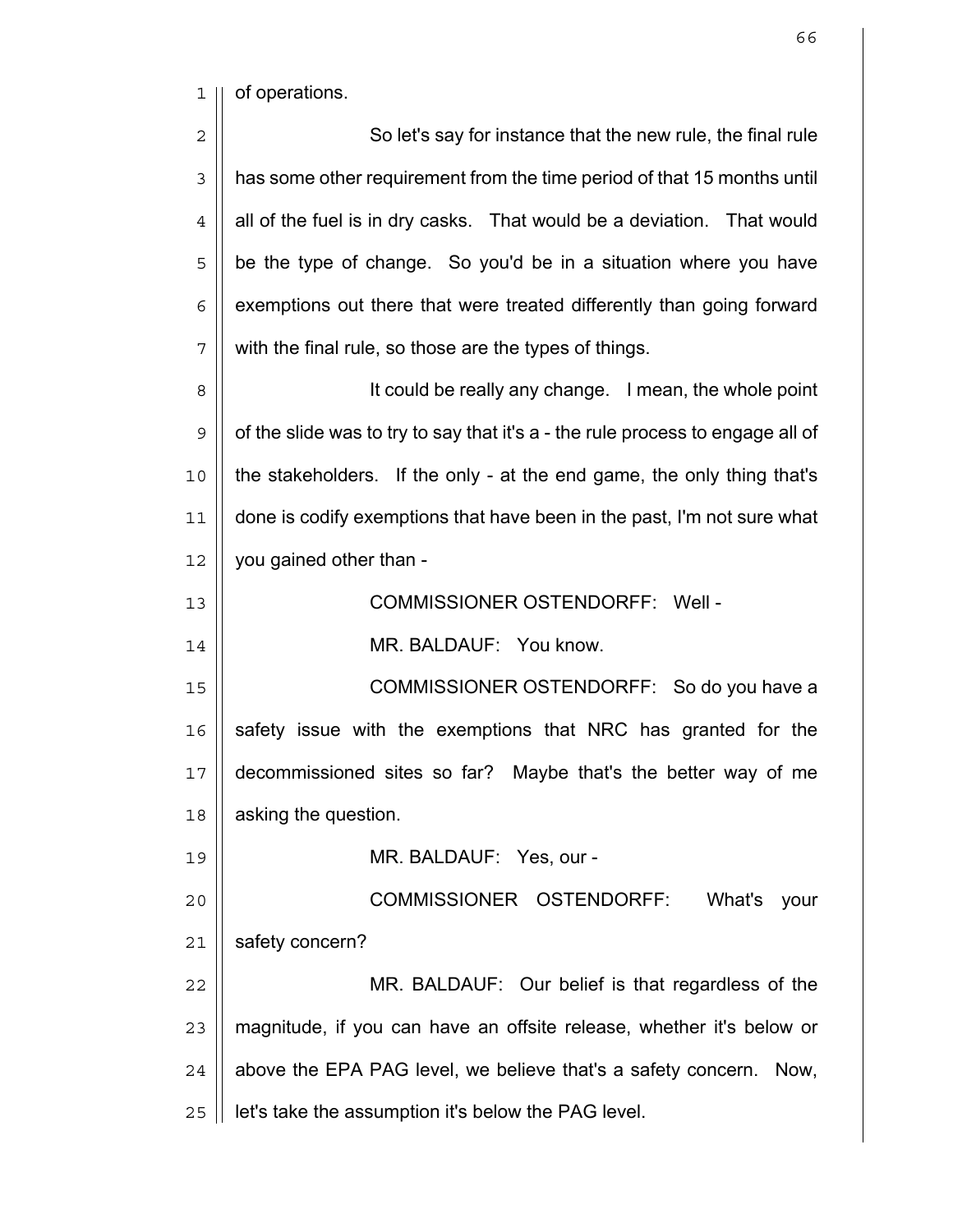of operations.

So let's say for instance that the new rule, the final rule has some other requirement from the time period of that 15 months until all of the fuel is in dry casks. That would be a deviation. That would be the type of change. So you'd be in a situation where you have exemptions out there that were treated differently than going forward with the final rule, so those are the types of things.

It could be really any change. I mean, the whole point of the slide was to try to say that it's a - the rule process to engage all of the stakeholders. If the only - at the end game, the only thing that's done is codify exemptions that have been in the past, I'm not sure what you gained other than -

COMMISSIONER OSTENDORFF: Well -

MR. BALDAUF: You know.

COMMISSIONER OSTENDORFF: So do you have a safety issue with the exemptions that NRC has granted for the decommissioned sites so far? Maybe that's the better way of me asking the question.

MR. BALDAUF: Yes, our -

COMMISSIONER OSTENDORFF: What's your safety concern?

MR. BALDAUF: Our belief is that regardless of the magnitude, if you can have an offsite release, whether it's below or above the EPA PAG level, we believe that's a safety concern. Now, let's take the assumption it's below the PAG level.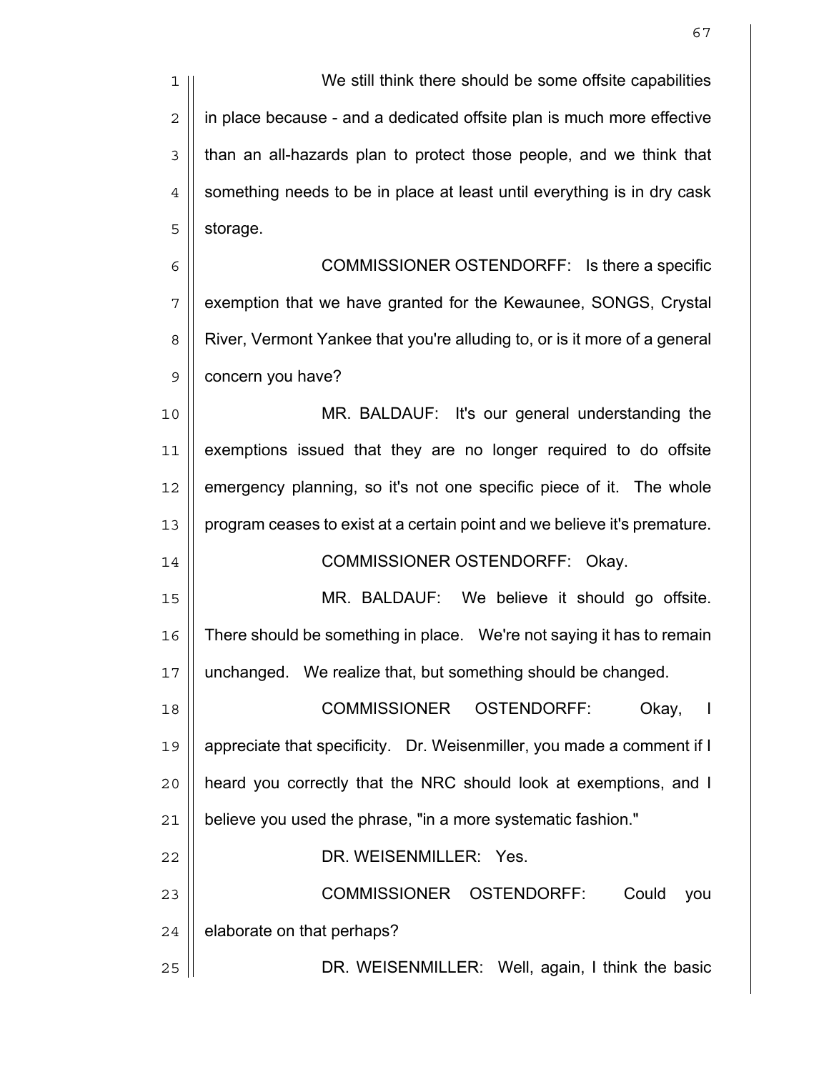We still think there should be some offsite capabilities in place because - and a dedicated offsite plan is much more effective than an all-hazards plan to protect those people, and we think that something needs to be in place at least until everything is in dry cask storage.

COMMISSIONER OSTENDORFF: Is there a specific exemption that we have granted for the Kewaunee, SONGS, Crystal River, Vermont Yankee that you're alluding to, or is it more of a general concern you have?

MR. BALDAUF: It's our general understanding the exemptions issued that they are no longer required to do offsite emergency planning, so it's not one specific piece of it. The whole program ceases to exist at a certain point and we believe it's premature.

COMMISSIONER OSTENDORFF: Okay.

MR. BALDAUF: We believe it should go offsite. There should be something in place. We're not saying it has to remain unchanged. We realize that, but something should be changed.

COMMISSIONER OSTENDORFF: Okay, I appreciate that specificity. Dr. Weisenmiller, you made a comment if I heard you correctly that the NRC should look at exemptions, and I believe you used the phrase, "in a more systematic fashion."

DR. WEISENMILLER: Yes.

COMMISSIONER OSTENDORFF: Could you elaborate on that perhaps?

DR. WEISENMILLER: Well, again, I think the basic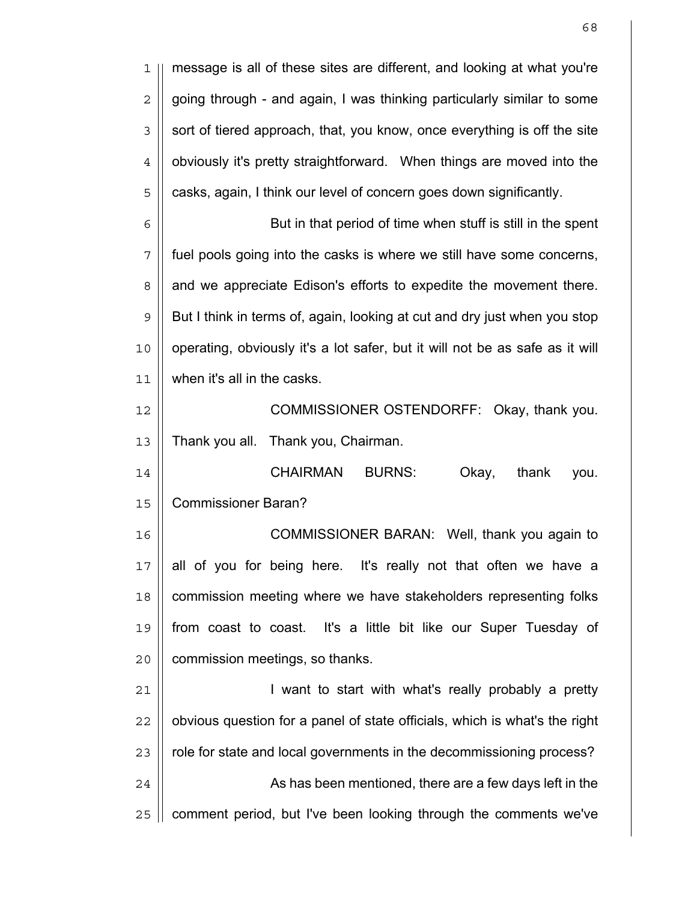message is all of these sites are different, and looking at what you're going through - and again, I was thinking particularly similar to some sort of tiered approach, that, you know, once everything is off the site obviously it's pretty straightforward. When things are moved into the casks, again, I think our level of concern goes down significantly.

But in that period of time when stuff is still in the spent fuel pools going into the casks is where we still have some concerns, and we appreciate Edison's efforts to expedite the movement there. But I think in terms of, again, looking at cut and dry just when you stop operating, obviously it's a lot safer, but it will not be as safe as it will when it's all in the casks.

COMMISSIONER OSTENDORFF: Okay, thank you. Thank you all. Thank you, Chairman.

CHAIRMAN BURNS: Okay, thank you. Commissioner Baran?

COMMISSIONER BARAN: Well, thank you again to all of you for being here. It's really not that often we have a commission meeting where we have stakeholders representing folks from coast to coast. It's a little bit like our Super Tuesday of commission meetings, so thanks.

I want to start with what's really probably a pretty obvious question for a panel of state officials, which is what's the right role for state and local governments in the decommissioning process?

As has been mentioned, there are a few days left in the comment period, but I've been looking through the comments we've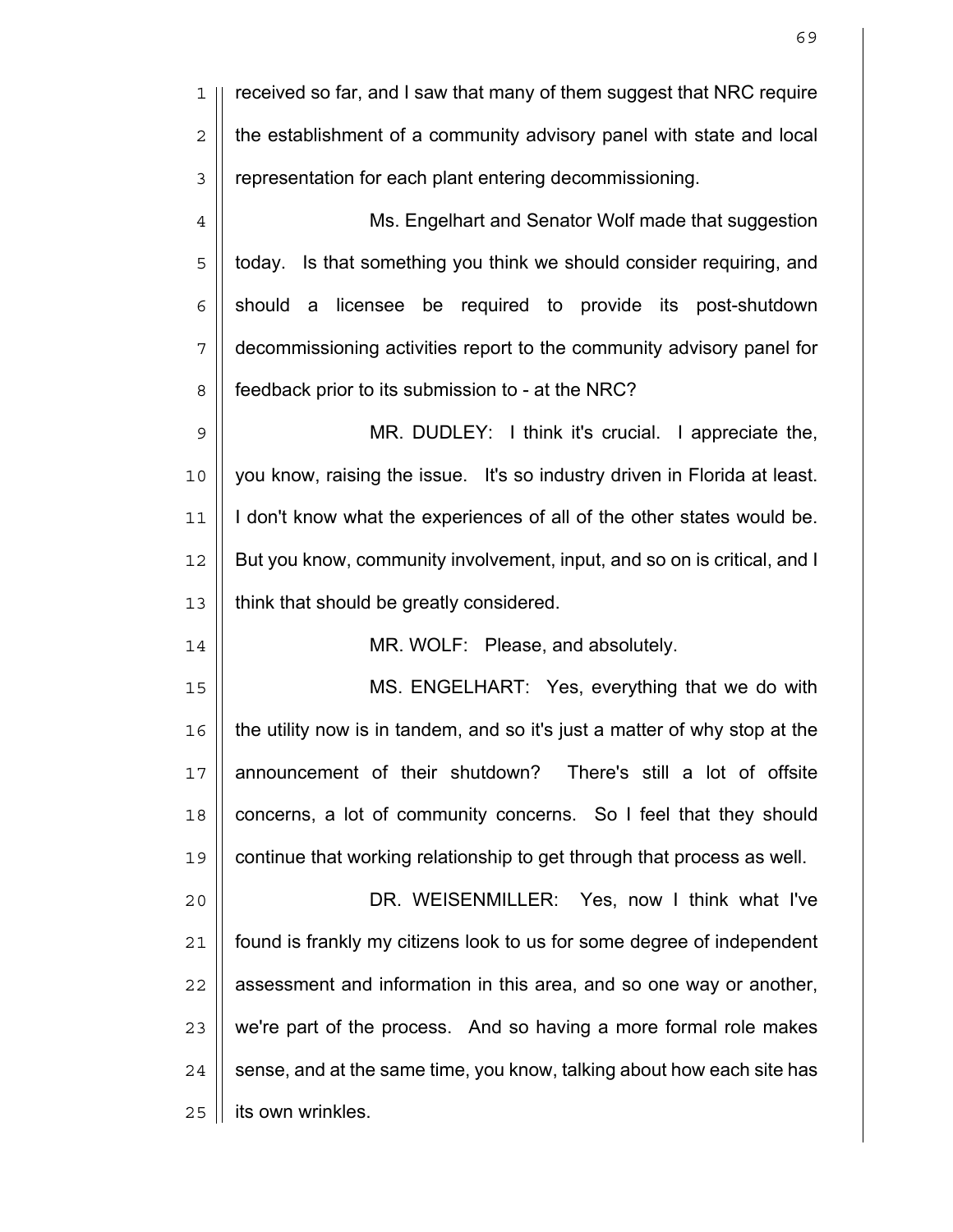received so far, and I saw that many of them suggest that NRC require the establishment of a community advisory panel with state and local representation for each plant entering decommissioning.

Ms. Engelhart and Senator Wolf made that suggestion today. Is that something you think we should consider requiring, and should a licensee be required to provide its post-shutdown decommissioning activities report to the community advisory panel for feedback prior to its submission to - at the NRC?

MR. DUDLEY: I think it's crucial. I appreciate the, you know, raising the issue. It's so industry driven in Florida at least. I don't know what the experiences of all of the other states would be. But you know, community involvement, input, and so on is critical, and I think that should be greatly considered.

MR. WOLF: Please, and absolutely.

MS. ENGELHART: Yes, everything that we do with the utility now is in tandem, and so it's just a matter of why stop at the announcement of their shutdown? There's still a lot of offsite concerns, a lot of community concerns. So I feel that they should continue that working relationship to get through that process as well.

DR. WEISENMILLER: Yes, now I think what I've found is frankly my citizens look to us for some degree of independent assessment and information in this area, and so one way or another, we're part of the process. And so having a more formal role makes sense, and at the same time, you know, talking about how each site has its own wrinkles.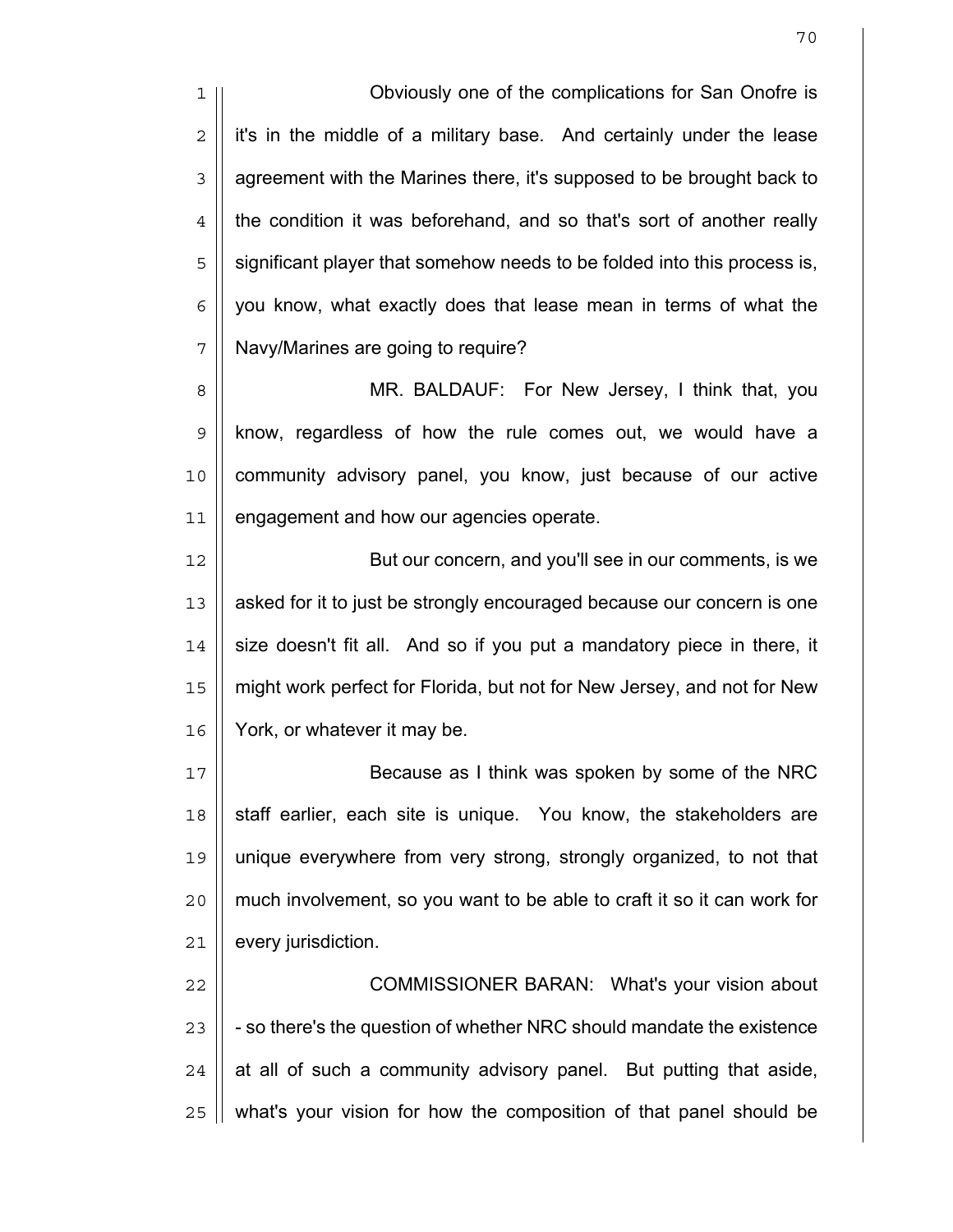Obviously one of the complications for San Onofre is it's in the middle of a military base. And certainly under the lease agreement with the Marines there, it's supposed to be brought back to the condition it was beforehand, and so that's sort of another really significant player that somehow needs to be folded into this process is, you know, what exactly does that lease mean in terms of what the Navy/Marines are going to require?

MR. BALDAUF: For New Jersey, I think that, you know, regardless of how the rule comes out, we would have a community advisory panel, you know, just because of our active engagement and how our agencies operate.

But our concern, and you'll see in our comments, is we asked for it to just be strongly encouraged because our concern is one size doesn't fit all. And so if you put a mandatory piece in there, it might work perfect for Florida, but not for New Jersey, and not for New York, or whatever it may be.

Because as I think was spoken by some of the NRC staff earlier, each site is unique. You know, the stakeholders are unique everywhere from very strong, strongly organized, to not that much involvement, so you want to be able to craft it so it can work for every jurisdiction.

COMMISSIONER BARAN: What's your vision about - so there's the question of whether NRC should mandate the existence at all of such a community advisory panel. But putting that aside, what's your vision for how the composition of that panel should be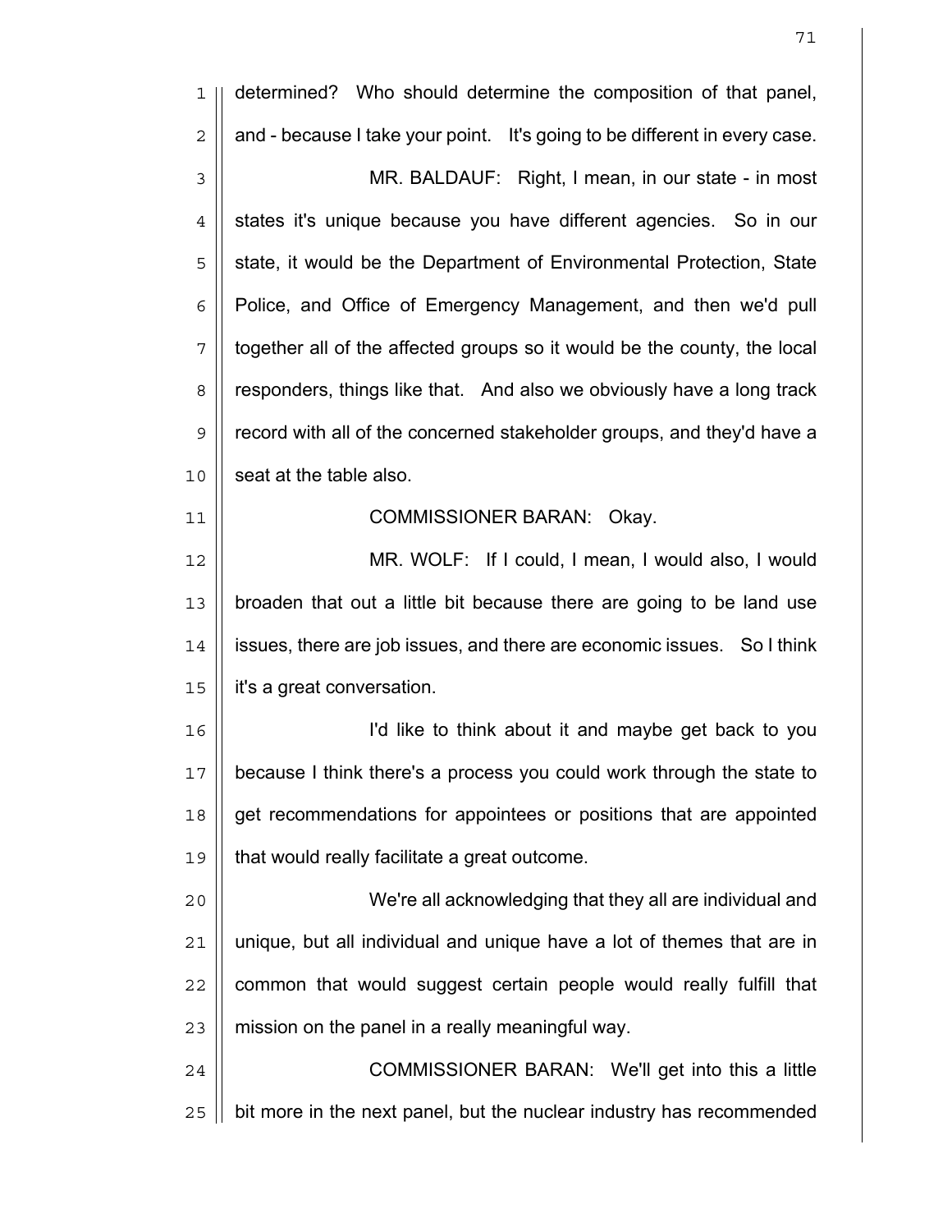determined? Who should determine the composition of that panel, and - because I take your point. It's going to be different in every case.

MR. BALDAUF: Right, I mean, in our state - in most states it's unique because you have different agencies. So in our state, it would be the Department of Environmental Protection, State Police, and Office of Emergency Management, and then we'd pull together all of the affected groups so it would be the county, the local responders, things like that. And also we obviously have a long track record with all of the concerned stakeholder groups, and they'd have a seat at the table also.

COMMISSIONER BARAN: Okay.

MR. WOLF: If I could, I mean, I would also, I would broaden that out a little bit because there are going to be land use issues, there are job issues, and there are economic issues. So I think it's a great conversation.

I'd like to think about it and maybe get back to you because I think there's a process you could work through the state to get recommendations for appointees or positions that are appointed that would really facilitate a great outcome.

We're all acknowledging that they all are individual and unique, but all individual and unique have a lot of themes that are in common that would suggest certain people would really fulfill that mission on the panel in a really meaningful way.

COMMISSIONER BARAN: We'll get into this a little bit more in the next panel, but the nuclear industry has recommended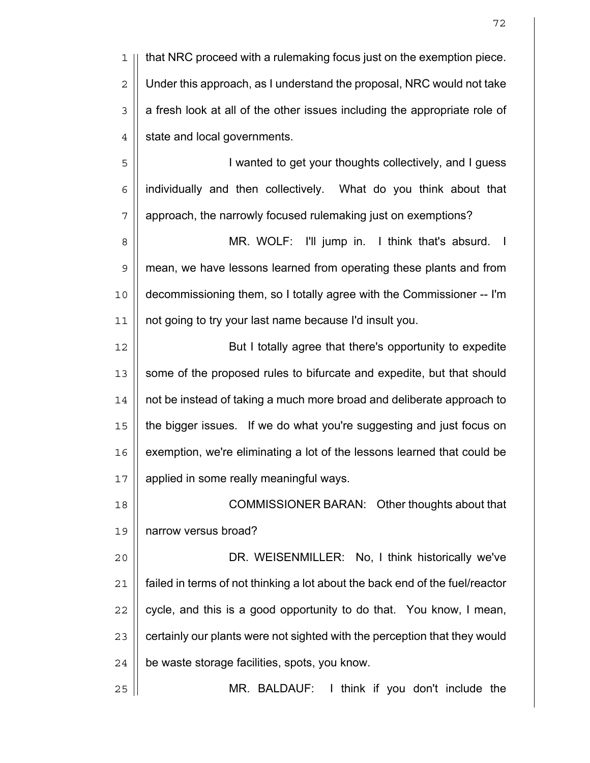that NRC proceed with a rulemaking focus just on the exemption piece. Under this approach, as I understand the proposal, NRC would not take a fresh look at all of the other issues including the appropriate role of state and local governments.

I wanted to get your thoughts collectively, and I guess individually and then collectively. What do you think about that approach, the narrowly focused rulemaking just on exemptions?

MR. WOLF: I'll jump in. I think that's absurd. I mean, we have lessons learned from operating these plants and from decommissioning them, so I totally agree with the Commissioner -- I'm not going to try your last name because I'd insult you.

But I totally agree that there's opportunity to expedite some of the proposed rules to bifurcate and expedite, but that should not be instead of taking a much more broad and deliberate approach to the bigger issues. If we do what you're suggesting and just focus on exemption, we're eliminating a lot of the lessons learned that could be applied in some really meaningful ways.

COMMISSIONER BARAN: Other thoughts about that narrow versus broad?

DR. WEISENMILLER: No, I think historically we've failed in terms of not thinking a lot about the back end of the fuel/reactor cycle, and this is a good opportunity to do that. You know, I mean, certainly our plants were not sighted with the perception that they would be waste storage facilities, spots, you know.

MR. BALDAUF: I think if you don't include the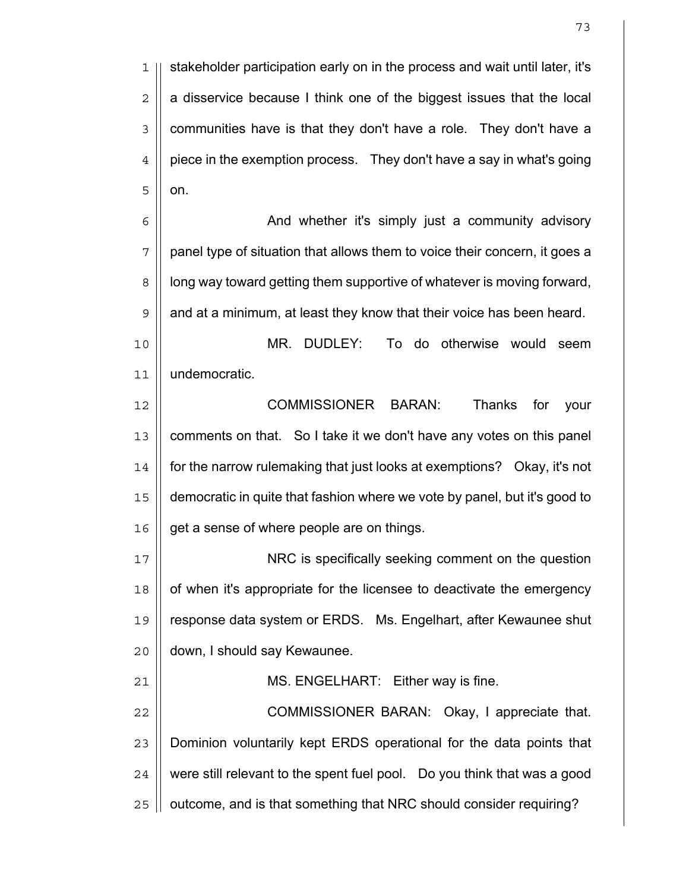stakeholder participation early on in the process and wait until later, it's a disservice because I think one of the biggest issues that the local communities have is that they don't have a role. They don't have a piece in the exemption process. They don't have a say in what's going on.

And whether it's simply just a community advisory panel type of situation that allows them to voice their concern, it goes a long way toward getting them supportive of whatever is moving forward, and at a minimum, at least they know that their voice has been heard.

MR. DUDLEY: To do otherwise would seem undemocratic.

COMMISSIONER BARAN: Thanks for your comments on that. So I take it we don't have any votes on this panel for the narrow rulemaking that just looks at exemptions? Okay, it's not democratic in quite that fashion where we vote by panel, but it's good to get a sense of where people are on things.

NRC is specifically seeking comment on the question of when it's appropriate for the licensee to deactivate the emergency response data system or ERDS. Ms. Engelhart, after Kewaunee shut down, I should say Kewaunee.

MS. ENGELHART: Either way is fine.

COMMISSIONER BARAN: Okay, I appreciate that. Dominion voluntarily kept ERDS operational for the data points that were still relevant to the spent fuel pool. Do you think that was a good outcome, and is that something that NRC should consider requiring?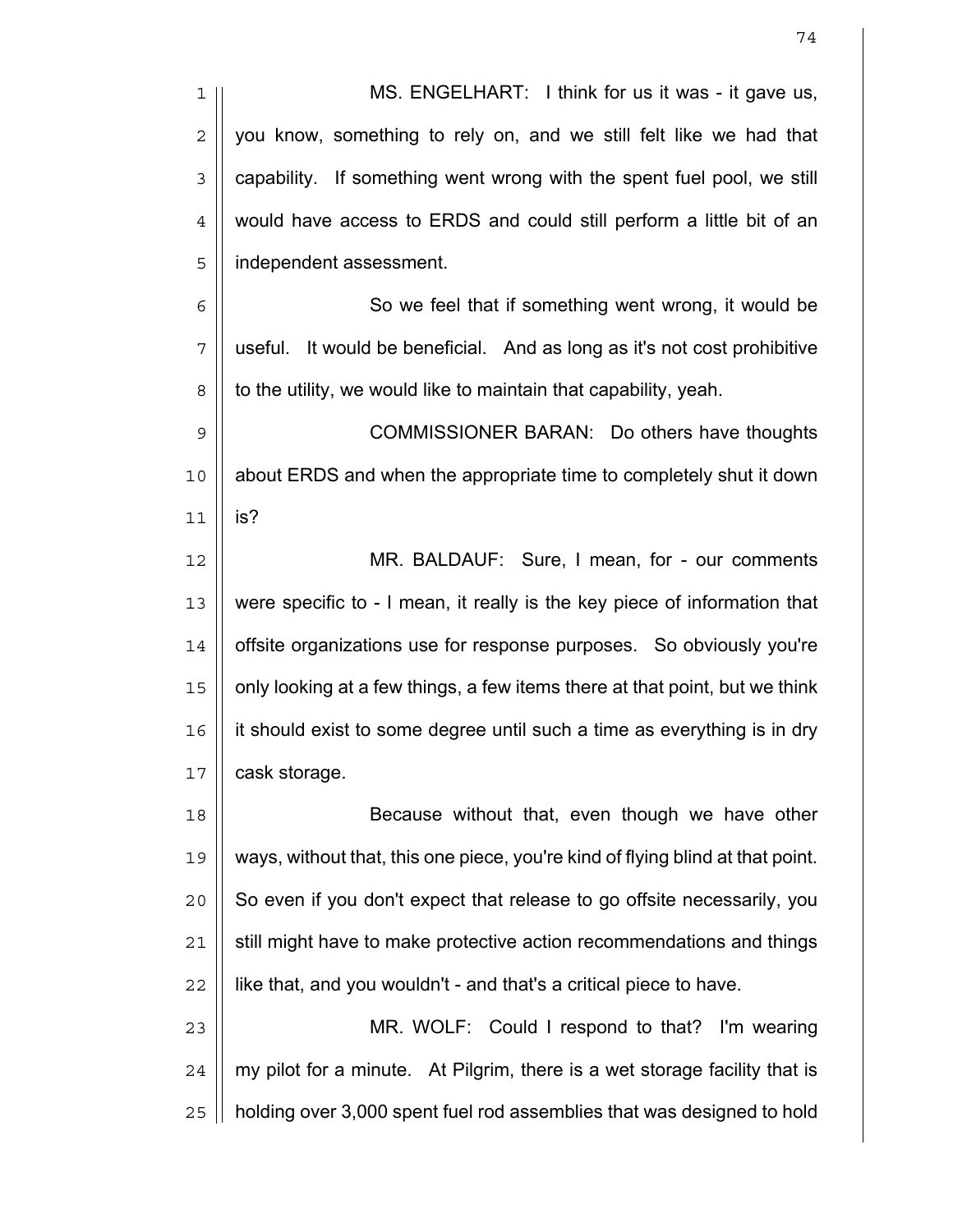MS. ENGELHART: I think for us it was - it gave us, you know, something to rely on, and we still felt like we had that capability. If something went wrong with the spent fuel pool, we still would have access to ERDS and could still perform a little bit of an independent assessment.

So we feel that if something went wrong, it would be useful. It would be beneficial. And as long as it's not cost prohibitive to the utility, we would like to maintain that capability, yeah.

COMMISSIONER BARAN: Do others have thoughts about ERDS and when the appropriate time to completely shut it down is?

MR. BALDAUF: Sure, I mean, for - our comments were specific to - I mean, it really is the key piece of information that offsite organizations use for response purposes. So obviously you're only looking at a few things, a few items there at that point, but we think it should exist to some degree until such a time as everything is in dry cask storage.

Because without that, even though we have other ways, without that, this one piece, you're kind of flying blind at that point. So even if you don't expect that release to go offsite necessarily, you still might have to make protective action recommendations and things like that, and you wouldn't - and that's a critical piece to have.

MR. WOLF: Could I respond to that? I'm wearing my pilot for a minute. At Pilgrim, there is a wet storage facility that is holding over 3,000 spent fuel rod assemblies that was designed to hold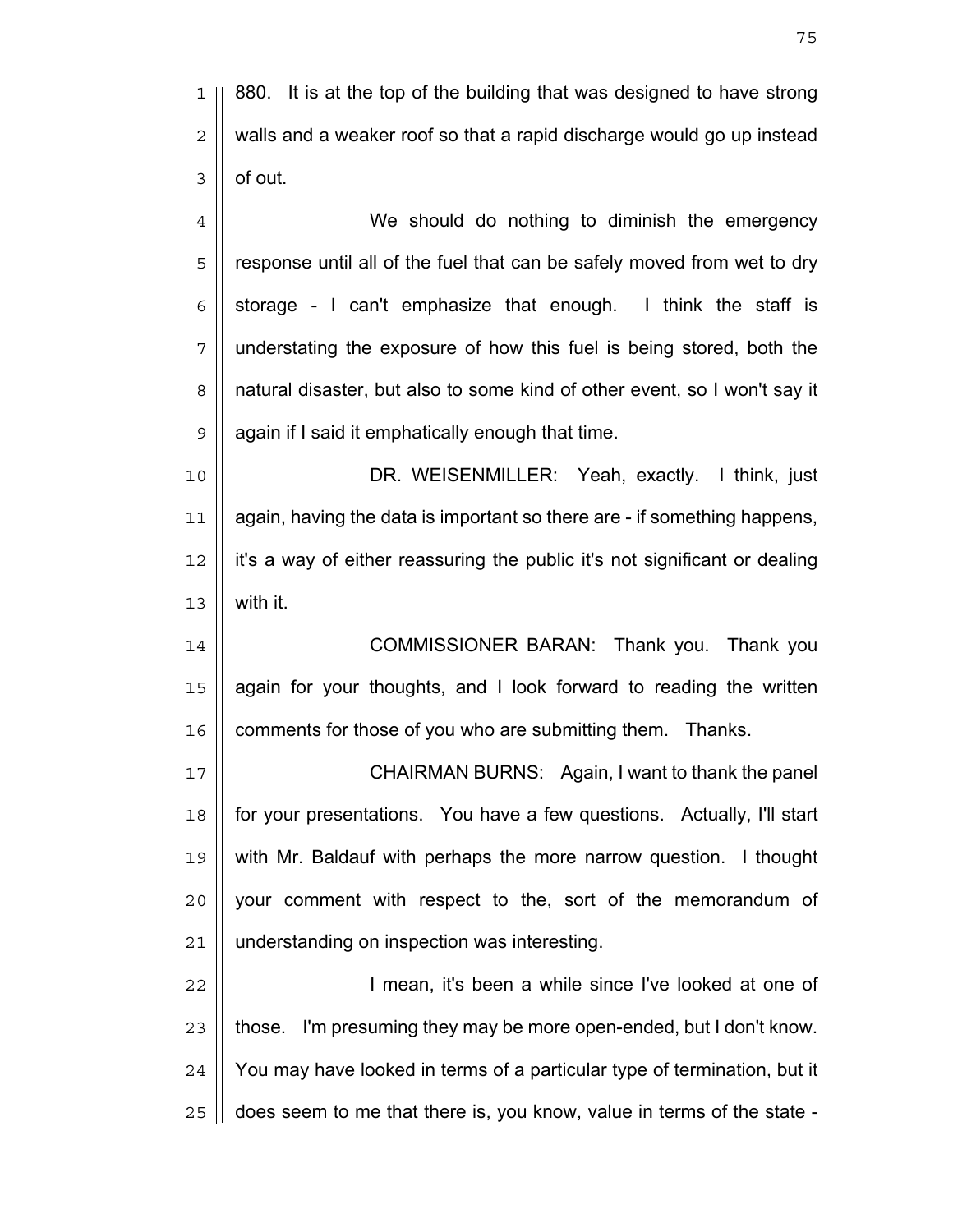880. It is at the top of the building that was designed to have strong walls and a weaker roof so that a rapid discharge would go up instead of out.

We should do nothing to diminish the emergency response until all of the fuel that can be safely moved from wet to dry storage - I can't emphasize that enough. I think the staff is understating the exposure of how this fuel is being stored, both the natural disaster, but also to some kind of other event, so I won't say it again if I said it emphatically enough that time.

DR. WEISENMILLER: Yeah, exactly. I think, just again, having the data is important so there are - if something happens, it's a way of either reassuring the public it's not significant or dealing with it.

COMMISSIONER BARAN: Thank you. Thank you again for your thoughts, and I look forward to reading the written comments for those of you who are submitting them. Thanks.

CHAIRMAN BURNS: Again, I want to thank the panel for your presentations. You have a few questions. Actually, I'll start with Mr. Baldauf with perhaps the more narrow question. I thought your comment with respect to the, sort of the memorandum of understanding on inspection was interesting.

I mean, it's been a while since I've looked at one of those. I'm presuming they may be more open-ended, but I don't know. You may have looked in terms of a particular type of termination, but it does seem to me that there is, you know, value in terms of the state -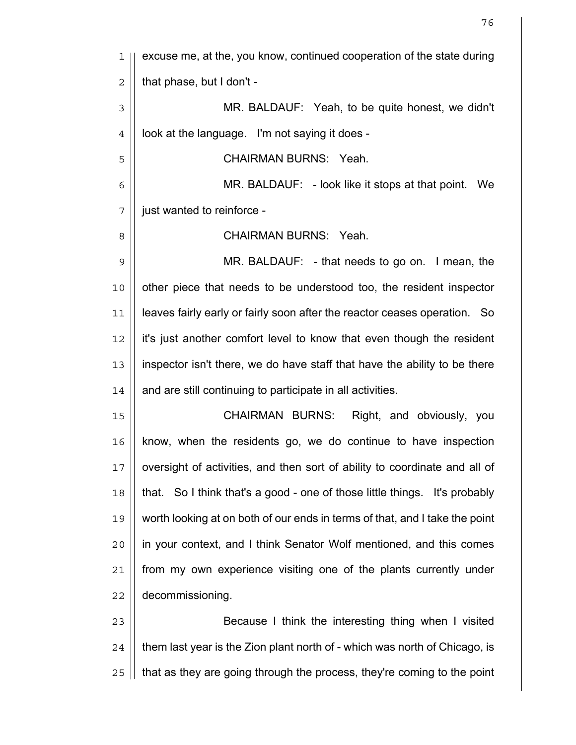excuse me, at the, you know, continued cooperation of the state during that phase, but I don't -

MR. BALDAUF: Yeah, to be quite honest, we didn't look at the language. I'm not saying it does -

CHAIRMAN BURNS: Yeah.

MR. BALDAUF: - look like it stops at that point. We just wanted to reinforce -

CHAIRMAN BURNS: Yeah.

MR. BALDAUF: - that needs to go on. I mean, the other piece that needs to be understood too, the resident inspector leaves fairly early or fairly soon after the reactor ceases operation. So it's just another comfort level to know that even though the resident inspector isn't there, we do have staff that have the ability to be there and are still continuing to participate in all activities.

CHAIRMAN BURNS: Right, and obviously, you know, when the residents go, we do continue to have inspection oversight of activities, and then sort of ability to coordinate and all of that. So I think that's a good - one of those little things. It's probably worth looking at on both of our ends in terms of that, and I take the point in your context, and I think Senator Wolf mentioned, and this comes from my own experience visiting one of the plants currently under decommissioning.

Because I think the interesting thing when I visited them last year is the Zion plant north of - which was north of Chicago, is that as they are going through the process, they're coming to the point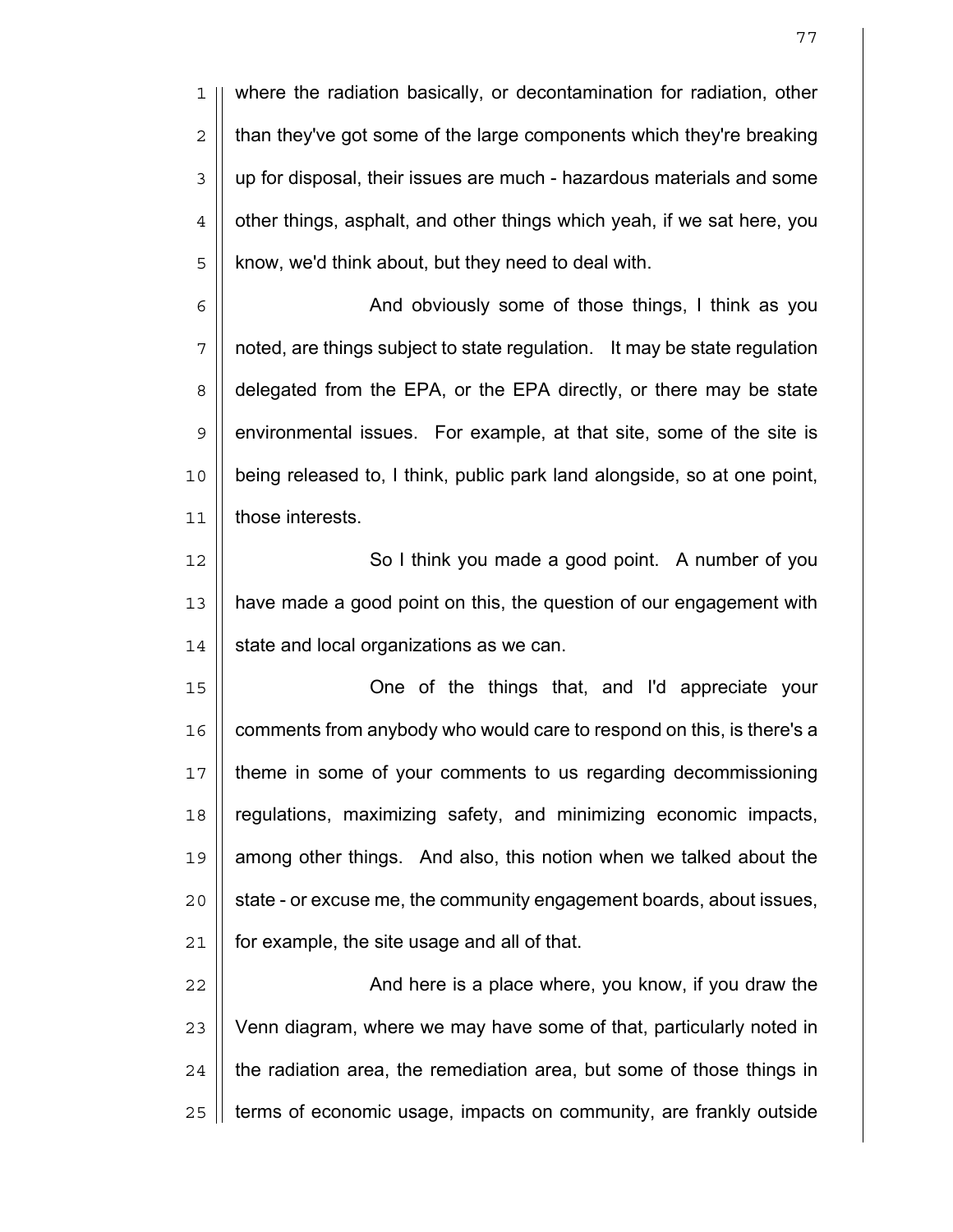where the radiation basically, or decontamination for radiation, other than they've got some of the large components which they're breaking up for disposal, their issues are much - hazardous materials and some other things, asphalt, and other things which yeah, if we sat here, you know, we'd think about, but they need to deal with.

And obviously some of those things, I think as you noted, are things subject to state regulation. It may be state regulation delegated from the EPA, or the EPA directly, or there may be state environmental issues. For example, at that site, some of the site is being released to, I think, public park land alongside, so at one point, those interests.

So I think you made a good point. A number of you have made a good point on this, the question of our engagement with state and local organizations as we can.

One of the things that, and I'd appreciate your comments from anybody who would care to respond on this, is there's a theme in some of your comments to us regarding decommissioning regulations, maximizing safety, and minimizing economic impacts, among other things. And also, this notion when we talked about the state - or excuse me, the community engagement boards, about issues, for example, the site usage and all of that.

And here is a place where, you know, if you draw the Venn diagram, where we may have some of that, particularly noted in the radiation area, the remediation area, but some of those things in terms of economic usage, impacts on community, are frankly outside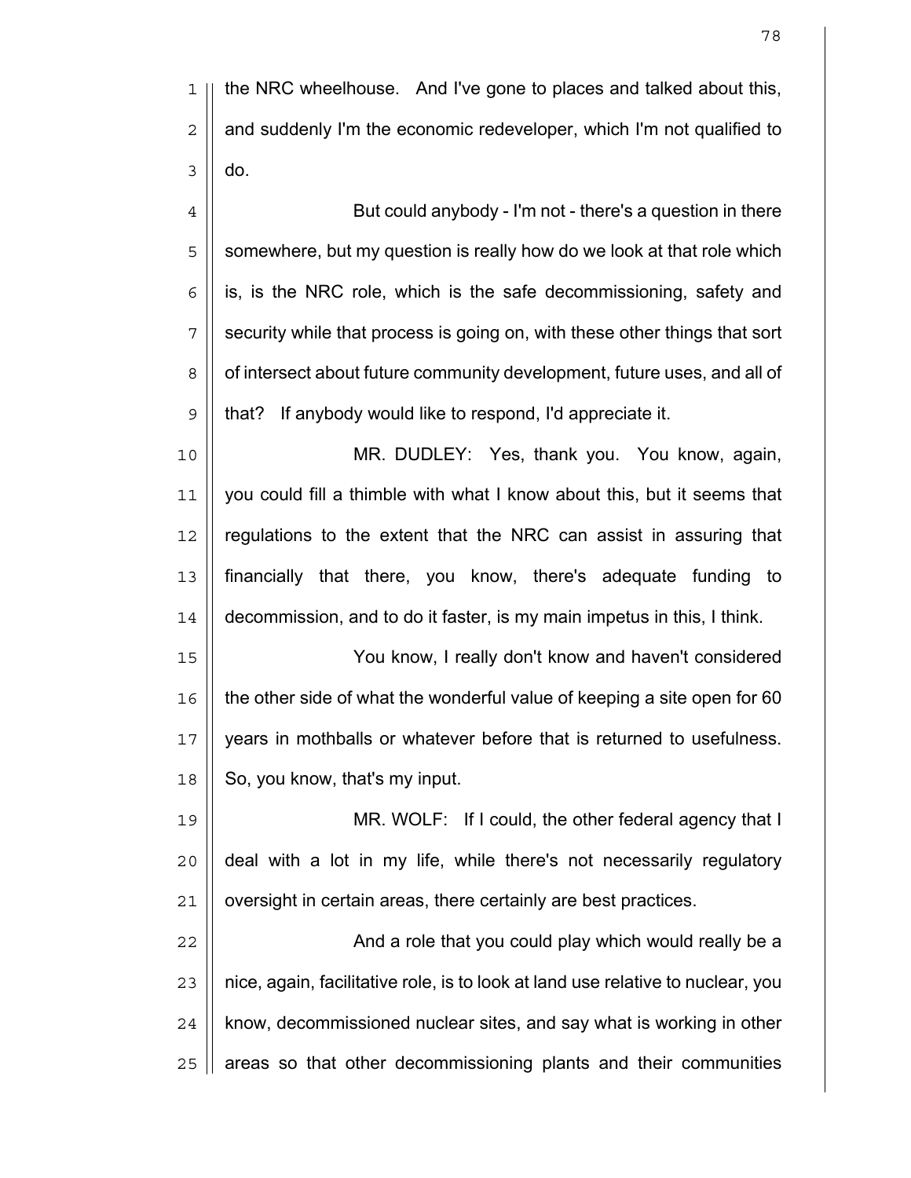the NRC wheelhouse. And I've gone to places and talked about this, and suddenly I'm the economic redeveloper, which I'm not qualified to do.

But could anybody - I'm not - there's a question in there somewhere, but my question is really how do we look at that role which is, is the NRC role, which is the safe decommissioning, safety and security while that process is going on, with these other things that sort of intersect about future community development, future uses, and all of that? If anybody would like to respond, I'd appreciate it.

MR. DUDLEY: Yes, thank you. You know, again, you could fill a thimble with what I know about this, but it seems that regulations to the extent that the NRC can assist in assuring that financially that there, you know, there's adequate funding to decommission, and to do it faster, is my main impetus in this, I think.

You know, I really don't know and haven't considered the other side of what the wonderful value of keeping a site open for 60 years in mothballs or whatever before that is returned to usefulness. So, you know, that's my input.

MR. WOLF: If I could, the other federal agency that I deal with a lot in my life, while there's not necessarily regulatory oversight in certain areas, there certainly are best practices.

And a role that you could play which would really be a nice, again, facilitative role, is to look at land use relative to nuclear, you know, decommissioned nuclear sites, and say what is working in other areas so that other decommissioning plants and their communities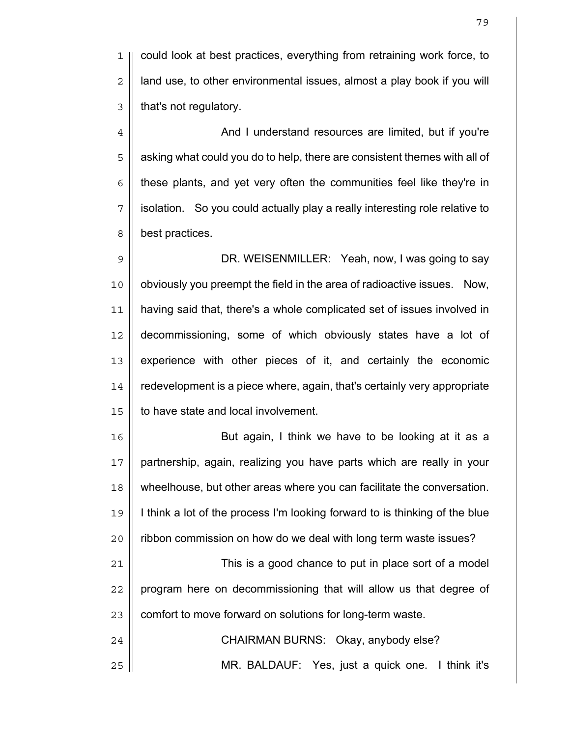could look at best practices, everything from retraining work force, to land use, to other environmental issues, almost a play book if you will that's not regulatory.

And I understand resources are limited, but if you're asking what could you do to help, there are consistent themes with all of these plants, and yet very often the communities feel like they're in isolation. So you could actually play a really interesting role relative to best practices.

DR. WEISENMILLER: Yeah, now, I was going to say obviously you preempt the field in the area of radioactive issues. Now, having said that, there's a whole complicated set of issues involved in decommissioning, some of which obviously states have a lot of experience with other pieces of it, and certainly the economic redevelopment is a piece where, again, that's certainly very appropriate to have state and local involvement.

But again, I think we have to be looking at it as a partnership, again, realizing you have parts which are really in your wheelhouse, but other areas where you can facilitate the conversation. I think a lot of the process I'm looking forward to is thinking of the blue ribbon commission on how do we deal with long term waste issues?

This is a good chance to put in place sort of a model program here on decommissioning that will allow us that degree of comfort to move forward on solutions for long-term waste.

CHAIRMAN BURNS: Okay, anybody else?

MR. BALDAUF: Yes, just a quick one. I think it's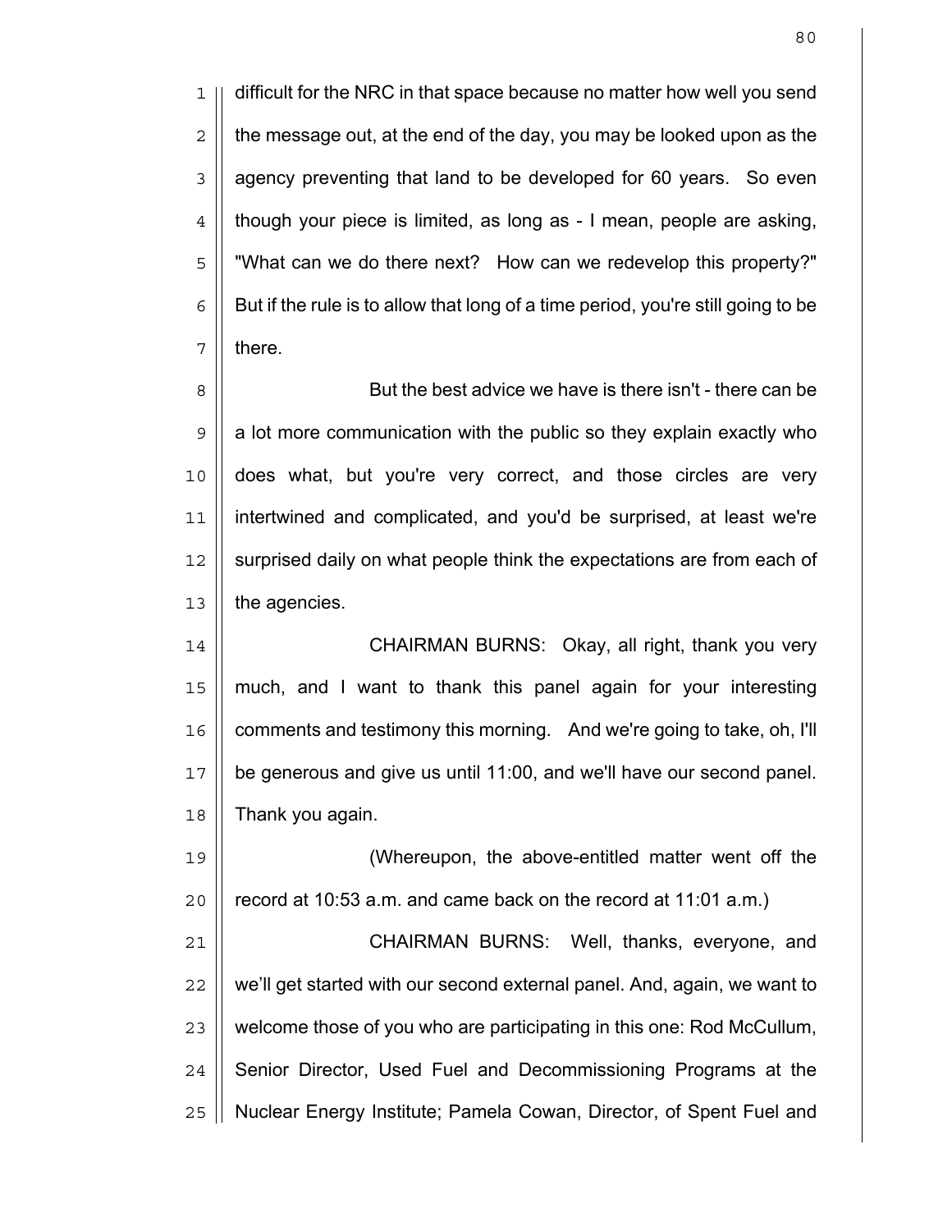difficult for the NRC in that space because no matter how well you send the message out, at the end of the day, you may be looked upon as the agency preventing that land to be developed for 60 years. So even though your piece is limited, as long as - I mean, people are asking, "What can we do there next? How can we redevelop this property?" But if the rule is to allow that long of a time period, you're still going to be there.

But the best advice we have is there isn't - there can be a lot more communication with the public so they explain exactly who does what, but you're very correct, and those circles are very intertwined and complicated, and you'd be surprised, at least we're surprised daily on what people think the expectations are from each of the agencies.

CHAIRMAN BURNS: Okay, all right, thank you very much, and I want to thank this panel again for your interesting comments and testimony this morning. And we're going to take, oh, I'll be generous and give us until 11:00, and we'll have our second panel. Thank you again.

(Whereupon, the above-entitled matter went off the record at 10:53 a.m. and came back on the record at 11:01 a.m.)

CHAIRMAN BURNS: Well, thanks, everyone, and we'll get started with our second external panel. And, again, we want to welcome those of you who are participating in this one: Rod McCullum, Senior Director, Used Fuel and Decommissioning Programs at the Nuclear Energy Institute; Pamela Cowan, Director, of Spent Fuel and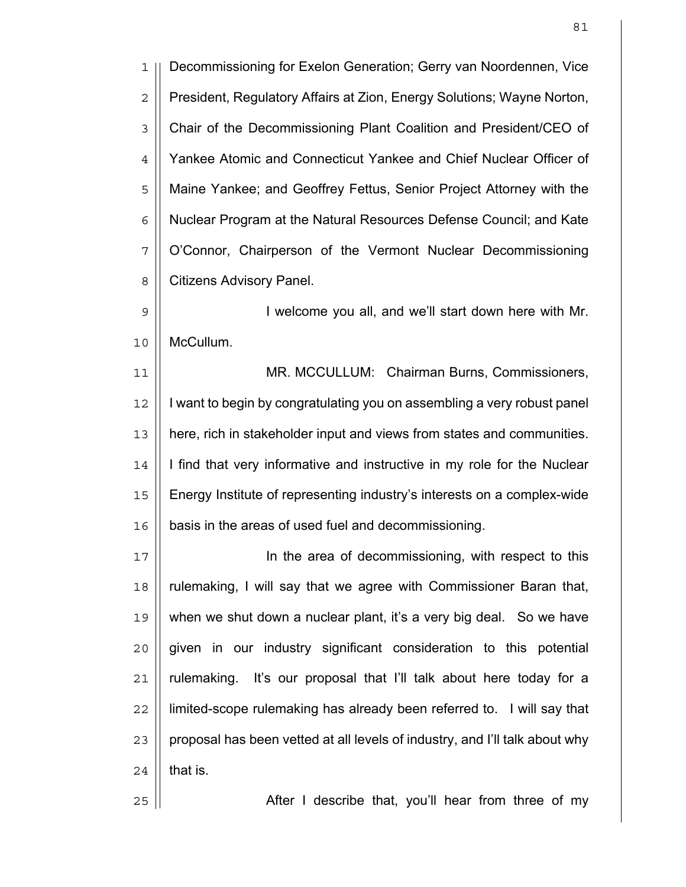Decommissioning for Exelon Generation; Gerry van Noordennen, Vice President, Regulatory Affairs at Zion, Energy Solutions; Wayne Norton, Chair of the Decommissioning Plant Coalition and President/CEO of Yankee Atomic and Connecticut Yankee and Chief Nuclear Officer of Maine Yankee; and Geoffrey Fettus, Senior Project Attorney with the Nuclear Program at the Natural Resources Defense Council; and Kate O'Connor, Chairperson of the Vermont Nuclear Decommissioning Citizens Advisory Panel.

I welcome you all, and we'll start down here with Mr. McCullum.

MR. MCCULLUM: Chairman Burns, Commissioners, I want to begin by congratulating you on assembling a very robust panel here, rich in stakeholder input and views from states and communities. I find that very informative and instructive in my role for the Nuclear Energy Institute of representing industry's interests on a complex-wide basis in the areas of used fuel and decommissioning.

In the area of decommissioning, with respect to this rulemaking, I will say that we agree with Commissioner Baran that, when we shut down a nuclear plant, it's a very big deal. So we have given in our industry significant consideration to this potential rulemaking. It's our proposal that I'll talk about here today for a limited-scope rulemaking has already been referred to. I will say that proposal has been vetted at all levels of industry, and I'll talk about why that is.

After I describe that, you'll hear from three of my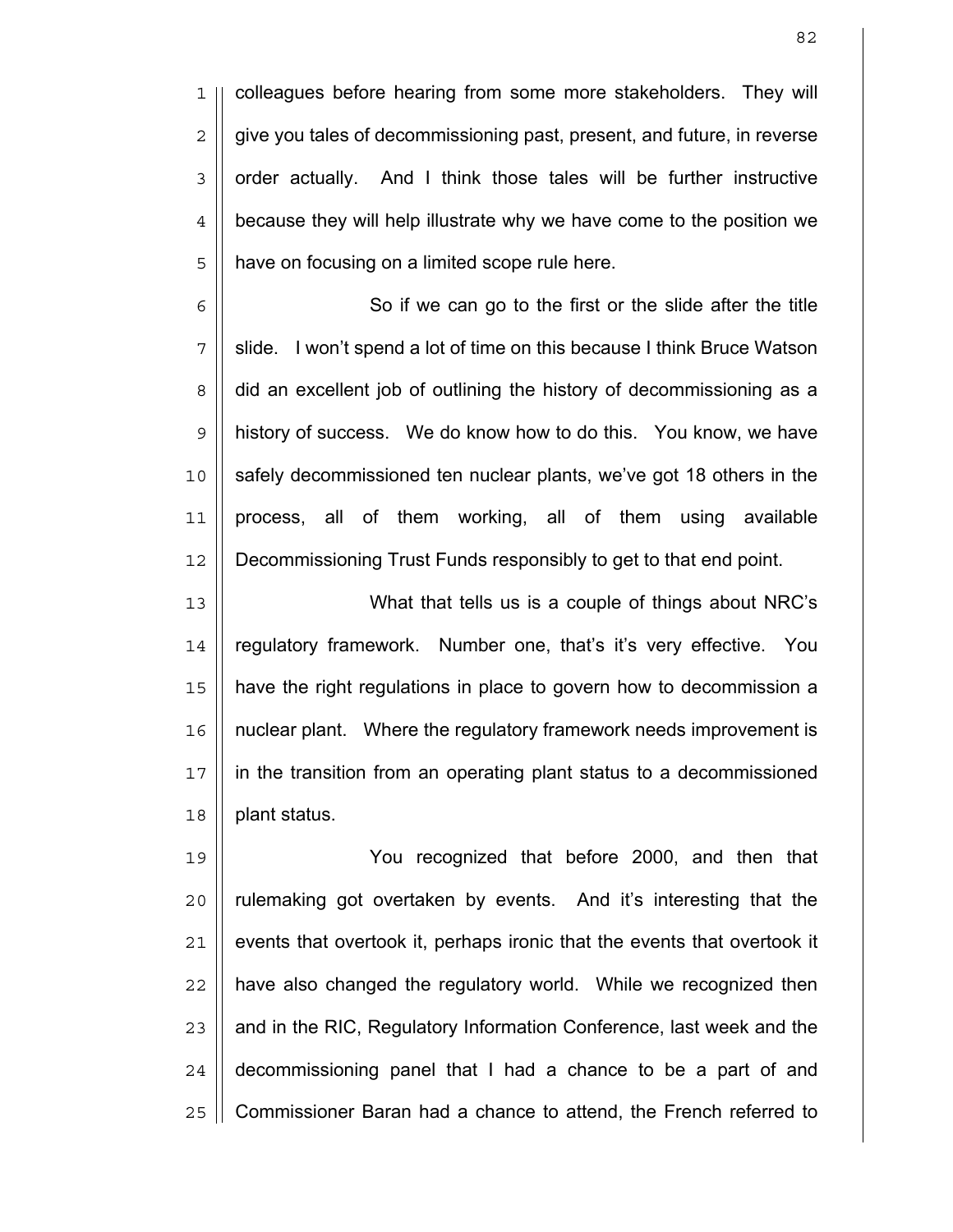colleagues before hearing from some more stakeholders. They will give you tales of decommissioning past, present, and future, in reverse order actually. And I think those tales will be further instructive because they will help illustrate why we have come to the position we have on focusing on a limited scope rule here.

So if we can go to the first or the slide after the title slide. I won't spend a lot of time on this because I think Bruce Watson did an excellent job of outlining the history of decommissioning as a history of success. We do know how to do this. You know, we have safely decommissioned ten nuclear plants, we've got 18 others in the process, all of them working, all of them using available Decommissioning Trust Funds responsibly to get to that end point.

What that tells us is a couple of things about NRC's regulatory framework. Number one, that's it's very effective. You have the right regulations in place to govern how to decommission a nuclear plant. Where the regulatory framework needs improvement is in the transition from an operating plant status to a decommissioned plant status.

You recognized that before 2000, and then that rulemaking got overtaken by events. And it's interesting that the events that overtook it, perhaps ironic that the events that overtook it have also changed the regulatory world. While we recognized then and in the RIC, Regulatory Information Conference, last week and the decommissioning panel that I had a chance to be a part of and Commissioner Baran had a chance to attend, the French referred to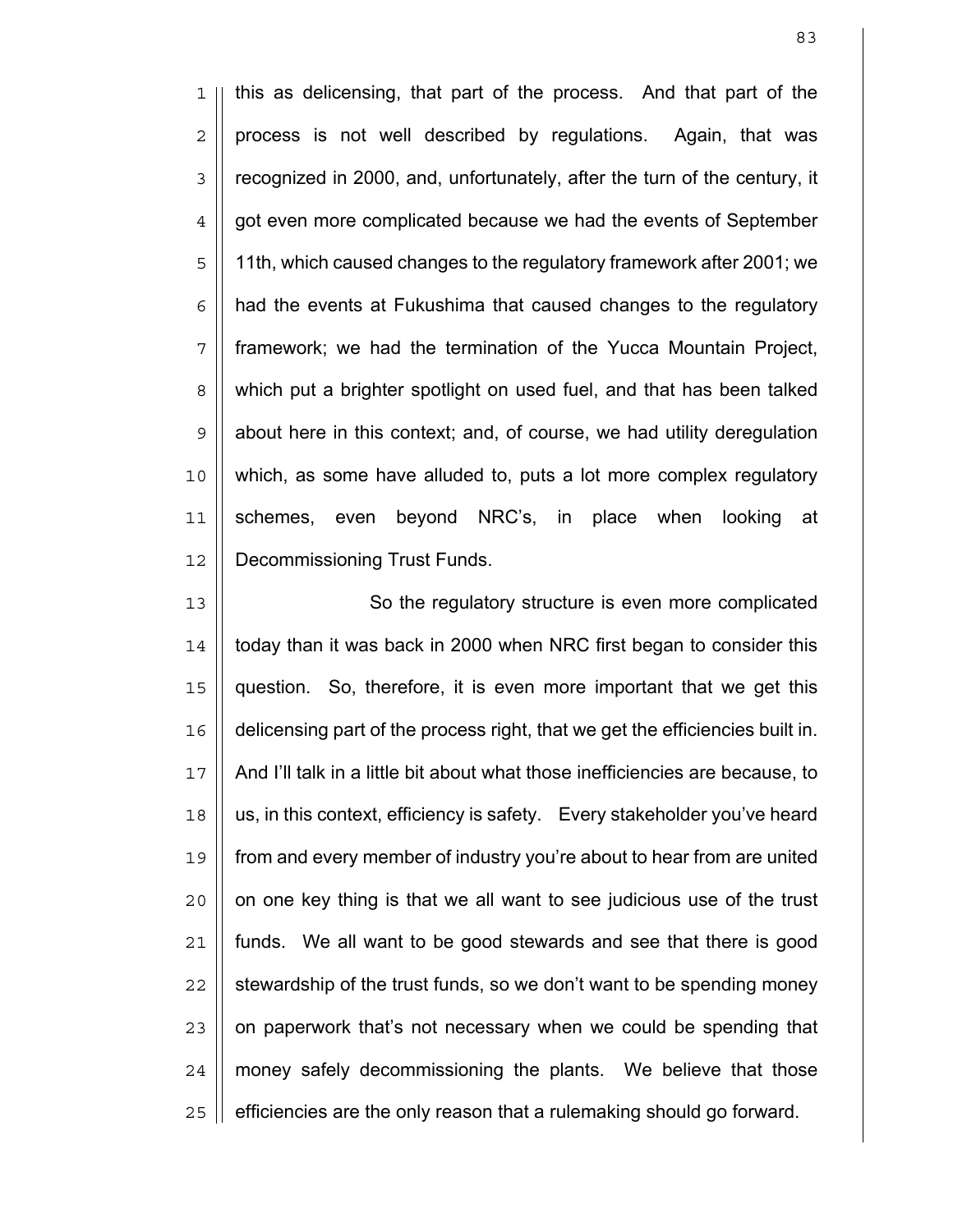this as delicensing, that part of the process. And that part of the process is not well described by regulations. Again, that was recognized in 2000, and, unfortunately, after the turn of the century, it got even more complicated because we had the events of September 11th, which caused changes to the regulatory framework after 2001; we had the events at Fukushima that caused changes to the regulatory framework; we had the termination of the Yucca Mountain Project, which put a brighter spotlight on used fuel, and that has been talked about here in this context; and, of course, we had utility deregulation which, as some have alluded to, puts a lot more complex regulatory schemes, even beyond NRC's, in place when looking at Decommissioning Trust Funds.

So the regulatory structure is even more complicated today than it was back in 2000 when NRC first began to consider this question. So, therefore, it is even more important that we get this delicensing part of the process right, that we get the efficiencies built in. And I'll talk in a little bit about what those inefficiencies are because, to us, in this context, efficiency is safety. Every stakeholder you've heard from and every member of industry you're about to hear from are united on one key thing is that we all want to see judicious use of the trust funds. We all want to be good stewards and see that there is good stewardship of the trust funds, so we don't want to be spending money on paperwork that's not necessary when we could be spending that money safely decommissioning the plants. We believe that those efficiencies are the only reason that a rulemaking should go forward.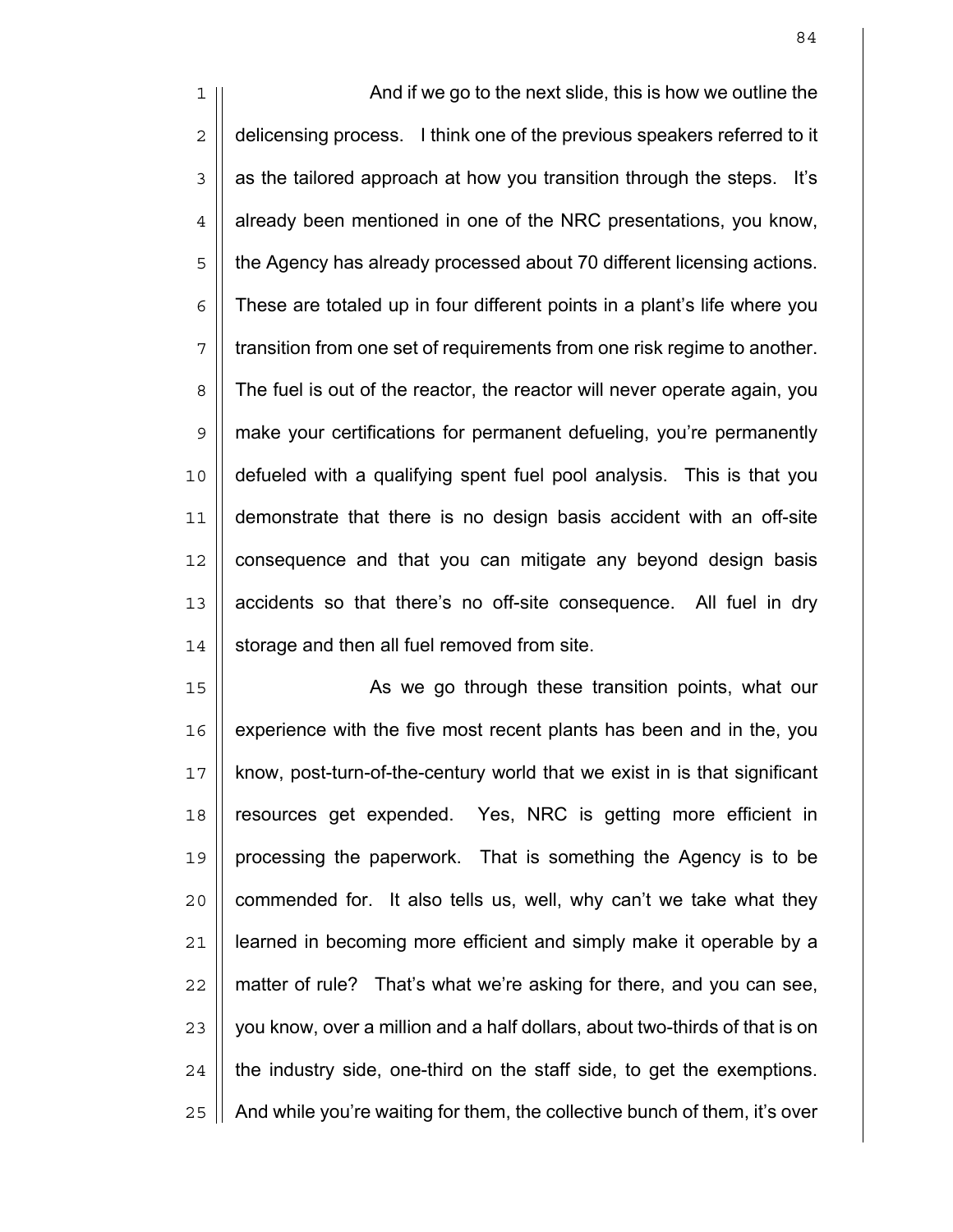And if we go to the next slide, this is how we outline the delicensing process. I think one of the previous speakers referred to it as the tailored approach at how you transition through the steps. It's already been mentioned in one of the NRC presentations, you know, the Agency has already processed about 70 different licensing actions. These are totaled up in four different points in a plant's life where you transition from one set of requirements from one risk regime to another. The fuel is out of the reactor, the reactor will never operate again, you make your certifications for permanent defueling, you're permanently defueled with a qualifying spent fuel pool analysis. This is that you demonstrate that there is no design basis accident with an off-site consequence and that you can mitigate any beyond design basis accidents so that there's no off-site consequence. All fuel in dry storage and then all fuel removed from site.

As we go through these transition points, what our experience with the five most recent plants has been and in the, you know, post-turn-of-the-century world that we exist in is that significant resources get expended. Yes, NRC is getting more efficient in processing the paperwork. That is something the Agency is to be commended for. It also tells us, well, why can't we take what they learned in becoming more efficient and simply make it operable by a matter of rule? That's what we're asking for there, and you can see, you know, over a million and a half dollars, about two-thirds of that is on the industry side, one-third on the staff side, to get the exemptions. And while you're waiting for them, the collective bunch of them, it's over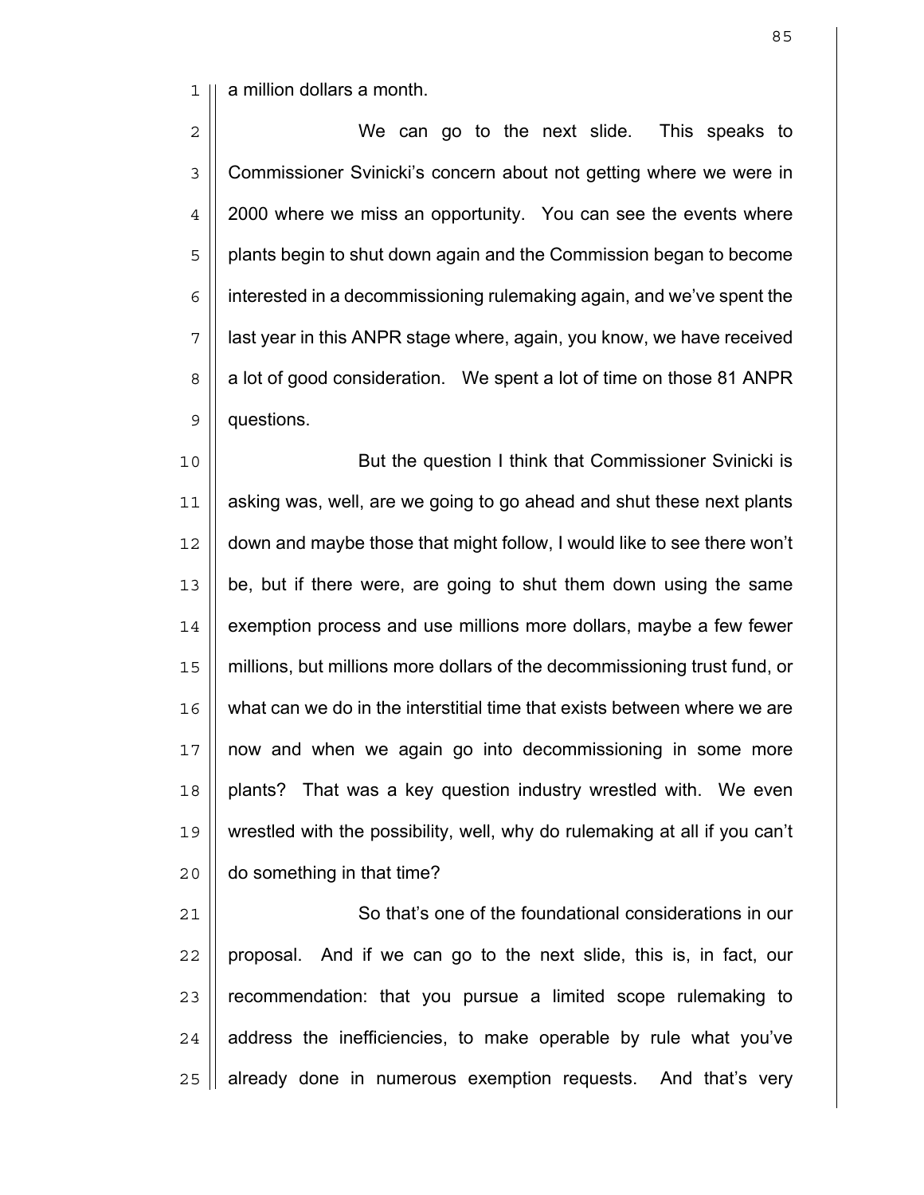a million dollars a month.

We can go to the next slide. This speaks to Commissioner Svinicki's concern about not getting where we were in 2000 where we miss an opportunity. You can see the events where plants begin to shut down again and the Commission began to become interested in a decommissioning rulemaking again, and we've spent the last year in this ANPR stage where, again, you know, we have received a lot of good consideration. We spent a lot of time on those 81 ANPR questions.

But the question I think that Commissioner Svinicki is asking was, well, are we going to go ahead and shut these next plants down and maybe those that might follow, I would like to see there won't be, but if there were, are going to shut them down using the same exemption process and use millions more dollars, maybe a few fewer millions, but millions more dollars of the decommissioning trust fund, or what can we do in the interstitial time that exists between where we are now and when we again go into decommissioning in some more plants? That was a key question industry wrestled with. We even wrestled with the possibility, well, why do rulemaking at all if you can't do something in that time?

So that's one of the foundational considerations in our proposal. And if we can go to the next slide, this is, in fact, our recommendation: that you pursue a limited scope rulemaking to address the inefficiencies, to make operable by rule what you've already done in numerous exemption requests. And that's very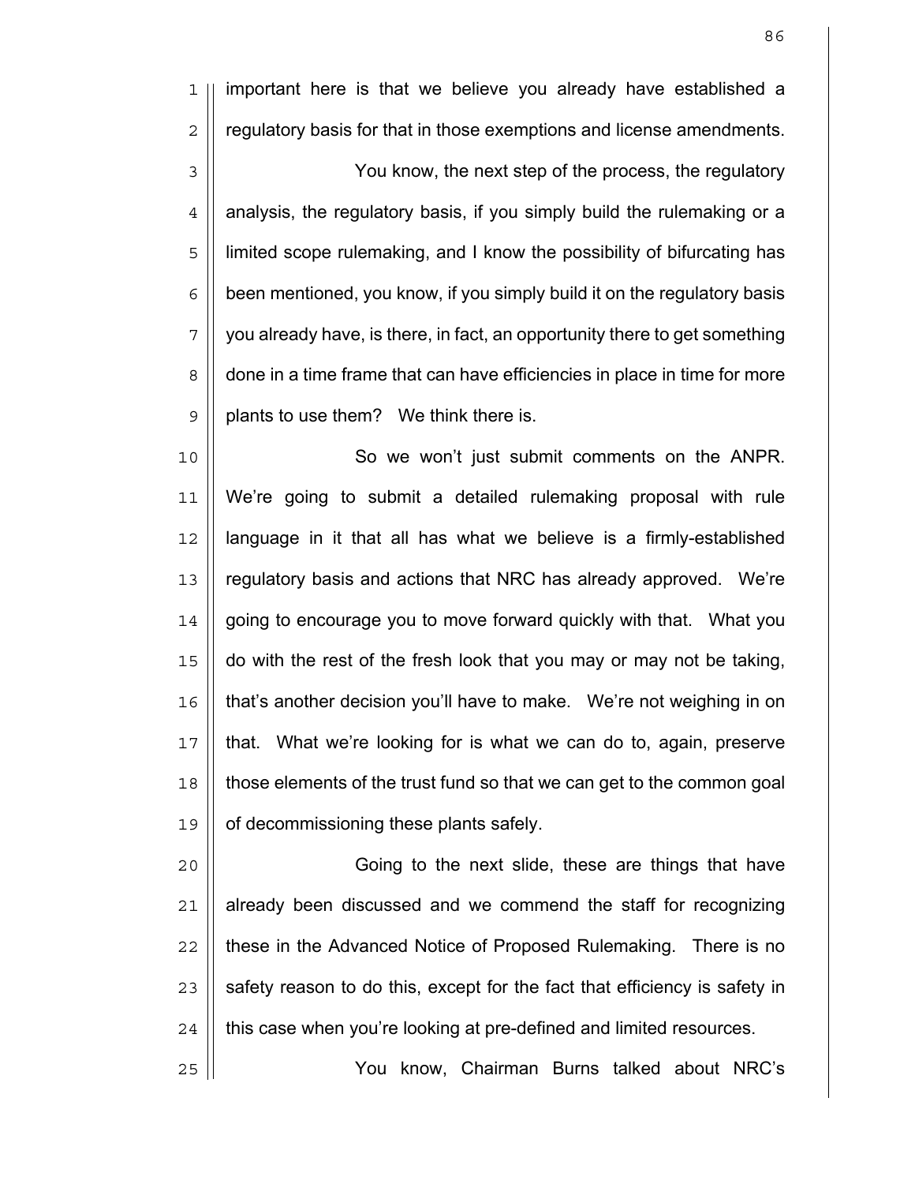important here is that we believe you already have established a regulatory basis for that in those exemptions and license amendments.

You know, the next step of the process, the regulatory analysis, the regulatory basis, if you simply build the rulemaking or a limited scope rulemaking, and I know the possibility of bifurcating has been mentioned, you know, if you simply build it on the regulatory basis you already have, is there, in fact, an opportunity there to get something done in a time frame that can have efficiencies in place in time for more plants to use them? We think there is.

So we won't just submit comments on the ANPR. We're going to submit a detailed rulemaking proposal with rule language in it that all has what we believe is a firmly-established regulatory basis and actions that NRC has already approved. We're going to encourage you to move forward quickly with that. What you do with the rest of the fresh look that you may or may not be taking, that's another decision you'll have to make. We're not weighing in on that. What we're looking for is what we can do to, again, preserve those elements of the trust fund so that we can get to the common goal of decommissioning these plants safely.

Going to the next slide, these are things that have already been discussed and we commend the staff for recognizing these in the Advanced Notice of Proposed Rulemaking. There is no safety reason to do this, except for the fact that efficiency is safety in this case when you're looking at pre-defined and limited resources.

You know, Chairman Burns talked about NRC's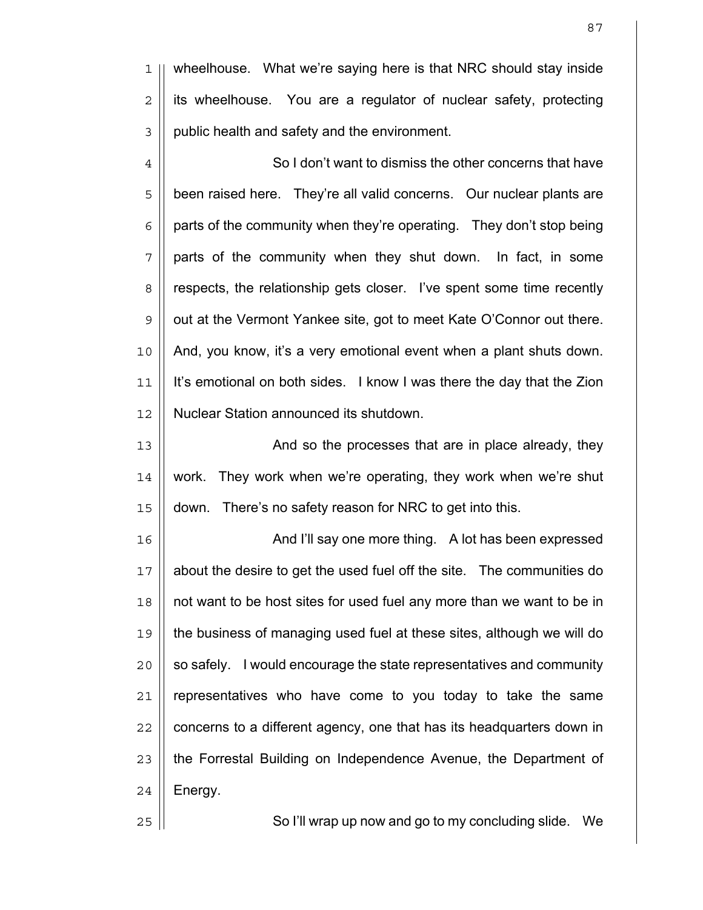wheelhouse. What we're saying here is that NRC should stay inside its wheelhouse. You are a regulator of nuclear safety, protecting public health and safety and the environment.

So I don't want to dismiss the other concerns that have been raised here. They're all valid concerns. Our nuclear plants are parts of the community when they're operating. They don't stop being parts of the community when they shut down. In fact, in some respects, the relationship gets closer. I've spent some time recently out at the Vermont Yankee site, got to meet Kate O'Connor out there. And, you know, it's a very emotional event when a plant shuts down. It's emotional on both sides. I know I was there the day that the Zion Nuclear Station announced its shutdown.

And so the processes that are in place already, they work. They work when we're operating, they work when we're shut down. There's no safety reason for NRC to get into this.

And I'll say one more thing. A lot has been expressed about the desire to get the used fuel off the site. The communities do not want to be host sites for used fuel any more than we want to be in the business of managing used fuel at these sites, although we will do so safely. I would encourage the state representatives and community representatives who have come to you today to take the same concerns to a different agency, one that has its headquarters down in the Forrestal Building on Independence Avenue, the Department of Energy.

So I'll wrap up now and go to my concluding slide. We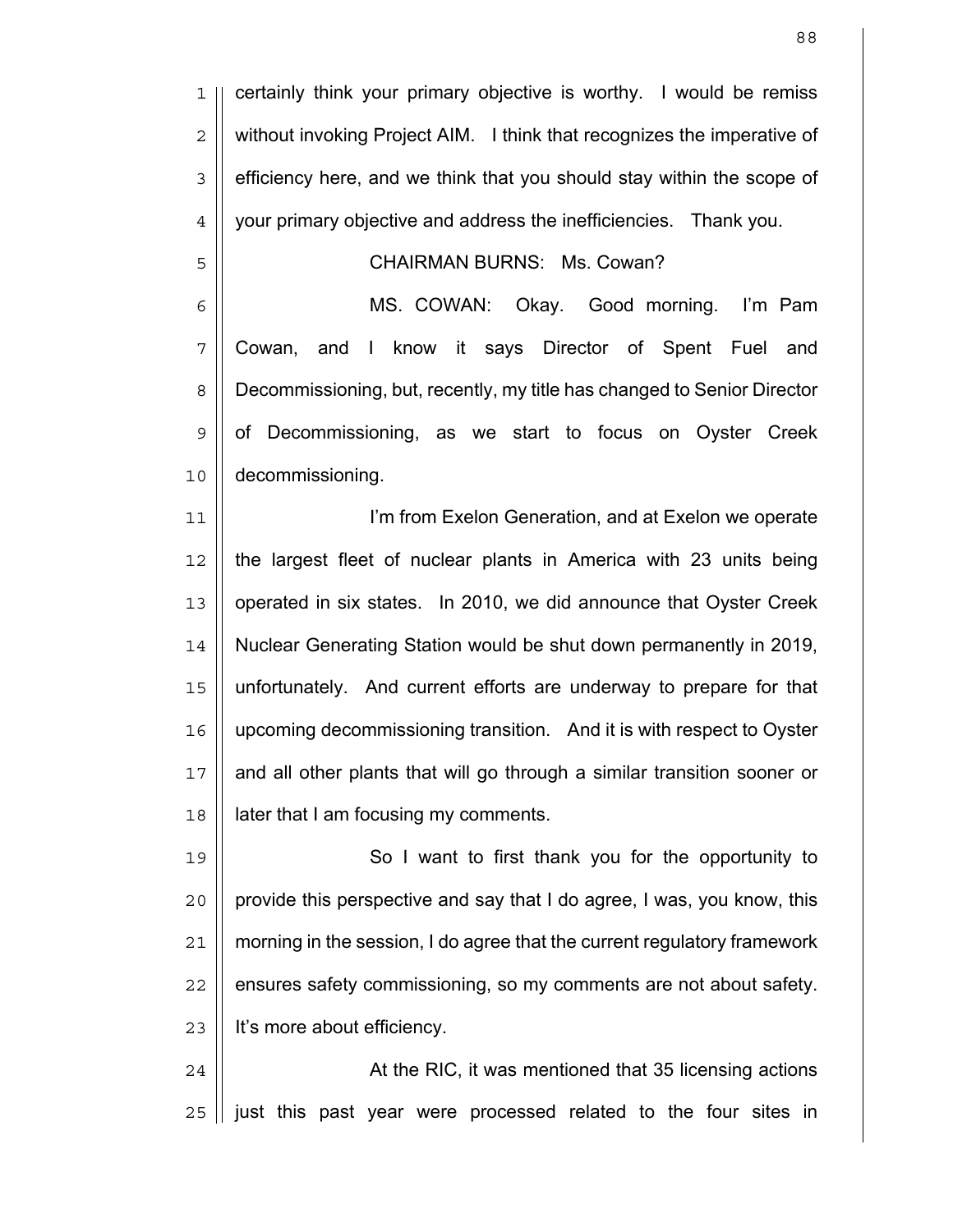certainly think your primary objective is worthy. I would be remiss without invoking Project AIM. I think that recognizes the imperative of efficiency here, and we think that you should stay within the scope of your primary objective and address the inefficiencies. Thank you.

CHAIRMAN BURNS: Ms. Cowan?

MS. COWAN: Okay. Good morning. I'm Pam Cowan, and I know it says Director of Spent Fuel and Decommissioning, but, recently, my title has changed to Senior Director of Decommissioning, as we start to focus on Oyster Creek decommissioning.

I'm from Exelon Generation, and at Exelon we operate the largest fleet of nuclear plants in America with 23 units being operated in six states. In 2010, we did announce that Oyster Creek Nuclear Generating Station would be shut down permanently in 2019, unfortunately. And current efforts are underway to prepare for that upcoming decommissioning transition. And it is with respect to Oyster and all other plants that will go through a similar transition sooner or later that I am focusing my comments.

So I want to first thank you for the opportunity to provide this perspective and say that I do agree, I was, you know, this morning in the session, I do agree that the current regulatory framework ensures safety commissioning, so my comments are not about safety. It's more about efficiency.

At the RIC, it was mentioned that 35 licensing actions just this past year were processed related to the four sites in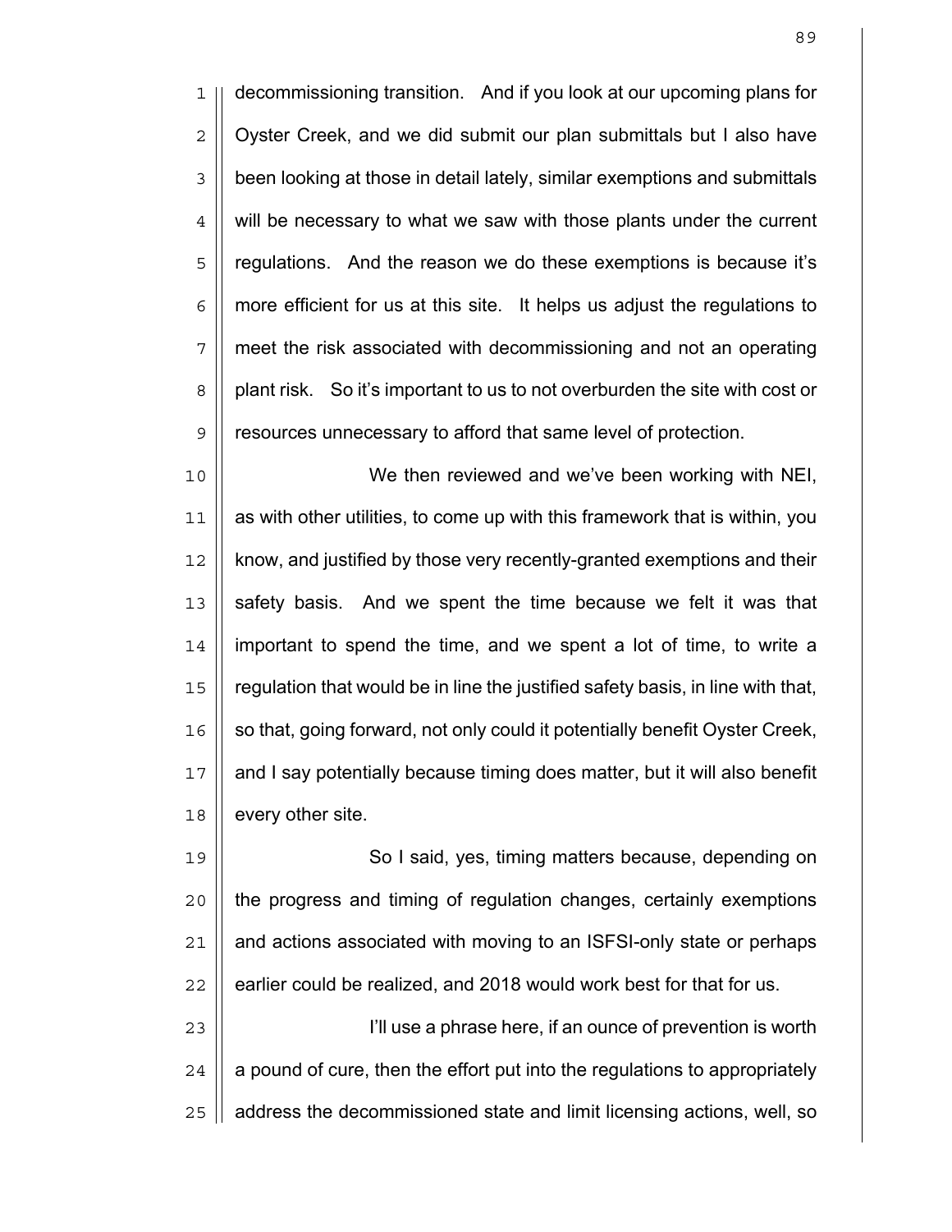decommissioning transition. And if you look at our upcoming plans for Oyster Creek, and we did submit our plan submittals but I also have been looking at those in detail lately, similar exemptions and submittals will be necessary to what we saw with those plants under the current regulations. And the reason we do these exemptions is because it's more efficient for us at this site. It helps us adjust the regulations to meet the risk associated with decommissioning and not an operating plant risk. So it's important to us to not overburden the site with cost or resources unnecessary to afford that same level of protection.

We then reviewed and we've been working with NEI, as with other utilities, to come up with this framework that is within, you know, and justified by those very recently-granted exemptions and their safety basis. And we spent the time because we felt it was that important to spend the time, and we spent a lot of time, to write a regulation that would be in line the justified safety basis, in line with that, so that, going forward, not only could it potentially benefit Oyster Creek, and I say potentially because timing does matter, but it will also benefit every other site.

So I said, yes, timing matters because, depending on the progress and timing of regulation changes, certainly exemptions and actions associated with moving to an ISFSI-only state or perhaps earlier could be realized, and 2018 would work best for that for us.

I'll use a phrase here, if an ounce of prevention is worth a pound of cure, then the effort put into the regulations to appropriately address the decommissioned state and limit licensing actions, well, so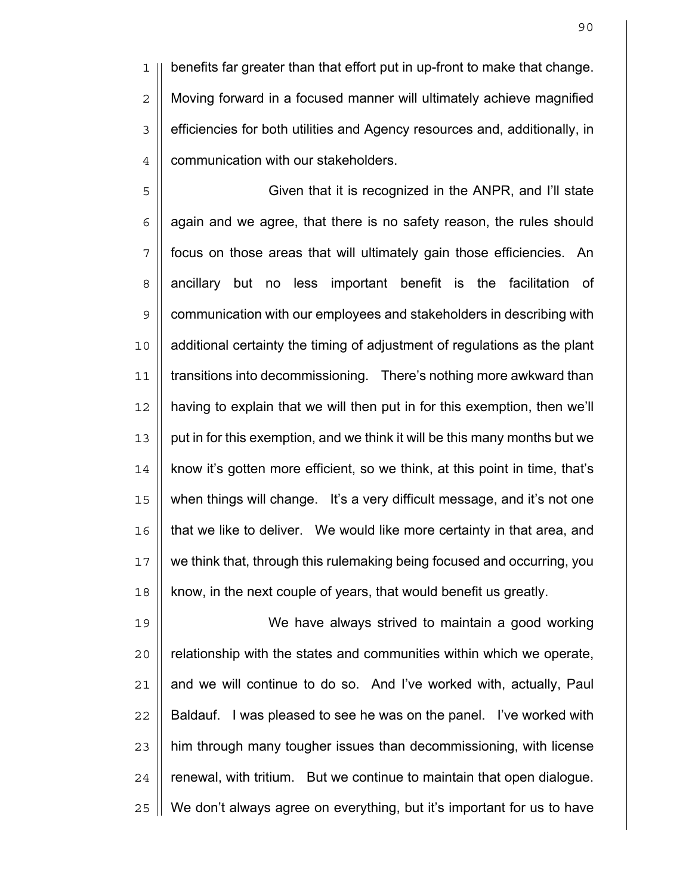benefits far greater than that effort put in up-front to make that change. Moving forward in a focused manner will ultimately achieve magnified efficiencies for both utilities and Agency resources and, additionally, in communication with our stakeholders.

Given that it is recognized in the ANPR, and I'll state again and we agree, that there is no safety reason, the rules should focus on those areas that will ultimately gain those efficiencies. An ancillary but no less important benefit is the facilitation of communication with our employees and stakeholders in describing with additional certainty the timing of adjustment of regulations as the plant transitions into decommissioning. There's nothing more awkward than having to explain that we will then put in for this exemption, then we'll put in for this exemption, and we think it will be this many months but we know it's gotten more efficient, so we think, at this point in time, that's when things will change. It's a very difficult message, and it's not one that we like to deliver. We would like more certainty in that area, and we think that, through this rulemaking being focused and occurring, you know, in the next couple of years, that would benefit us greatly.

We have always strived to maintain a good working relationship with the states and communities within which we operate, and we will continue to do so. And I've worked with, actually, Paul Baldauf. I was pleased to see he was on the panel. I've worked with him through many tougher issues than decommissioning, with license renewal, with tritium. But we continue to maintain that open dialogue. We don't always agree on everything, but it's important for us to have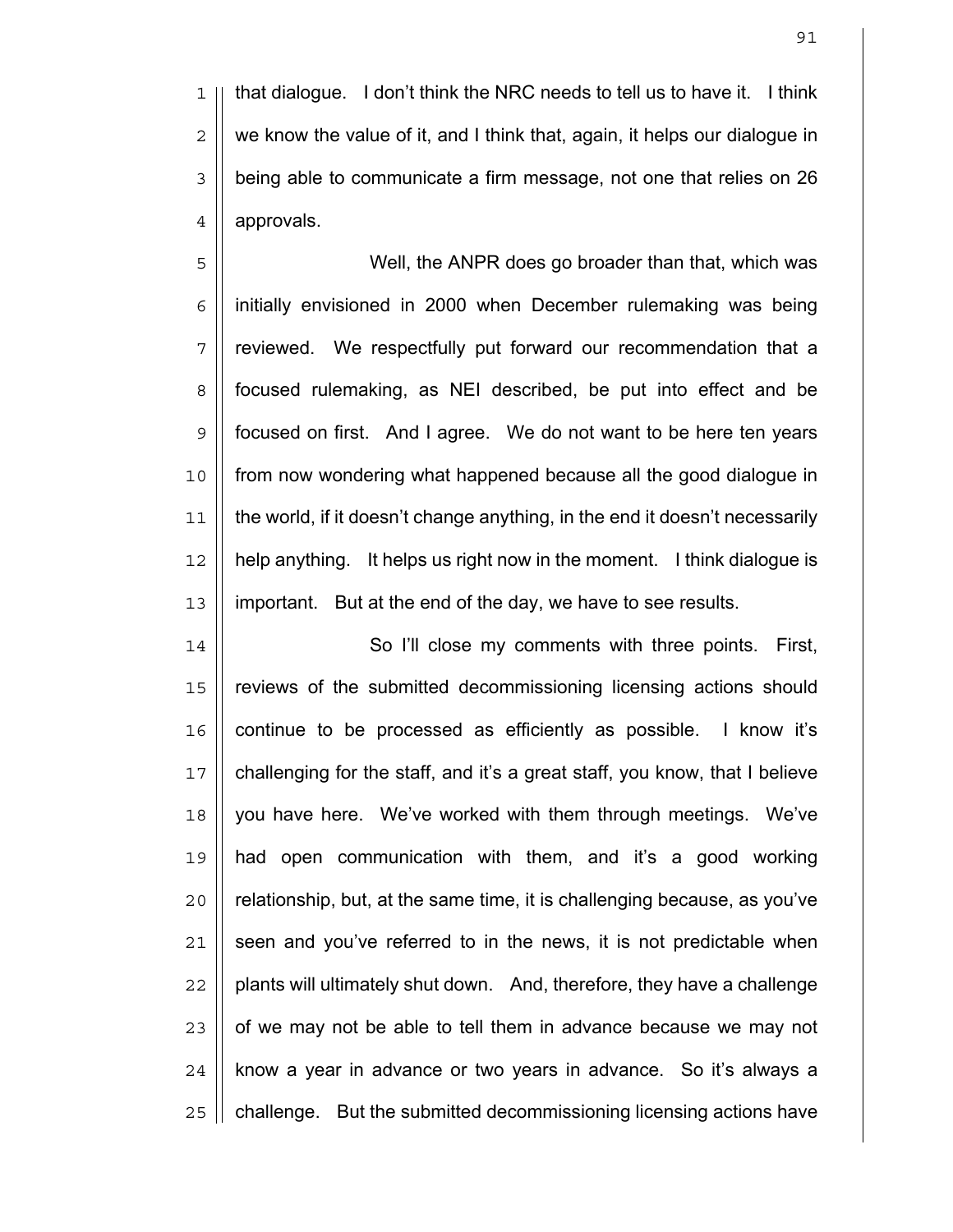that dialogue. I don't think the NRC needs to tell us to have it. I think we know the value of it, and I think that, again, it helps our dialogue in being able to communicate a firm message, not one that relies on 26 approvals.

Well, the ANPR does go broader than that, which was initially envisioned in 2000 when December rulemaking was being reviewed. We respectfully put forward our recommendation that a focused rulemaking, as NEI described, be put into effect and be focused on first. And I agree. We do not want to be here ten years from now wondering what happened because all the good dialogue in the world, if it doesn't change anything, in the end it doesn't necessarily help anything. It helps us right now in the moment. I think dialogue is important. But at the end of the day, we have to see results.

So I'll close my comments with three points. First, reviews of the submitted decommissioning licensing actions should continue to be processed as efficiently as possible. I know it's challenging for the staff, and it's a great staff, you know, that I believe you have here. We've worked with them through meetings. We've had open communication with them, and it's a good working relationship, but, at the same time, it is challenging because, as you've seen and you've referred to in the news, it is not predictable when plants will ultimately shut down. And, therefore, they have a challenge of we may not be able to tell them in advance because we may not know a year in advance or two years in advance. So it's always a challenge. But the submitted decommissioning licensing actions have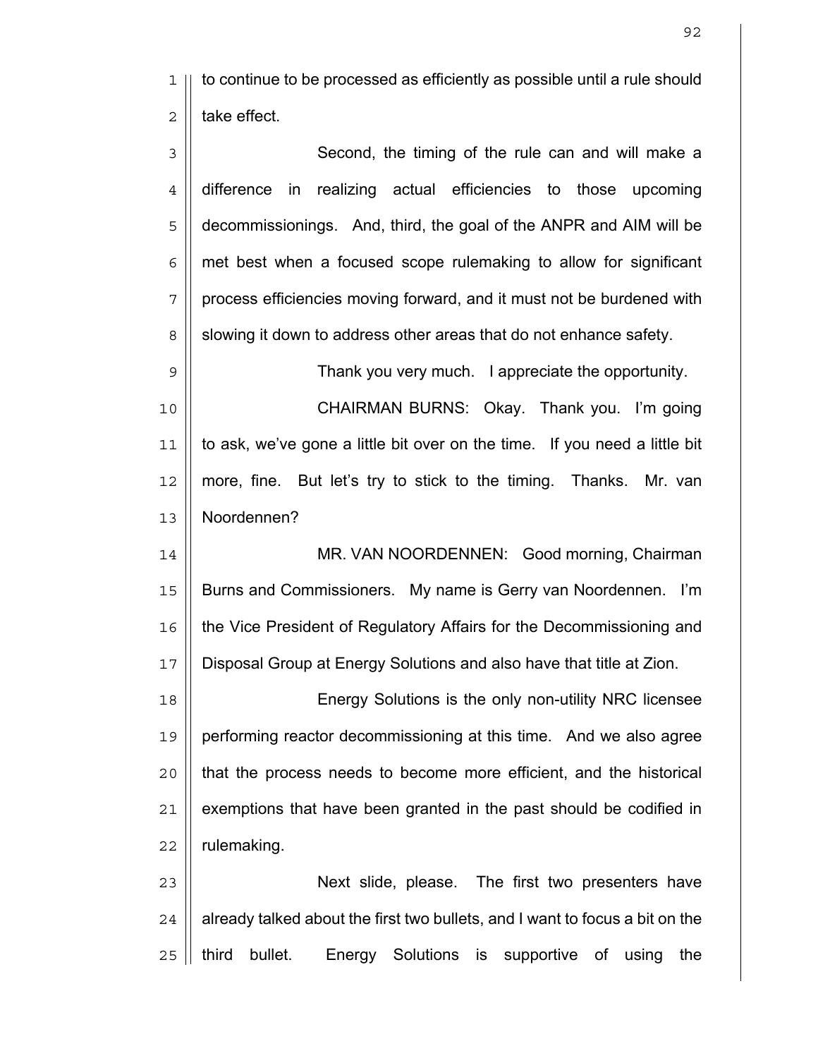to continue to be processed as efficiently as possible until a rule should take effect.

Second, the timing of the rule can and will make a difference in realizing actual efficiencies to those upcoming decommissionings. And, third, the goal of the ANPR and AIM will be met best when a focused scope rulemaking to allow for significant process efficiencies moving forward, and it must not be burdened with slowing it down to address other areas that do not enhance safety.

Thank you very much. I appreciate the opportunity.

CHAIRMAN BURNS: Okay. Thank you. I'm going to ask, we've gone a little bit over on the time. If you need a little bit more, fine. But let's try to stick to the timing. Thanks. Mr. van Noordennen?

MR. VAN NOORDENNEN: Good morning, Chairman Burns and Commissioners. My name is Gerry van Noordennen. I'm the Vice President of Regulatory Affairs for the Decommissioning and Disposal Group at Energy Solutions and also have that title at Zion.

Energy Solutions is the only non-utility NRC licensee performing reactor decommissioning at this time. And we also agree that the process needs to become more efficient, and the historical exemptions that have been granted in the past should be codified in rulemaking.

Next slide, please. The first two presenters have already talked about the first two bullets, and I want to focus a bit on the third bullet. Energy Solutions is supportive of using the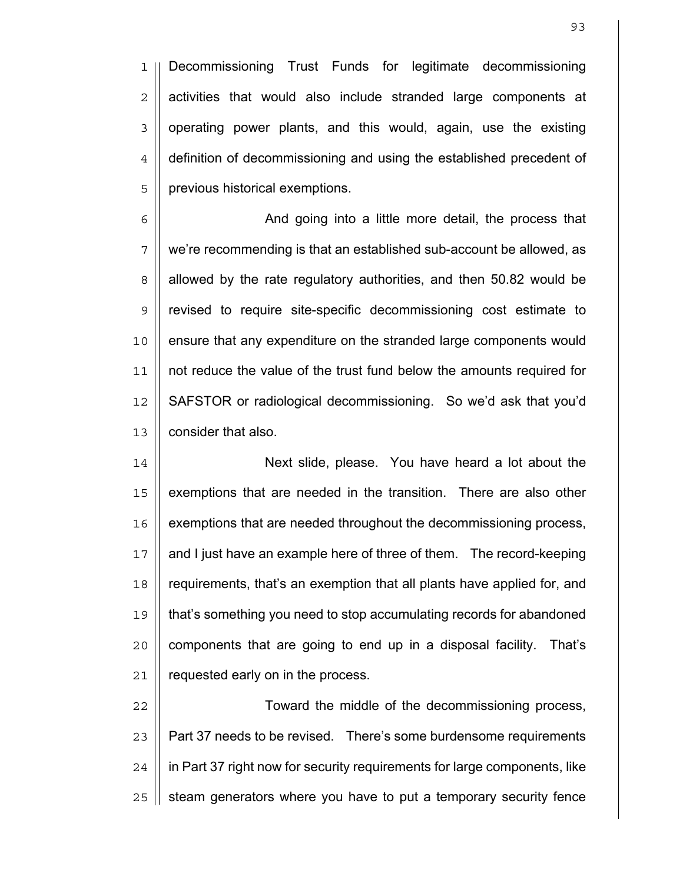Decommissioning Trust Funds for legitimate decommissioning activities that would also include stranded large components at operating power plants, and this would, again, use the existing definition of decommissioning and using the established precedent of previous historical exemptions.

And going into a little more detail, the process that we're recommending is that an established sub-account be allowed, as allowed by the rate regulatory authorities, and then 50.82 would be revised to require site-specific decommissioning cost estimate to ensure that any expenditure on the stranded large components would not reduce the value of the trust fund below the amounts required for SAFSTOR or radiological decommissioning. So we'd ask that you'd consider that also.

Next slide, please. You have heard a lot about the exemptions that are needed in the transition. There are also other exemptions that are needed throughout the decommissioning process, and I just have an example here of three of them. The record-keeping requirements, that's an exemption that all plants have applied for, and that's something you need to stop accumulating records for abandoned components that are going to end up in a disposal facility. That's requested early on in the process.

Toward the middle of the decommissioning process, Part 37 needs to be revised. There's some burdensome requirements in Part 37 right now for security requirements for large components, like steam generators where you have to put a temporary security fence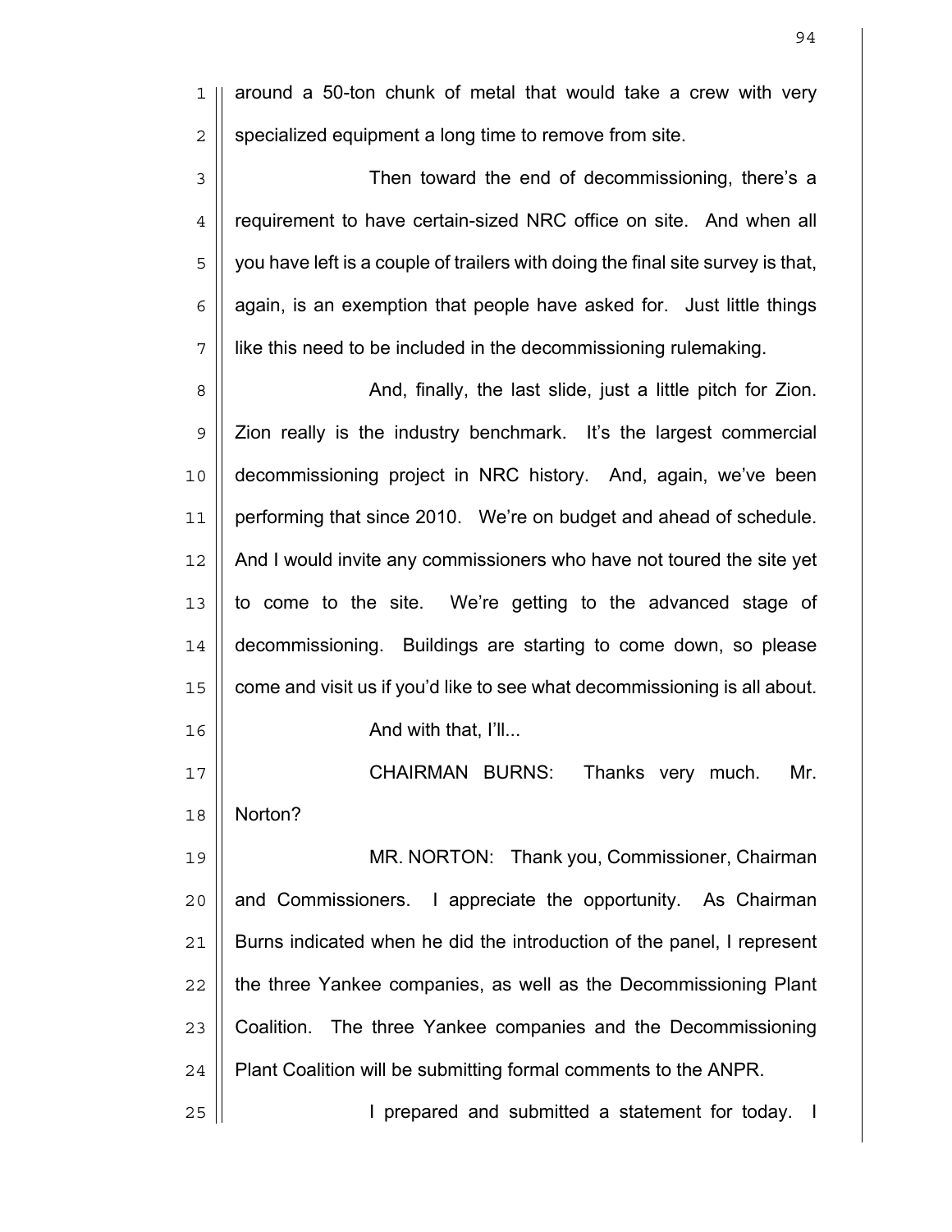around a 50-ton chunk of metal that would take a crew with very specialized equipment a long time to remove from site.

Then toward the end of decommissioning, there's a requirement to have certain-sized NRC office on site. And when all you have left is a couple of trailers with doing the final site survey is that, again, is an exemption that people have asked for. Just little things like this need to be included in the decommissioning rulemaking.

And, finally, the last slide, just a little pitch for Zion. Zion really is the industry benchmark. It's the largest commercial decommissioning project in NRC history. And, again, we've been performing that since 2010. We're on budget and ahead of schedule. And I would invite any commissioners who have not toured the site yet to come to the site. We're getting to the advanced stage of decommissioning. Buildings are starting to come down, so please come and visit us if you'd like to see what decommissioning is all about.

And with that, I'll...

CHAIRMAN BURNS: Thanks very much. Mr. Norton?

MR. NORTON: Thank you, Commissioner, Chairman and Commissioners. I appreciate the opportunity. As Chairman Burns indicated when he did the introduction of the panel, I represent the three Yankee companies, as well as the Decommissioning Plant Coalition. The three Yankee companies and the Decommissioning Plant Coalition will be submitting formal comments to the ANPR.

I prepared and submitted a statement for today. I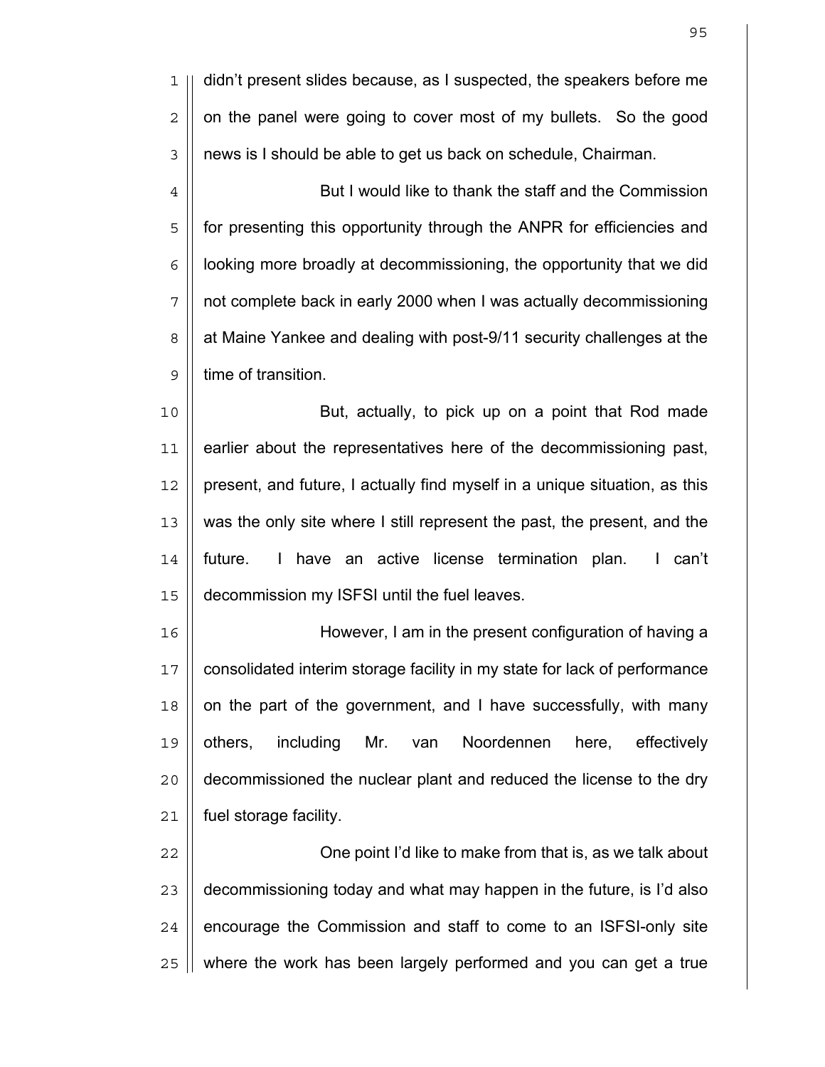didn't present slides because, as I suspected, the speakers before me on the panel were going to cover most of my bullets. So the good news is I should be able to get us back on schedule, Chairman.

But I would like to thank the staff and the Commission for presenting this opportunity through the ANPR for efficiencies and looking more broadly at decommissioning, the opportunity that we did not complete back in early 2000 when I was actually decommissioning at Maine Yankee and dealing with post-9/11 security challenges at the time of transition.

But, actually, to pick up on a point that Rod made earlier about the representatives here of the decommissioning past, present, and future, I actually find myself in a unique situation, as this was the only site where I still represent the past, the present, and the future. I have an active license termination plan. I can't decommission my ISFSI until the fuel leaves.

However, I am in the present configuration of having a consolidated interim storage facility in my state for lack of performance on the part of the government, and I have successfully, with many others, including Mr. van Noordennen here, effectively decommissioned the nuclear plant and reduced the license to the dry fuel storage facility.

One point I'd like to make from that is, as we talk about decommissioning today and what may happen in the future, is I'd also encourage the Commission and staff to come to an ISFSI-only site where the work has been largely performed and you can get a true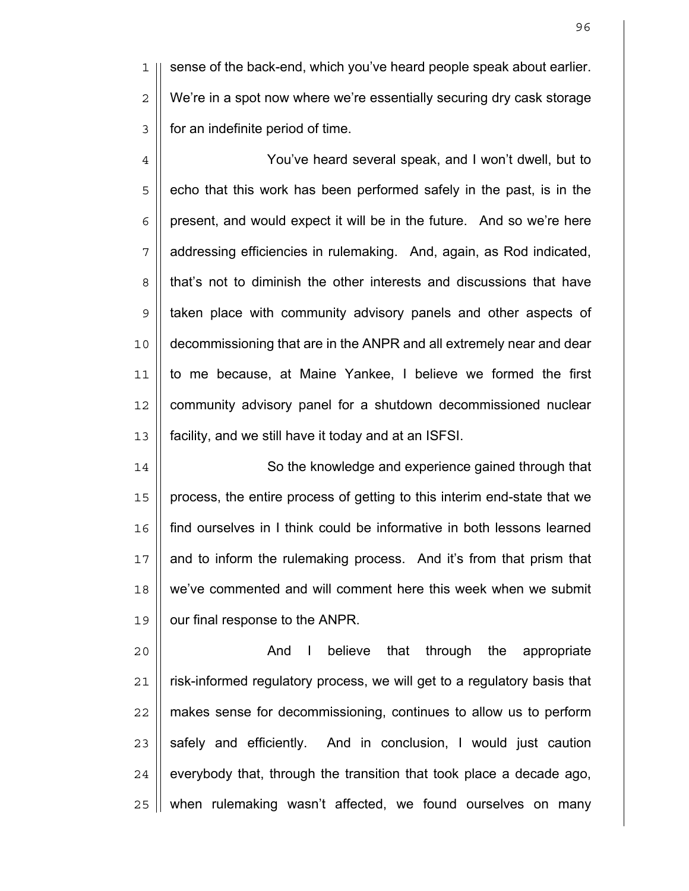sense of the back-end, which you've heard people speak about earlier. We're in a spot now where we're essentially securing dry cask storage for an indefinite period of time.

You've heard several speak, and I won't dwell, but to echo that this work has been performed safely in the past, is in the present, and would expect it will be in the future. And so we're here addressing efficiencies in rulemaking. And, again, as Rod indicated, that's not to diminish the other interests and discussions that have taken place with community advisory panels and other aspects of decommissioning that are in the ANPR and all extremely near and dear to me because, at Maine Yankee, I believe we formed the first community advisory panel for a shutdown decommissioned nuclear facility, and we still have it today and at an ISFSI.

So the knowledge and experience gained through that process, the entire process of getting to this interim end-state that we find ourselves in I think could be informative in both lessons learned and to inform the rulemaking process. And it's from that prism that we've commented and will comment here this week when we submit our final response to the ANPR.

And I believe that through the appropriate risk-informed regulatory process, we will get to a regulatory basis that makes sense for decommissioning, continues to allow us to perform safely and efficiently. And in conclusion, I would just caution everybody that, through the transition that took place a decade ago, when rulemaking wasn't affected, we found ourselves on many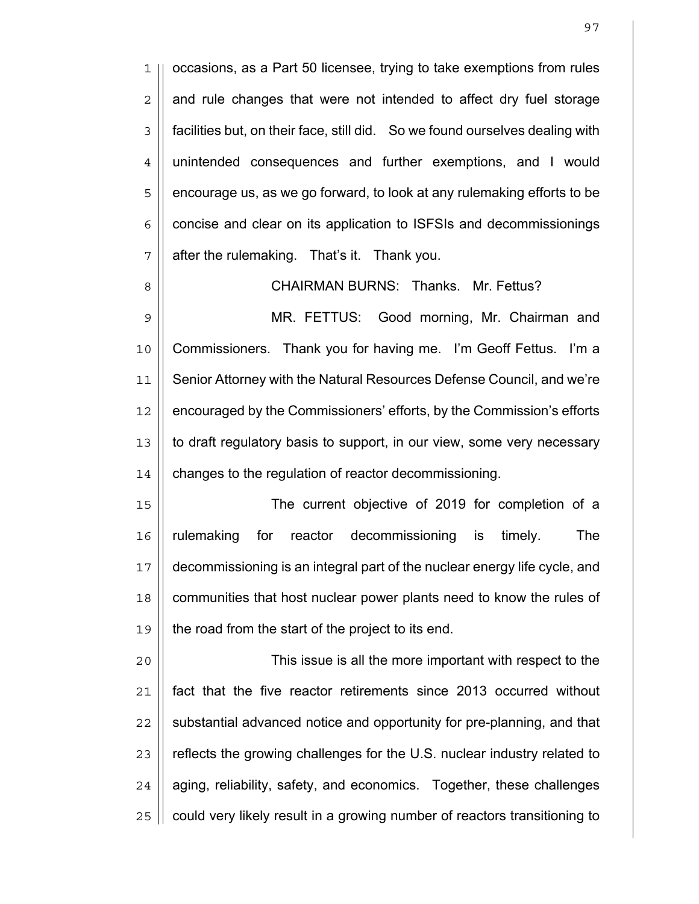occasions, as a Part 50 licensee, trying to take exemptions from rules and rule changes that were not intended to affect dry fuel storage facilities but, on their face, still did. So we found ourselves dealing with unintended consequences and further exemptions, and I would encourage us, as we go forward, to look at any rulemaking efforts to be concise and clear on its application to ISFSIs and decommissionings after the rulemaking. That's it. Thank you.

CHAIRMAN BURNS: Thanks. Mr. Fettus?

MR. FETTUS: Good morning, Mr. Chairman and Commissioners. Thank you for having me. I'm Geoff Fettus. I'm a Senior Attorney with the Natural Resources Defense Council, and we're encouraged by the Commissioners' efforts, by the Commission's efforts to draft regulatory basis to support, in our view, some very necessary changes to the regulation of reactor decommissioning.

The current objective of 2019 for completion of a rulemaking for reactor decommissioning is timely. The decommissioning is an integral part of the nuclear energy life cycle, and communities that host nuclear power plants need to know the rules of the road from the start of the project to its end.

This issue is all the more important with respect to the fact that the five reactor retirements since 2013 occurred without substantial advanced notice and opportunity for pre-planning, and that reflects the growing challenges for the U.S. nuclear industry related to aging, reliability, safety, and economics. Together, these challenges could very likely result in a growing number of reactors transitioning to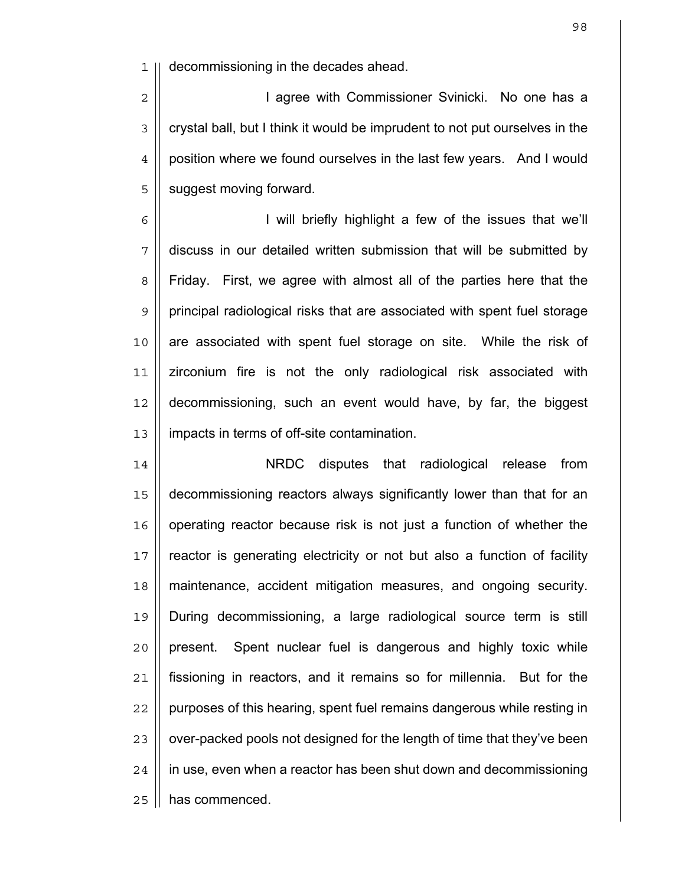decommissioning in the decades ahead.

I agree with Commissioner Svinicki. No one has a crystal ball, but I think it would be imprudent to not put ourselves in the position where we found ourselves in the last few years. And I would suggest moving forward.

I will briefly highlight a few of the issues that we'll discuss in our detailed written submission that will be submitted by Friday. First, we agree with almost all of the parties here that the principal radiological risks that are associated with spent fuel storage are associated with spent fuel storage on site. While the risk of zirconium fire is not the only radiological risk associated with decommissioning, such an event would have, by far, the biggest impacts in terms of off-site contamination.

NRDC disputes that radiological release from decommissioning reactors always significantly lower than that for an operating reactor because risk is not just a function of whether the reactor is generating electricity or not but also a function of facility maintenance, accident mitigation measures, and ongoing security. During decommissioning, a large radiological source term is still present. Spent nuclear fuel is dangerous and highly toxic while fissioning in reactors, and it remains so for millennia. But for the purposes of this hearing, spent fuel remains dangerous while resting in over-packed pools not designed for the length of time that they've been in use, even when a reactor has been shut down and decommissioning has commenced.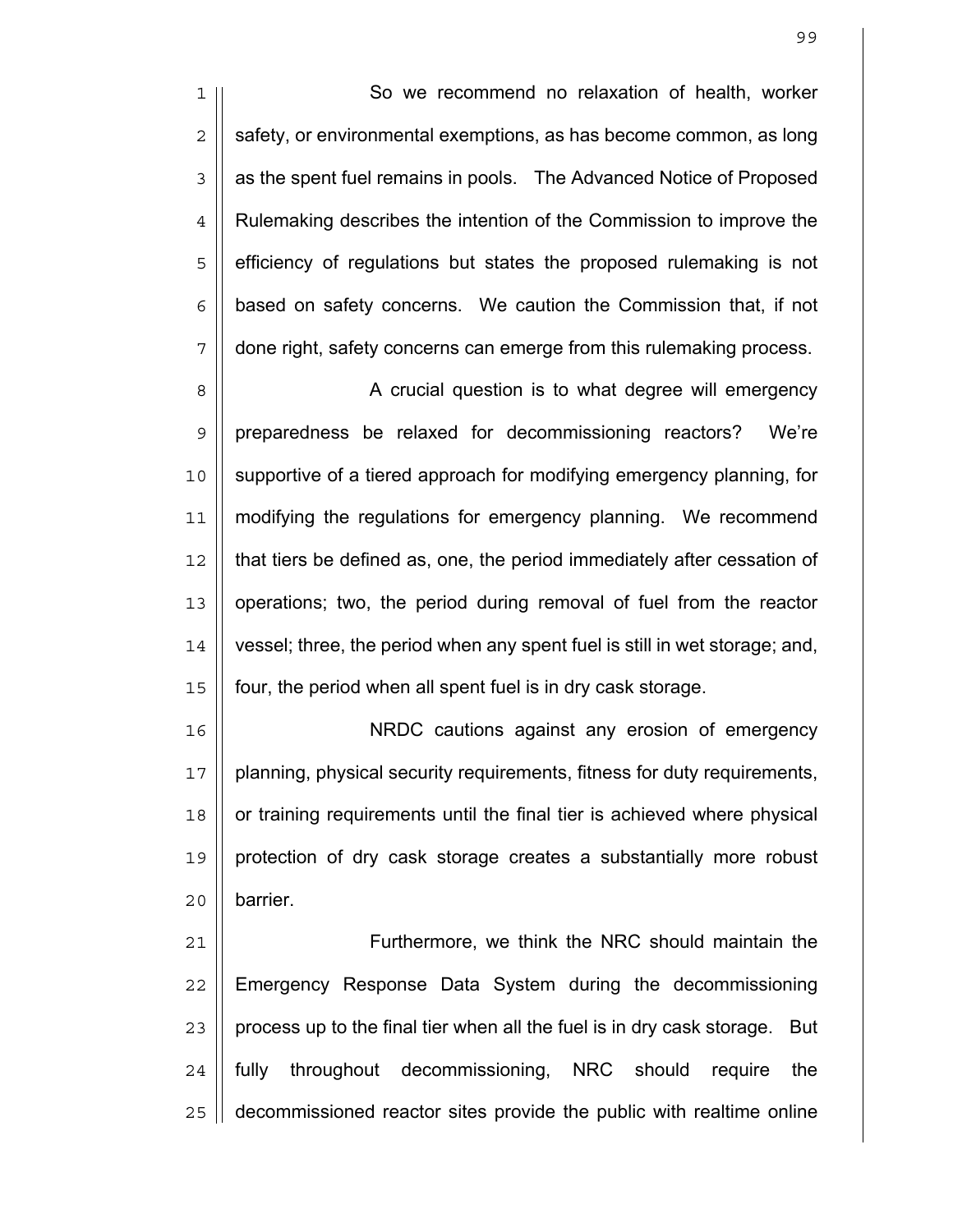So we recommend no relaxation of health, worker safety, or environmental exemptions, as has become common, as long as the spent fuel remains in pools. The Advanced Notice of Proposed Rulemaking describes the intention of the Commission to improve the efficiency of regulations but states the proposed rulemaking is not based on safety concerns. We caution the Commission that, if not done right, safety concerns can emerge from this rulemaking process.

A crucial question is to what degree will emergency preparedness be relaxed for decommissioning reactors? We're supportive of a tiered approach for modifying emergency planning, for modifying the regulations for emergency planning. We recommend that tiers be defined as, one, the period immediately after cessation of operations; two, the period during removal of fuel from the reactor vessel; three, the period when any spent fuel is still in wet storage; and, four, the period when all spent fuel is in dry cask storage.

NRDC cautions against any erosion of emergency planning, physical security requirements, fitness for duty requirements, or training requirements until the final tier is achieved where physical protection of dry cask storage creates a substantially more robust barrier.

Furthermore, we think the NRC should maintain the Emergency Response Data System during the decommissioning process up to the final tier when all the fuel is in dry cask storage. But fully throughout decommissioning, NRC should require the decommissioned reactor sites provide the public with realtime online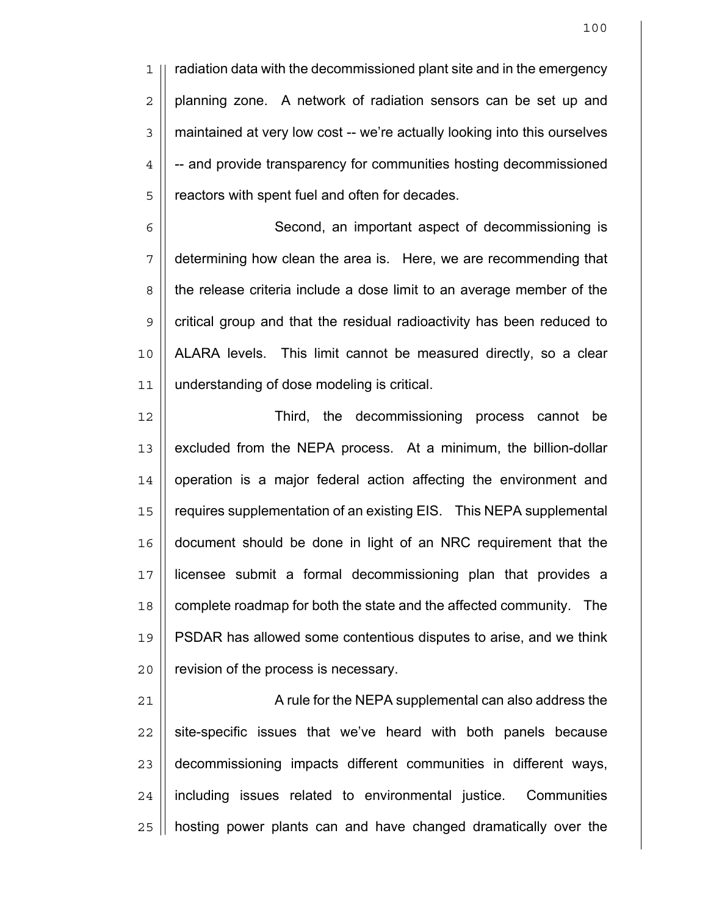radiation data with the decommissioned plant site and in the emergency planning zone. A network of radiation sensors can be set up and maintained at very low cost -- we're actually looking into this ourselves -- and provide transparency for communities hosting decommissioned reactors with spent fuel and often for decades.

Second, an important aspect of decommissioning is determining how clean the area is. Here, we are recommending that the release criteria include a dose limit to an average member of the critical group and that the residual radioactivity has been reduced to ALARA levels. This limit cannot be measured directly, so a clear understanding of dose modeling is critical.

Third, the decommissioning process cannot be excluded from the NEPA process. At a minimum, the billion-dollar operation is a major federal action affecting the environment and requires supplementation of an existing EIS. This NEPA supplemental document should be done in light of an NRC requirement that the licensee submit a formal decommissioning plan that provides a complete roadmap for both the state and the affected community. The PSDAR has allowed some contentious disputes to arise, and we think revision of the process is necessary.

A rule for the NEPA supplemental can also address the site-specific issues that we've heard with both panels because decommissioning impacts different communities in different ways, including issues related to environmental justice. Communities hosting power plants can and have changed dramatically over the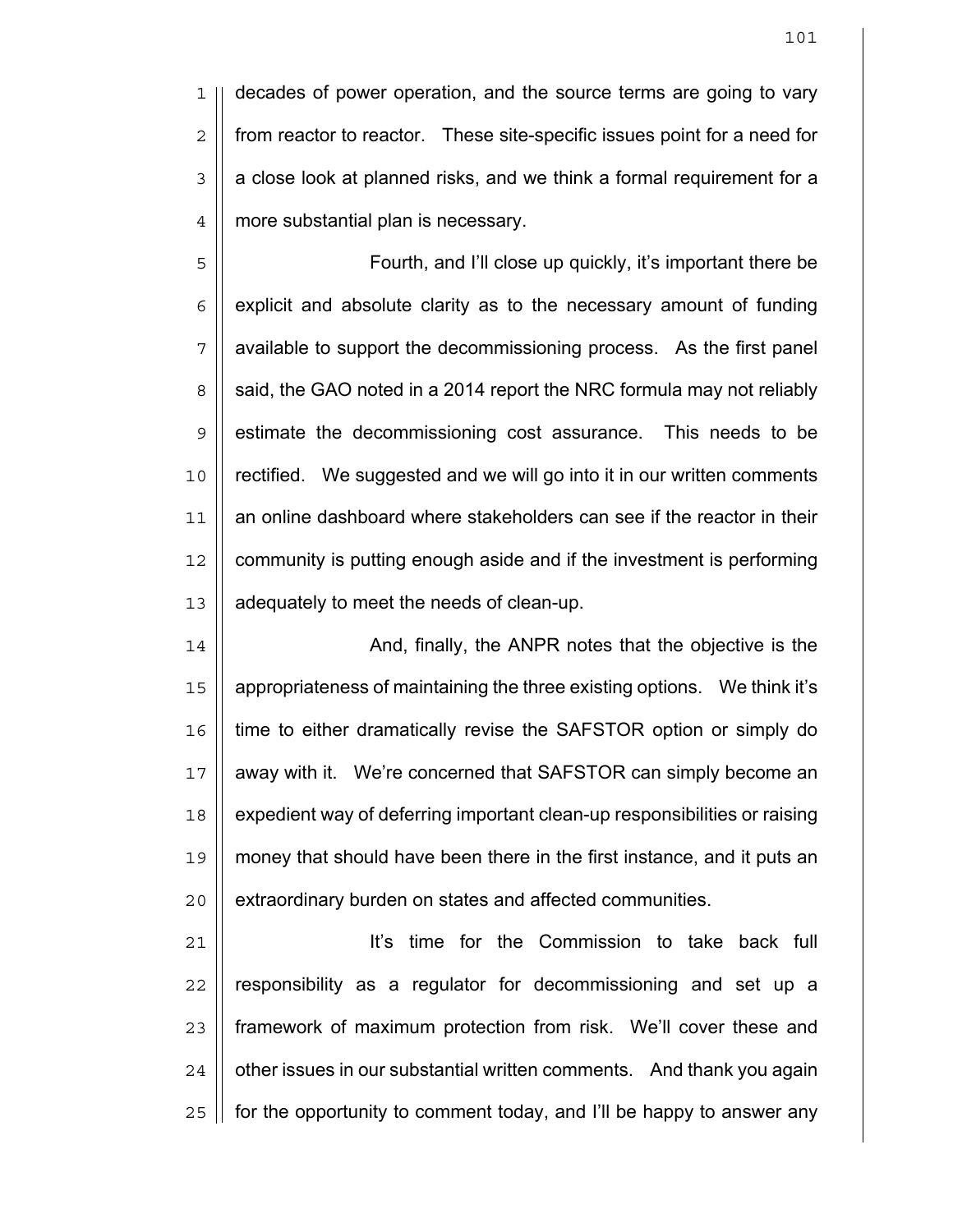decades of power operation, and the source terms are going to vary from reactor to reactor. These site-specific issues point for a need for a close look at planned risks, and we think a formal requirement for a more substantial plan is necessary.

Fourth, and I'll close up quickly, it's important there be explicit and absolute clarity as to the necessary amount of funding available to support the decommissioning process. As the first panel said, the GAO noted in a 2014 report the NRC formula may not reliably estimate the decommissioning cost assurance. This needs to be rectified. We suggested and we will go into it in our written comments an online dashboard where stakeholders can see if the reactor in their community is putting enough aside and if the investment is performing adequately to meet the needs of clean-up.

And, finally, the ANPR notes that the objective is the appropriateness of maintaining the three existing options. We think it's time to either dramatically revise the SAFSTOR option or simply do away with it. We're concerned that SAFSTOR can simply become an expedient way of deferring important clean-up responsibilities or raising money that should have been there in the first instance, and it puts an extraordinary burden on states and affected communities.

It's time for the Commission to take back full responsibility as a regulator for decommissioning and set up a framework of maximum protection from risk. We'll cover these and other issues in our substantial written comments. And thank you again for the opportunity to comment today, and I'll be happy to answer any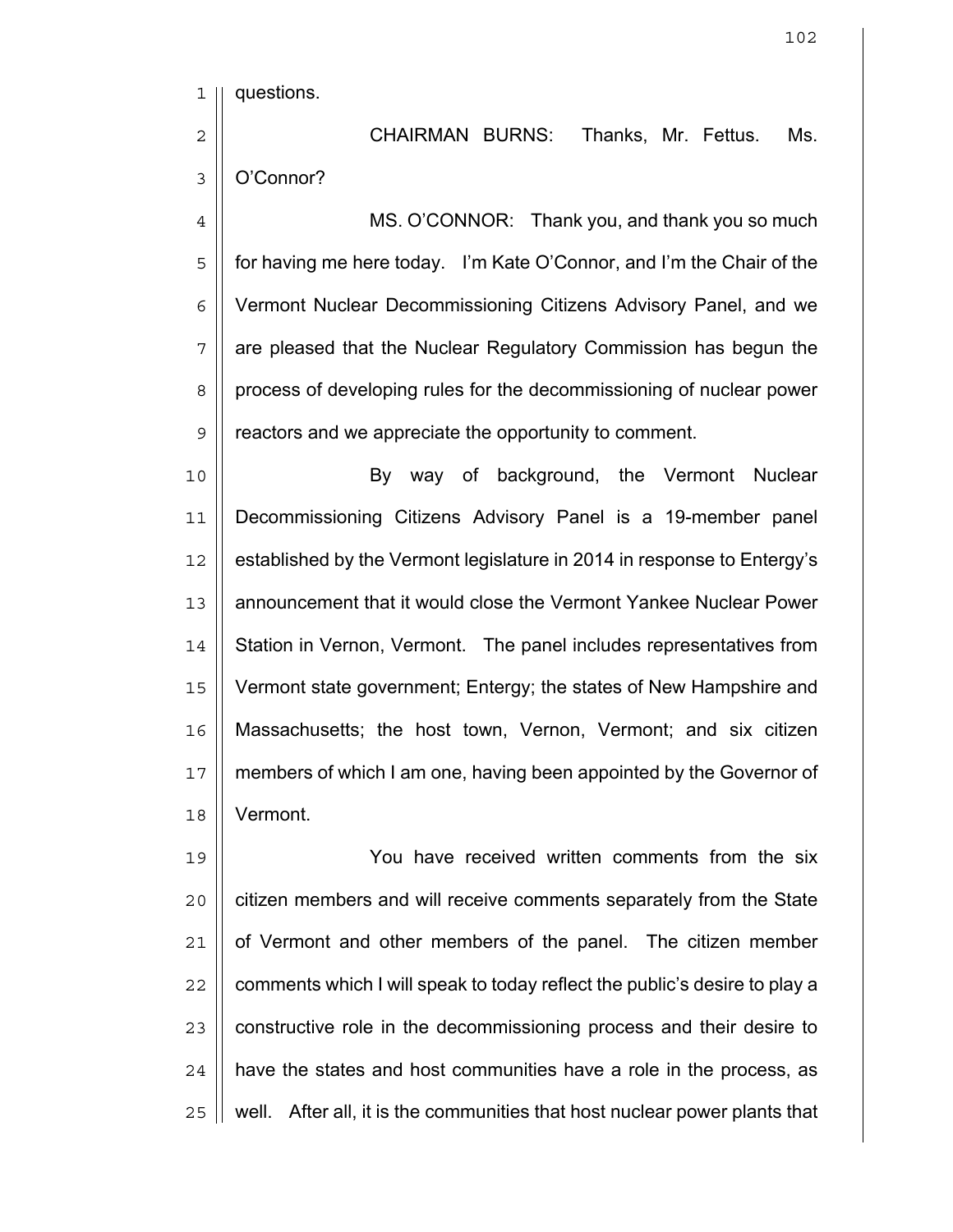questions.

CHAIRMAN BURNS: Thanks, Mr. Fettus. Ms. O'Connor?

MS. O'CONNOR: Thank you, and thank you so much for having me here today. I'm Kate O'Connor, and I'm the Chair of the Vermont Nuclear Decommissioning Citizens Advisory Panel, and we are pleased that the Nuclear Regulatory Commission has begun the process of developing rules for the decommissioning of nuclear power reactors and we appreciate the opportunity to comment.

By way of background, the Vermont Nuclear Decommissioning Citizens Advisory Panel is a 19-member panel established by the Vermont legislature in 2014 in response to Entergy's announcement that it would close the Vermont Yankee Nuclear Power Station in Vernon, Vermont. The panel includes representatives from Vermont state government; Entergy; the states of New Hampshire and Massachusetts; the host town, Vernon, Vermont; and six citizen members of which I am one, having been appointed by the Governor of Vermont.

You have received written comments from the six citizen members and will receive comments separately from the State of Vermont and other members of the panel. The citizen member comments which I will speak to today reflect the public's desire to play a constructive role in the decommissioning process and their desire to have the states and host communities have a role in the process, as well. After all, it is the communities that host nuclear power plants that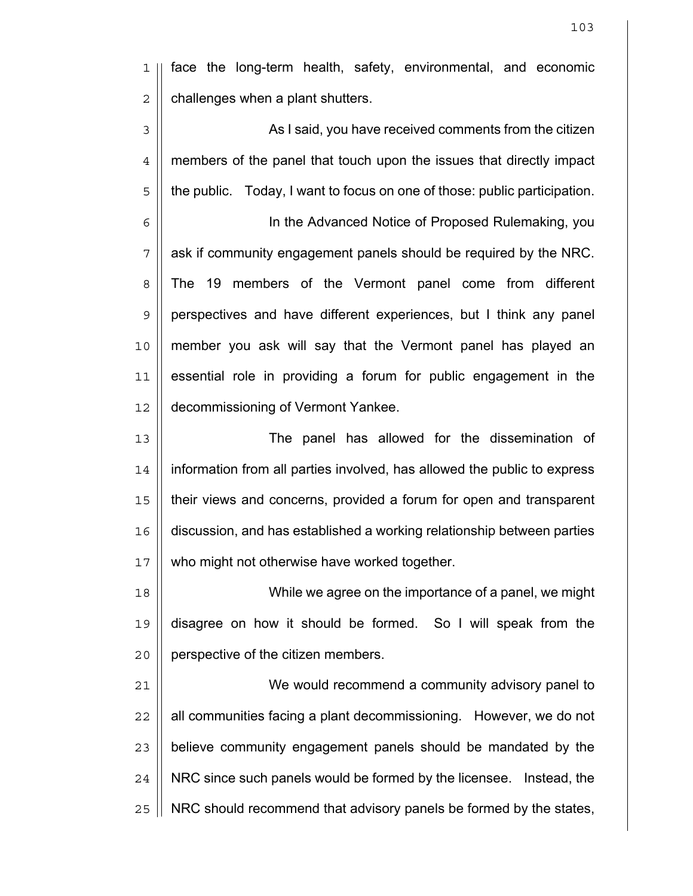face the long-term health, safety, environmental, and economic challenges when a plant shutters.

As I said, you have received comments from the citizen members of the panel that touch upon the issues that directly impact the public. Today, I want to focus on one of those: public participation.

In the Advanced Notice of Proposed Rulemaking, you ask if community engagement panels should be required by the NRC. The 19 members of the Vermont panel come from different perspectives and have different experiences, but I think any panel member you ask will say that the Vermont panel has played an essential role in providing a forum for public engagement in the decommissioning of Vermont Yankee.

The panel has allowed for the dissemination of information from all parties involved, has allowed the public to express their views and concerns, provided a forum for open and transparent discussion, and has established a working relationship between parties who might not otherwise have worked together.

While we agree on the importance of a panel, we might disagree on how it should be formed. So I will speak from the perspective of the citizen members.

We would recommend a community advisory panel to all communities facing a plant decommissioning. However, we do not believe community engagement panels should be mandated by the NRC since such panels would be formed by the licensee. Instead, the NRC should recommend that advisory panels be formed by the states,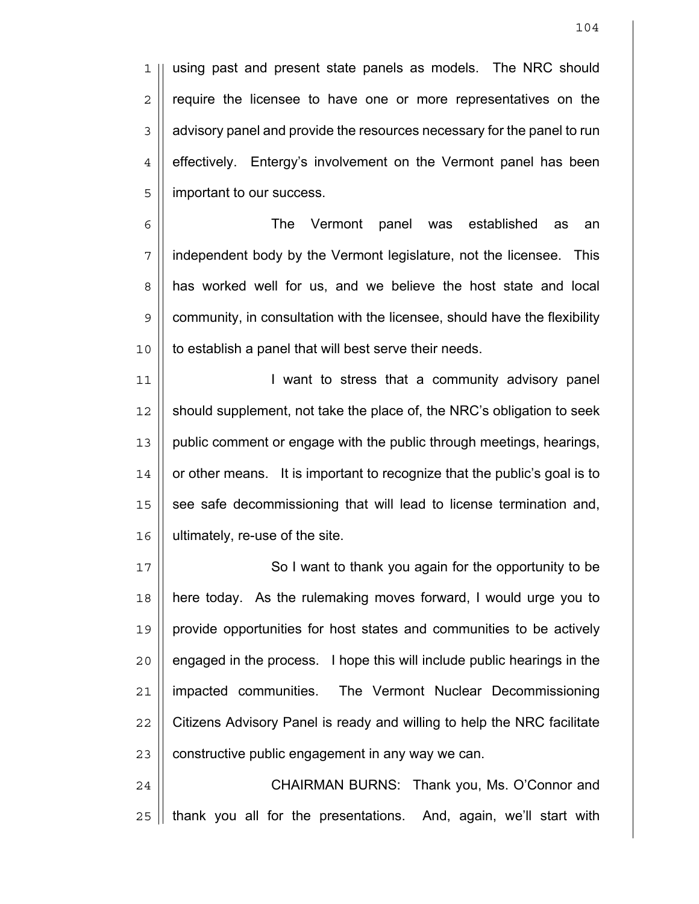using past and present state panels as models. The NRC should require the licensee to have one or more representatives on the advisory panel and provide the resources necessary for the panel to run effectively. Entergy's involvement on the Vermont panel has been important to our success.

The Vermont panel was established as an independent body by the Vermont legislature, not the licensee. This has worked well for us, and we believe the host state and local community, in consultation with the licensee, should have the flexibility to establish a panel that will best serve their needs.

I want to stress that a community advisory panel should supplement, not take the place of, the NRC's obligation to seek public comment or engage with the public through meetings, hearings, or other means. It is important to recognize that the public's goal is to see safe decommissioning that will lead to license termination and, ultimately, re-use of the site.

So I want to thank you again for the opportunity to be here today. As the rulemaking moves forward, I would urge you to provide opportunities for host states and communities to be actively engaged in the process. I hope this will include public hearings in the impacted communities. The Vermont Nuclear Decommissioning Citizens Advisory Panel is ready and willing to help the NRC facilitate constructive public engagement in any way we can.

CHAIRMAN BURNS: Thank you, Ms. O'Connor and thank you all for the presentations. And, again, we'll start with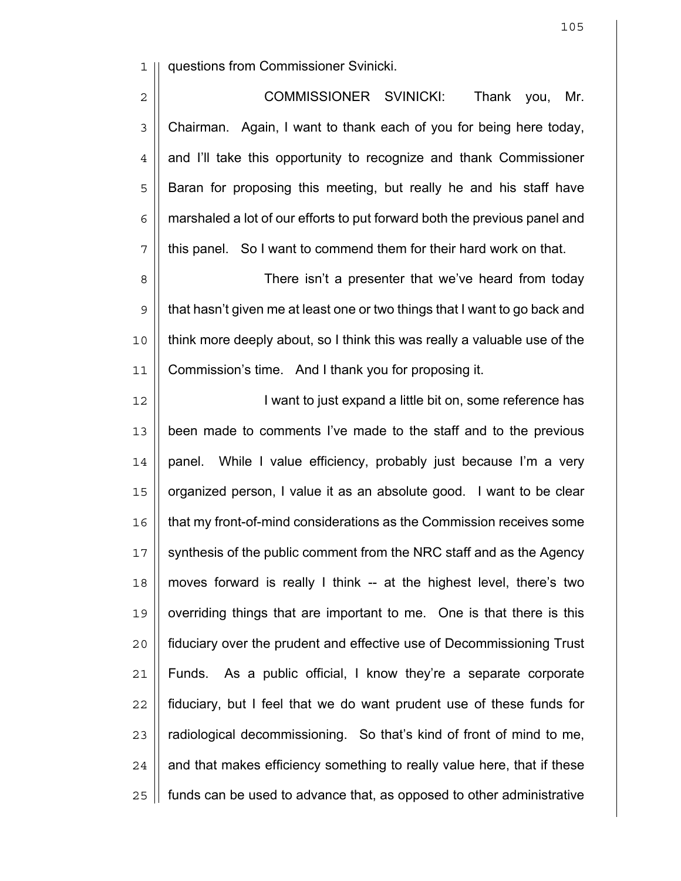questions from Commissioner Svinicki.

COMMISSIONER SVINICKI: Thank you, Mr. Chairman. Again, I want to thank each of you for being here today, and I'll take this opportunity to recognize and thank Commissioner Baran for proposing this meeting, but really he and his staff have marshaled a lot of our efforts to put forward both the previous panel and this panel. So I want to commend them for their hard work on that.

There isn't a presenter that we've heard from today that hasn't given me at least one or two things that I want to go back and think more deeply about, so I think this was really a valuable use of the Commission's time. And I thank you for proposing it.

I want to just expand a little bit on, some reference has been made to comments I've made to the staff and to the previous panel. While I value efficiency, probably just because I'm a very organized person, I value it as an absolute good. I want to be clear that my front-of-mind considerations as the Commission receives some synthesis of the public comment from the NRC staff and as the Agency moves forward is really I think -- at the highest level, there's two overriding things that are important to me. One is that there is this fiduciary over the prudent and effective use of Decommissioning Trust Funds. As a public official, I know they're a separate corporate fiduciary, but I feel that we do want prudent use of these funds for radiological decommissioning. So that's kind of front of mind to me, and that makes efficiency something to really value here, that if these funds can be used to advance that, as opposed to other administrative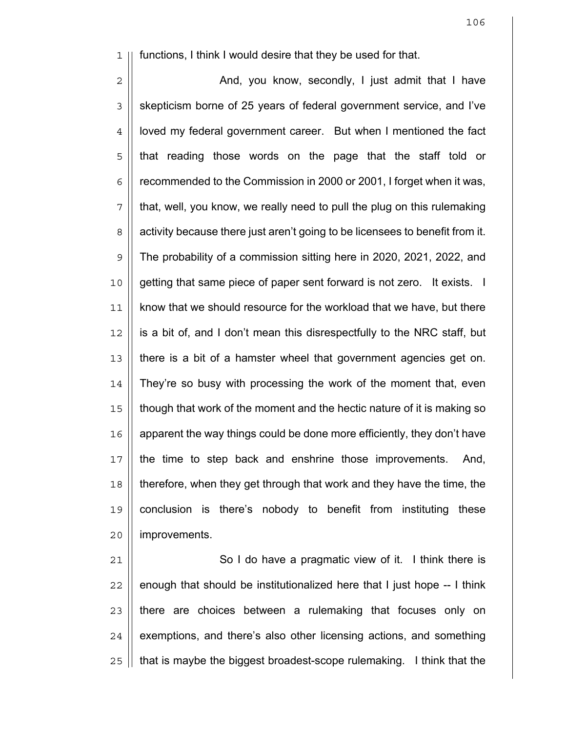functions, I think I would desire that they be used for that.

And, you know, secondly, I just admit that I have skepticism borne of 25 years of federal government service, and I've loved my federal government career. But when I mentioned the fact that reading those words on the page that the staff told or recommended to the Commission in 2000 or 2001, I forget when it was, that, well, you know, we really need to pull the plug on this rulemaking activity because there just aren't going to be licensees to benefit from it. The probability of a commission sitting here in 2020, 2021, 2022, and getting that same piece of paper sent forward is not zero. It exists. I know that we should resource for the workload that we have, but there is a bit of, and I don't mean this disrespectfully to the NRC staff, but there is a bit of a hamster wheel that government agencies get on. They're so busy with processing the work of the moment that, even though that work of the moment and the hectic nature of it is making so apparent the way things could be done more efficiently, they don't have the time to step back and enshrine those improvements. And, therefore, when they get through that work and they have the time, the conclusion is there's nobody to benefit from instituting these improvements.

So I do have a pragmatic view of it. I think there is enough that should be institutionalized here that I just hope -- I think there are choices between a rulemaking that focuses only on exemptions, and there's also other licensing actions, and something that is maybe the biggest broadest-scope rulemaking. I think that the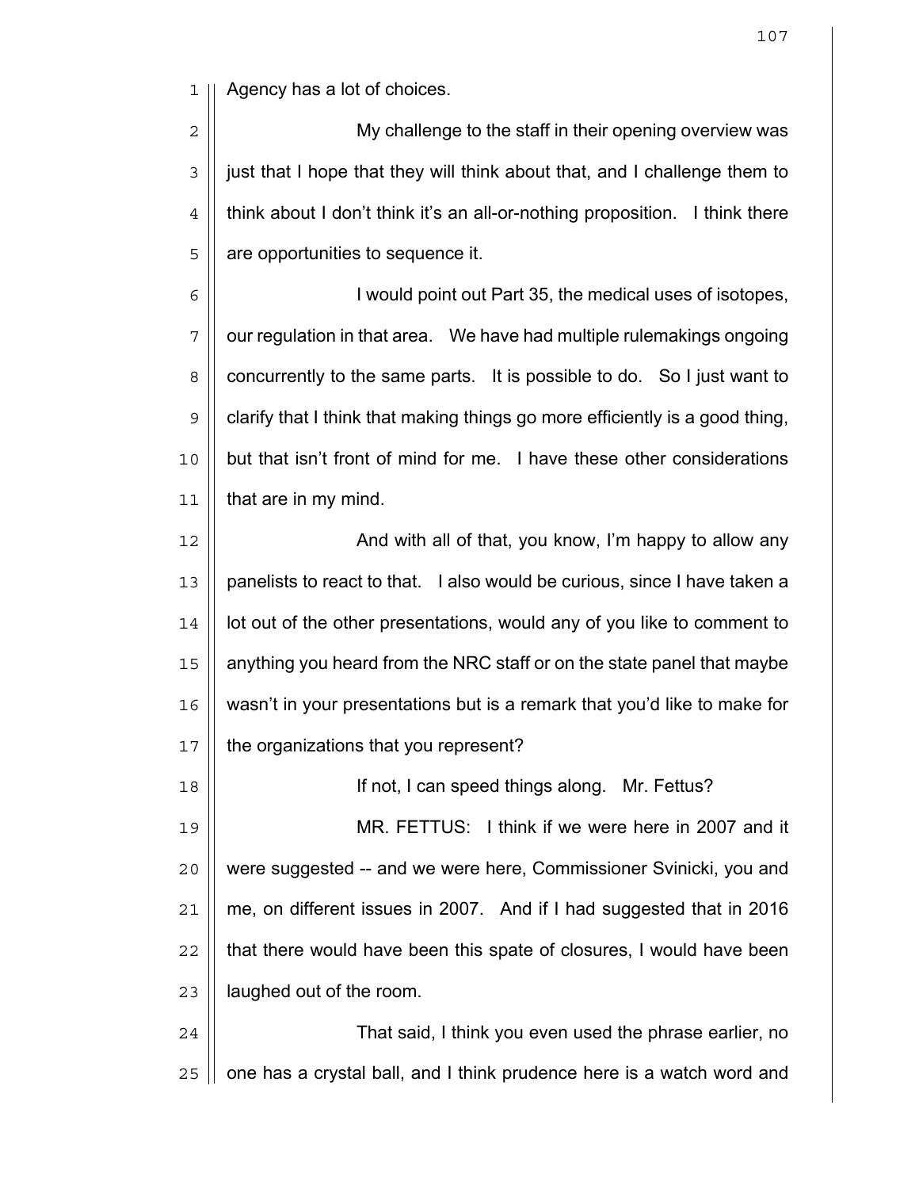Agency has a lot of choices.

My challenge to the staff in their opening overview was just that I hope that they will think about that, and I challenge them to think about I don't think it's an all-or-nothing proposition. I think there are opportunities to sequence it.

I would point out Part 35, the medical uses of isotopes, our regulation in that area. We have had multiple rulemakings ongoing concurrently to the same parts. It is possible to do. So I just want to clarify that I think that making things go more efficiently is a good thing, but that isn't front of mind for me. I have these other considerations that are in my mind.

And with all of that, you know, I'm happy to allow any panelists to react to that. I also would be curious, since I have taken a lot out of the other presentations, would any of you like to comment to anything you heard from the NRC staff or on the state panel that maybe wasn't in your presentations but is a remark that you'd like to make for the organizations that you represent?

If not, I can speed things along. Mr. Fettus?

MR. FETTUS: I think if we were here in 2007 and it were suggested -- and we were here, Commissioner Svinicki, you and me, on different issues in 2007. And if I had suggested that in 2016 that there would have been this spate of closures, I would have been laughed out of the room.

That said, I think you even used the phrase earlier, no one has a crystal ball, and I think prudence here is a watch word and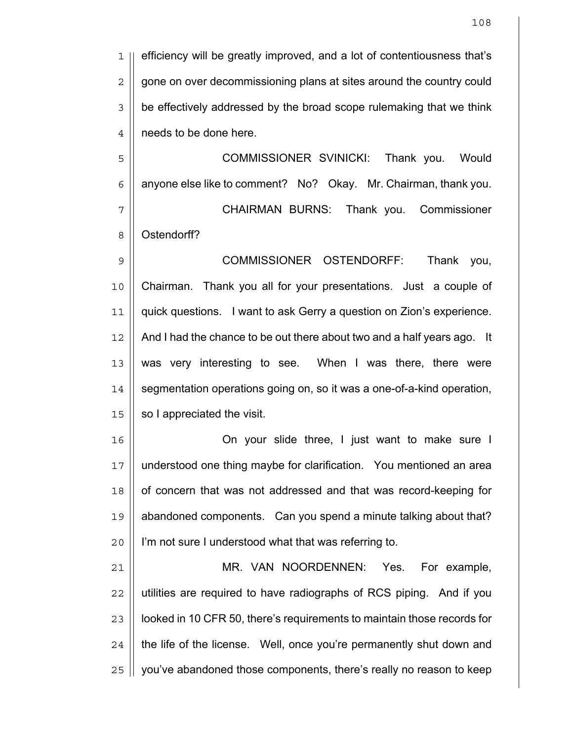efficiency will be greatly improved, and a lot of contentiousness that's gone on over decommissioning plans at sites around the country could be effectively addressed by the broad scope rulemaking that we think needs to be done here.

COMMISSIONER SVINICKI: Thank you. Would anyone else like to comment? No? Okay. Mr. Chairman, thank you.

CHAIRMAN BURNS: Thank you. Commissioner Ostendorff?

COMMISSIONER OSTENDORFF: Thank you, Chairman. Thank you all for your presentations. Just a couple of quick questions. I want to ask Gerry a question on Zion's experience. And I had the chance to be out there about two and a half years ago. It was very interesting to see. When I was there, there were segmentation operations going on, so it was a one-of-a-kind operation, so I appreciated the visit.

On your slide three, I just want to make sure I understood one thing maybe for clarification. You mentioned an area of concern that was not addressed and that was record-keeping for abandoned components. Can you spend a minute talking about that? I'm not sure I understood what that was referring to.

MR. VAN NOORDENNEN: Yes. For example, utilities are required to have radiographs of RCS piping. And if you looked in 10 CFR 50, there's requirements to maintain those records for the life of the license. Well, once you're permanently shut down and you've abandoned those components, there's really no reason to keep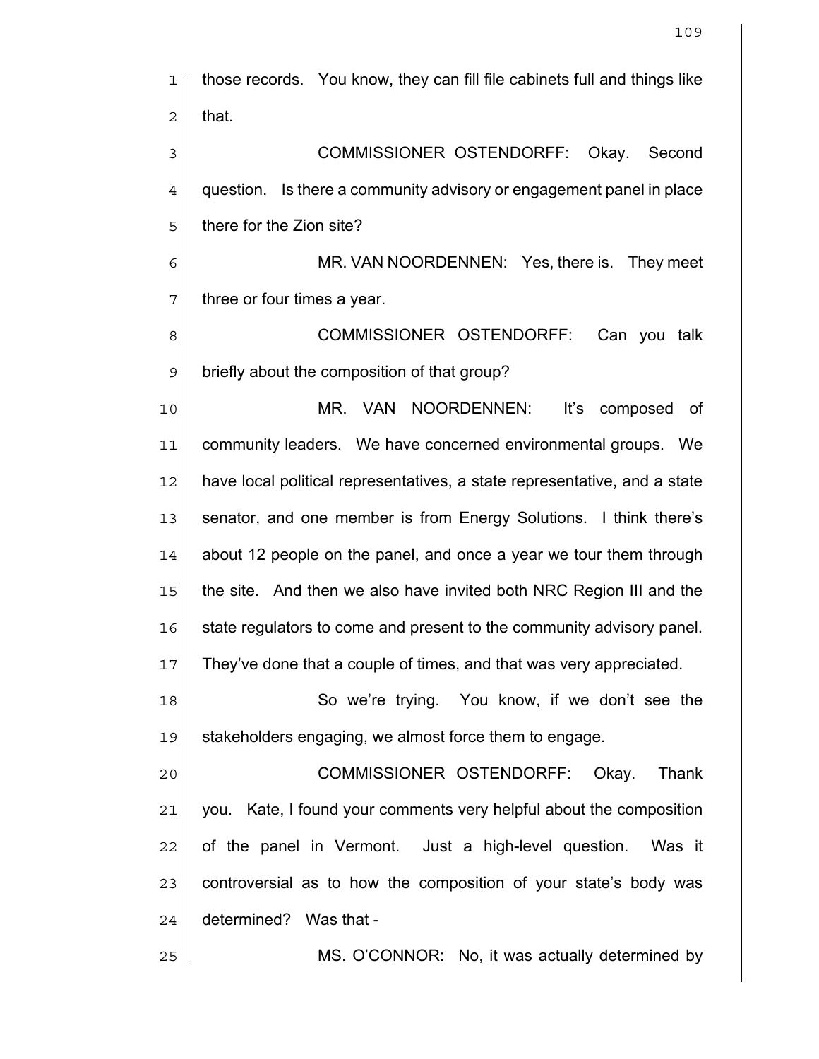those records. You know, they can fill file cabinets full and things like that.

COMMISSIONER OSTENDORFF: Okay. Second question. Is there a community advisory or engagement panel in place there for the Zion site?

MR. VAN NOORDENNEN: Yes, there is. They meet three or four times a year.

COMMISSIONER OSTENDORFF: Can you talk briefly about the composition of that group?

MR. VAN NOORDENNEN: It's composed of community leaders. We have concerned environmental groups. We have local political representatives, a state representative, and a state senator, and one member is from Energy Solutions. I think there's about 12 people on the panel, and once a year we tour them through the site. And then we also have invited both NRC Region III and the state regulators to come and present to the community advisory panel. They've done that a couple of times, and that was very appreciated.

So we're trying. You know, if we don't see the stakeholders engaging, we almost force them to engage.

COMMISSIONER OSTENDORFF: Okay. Thank you. Kate, I found your comments very helpful about the composition of the panel in Vermont. Just a high-level question. Was it controversial as to how the composition of your state's body was determined? Was that -

MS. O'CONNOR: No, it was actually determined by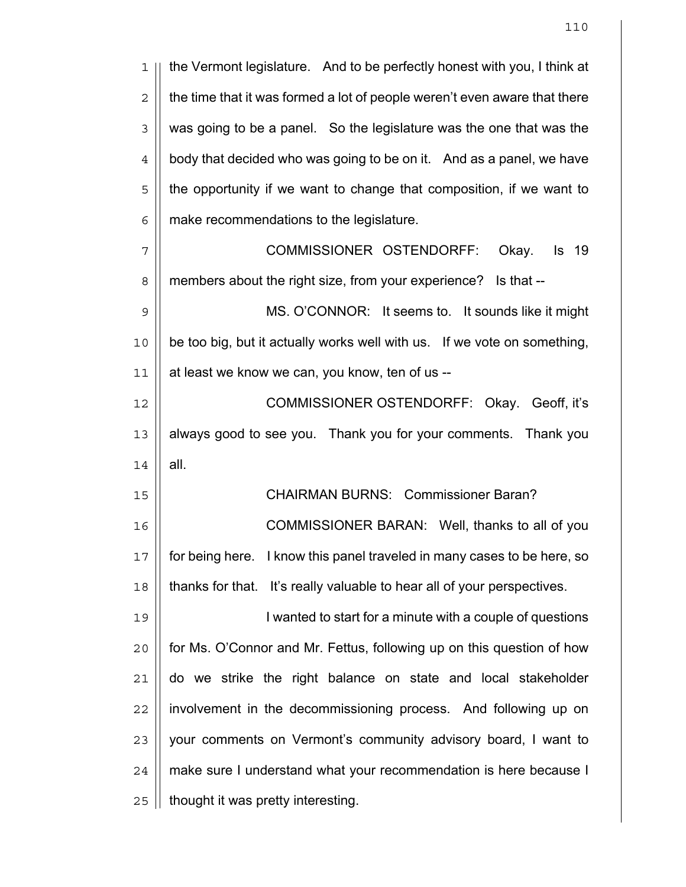the Vermont legislature. And to be perfectly honest with you, I think at the time that it was formed a lot of people weren't even aware that there was going to be a panel. So the legislature was the one that was the body that decided who was going to be on it. And as a panel, we have the opportunity if we want to change that composition, if we want to make recommendations to the legislature.

COMMISSIONER OSTENDORFF: Okay. Is 19 members about the right size, from your experience? Is that --

MS. O'CONNOR: It seems to. It sounds like it might be too big, but it actually works well with us. If we vote on something, at least we know we can, you know, ten of us --

COMMISSIONER OSTENDORFF: Okay. Geoff, it's always good to see you. Thank you for your comments. Thank you all.

CHAIRMAN BURNS: Commissioner Baran?

COMMISSIONER BARAN: Well, thanks to all of you for being here. I know this panel traveled in many cases to be here, so thanks for that. It's really valuable to hear all of your perspectives.

I wanted to start for a minute with a couple of questions for Ms. O'Connor and Mr. Fettus, following up on this question of how do we strike the right balance on state and local stakeholder involvement in the decommissioning process. And following up on your comments on Vermont's community advisory board, I want to make sure I understand what your recommendation is here because I thought it was pretty interesting.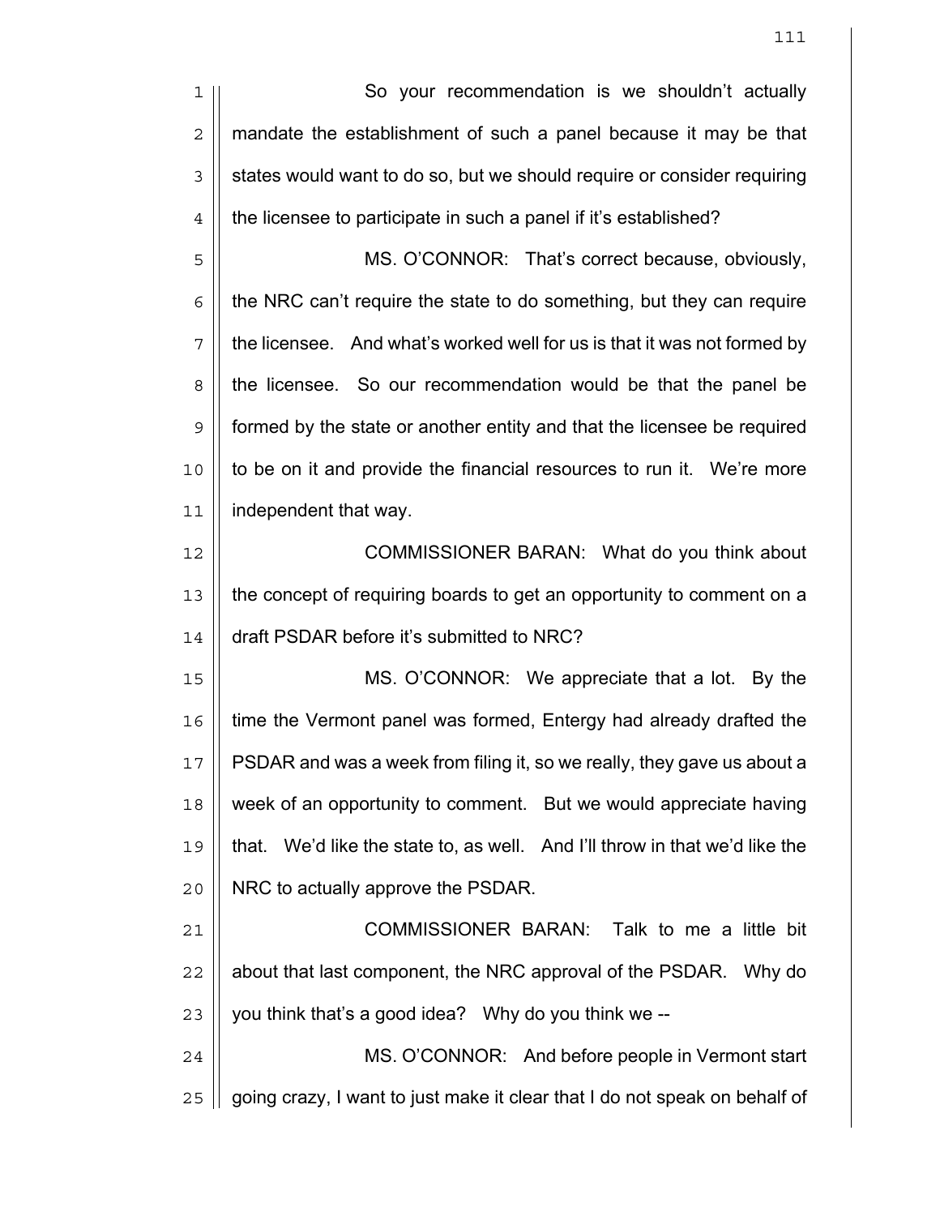So your recommendation is we shouldn't actually mandate the establishment of such a panel because it may be that states would want to do so, but we should require or consider requiring the licensee to participate in such a panel if it's established?

MS. O'CONNOR: That's correct because, obviously, the NRC can't require the state to do something, but they can require the licensee. And what's worked well for us is that it was not formed by the licensee. So our recommendation would be that the panel be formed by the state or another entity and that the licensee be required to be on it and provide the financial resources to run it. We're more independent that way.

COMMISSIONER BARAN: What do you think about the concept of requiring boards to get an opportunity to comment on a draft PSDAR before it's submitted to NRC?

MS. O'CONNOR: We appreciate that a lot. By the time the Vermont panel was formed, Entergy had already drafted the PSDAR and was a week from filing it, so we really, they gave us about a week of an opportunity to comment. But we would appreciate having that. We'd like the state to, as well. And I'll throw in that we'd like the NRC to actually approve the PSDAR.

COMMISSIONER BARAN: Talk to me a little bit about that last component, the NRC approval of the PSDAR. Why do you think that's a good idea? Why do you think we --

MS. O'CONNOR: And before people in Vermont start going crazy, I want to just make it clear that I do not speak on behalf of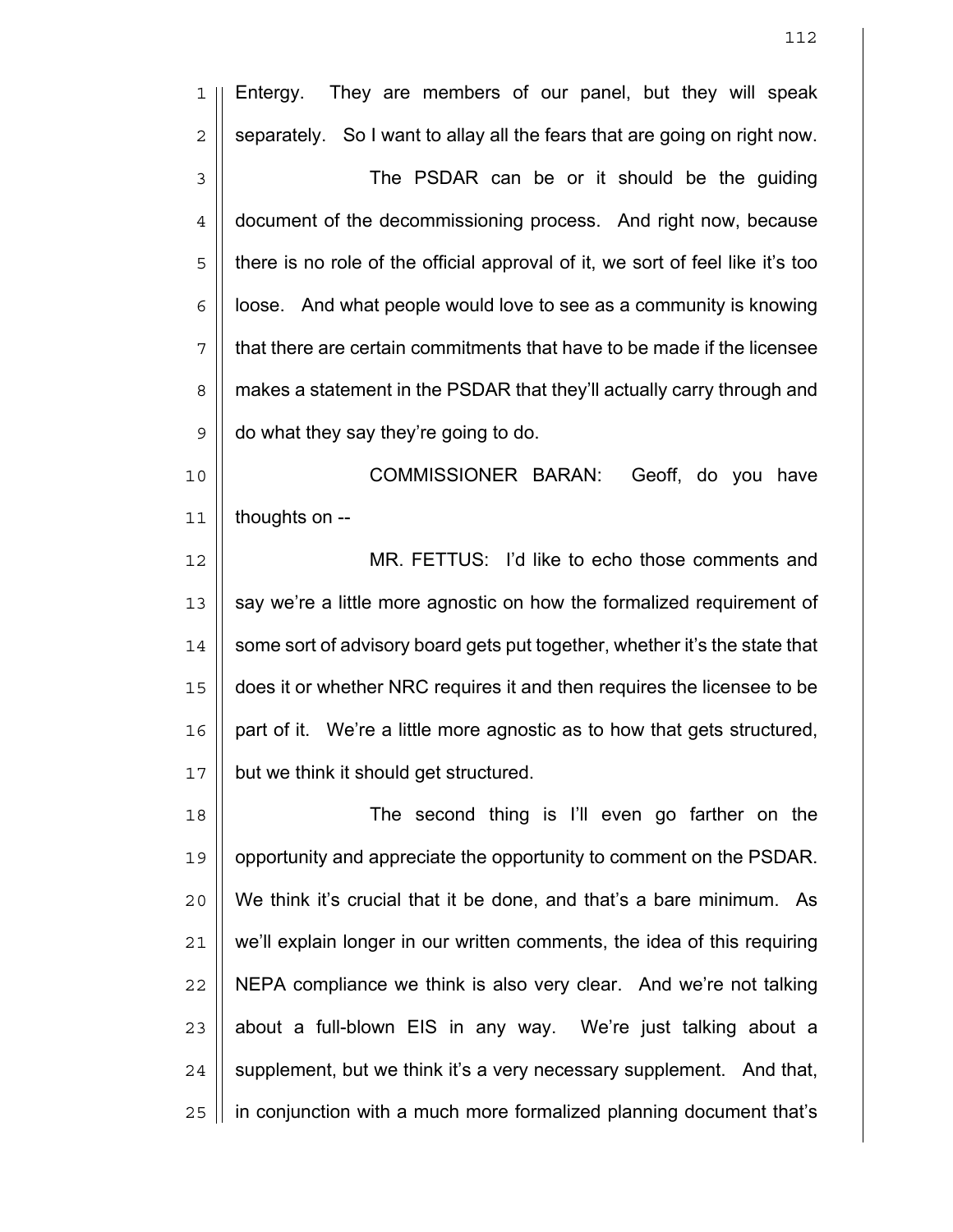Entergy. They are members of our panel, but they will speak separately. So I want to allay all the fears that are going on right now.

The PSDAR can be or it should be the guiding document of the decommissioning process. And right now, because there is no role of the official approval of it, we sort of feel like it's too loose. And what people would love to see as a community is knowing that there are certain commitments that have to be made if the licensee makes a statement in the PSDAR that they'll actually carry through and do what they say they're going to do.

COMMISSIONER BARAN: Geoff, do you have thoughts on --

MR. FETTUS: I'd like to echo those comments and say we're a little more agnostic on how the formalized requirement of some sort of advisory board gets put together, whether it's the state that does it or whether NRC requires it and then requires the licensee to be part of it. We're a little more agnostic as to how that gets structured, but we think it should get structured.

The second thing is I'll even go farther on the opportunity and appreciate the opportunity to comment on the PSDAR. We think it's crucial that it be done, and that's a bare minimum. As we'll explain longer in our written comments, the idea of this requiring NEPA compliance we think is also very clear. And we're not talking about a full-blown EIS in any way. We're just talking about a supplement, but we think it's a very necessary supplement. And that, in conjunction with a much more formalized planning document that's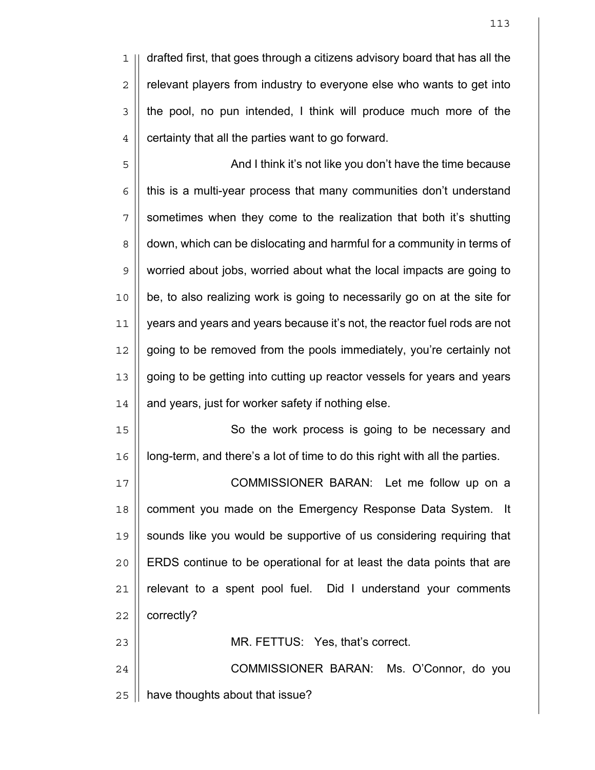drafted first, that goes through a citizens advisory board that has all the relevant players from industry to everyone else who wants to get into the pool, no pun intended, I think will produce much more of the certainty that all the parties want to go forward.

And I think it's not like you don't have the time because this is a multi-year process that many communities don't understand sometimes when they come to the realization that both it's shutting down, which can be dislocating and harmful for a community in terms of worried about jobs, worried about what the local impacts are going to be, to also realizing work is going to necessarily go on at the site for years and years and years because it's not, the reactor fuel rods are not going to be removed from the pools immediately, you're certainly not going to be getting into cutting up reactor vessels for years and years and years, just for worker safety if nothing else.

So the work process is going to be necessary and long-term, and there's a lot of time to do this right with all the parties.

COMMISSIONER BARAN: Let me follow up on a comment you made on the Emergency Response Data System. It sounds like you would be supportive of us considering requiring that ERDS continue to be operational for at least the data points that are relevant to a spent pool fuel. Did I understand your comments correctly?

MR. FETTUS: Yes, that's correct.

COMMISSIONER BARAN: Ms. O'Connor, do you have thoughts about that issue?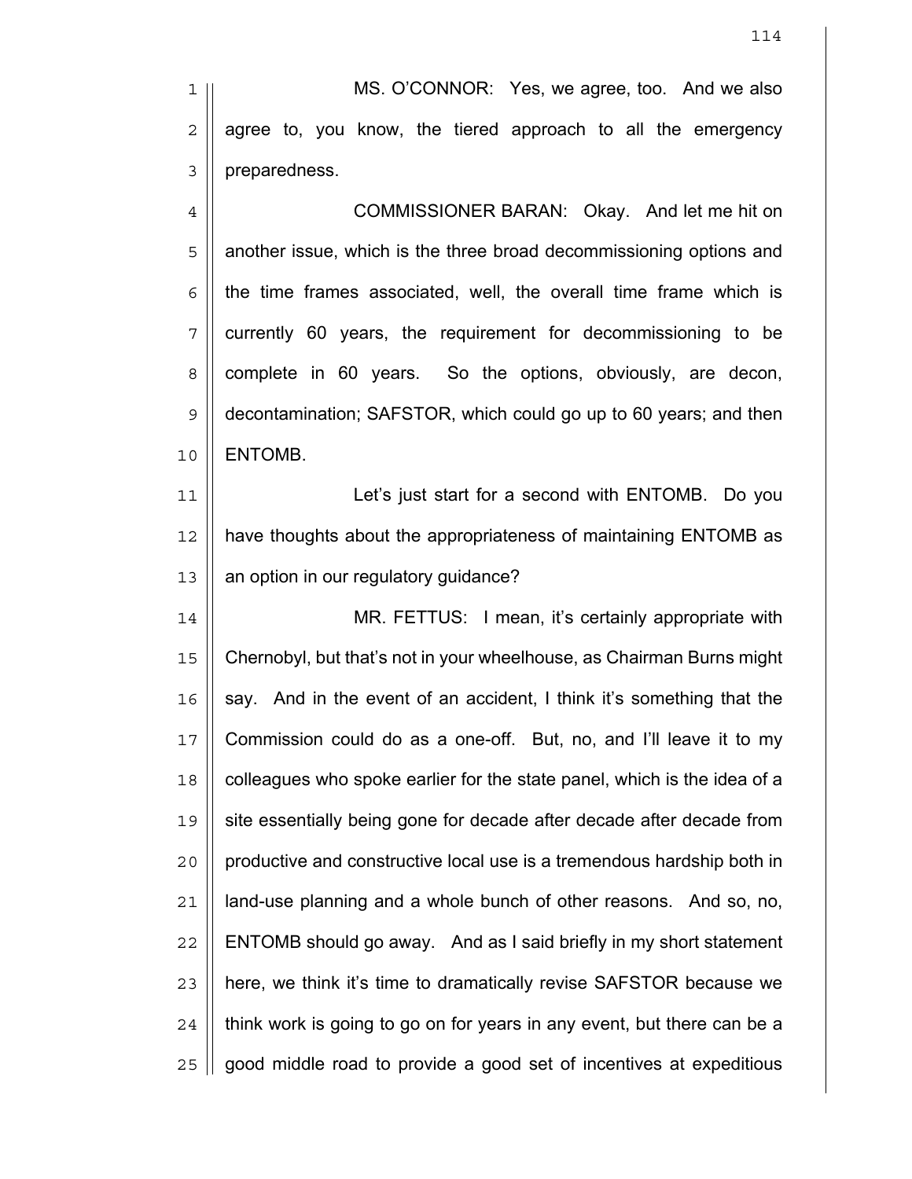MS. O'CONNOR: Yes, we agree, too. And we also agree to, you know, the tiered approach to all the emergency preparedness.

COMMISSIONER BARAN: Okay. And let me hit on another issue, which is the three broad decommissioning options and the time frames associated, well, the overall time frame which is currently 60 years, the requirement for decommissioning to be complete in 60 years. So the options, obviously, are decon, decontamination; SAFSTOR, which could go up to 60 years; and then ENTOMB.

Let's just start for a second with ENTOMB. Do you have thoughts about the appropriateness of maintaining ENTOMB as an option in our regulatory guidance?

MR. FETTUS: I mean, it's certainly appropriate with Chernobyl, but that's not in your wheelhouse, as Chairman Burns might say. And in the event of an accident, I think it's something that the Commission could do as a one-off. But, no, and I'll leave it to my colleagues who spoke earlier for the state panel, which is the idea of a site essentially being gone for decade after decade after decade from productive and constructive local use is a tremendous hardship both in land-use planning and a whole bunch of other reasons. And so, no, ENTOMB should go away. And as I said briefly in my short statement here, we think it's time to dramatically revise SAFSTOR because we think work is going to go on for years in any event, but there can be a good middle road to provide a good set of incentives at expeditious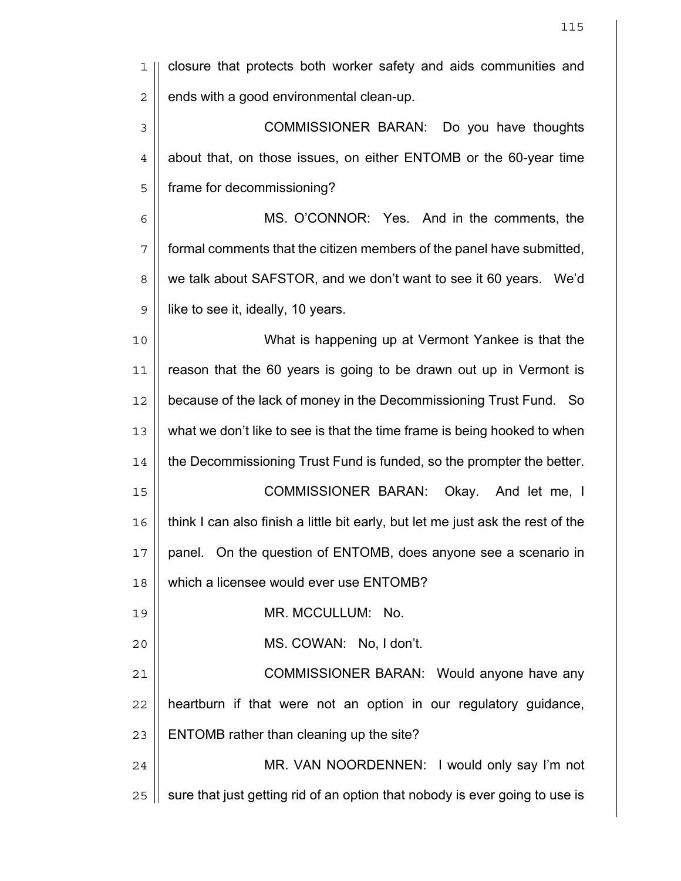closure that protects both worker safety and aids communities and ends with a good environmental clean-up.

COMMISSIONER BARAN: Do you have thoughts about that, on those issues, on either ENTOMB or the 60-year time frame for decommissioning?

MS. O'CONNOR: Yes. And in the comments, the formal comments that the citizen members of the panel have submitted, we talk about SAFSTOR, and we don't want to see it 60 years. We'd like to see it, ideally, 10 years.

What is happening up at Vermont Yankee is that the reason that the 60 years is going to be drawn out up in Vermont is because of the lack of money in the Decommissioning Trust Fund. So what we don't like to see is that the time frame is being hooked to when the Decommissioning Trust Fund is funded, so the prompter the better.

COMMISSIONER BARAN: Okay. And let me, I think I can also finish a little bit early, but let me just ask the rest of the panel. On the question of ENTOMB, does anyone see a scenario in which a licensee would ever use ENTOMB?

MR. MCCULLUM: No.

MS. COWAN: No, I don't.

COMMISSIONER BARAN: Would anyone have any heartburn if that were not an option in our regulatory guidance, ENTOMB rather than cleaning up the site?

MR. VAN NOORDENNEN: I would only say I'm not sure that just getting rid of an option that nobody is ever going to use is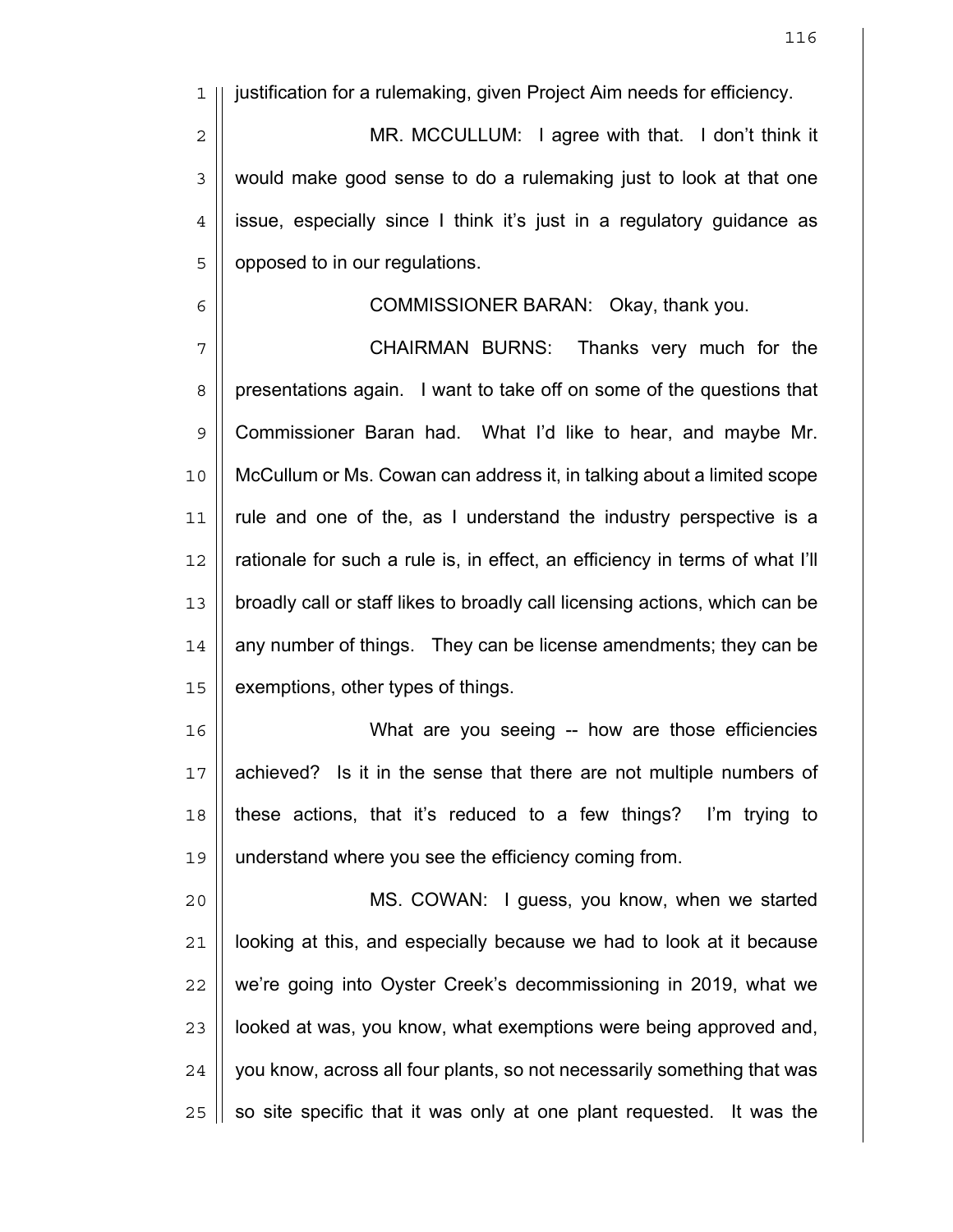justification for a rulemaking, given Project Aim needs for efficiency.

MR. MCCULLUM: I agree with that. I don't think it would make good sense to do a rulemaking just to look at that one issue, especially since I think it's just in a regulatory guidance as opposed to in our regulations.

COMMISSIONER BARAN: Okay, thank you.

CHAIRMAN BURNS: Thanks very much for the presentations again. I want to take off on some of the questions that Commissioner Baran had. What I'd like to hear, and maybe Mr. McCullum or Ms. Cowan can address it, in talking about a limited scope rule and one of the, as I understand the industry perspective is a rationale for such a rule is, in effect, an efficiency in terms of what I'll broadly call or staff likes to broadly call licensing actions, which can be any number of things. They can be license amendments; they can be exemptions, other types of things.

What are you seeing -- how are those efficiencies achieved? Is it in the sense that there are not multiple numbers of these actions, that it's reduced to a few things? I'm trying to understand where you see the efficiency coming from.

MS. COWAN: I guess, you know, when we started looking at this, and especially because we had to look at it because we're going into Oyster Creek's decommissioning in 2019, what we looked at was, you know, what exemptions were being approved and, you know, across all four plants, so not necessarily something that was so site specific that it was only at one plant requested. It was the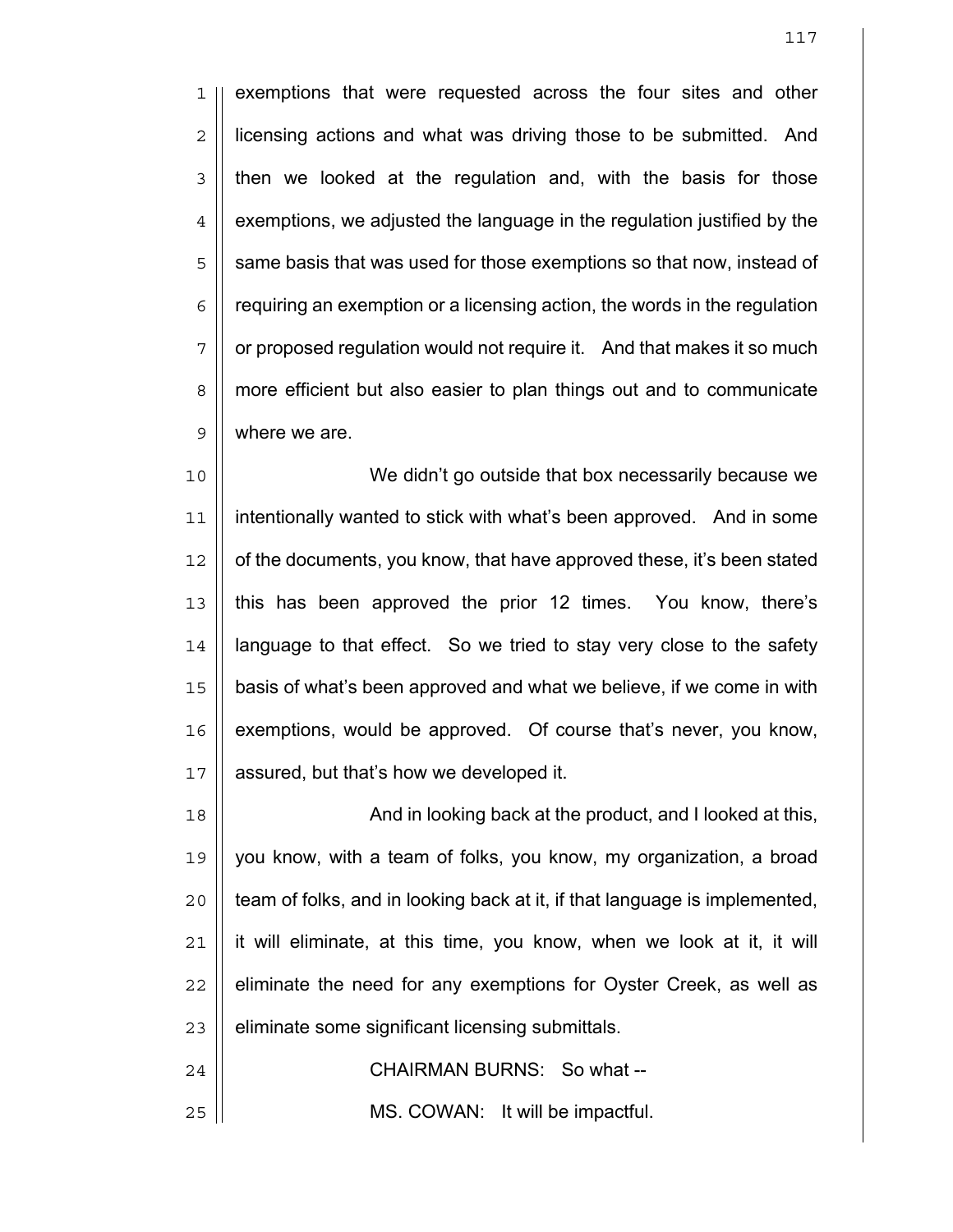exemptions that were requested across the four sites and other licensing actions and what was driving those to be submitted. And then we looked at the regulation and, with the basis for those exemptions, we adjusted the language in the regulation justified by the same basis that was used for those exemptions so that now, instead of requiring an exemption or a licensing action, the words in the regulation or proposed regulation would not require it. And that makes it so much more efficient but also easier to plan things out and to communicate where we are.

We didn't go outside that box necessarily because we intentionally wanted to stick with what's been approved. And in some of the documents, you know, that have approved these, it's been stated this has been approved the prior 12 times. You know, there's language to that effect. So we tried to stay very close to the safety basis of what's been approved and what we believe, if we come in with exemptions, would be approved. Of course that's never, you know, assured, but that's how we developed it.

And in looking back at the product, and I looked at this, you know, with a team of folks, you know, my organization, a broad team of folks, and in looking back at it, if that language is implemented, it will eliminate, at this time, you know, when we look at it, it will eliminate the need for any exemptions for Oyster Creek, as well as eliminate some significant licensing submittals.

CHAIRMAN BURNS: So what --

MS. COWAN: It will be impactful.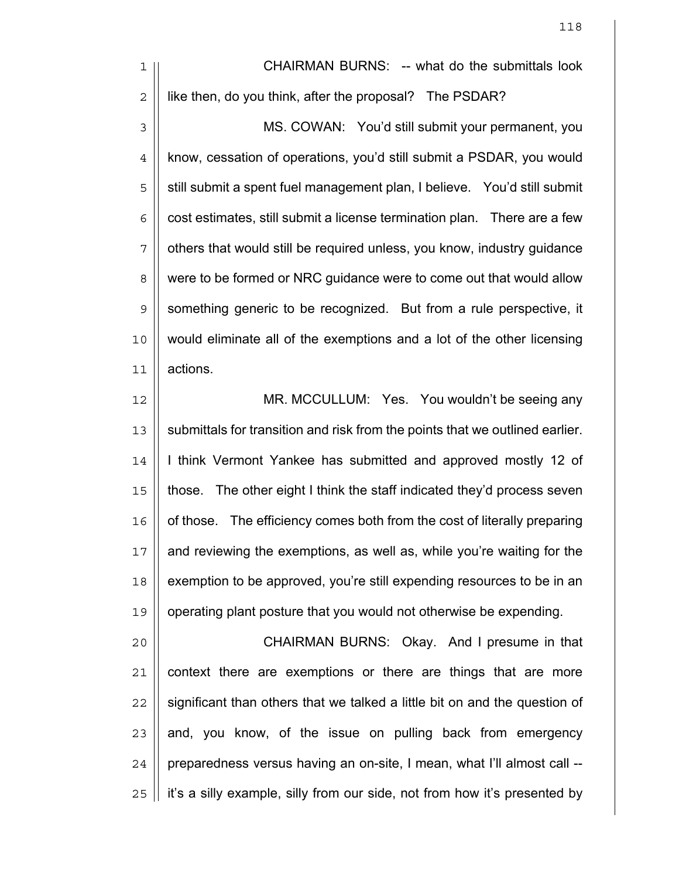CHAIRMAN BURNS: -- what do the submittals look like then, do you think, after the proposal? The PSDAR?

MS. COWAN: You'd still submit your permanent, you know, cessation of operations, you'd still submit a PSDAR, you would still submit a spent fuel management plan, I believe. You'd still submit cost estimates, still submit a license termination plan. There are a few others that would still be required unless, you know, industry guidance were to be formed or NRC guidance were to come out that would allow something generic to be recognized. But from a rule perspective, it would eliminate all of the exemptions and a lot of the other licensing actions.

MR. MCCULLUM: Yes. You wouldn't be seeing any submittals for transition and risk from the points that we outlined earlier. I think Vermont Yankee has submitted and approved mostly 12 of those. The other eight I think the staff indicated they'd process seven of those. The efficiency comes both from the cost of literally preparing and reviewing the exemptions, as well as, while you're waiting for the exemption to be approved, you're still expending resources to be in an operating plant posture that you would not otherwise be expending.

CHAIRMAN BURNS: Okay. And I presume in that context there are exemptions or there are things that are more significant than others that we talked a little bit on and the question of and, you know, of the issue on pulling back from emergency preparedness versus having an on-site, I mean, what I'll almost call -- it's a silly example, silly from our side, not from how it's presented by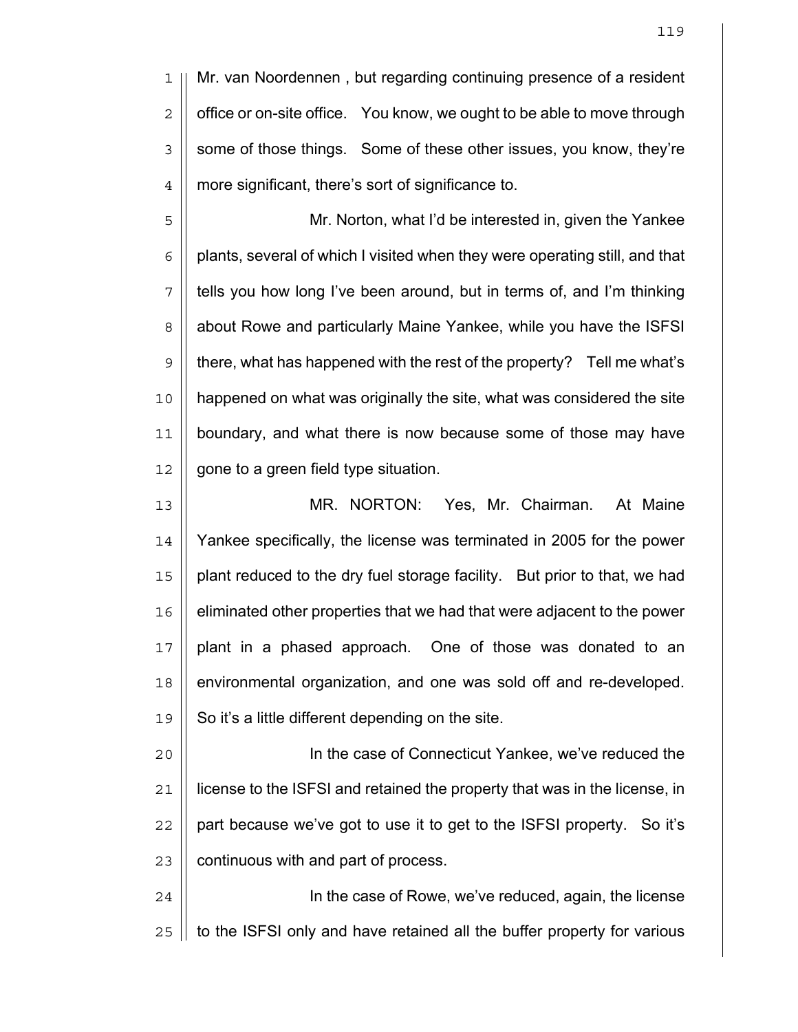Mr. van Noordennen , but regarding continuing presence of a resident office or on-site office. You know, we ought to be able to move through some of those things. Some of these other issues, you know, they're more significant, there's sort of significance to.

Mr. Norton, what I'd be interested in, given the Yankee plants, several of which I visited when they were operating still, and that tells you how long I've been around, but in terms of, and I'm thinking about Rowe and particularly Maine Yankee, while you have the ISFSI there, what has happened with the rest of the property? Tell me what's happened on what was originally the site, what was considered the site boundary, and what there is now because some of those may have gone to a green field type situation.

MR. NORTON: Yes, Mr. Chairman. At Maine Yankee specifically, the license was terminated in 2005 for the power plant reduced to the dry fuel storage facility. But prior to that, we had eliminated other properties that we had that were adjacent to the power plant in a phased approach. One of those was donated to an environmental organization, and one was sold off and re-developed. So it's a little different depending on the site.

In the case of Connecticut Yankee, we've reduced the license to the ISFSI and retained the property that was in the license, in part because we've got to use it to get to the ISFSI property. So it's continuous with and part of process.

In the case of Rowe, we've reduced, again, the license to the ISFSI only and have retained all the buffer property for various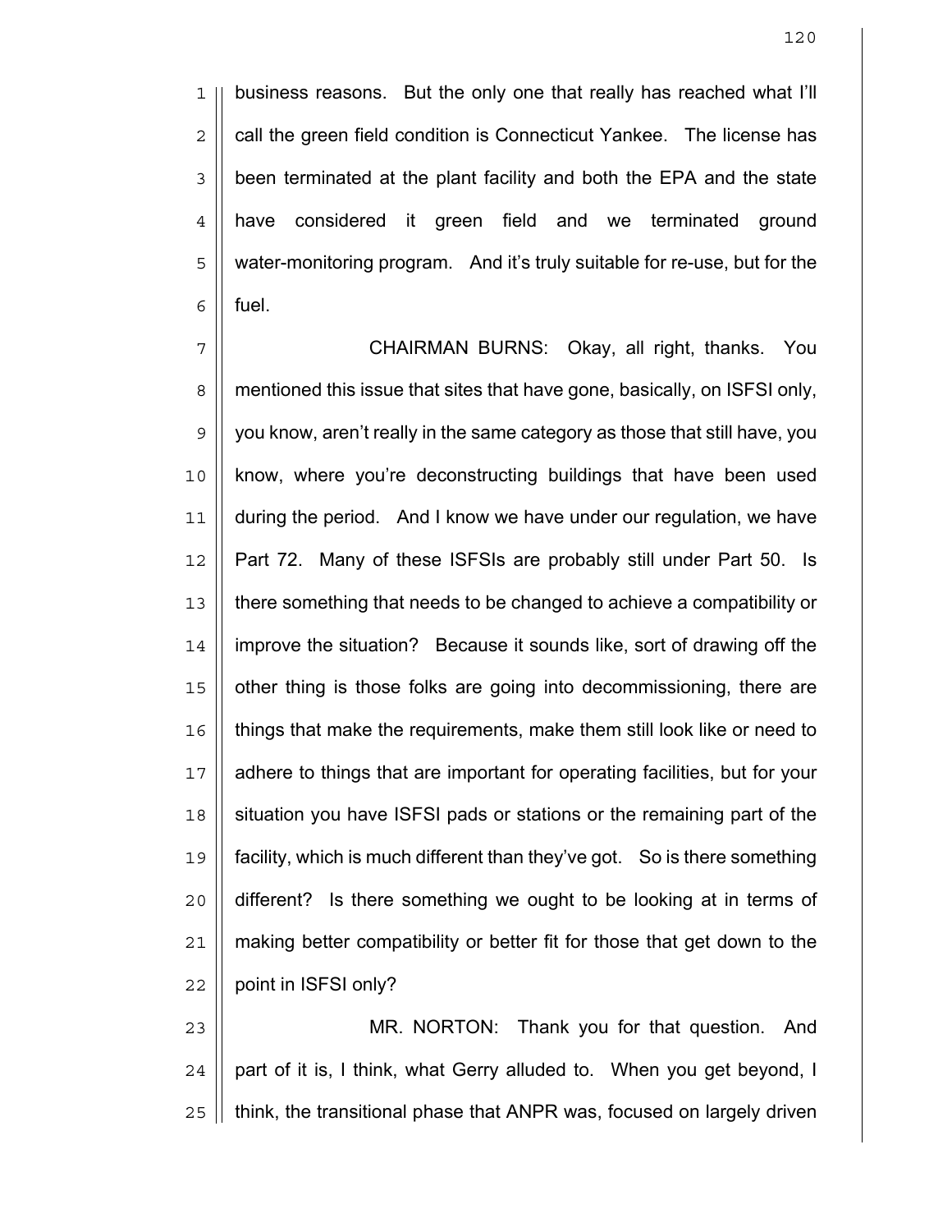business reasons. But the only one that really has reached what I'll call the green field condition is Connecticut Yankee. The license has been terminated at the plant facility and both the EPA and the state have considered it green field and we terminated ground water-monitoring program. And it's truly suitable for re-use, but for the fuel.

CHAIRMAN BURNS: Okay, all right, thanks. You mentioned this issue that sites that have gone, basically, on ISFSI only, you know, aren't really in the same category as those that still have, you know, where you're deconstructing buildings that have been used during the period. And I know we have under our regulation, we have Part 72. Many of these ISFSIs are probably still under Part 50. Is there something that needs to be changed to achieve a compatibility or improve the situation? Because it sounds like, sort of drawing off the other thing is those folks are going into decommissioning, there are things that make the requirements, make them still look like or need to adhere to things that are important for operating facilities, but for your situation you have ISFSI pads or stations or the remaining part of the facility, which is much different than they've got. So is there something different? Is there something we ought to be looking at in terms of making better compatibility or better fit for those that get down to the point in ISFSI only?

MR. NORTON: Thank you for that question. And part of it is, I think, what Gerry alluded to. When you get beyond, I think, the transitional phase that ANPR was, focused on largely driven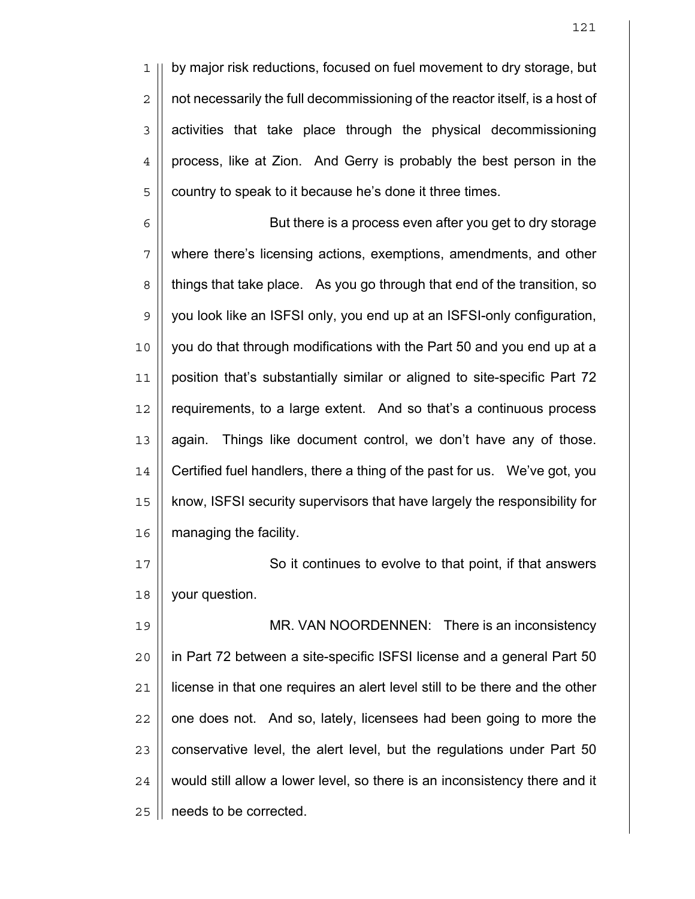by major risk reductions, focused on fuel movement to dry storage, but not necessarily the full decommissioning of the reactor itself, is a host of activities that take place through the physical decommissioning process, like at Zion. And Gerry is probably the best person in the country to speak to it because he's done it three times.

But there is a process even after you get to dry storage where there's licensing actions, exemptions, amendments, and other things that take place. As you go through that end of the transition, so you look like an ISFSI only, you end up at an ISFSI-only configuration, you do that through modifications with the Part 50 and you end up at a position that's substantially similar or aligned to site-specific Part 72 requirements, to a large extent. And so that's a continuous process again. Things like document control, we don't have any of those. Certified fuel handlers, there a thing of the past for us. We've got, you know, ISFSI security supervisors that have largely the responsibility for managing the facility.

So it continues to evolve to that point, if that answers your question.

MR. VAN NOORDENNEN: There is an inconsistency in Part 72 between a site-specific ISFSI license and a general Part 50 license in that one requires an alert level still to be there and the other one does not. And so, lately, licensees had been going to more the conservative level, the alert level, but the regulations under Part 50 would still allow a lower level, so there is an inconsistency there and it needs to be corrected.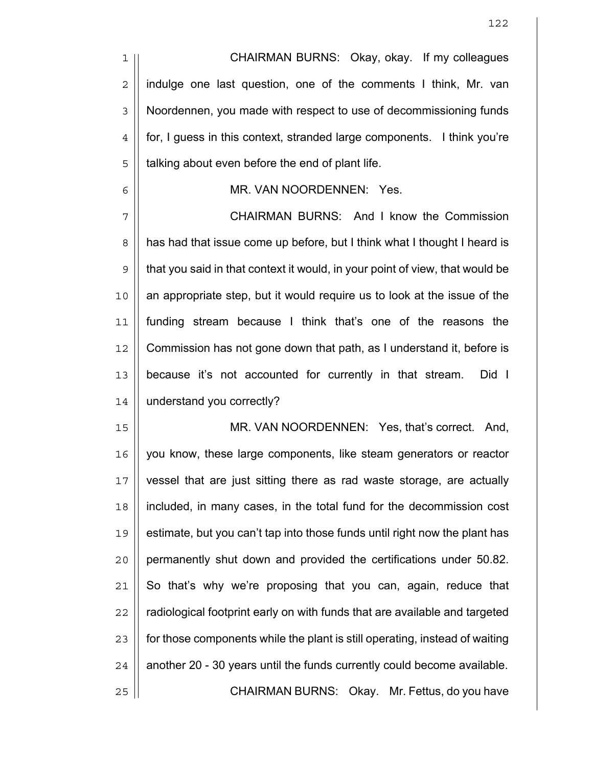CHAIRMAN BURNS: Okay, okay. If my colleagues indulge one last question, one of the comments I think, Mr. van Noordennen, you made with respect to use of decommissioning funds for, I guess in this context, stranded large components. I think you're talking about even before the end of plant life.

MR. VAN NOORDENNEN: Yes.

CHAIRMAN BURNS: And I know the Commission has had that issue come up before, but I think what I thought I heard is that you said in that context it would, in your point of view, that would be an appropriate step, but it would require us to look at the issue of the funding stream because I think that's one of the reasons the Commission has not gone down that path, as I understand it, before is because it's not accounted for currently in that stream. Did I understand you correctly?

MR. VAN NOORDENNEN: Yes, that's correct. And, you know, these large components, like steam generators or reactor vessel that are just sitting there as rad waste storage, are actually included, in many cases, in the total fund for the decommission cost estimate, but you can't tap into those funds until right now the plant has permanently shut down and provided the certifications under 50.82. So that's why we're proposing that you can, again, reduce that radiological footprint early on with funds that are available and targeted for those components while the plant is still operating, instead of waiting another 20 - 30 years until the funds currently could become available.

CHAIRMAN BURNS: Okay. Mr. Fettus, do you have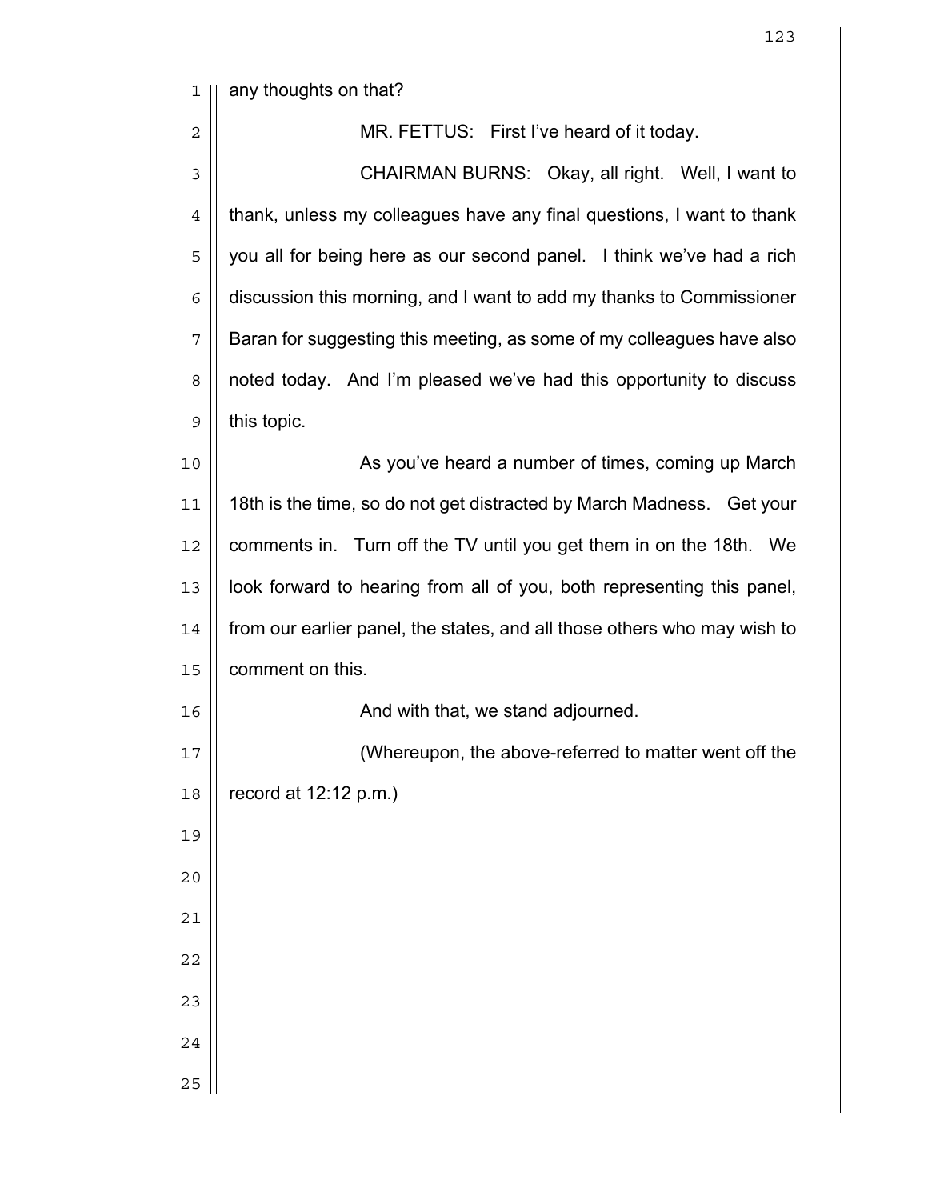any thoughts on that?

MR. FETTUS: First I've heard of it today.

CHAIRMAN BURNS: Okay, all right. Well, I want to thank, unless my colleagues have any final questions, I want to thank you all for being here as our second panel. I think we've had a rich discussion this morning, and I want to add my thanks to Commissioner Baran for suggesting this meeting, as some of my colleagues have also noted today. And I'm pleased we've had this opportunity to discuss this topic.

As you've heard a number of times, coming up March 18th is the time, so do not get distracted by March Madness. Get your comments in. Turn off the TV until you get them in on the 18th. We look forward to hearing from all of you, both representing this panel, from our earlier panel, the states, and all those others who may wish to comment on this.

And with that, we stand adjourned.

(Whereupon, the above-referred to matter went off the record at 12:12 p.m.)